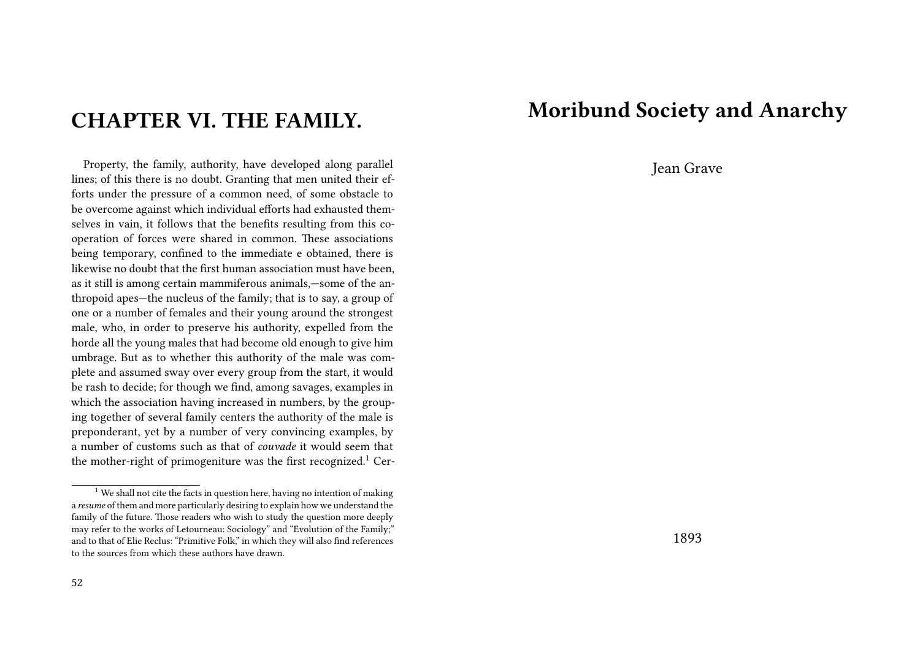# Moribund Society and Anarchy

Jean Grave

1893

## CHAPTER VI. THE FAMILY.

Property, the family, authority, have developed along parallel lines; of this there is no doubt. Granting that men united their efforts under the pressure of a common need, of some obstacle to be overcome against which individual efforts had exhausted themselves in vain, it follows that the benefits resulting from this cooperation of forces were shared in common. These associations being temporary, confined to the immediate e obtained, there is likewise no doubt that the first human association must have been, as it still is among certain mammiferous animals,—some of the anthropoid apes—the nucleus of the family; that is to say, a group of one or a number of females and their young around the strongest male, who, in order to preserve his authority, expelled from the horde all the young males that had become old enough to give him umbrage. But as to whether this authority of the male was complete and assumed sway over every group from the start, it would be rash to decide; for though we find, among savages, examples in which the association having increased in numbers, by the grouping together of several family centers the authority of the male is preponderant, yet by a number of very convincing examples, by a number of customs such as that of *couvade* it would seem that the mother-right of primogeniture was the first recognized.[1] Cer-

[1] We shall not cite the facts in question here, having no intention of making a *resume* of them and more particularly desiring to explain how we understand the family of the future. Those readers who wish to study the question more deeply may refer to the works of Letourneau: Sociology" and "Evolution of the Family;" and to that of Elie Reclus: "Primitive Folk," in which they will also find references to the sources from which these authors have drawn.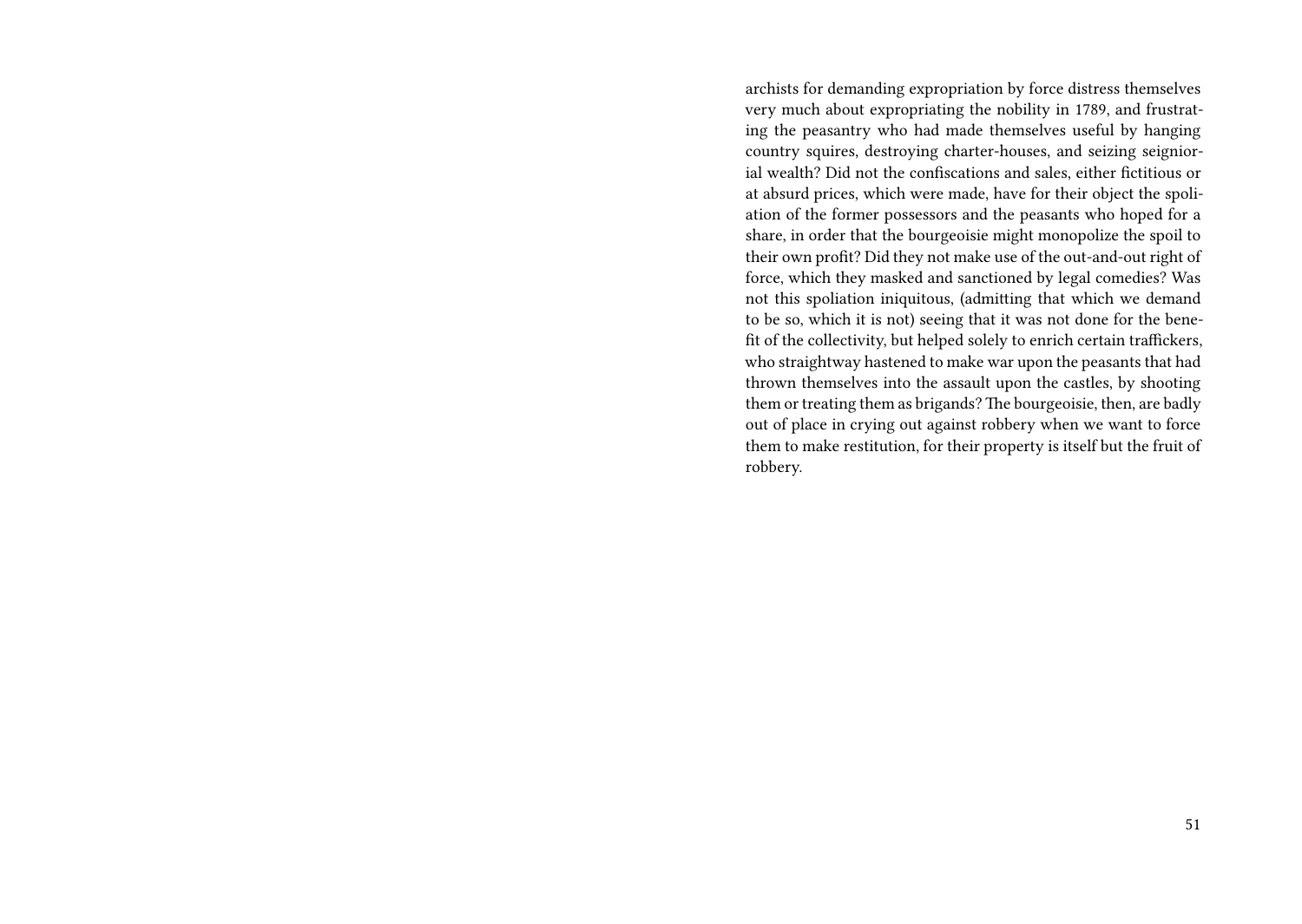archists for demanding expropriation by force distress themselves very much about expropriating the nobility in 1789, and frustrating the peasantry who had made themselves useful by hanging country squires, destroying charter-houses, and seizing seigniorial wealth? Did not the confiscations and sales, either fictitious or at absurd prices, which were made, have for their object the spoliation of the former possessors and the peasants who hoped for a share, in order that the bourgeoisie might monopolize the spoil to their own profit? Did they not make use of the out-and-out right of force, which they masked and sanctioned by legal comedies? Was not this spoliation iniquitous, (admitting that which we demand to be so, which it is not) seeing that it was not done for the benefit of the collectivity, but helped solely to enrich certain traffickers, who straightway hastened to make war upon the peasants that had thrown themselves into the assault upon the castles, by shooting them or treating them as brigands? The bourgeoisie, then, are badly out of place in crying out against robbery when we want to force them to make restitution, for their property is itself but the fruit of robbery.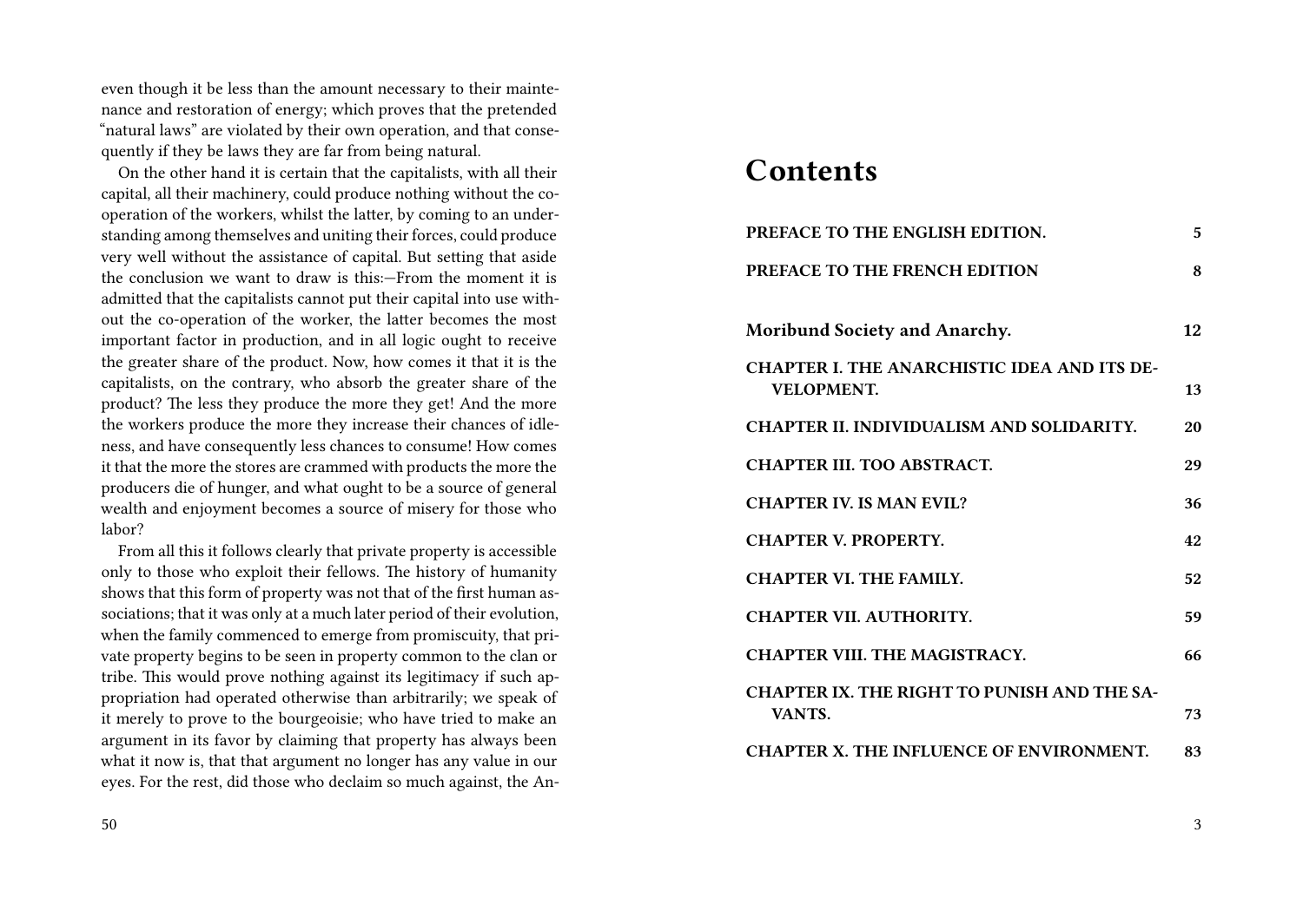even though it be less than the amount necessary to their maintenance and restoration of energy; which proves that the pretended "natural laws" are violated by their own operation, and that consequently if they be laws they are far from being natural.

On the other hand it is certain that the capitalists, with all their capital, all their machinery, could produce nothing without the co-operation of the workers, whilst the latter, by coming to an understanding among themselves and uniting their forces, could produce very well without the assistance of capital. But setting that aside the conclusion we want to draw is this:—From the moment it is admitted that the capitalists cannot put their capital into use without the co-operation of the worker, the latter becomes the most important factor in production, and in all logic ought to receive the greater share of the product. Now, how comes it that it is the capitalists, on the contrary, who absorb the greater share of the product? The less they produce the more they get! And the more the workers produce the more they increase their chances of idleness, and have consequently less chances to consume! How comes it that the more the stores are crammed with products the more the producers die of hunger, and what ought to be a source of general wealth and enjoyment becomes a source of misery for those who labor?

From all this it follows clearly that private property is accessible only to those who exploit their fellows. The history of humanity shows that this form of property was not that of the first human associations; that it was only at a much later period of their evolution, when the family commenced to emerge from promiscuity, that private property begins to be seen in property common to the clan or tribe. This would prove nothing against its legitimacy if such appropriation had operated otherwise than arbitrarily; we speak of it merely to prove to the bourgeoisie; who have tried to make an argument in its favor by claiming that property has always been what it now is, that that argument no longer has any value in our eyes. For the rest, did those who declaim so much against, the An-

# Contents

| | |
|---|---|
| **PREFACE TO THE ENGLISH EDITION.** | **5** |
| **PREFACE TO THE FRENCH EDITION** | **8** |
| **Moribund Society and Anarchy.** | **12** |
| **CHAPTER I. THE ANARCHISTIC IDEA AND ITS DEVELOPMENT.** | **13** |
| **CHAPTER II. INDIVIDUALISM AND SOLIDARITY.** | **20** |
| **CHAPTER III. TOO ABSTRACT.** | **29** |
| **CHAPTER IV. IS MAN EVIL?** | **36** |
| **CHAPTER V. PROPERTY.** | **42** |
| **CHAPTER VI. THE FAMILY.** | **52** |
| **CHAPTER VII. AUTHORITY.** | **59** |
| **CHAPTER VIII. THE MAGISTRACY.** | **66** |
| **CHAPTER IX. THE RIGHT TO PUNISH AND THE SAVANTS.** | **73** |
| **CHAPTER X. THE INFLUENCE OF ENVIRONMENT.** | **83** |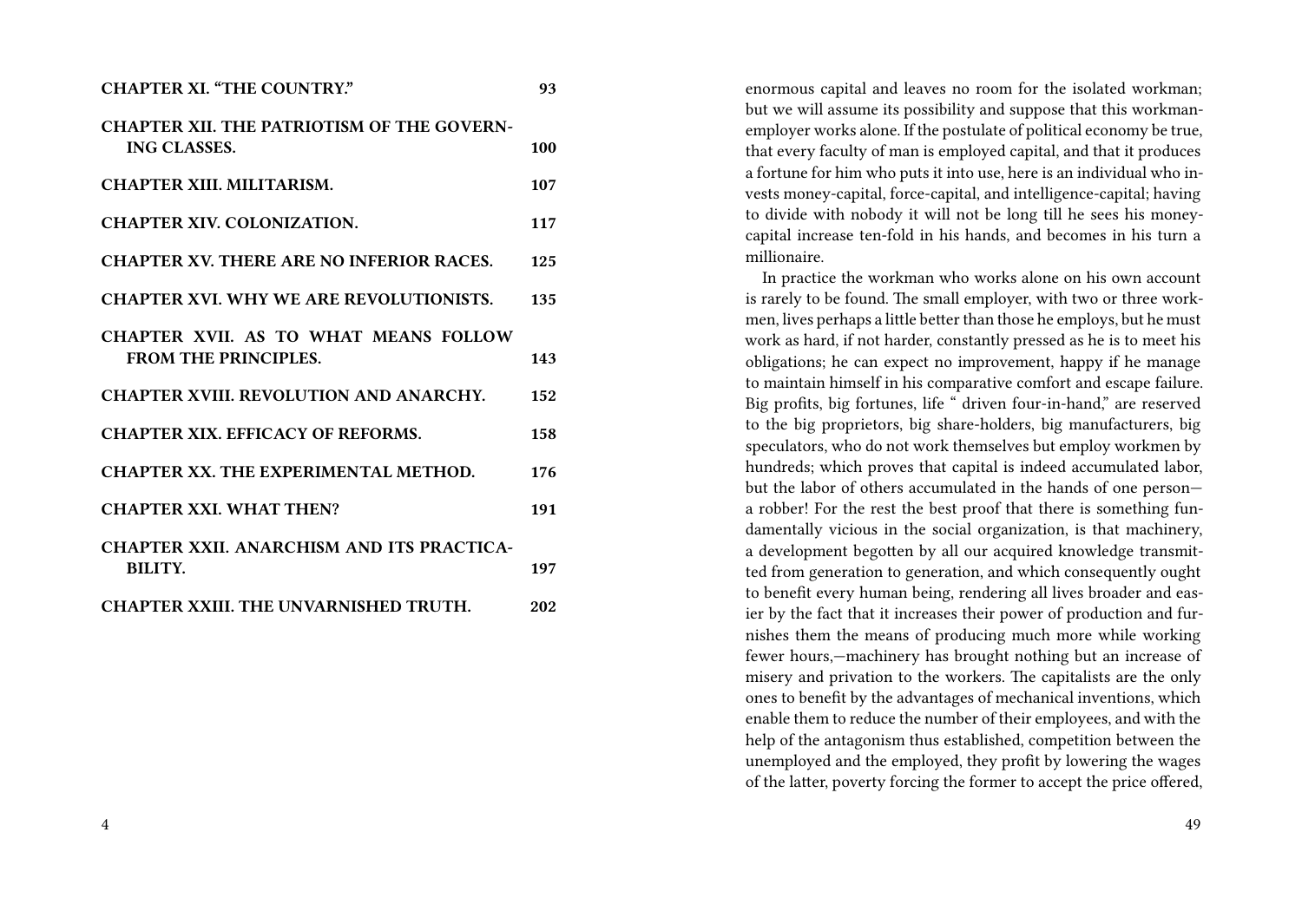| | |
|---|---|
| **CHAPTER XI. "THE COUNTRY."** | **93** |
| **CHAPTER XII. THE PATRIOTISM OF THE GOVERNING CLASSES.** | **100** |
| **CHAPTER XIII. MILITARISM.** | **107** |
| **CHAPTER XIV. COLONIZATION.** | **117** |
| **CHAPTER XV. THERE ARE NO INFERIOR RACES.** | **125** |
| **CHAPTER XVI. WHY WE ARE REVOLUTIONISTS.** | **135** |
| **CHAPTER XVII. AS TO WHAT MEANS FOLLOW FROM THE PRINCIPLES.** | **143** |
| **CHAPTER XVIII. REVOLUTION AND ANARCHY.** | **152** |
| **CHAPTER XIX. EFFICACY OF REFORMS.** | **158** |
| **CHAPTER XX. THE EXPERIMENTAL METHOD.** | **176** |
| **CHAPTER XXI. WHAT THEN?** | **191** |
| **CHAPTER XXII. ANARCHISM AND ITS PRACTICABILITY.** | **197** |
| **CHAPTER XXIII. THE UNVARNISHED TRUTH.** | **202** |

enormous capital and leaves no room for the isolated workman; but we will assume its possibility and suppose that this workman-employer works alone. If the postulate of political economy be true, that every faculty of man is employed capital, and that it produces a fortune for him who puts it into use, here is an individual who invests money-capital, force-capital, and intelligence-capital; having to divide with nobody it will not be long till he sees his money-capital increase ten-fold in his hands, and becomes in his turn a millionaire.

In practice the workman who works alone on his own account is rarely to be found. The small employer, with two or three workmen, lives perhaps a little better than those he employs, but he must work as hard, if not harder, constantly pressed as he is to meet his obligations; he can expect no improvement, happy if he manage to maintain himself in his comparative comfort and escape failure. Big profits, big fortunes, life " driven four-in-hand," are reserved to the big proprietors, big share-holders, big manufacturers, big speculators, who do not work themselves but employ workmen by hundreds; which proves that capital is indeed accumulated labor, but the labor of others accumulated in the hands of one person—a robber! For the rest the best proof that there is something fundamentally vicious in the social organization, is that machinery, a development begotten by all our acquired knowledge transmitted from generation to generation, and which consequently ought to benefit every human being, rendering all lives broader and easier by the fact that it increases their power of production and furnishes them the means of producing much more while working fewer hours,—machinery has brought nothing but an increase of misery and privation to the workers. The capitalists are the only ones to benefit by the advantages of mechanical inventions, which enable them to reduce the number of their employees, and with the help of the antagonism thus established, competition between the unemployed and the employed, they profit by lowering the wages of the latter, poverty forcing the former to accept the price offered,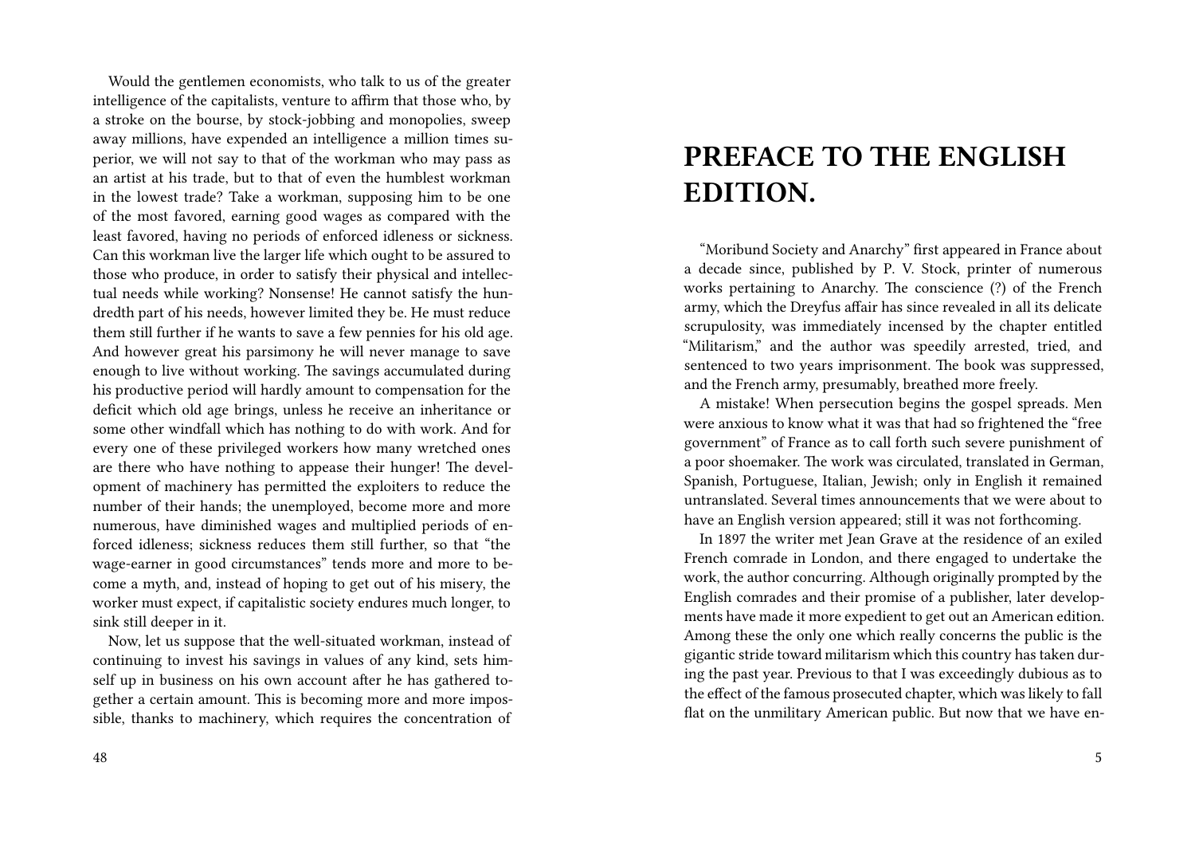Would the gentlemen economists, who talk to us of the greater intelligence of the capitalists, venture to affirm that those who, by a stroke on the bourse, by stock-jobbing and monopolies, sweep away millions, have expended an intelligence a million times superior, we will not say to that of the workman who may pass as an artist at his trade, but to that of even the humblest workman in the lowest trade? Take a workman, supposing him to be one of the most favored, earning good wages as compared with the least favored, having no periods of enforced idleness or sickness. Can this workman live the larger life which ought to be assured to those who produce, in order to satisfy their physical and intellectual needs while working? Nonsense! He cannot satisfy the hundredth part of his needs, however limited they be. He must reduce them still further if he wants to save a few pennies for his old age. And however great his parsimony he will never manage to save enough to live without working. The savings accumulated during his productive period will hardly amount to compensation for the deficit which old age brings, unless he receive an inheritance or some other windfall which has nothing to do with work. And for every one of these privileged workers how many wretched ones are there who have nothing to appease their hunger! The development of machinery has permitted the exploiters to reduce the number of their hands; the unemployed, become more and more numerous, have diminished wages and multiplied periods of enforced idleness; sickness reduces them still further, so that "the wage-earner in good circumstances" tends more and more to become a myth, and, instead of hoping to get out of his misery, the worker must expect, if capitalistic society endures much longer, to sink still deeper in it.

Now, let us suppose that the well-situated workman, instead of continuing to invest his savings in values of any kind, sets himself up in business on his own account after he has gathered together a certain amount. This is becoming more and more impossible, thanks to machinery, which requires the concentration of

# PREFACE TO THE ENGLISH EDITION.

"Moribund Society and Anarchy" first appeared in France about a decade since, published by P. V. Stock, printer of numerous works pertaining to Anarchy. The conscience (?) of the French army, which the Dreyfus affair has since revealed in all its delicate scrupulosity, was immediately incensed by the chapter entitled "Militarism," and the author was speedily arrested, tried, and sentenced to two years imprisonment. The book was suppressed, and the French army, presumably, breathed more freely.

A mistake! When persecution begins the gospel spreads. Men were anxious to know what it was that had so frightened the "free government" of France as to call forth such severe punishment of a poor shoemaker. The work was circulated, translated in German, Spanish, Portuguese, Italian, Jewish; only in English it remained untranslated. Several times announcements that we were about to have an English version appeared; still it was not forthcoming.

In 1897 the writer met Jean Grave at the residence of an exiled French comrade in London, and there engaged to undertake the work, the author concurring. Although originally prompted by the English comrades and their promise of a publisher, later developments have made it more expedient to get out an American edition. Among these the only one which really concerns the public is the gigantic stride toward militarism which this country has taken during the past year. Previous to that I was exceedingly dubious as to the effect of the famous prosecuted chapter, which was likely to fall flat on the unmilitary American public. But now that we have en-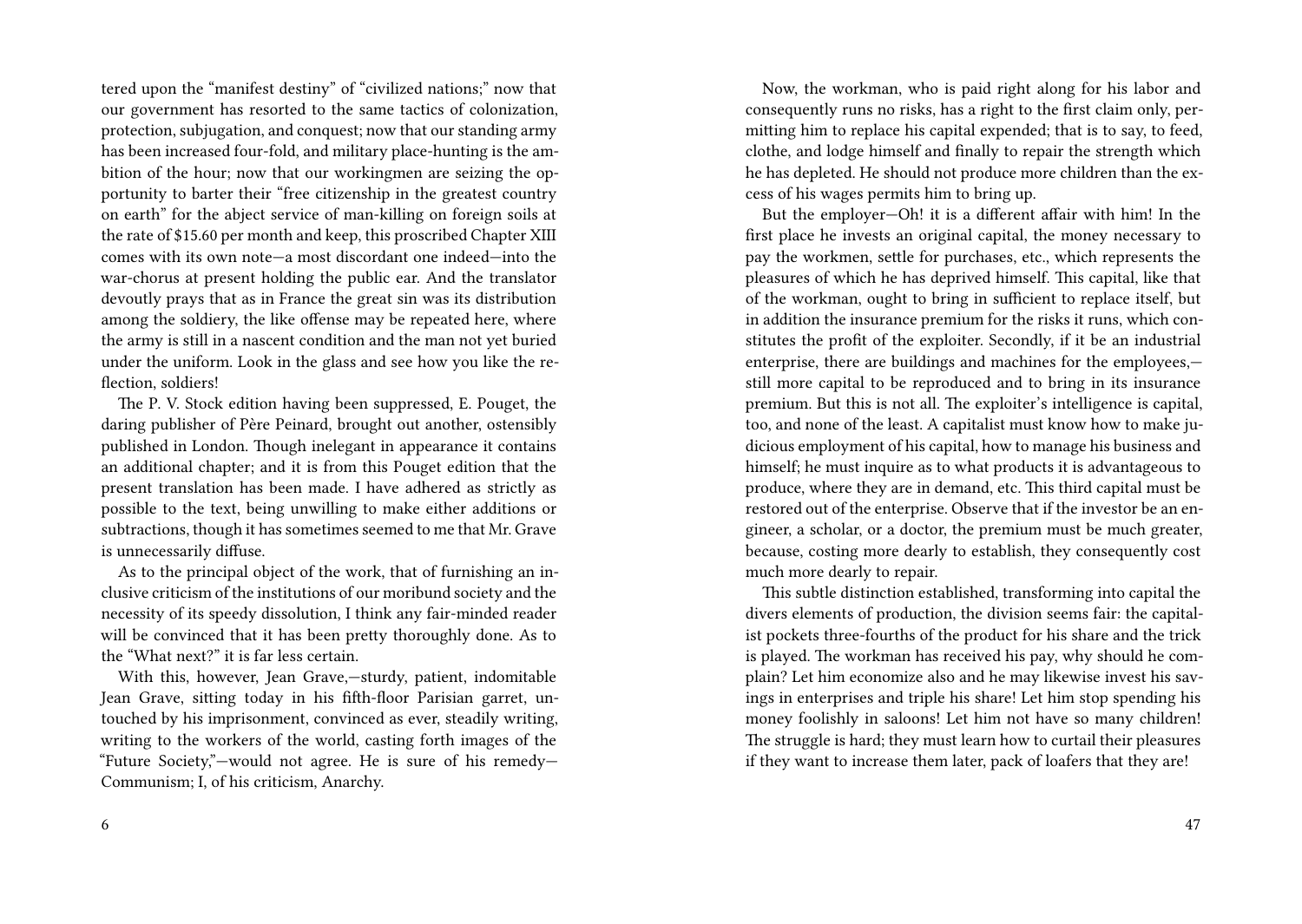tered upon the "manifest destiny" of "civilized nations;" now that our government has resorted to the same tactics of colonization, protection, subjugation, and conquest; now that our standing army has been increased four-fold, and military place-hunting is the ambition of the hour; now that our workingmen are seizing the opportunity to barter their "free citizenship in the greatest country on earth" for the abject service of man-killing on foreign soils at the rate of $15.60 per month and keep, this proscribed Chapter XIII comes with its own note—a most discordant one indeed—into the war-chorus at present holding the public ear. And the translator devoutly prays that as in France the great sin was its distribution among the soldiery, the like offense may be repeated here, where the army is still in a nascent condition and the man not yet buried under the uniform. Look in the glass and see how you like the reflection, soldiers!

The P. V. Stock edition having been suppressed, E. Pouget, the daring publisher of Père Peinard, brought out another, ostensibly published in London. Though inelegant in appearance it contains an additional chapter; and it is from this Pouget edition that the present translation has been made. I have adhered as strictly as possible to the text, being unwilling to make either additions or subtractions, though it has sometimes seemed to me that Mr. Grave is unnecessarily diffuse.

As to the principal object of the work, that of furnishing an inclusive criticism of the institutions of our moribund society and the necessity of its speedy dissolution, I think any fair-minded reader will be convinced that it has been pretty thoroughly done. As to the "What next?" it is far less certain.

With this, however, Jean Grave,—sturdy, patient, indomitable Jean Grave, sitting today in his fifth-floor Parisian garret, untouched by his imprisonment, convinced as ever, steadily writing, writing to the workers of the world, casting forth images of the "Future Society,"—would not agree. He is sure of his remedy—Communism; I, of his criticism, Anarchy.

Now, the workman, who is paid right along for his labor and consequently runs no risks, has a right to the first claim only, permitting him to replace his capital expended; that is to say, to feed, clothe, and lodge himself and finally to repair the strength which he has depleted. He should not produce more children than the excess of his wages permits him to bring up.

But the employer—Oh! it is a different affair with him! In the first place he invests an original capital, the money necessary to pay the workmen, settle for purchases, etc., which represents the pleasures of which he has deprived himself. This capital, like that of the workman, ought to bring in sufficient to replace itself, but in addition the insurance premium for the risks it runs, which constitutes the profit of the exploiter. Secondly, if it be an industrial enterprise, there are buildings and machines for the employees,—still more capital to be reproduced and to bring in its insurance premium. But this is not all. The exploiter's intelligence is capital, too, and none of the least. A capitalist must know how to make judicious employment of his capital, how to manage his business and himself; he must inquire as to what products it is advantageous to produce, where they are in demand, etc. This third capital must be restored out of the enterprise. Observe that if the investor be an engineer, a scholar, or a doctor, the premium must be much greater, because, costing more dearly to establish, they consequently cost much more dearly to repair.

This subtle distinction established, transforming into capital the divers elements of production, the division seems fair: the capitalist pockets three-fourths of the product for his share and the trick is played. The workman has received his pay, why should he complain? Let him economize also and he may likewise invest his savings in enterprises and triple his share! Let him stop spending his money foolishly in saloons! Let him not have so many children! The struggle is hard; they must learn how to curtail their pleasures if they want to increase them later, pack of loafers that they are!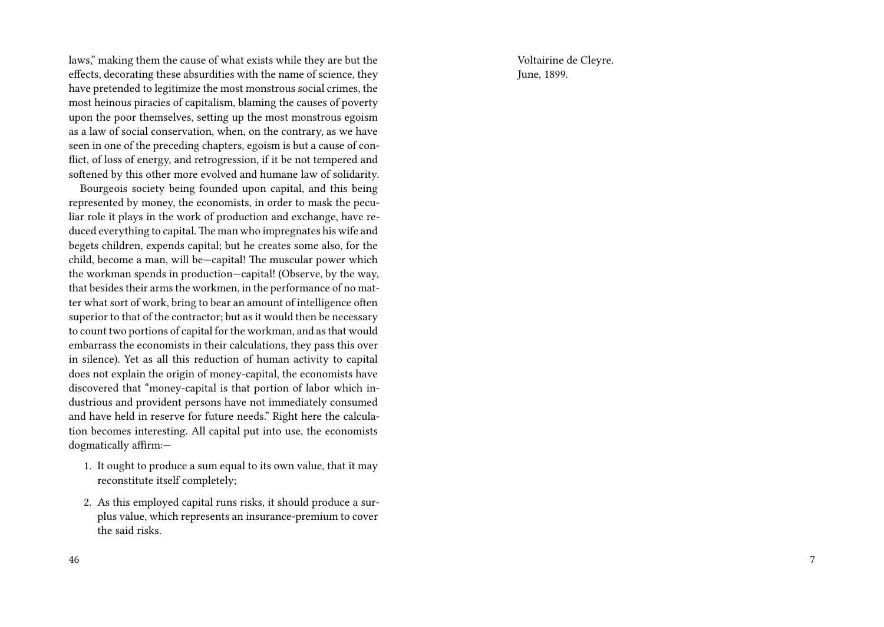laws," making them the cause of what exists while they are but the effects, decorating these absurdities with the name of science, they have pretended to legitimize the most monstrous social crimes, the most heinous piracies of capitalism, blaming the causes of poverty upon the poor themselves, setting up the most monstrous egoism as a law of social conservation, when, on the contrary, as we have seen in one of the preceding chapters, egoism is but a cause of conflict, of loss of energy, and retrogression, if it be not tempered and softened by this other more evolved and humane law of solidarity.

Bourgeois society being founded upon capital, and this being represented by money, the economists, in order to mask the peculiar role it plays in the work of production and exchange, have reduced everything to capital. The man who impregnates his wife and begets children, expends capital; but he creates some also, for the child, become a man, will be—capital! The muscular power which the workman spends in production—capital! (Observe, by the way, that besides their arms the workmen, in the performance of no matter what sort of work, bring to bear an amount of intelligence often superior to that of the contractor; but as it would then be necessary to count two portions of capital for the workman, and as that would embarrass the economists in their calculations, they pass this over in silence). Yet as all this reduction of human activity to capital does not explain the origin of money-capital, the economists have discovered that "money-capital is that portion of labor which industrious and provident persons have not immediately consumed and have held in reserve for future needs." Right here the calculation becomes interesting. All capital put into use, the economists dogmatically affirm:—

1. It ought to produce a sum equal to its own value, that it may reconstitute itself completely;
2. As this employed capital runs risks, it should produce a surplus value, which represents an insurance-premium to cover the said risks.

Voltairine de Cleyre.
June, 1899.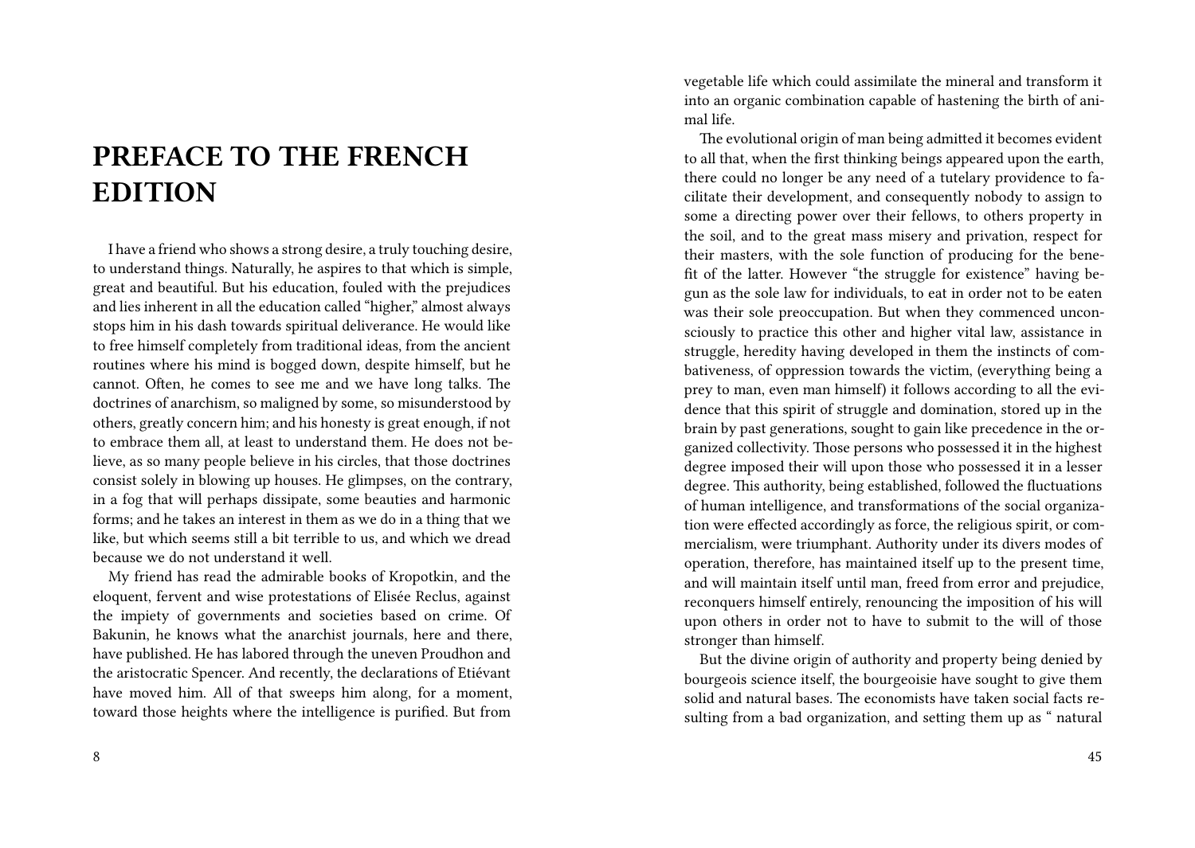# PREFACE TO THE FRENCH EDITION

I have a friend who shows a strong desire, a truly touching desire, to understand things. Naturally, he aspires to that which is simple, great and beautiful. But his education, fouled with the prejudices and lies inherent in all the education called "higher," almost always stops him in his dash towards spiritual deliverance. He would like to free himself completely from traditional ideas, from the ancient routines where his mind is bogged down, despite himself, but he cannot. Often, he comes to see me and we have long talks. The doctrines of anarchism, so maligned by some, so misunderstood by others, greatly concern him; and his honesty is great enough, if not to embrace them all, at least to understand them. He does not believe, as so many people believe in his circles, that those doctrines consist solely in blowing up houses. He glimpses, on the contrary, in a fog that will perhaps dissipate, some beauties and harmonic forms; and he takes an interest in them as we do in a thing that we like, but which seems still a bit terrible to us, and which we dread because we do not understand it well.

My friend has read the admirable books of Kropotkin, and the eloquent, fervent and wise protestations of Elisée Reclus, against the impiety of governments and societies based on crime. Of Bakunin, he knows what the anarchist journals, here and there, have published. He has labored through the uneven Proudhon and the aristocratic Spencer. And recently, the declarations of Etiévant have moved him. All of that sweeps him along, for a moment, toward those heights where the intelligence is purified. But from

vegetable life which could assimilate the mineral and transform it into an organic combination capable of hastening the birth of animal life.

The evolutional origin of man being admitted it becomes evident to all that, when the first thinking beings appeared upon the earth, there could no longer be any need of a tutelary providence to facilitate their development, and consequently nobody to assign to some a directing power over their fellows, to others property in the soil, and to the great mass misery and privation, respect for their masters, with the sole function of producing for the benefit of the latter. However "the struggle for existence" having begun as the sole law for individuals, to eat in order not to be eaten was their sole preoccupation. But when they commenced unconsciously to practice this other and higher vital law, assistance in struggle, heredity having developed in them the instincts of combativeness, of oppression towards the victim, (everything being a prey to man, even man himself) it follows according to all the evidence that this spirit of struggle and domination, stored up in the brain by past generations, sought to gain like precedence in the organized collectivity. Those persons who possessed it in the highest degree imposed their will upon those who possessed it in a lesser degree. This authority, being established, followed the fluctuations of human intelligence, and transformations of the social organization were effected accordingly as force, the religious spirit, or commercialism, were triumphant. Authority under its divers modes of operation, therefore, has maintained itself up to the present time, and will maintain itself until man, freed from error and prejudice, reconquers himself entirely, renouncing the imposition of his will upon others in order not to have to submit to the will of those stronger than himself.

But the divine origin of authority and property being denied by bourgeois science itself, the bourgeoisie have sought to give them solid and natural bases. The economists have taken social facts resulting from a bad organization, and setting them up as " natural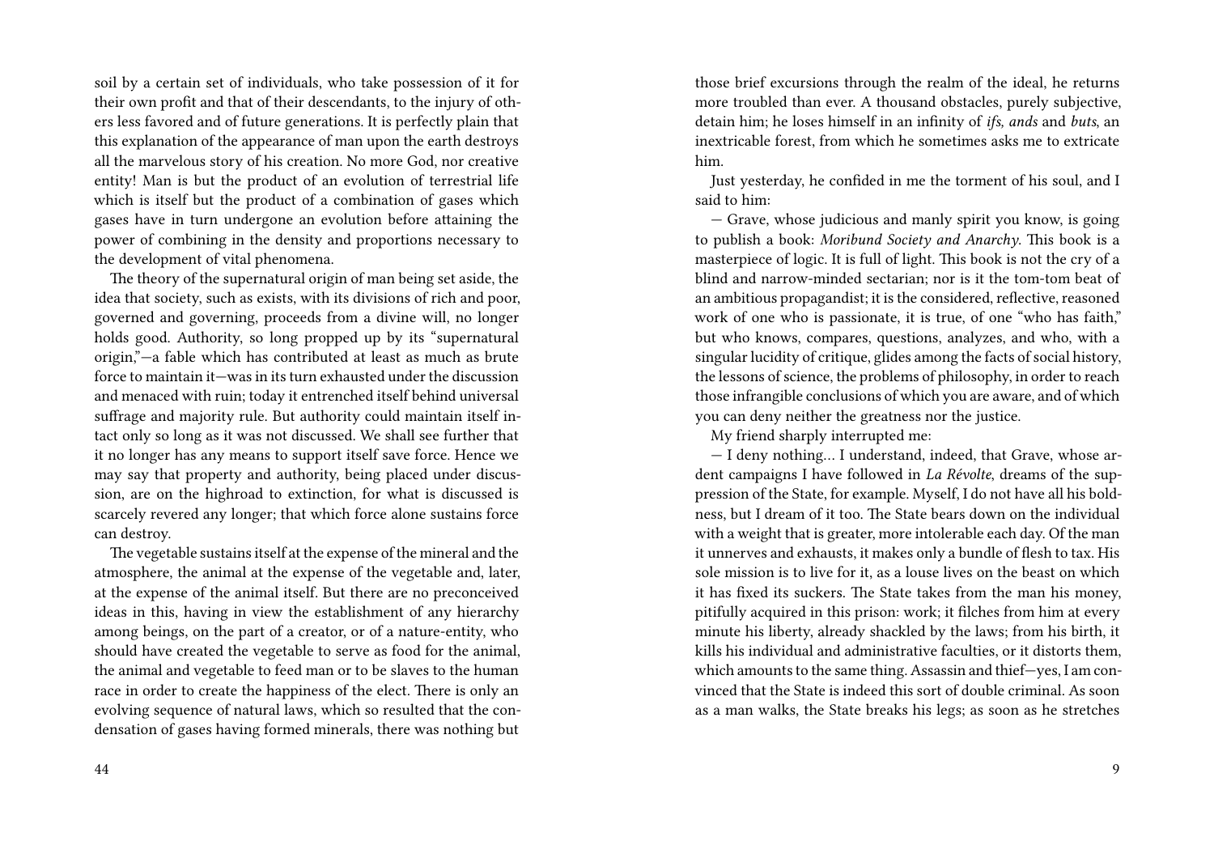soil by a certain set of individuals, who take possession of it for their own profit and that of their descendants, to the injury of others less favored and of future generations. It is perfectly plain that this explanation of the appearance of man upon the earth destroys all the marvelous story of his creation. No more God, nor creative entity! Man is but the product of an evolution of terrestrial life which is itself but the product of a combination of gases which gases have in turn undergone an evolution before attaining the power of combining in the density and proportions necessary to the development of vital phenomena.

The theory of the supernatural origin of man being set aside, the idea that society, such as exists, with its divisions of rich and poor, governed and governing, proceeds from a divine will, no longer holds good. Authority, so long propped up by its "supernatural origin,"—a fable which has contributed at least as much as brute force to maintain it—was in its turn exhausted under the discussion and menaced with ruin; today it entrenched itself behind universal suffrage and majority rule. But authority could maintain itself intact only so long as it was not discussed. We shall see further that it no longer has any means to support itself save force. Hence we may say that property and authority, being placed under discussion, are on the highroad to extinction, for what is discussed is scarcely revered any longer; that which force alone sustains force can destroy.

The vegetable sustains itself at the expense of the mineral and the atmosphere, the animal at the expense of the vegetable and, later, at the expense of the animal itself. But there are no preconceived ideas in this, having in view the establishment of any hierarchy among beings, on the part of a creator, or of a nature-entity, who should have created the vegetable to serve as food for the animal, the animal and vegetable to feed man or to be slaves to the human race in order to create the happiness of the elect. There is only an evolving sequence of natural laws, which so resulted that the condensation of gases having formed minerals, there was nothing but

those brief excursions through the realm of the ideal, he returns more troubled than ever. A thousand obstacles, purely subjective, detain him; he loses himself in an infinity of *ifs, ands* and *buts*, an inextricable forest, from which he sometimes asks me to extricate him.

Just yesterday, he confided in me the torment of his soul, and I said to him:

— Grave, whose judicious and manly spirit you know, is going to publish a book: *Moribund Society and Anarchy*. This book is a masterpiece of logic. It is full of light. This book is not the cry of a blind and narrow-minded sectarian; nor is it the tom-tom beat of an ambitious propagandist; it is the considered, reflective, reasoned work of one who is passionate, it is true, of one "who has faith," but who knows, compares, questions, analyzes, and who, with a singular lucidity of critique, glides among the facts of social history, the lessons of science, the problems of philosophy, in order to reach those infrangible conclusions of which you are aware, and of which you can deny neither the greatness nor the justice.

My friend sharply interrupted me:

— I deny nothing… I understand, indeed, that Grave, whose ardent campaigns I have followed in *La Révolte*, dreams of the suppression of the State, for example. Myself, I do not have all his boldness, but I dream of it too. The State bears down on the individual with a weight that is greater, more intolerable each day. Of the man it unnerves and exhausts, it makes only a bundle of flesh to tax. His sole mission is to live for it, as a louse lives on the beast on which it has fixed its suckers. The State takes from the man his money, pitifully acquired in this prison: work; it filches from him at every minute his liberty, already shackled by the laws; from his birth, it kills his individual and administrative faculties, or it distorts them, which amounts to the same thing. Assassin and thief—yes, I am convinced that the State is indeed this sort of double criminal. As soon as a man walks, the State breaks his legs; as soon as he stretches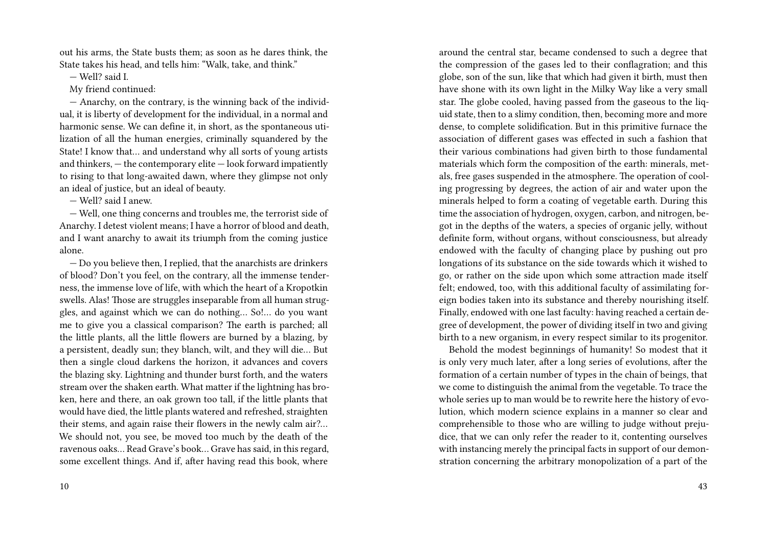out his arms, the State busts them; as soon as he dares think, the State takes his head, and tells him: "Walk, take, and think."

— Well? said I.

My friend continued:

— Anarchy, on the contrary, is the winning back of the individual, it is liberty of development for the individual, in a normal and harmonic sense. We can define it, in short, as the spontaneous utilization of all the human energies, criminally squandered by the State! I know that… and understand why all sorts of young artists and thinkers, — the contemporary elite — look forward impatiently to rising to that long-awaited dawn, where they glimpse not only an ideal of justice, but an ideal of beauty.

— Well? said I anew.

— Well, one thing concerns and troubles me, the terrorist side of Anarchy. I detest violent means; I have a horror of blood and death, and I want anarchy to await its triumph from the coming justice alone.

— Do you believe then, I replied, that the anarchists are drinkers of blood? Don't you feel, on the contrary, all the immense tenderness, the immense love of life, with which the heart of a Kropotkin swells. Alas! Those are struggles inseparable from all human struggles, and against which we can do nothing… So!… do you want me to give you a classical comparison? The earth is parched; all the little plants, all the little flowers are burned by a blazing, by a persistent, deadly sun; they blanch, wilt, and they will die… But then a single cloud darkens the horizon, it advances and covers the blazing sky. Lightning and thunder burst forth, and the waters stream over the shaken earth. What matter if the lightning has broken, here and there, an oak grown too tall, if the little plants that would have died, the little plants watered and refreshed, straighten their stems, and again raise their flowers in the newly calm air?… We should not, you see, be moved too much by the death of the ravenous oaks… Read Grave's book… Grave has said, in this regard, some excellent things. And if, after having read this book, where

around the central star, became condensed to such a degree that the compression of the gases led to their conflagration; and this globe, son of the sun, like that which had given it birth, must then have shone with its own light in the Milky Way like a very small star. The globe cooled, having passed from the gaseous to the liquid state, then to a slimy condition, then, becoming more and more dense, to complete solidification. But in this primitive furnace the association of different gases was effected in such a fashion that their various combinations had given birth to those fundamental materials which form the composition of the earth: minerals, metals, free gases suspended in the atmosphere. The operation of cooling progressing by degrees, the action of air and water upon the minerals helped to form a coating of vegetable earth. During this time the association of hydrogen, oxygen, carbon, and nitrogen, begot in the depths of the waters, a species of organic jelly, without definite form, without organs, without consciousness, but already endowed with the faculty of changing place by pushing out pro longations of its substance on the side towards which it wished to go, or rather on the side upon which some attraction made itself felt; endowed, too, with this additional faculty of assimilating foreign bodies taken into its substance and thereby nourishing itself. Finally, endowed with one last faculty: having reached a certain degree of development, the power of dividing itself in two and giving birth to a new organism, in every respect similar to its progenitor.

Behold the modest beginnings of humanity! So modest that it is only very much later, after a long series of evolutions, after the formation of a certain number of types in the chain of beings, that we come to distinguish the animal from the vegetable. To trace the whole series up to man would be to rewrite here the history of evolution, which modern science explains in a manner so clear and comprehensible to those who are willing to judge without prejudice, that we can only refer the reader to it, contenting ourselves with instancing merely the principal facts in support of our demonstration concerning the arbitrary monopolization of a part of the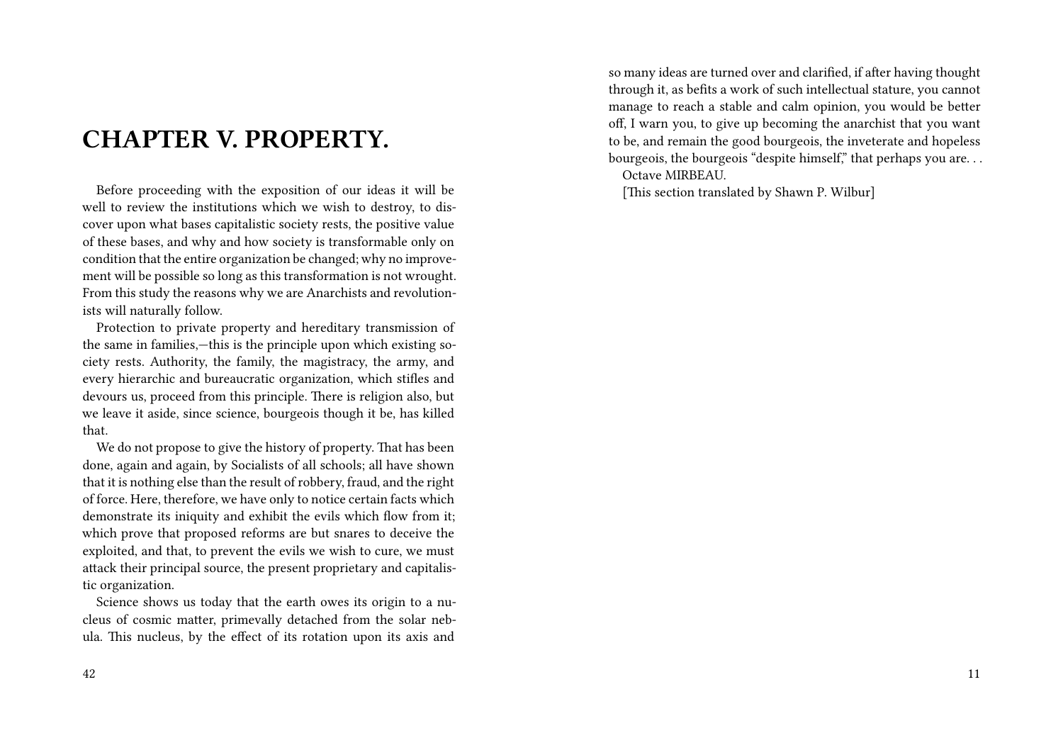# CHAPTER V. PROPERTY.

Before proceeding with the exposition of our ideas it will be well to review the institutions which we wish to destroy, to discover upon what bases capitalistic society rests, the positive value of these bases, and why and how society is transformable only on condition that the entire organization be changed; why no improvement will be possible so long as this transformation is not wrought. From this study the reasons why we are Anarchists and revolutionists will naturally follow.

Protection to private property and hereditary transmission of the same in families,—this is the principle upon which existing society rests. Authority, the family, the magistracy, the army, and every hierarchic and bureaucratic organization, which stifles and devours us, proceed from this principle. There is religion also, but we leave it aside, since science, bourgeois though it be, has killed that.

We do not propose to give the history of property. That has been done, again and again, by Socialists of all schools; all have shown that it is nothing else than the result of robbery, fraud, and the right of force. Here, therefore, we have only to notice certain facts which demonstrate its iniquity and exhibit the evils which flow from it; which prove that proposed reforms are but snares to deceive the exploited, and that, to prevent the evils we wish to cure, we must attack their principal source, the present proprietary and capitalistic organization.

Science shows us today that the earth owes its origin to a nucleus of cosmic matter, primevally detached from the solar nebula. This nucleus, by the effect of its rotation upon its axis and

so many ideas are turned over and clarified, if after having thought through it, as befits a work of such intellectual stature, you cannot manage to reach a stable and calm opinion, you would be better off, I warn you, to give up becoming the anarchist that you want to be, and remain the good bourgeois, the inveterate and hopeless bourgeois, the bourgeois "despite himself," that perhaps you are. . .

Octave MIRBEAU.

[This section translated by Shawn P. Wilbur]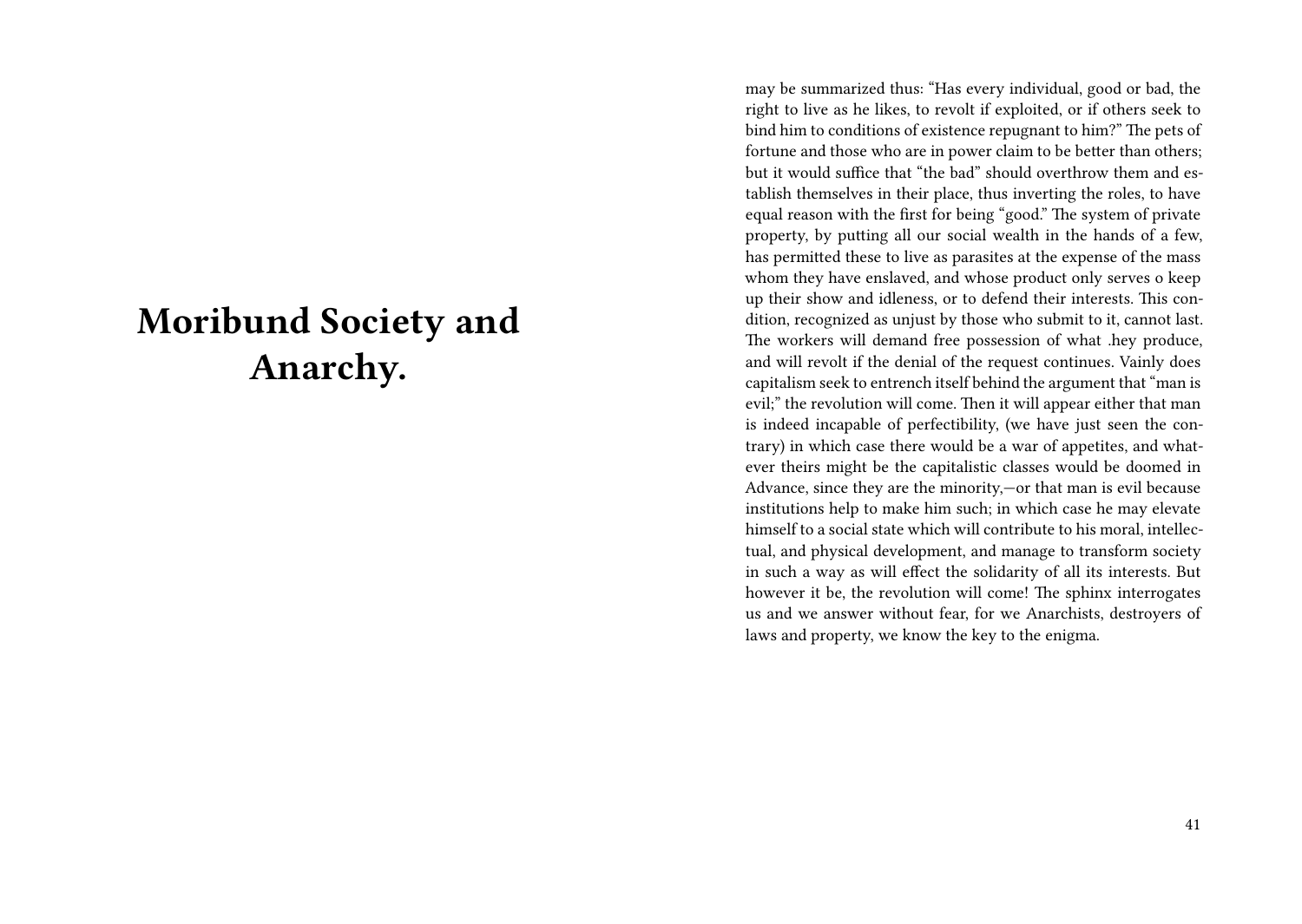# Moribund Society and Anarchy.

may be summarized thus: "Has every individual, good or bad, the right to live as he likes, to revolt if exploited, or if others seek to bind him to conditions of existence repugnant to him?" The pets of fortune and those who are in power claim to be better than others; but it would suffice that "the bad" should overthrow them and establish themselves in their place, thus inverting the roles, to have equal reason with the first for being "good." The system of private property, by putting all our social wealth in the hands of a few, has permitted these to live as parasites at the expense of the mass whom they have enslaved, and whose product only serves o keep up their show and idleness, or to defend their interests. This condition, recognized as unjust by those who submit to it, cannot last. The workers will demand free possession of what .hey produce, and will revolt if the denial of the request continues. Vainly does capitalism seek to entrench itself behind the argument that "man is evil;" the revolution will come. Then it will appear either that man is indeed incapable of perfectibility, (we have just seen the contrary) in which case there would be a war of appetites, and whatever theirs might be the capitalistic classes would be doomed in Advance, since they are the minority,—or that man is evil because institutions help to make him such; in which case he may elevate himself to a social state which will contribute to his moral, intellectual, and physical development, and manage to transform society in such a way as will effect the solidarity of all its interests. But however it be, the revolution will come! The sphinx interrogates us and we answer without fear, for we Anarchists, destroyers of laws and property, we know the key to the enigma.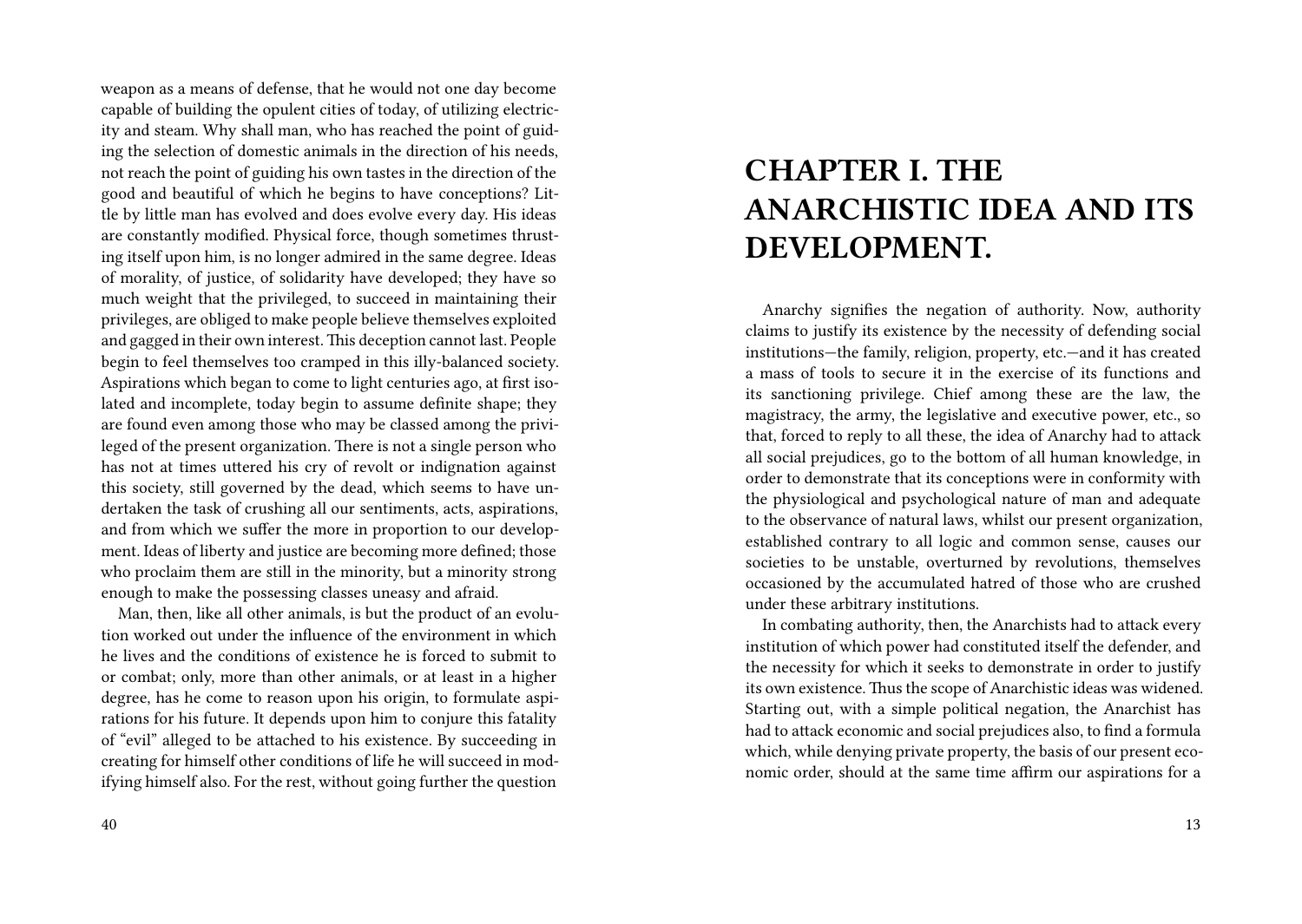weapon as a means of defense, that he would not one day become capable of building the opulent cities of today, of utilizing electricity and steam. Why shall man, who has reached the point of guiding the selection of domestic animals in the direction of his needs, not reach the point of guiding his own tastes in the direction of the good and beautiful of which he begins to have conceptions? Little by little man has evolved and does evolve every day. His ideas are constantly modified. Physical force, though sometimes thrusting itself upon him, is no longer admired in the same degree. Ideas of morality, of justice, of solidarity have developed; they have so much weight that the privileged, to succeed in maintaining their privileges, are obliged to make people believe themselves exploited and gagged in their own interest. This deception cannot last. People begin to feel themselves too cramped in this illy-balanced society. Aspirations which began to come to light centuries ago, at first isolated and incomplete, today begin to assume definite shape; they are found even among those who may be classed among the privileged of the present organization. There is not a single person who has not at times uttered his cry of revolt or indignation against this society, still governed by the dead, which seems to have undertaken the task of crushing all our sentiments, acts, aspirations, and from which we suffer the more in proportion to our development. Ideas of liberty and justice are becoming more defined; those who proclaim them are still in the minority, but a minority strong enough to make the possessing classes uneasy and afraid.

Man, then, like all other animals, is but the product of an evolution worked out under the influence of the environment in which he lives and the conditions of existence he is forced to submit to or combat; only, more than other animals, or at least in a higher degree, has he come to reason upon his origin, to formulate aspirations for his future. It depends upon him to conjure this fatality of "evil" alleged to be attached to his existence. By succeeding in creating for himself other conditions of life he will succeed in modifying himself also. For the rest, without going further the question

# CHAPTER I. THE ANARCHISTIC IDEA AND ITS DEVELOPMENT.

Anarchy signifies the negation of authority. Now, authority claims to justify its existence by the necessity of defending social institutions—the family, religion, property, etc.—and it has created a mass of tools to secure it in the exercise of its functions and its sanctioning privilege. Chief among these are the law, the magistracy, the army, the legislative and executive power, etc., so that, forced to reply to all these, the idea of Anarchy had to attack all social prejudices, go to the bottom of all human knowledge, in order to demonstrate that its conceptions were in conformity with the physiological and psychological nature of man and adequate to the observance of natural laws, whilst our present organization, established contrary to all logic and common sense, causes our societies to be unstable, overturned by revolutions, themselves occasioned by the accumulated hatred of those who are crushed under these arbitrary institutions.

In combating authority, then, the Anarchists had to attack every institution of which power had constituted itself the defender, and the necessity for which it seeks to demonstrate in order to justify its own existence. Thus the scope of Anarchistic ideas was widened. Starting out, with a simple political negation, the Anarchist has had to attack economic and social prejudices also, to find a formula which, while denying private property, the basis of our present economic order, should at the same time affirm our aspirations for a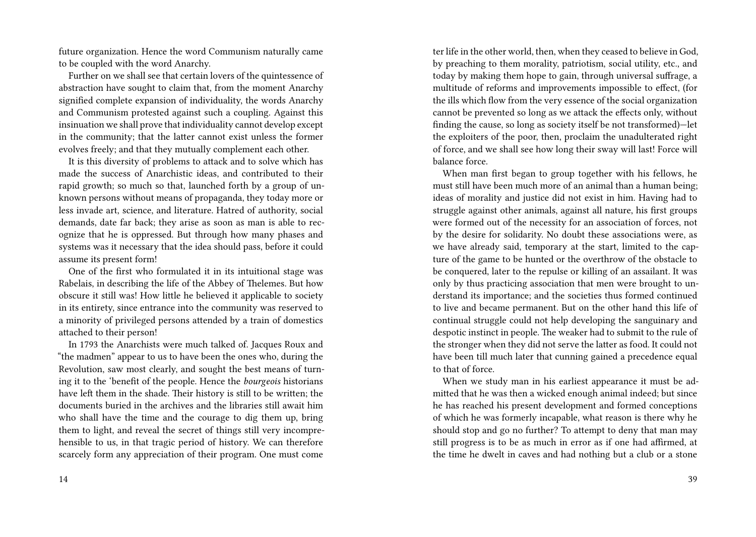future organization. Hence the word Communism naturally came to be coupled with the word Anarchy.

Further on we shall see that certain lovers of the quintessence of abstraction have sought to claim that, from the moment Anarchy signified complete expansion of individuality, the words Anarchy and Communism protested against such a coupling. Against this insinuation we shall prove that individuality cannot develop except in the community; that the latter cannot exist unless the former evolves freely; and that they mutually complement each other.

It is this diversity of problems to attack and to solve which has made the success of Anarchistic ideas, and contributed to their rapid growth; so much so that, launched forth by a group of unknown persons without means of propaganda, they today more or less invade art, science, and literature. Hatred of authority, social demands, date far back; they arise as soon as man is able to recognize that he is oppressed. But through how many phases and systems was it necessary that the idea should pass, before it could assume its present form!

One of the first who formulated it in its intuitional stage was Rabelais, in describing the life of the Abbey of Thelemes. But how obscure it still was! How little he believed it applicable to society in its entirety, since entrance into the community was reserved to a minority of privileged persons attended by a train of domestics attached to their person!

In 1793 the Anarchists were much talked of. Jacques Roux and "the madmen" appear to us to have been the ones who, during the Revolution, saw most clearly, and sought the best means of turning it to the 'benefit of the people. Hence the *bourgeois* historians have left them in the shade. Their history is still to be written; the documents buried in the archives and the libraries still await him who shall have the time and the courage to dig them up, bring them to light, and reveal the secret of things still very incomprehensible to us, in that tragic period of history. We can therefore scarcely form any appreciation of their program. One must come

ter life in the other world, then, when they ceased to believe in God, by preaching to them morality, patriotism, social utility, etc., and today by making them hope to gain, through universal suffrage, a multitude of reforms and improvements impossible to effect, (for the ills which flow from the very essence of the social organization cannot be prevented so long as we attack the effects only, without finding the cause, so long as society itself be not transformed)—let the exploiters of the poor, then, proclaim the unadulterated right of force, and we shall see how long their sway will last! Force will balance force.

When man first began to group together with his fellows, he must still have been much more of an animal than a human being; ideas of morality and justice did not exist in him. Having had to struggle against other animals, against all nature, his first groups were formed out of the necessity for an association of forces, not by the desire for solidarity. No doubt these associations were, as we have already said, temporary at the start, limited to the capture of the game to be hunted or the overthrow of the obstacle to be conquered, later to the repulse or killing of an assailant. It was only by thus practicing association that men were brought to understand its importance; and the societies thus formed continued to live and became permanent. But on the other hand this life of continual struggle could not help developing the sanguinary and despotic instinct in people. The weaker had to submit to the rule of the stronger when they did not serve the latter as food. It could not have been till much later that cunning gained a precedence equal to that of force.

When we study man in his earliest appearance it must be admitted that he was then a wicked enough animal indeed; but since he has reached his present development and formed conceptions of which he was formerly incapable, what reason is there why he should stop and go no further? To attempt to deny that man may still progress is to be as much in error as if one had affirmed, at the time he dwelt in caves and had nothing but a club or a stone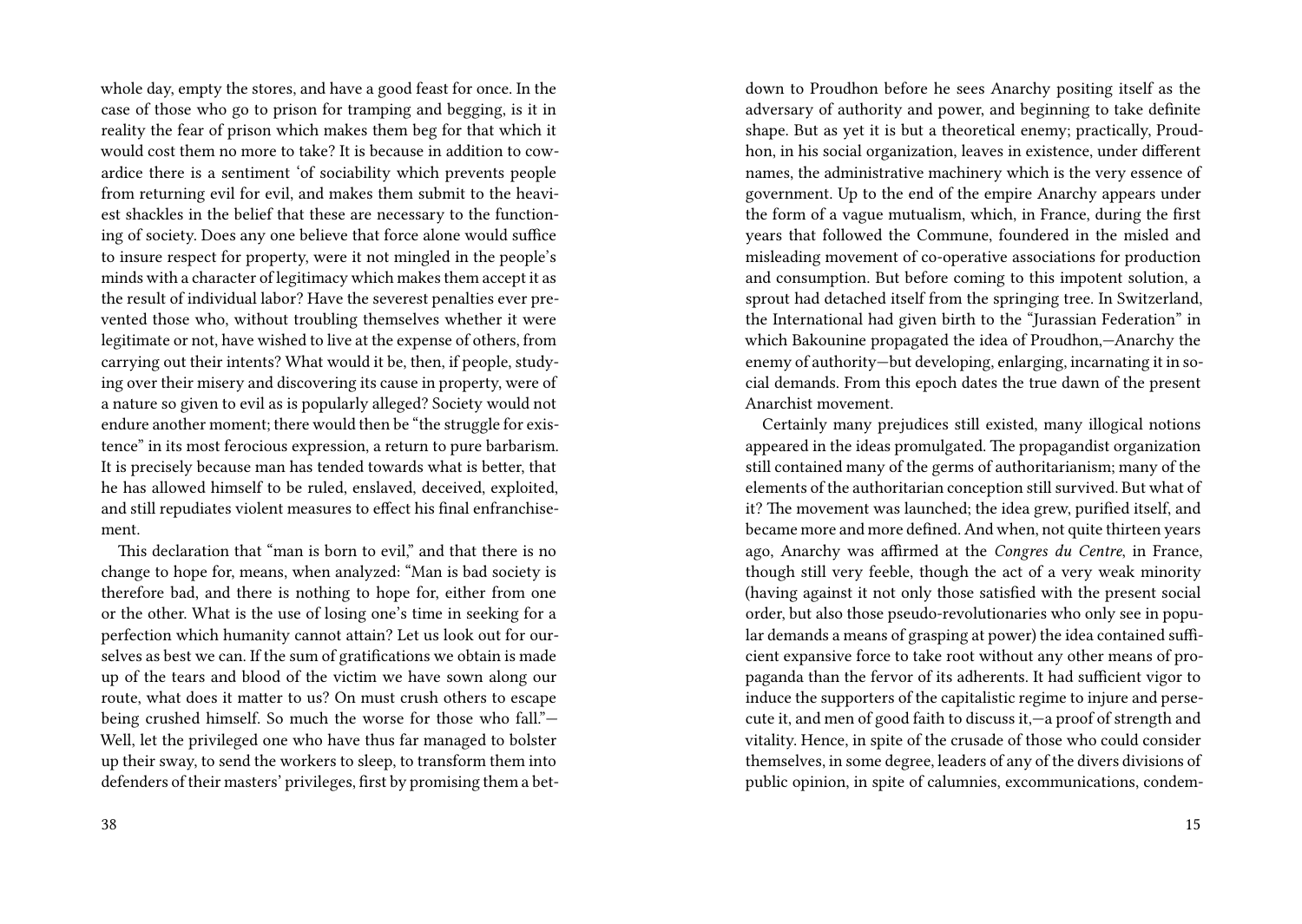whole day, empty the stores, and have a good feast for once. In the case of those who go to prison for tramping and begging, is it in reality the fear of prison which makes them beg for that which it would cost them no more to take? It is because in addition to cowardice there is a sentiment 'of sociability which prevents people from returning evil for evil, and makes them submit to the heaviest shackles in the belief that these are necessary to the functioning of society. Does any one believe that force alone would suffice to insure respect for property, were it not mingled in the people's minds with a character of legitimacy which makes them accept it as the result of individual labor? Have the severest penalties ever prevented those who, without troubling themselves whether it were legitimate or not, have wished to live at the expense of others, from carrying out their intents? What would it be, then, if people, studying over their misery and discovering its cause in property, were of a nature so given to evil as is popularly alleged? Society would not endure another moment; there would then be "the struggle for existence" in its most ferocious expression, a return to pure barbarism. It is precisely because man has tended towards what is better, that he has allowed himself to be ruled, enslaved, deceived, exploited, and still repudiates violent measures to effect his final enfranchisement.

This declaration that "man is born to evil," and that there is no change to hope for, means, when analyzed: "Man is bad society is therefore bad, and there is nothing to hope for, either from one or the other. What is the use of losing one's time in seeking for a perfection which humanity cannot attain? Let us look out for ourselves as best we can. If the sum of gratifications we obtain is made up of the tears and blood of the victim we have sown along our route, what does it matter to us? On must crush others to escape being crushed himself. So much the worse for those who fall."— Well, let the privileged one who have thus far managed to bolster up their sway, to send the workers to sleep, to transform them into defenders of their masters' privileges, first by promising them a bet-

down to Proudhon before he sees Anarchy positing itself as the adversary of authority and power, and beginning to take definite shape. But as yet it is but a theoretical enemy; practically, Proudhon, in his social organization, leaves in existence, under different names, the administrative machinery which is the very essence of government. Up to the end of the empire Anarchy appears under the form of a vague mutualism, which, in France, during the first years that followed the Commune, foundered in the misled and misleading movement of co-operative associations for production and consumption. But before coming to this impotent solution, a sprout had detached itself from the springing tree. In Switzerland, the International had given birth to the "Jurassian Federation" in which Bakounine propagated the idea of Proudhon,—Anarchy the enemy of authority—but developing, enlarging, incarnating it in social demands. From this epoch dates the true dawn of the present Anarchist movement.

Certainly many prejudices still existed, many illogical notions appeared in the ideas promulgated. The propagandist organization still contained many of the germs of authoritarianism; many of the elements of the authoritarian conception still survived. But what of it? The movement was launched; the idea grew, purified itself, and became more and more defined. And when, not quite thirteen years ago, Anarchy was affirmed at the *Congres du Centre*, in France, though still very feeble, though the act of a very weak minority (having against it not only those satisfied with the present social order, but also those pseudo-revolutionaries who only see in popular demands a means of grasping at power) the idea contained sufficient expansive force to take root without any other means of propaganda than the fervor of its adherents. It had sufficient vigor to induce the supporters of the capitalistic regime to injure and persecute it, and men of good faith to discuss it,—a proof of strength and vitality. Hence, in spite of the crusade of those who could consider themselves, in some degree, leaders of any of the divers divisions of public opinion, in spite of calumnies, excommunications, condem-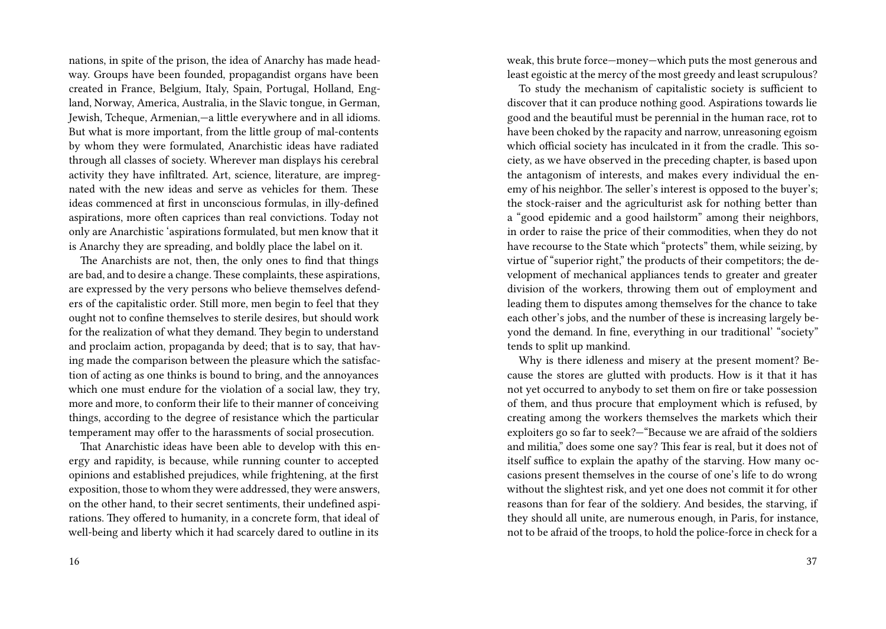nations, in spite of the prison, the idea of Anarchy has made headway. Groups have been founded, propagandist organs have been created in France, Belgium, Italy, Spain, Portugal, Holland, England, Norway, America, Australia, in the Slavic tongue, in German, Jewish, Tcheque, Armenian,—a little everywhere and in all idioms. But what is more important, from the little group of mal-contents by whom they were formulated, Anarchistic ideas have radiated through all classes of society. Wherever man displays his cerebral activity they have infiltrated. Art, science, literature, are impregnated with the new ideas and serve as vehicles for them. These ideas commenced at first in unconscious formulas, in illy-defined aspirations, more often caprices than real convictions. Today not only are Anarchistic 'aspirations formulated, but men know that it is Anarchy they are spreading, and boldly place the label on it.

The Anarchists are not, then, the only ones to find that things are bad, and to desire a change. These complaints, these aspirations, are expressed by the very persons who believe themselves defenders of the capitalistic order. Still more, men begin to feel that they ought not to confine themselves to sterile desires, but should work for the realization of what they demand. They begin to understand and proclaim action, propaganda by deed; that is to say, that having made the comparison between the pleasure which the satisfaction of acting as one thinks is bound to bring, and the annoyances which one must endure for the violation of a social law, they try, more and more, to conform their life to their manner of conceiving things, according to the degree of resistance which the particular temperament may offer to the harassments of social prosecution.

That Anarchistic ideas have been able to develop with this energy and rapidity, is because, while running counter to accepted opinions and established prejudices, while frightening, at the first exposition, those to whom they were addressed, they were answers, on the other hand, to their secret sentiments, their undefined aspirations. They offered to humanity, in a concrete form, that ideal of well-being and liberty which it had scarcely dared to outline in its

weak, this brute force—money—which puts the most generous and least egoistic at the mercy of the most greedy and least scrupulous?

To study the mechanism of capitalistic society is sufficient to discover that it can produce nothing good. Aspirations towards lie good and the beautiful must be perennial in the human race, rot to have been choked by the rapacity and narrow, unreasoning egoism which official society has inculcated in it from the cradle. This society, as we have observed in the preceding chapter, is based upon the antagonism of interests, and makes every individual the enemy of his neighbor. The seller's interest is opposed to the buyer's; the stock-raiser and the agriculturist ask for nothing better than a "good epidemic and a good hailstorm" among their neighbors, in order to raise the price of their commodities, when they do not have recourse to the State which "protects" them, while seizing, by virtue of "superior right," the products of their competitors; the development of mechanical appliances tends to greater and greater division of the workers, throwing them out of employment and leading them to disputes among themselves for the chance to take each other's jobs, and the number of these is increasing largely beyond the demand. In fine, everything in our traditional' "society" tends to split up mankind.

Why is there idleness and misery at the present moment? Because the stores are glutted with products. How is it that it has not yet occurred to anybody to set them on fire or take possession of them, and thus procure that employment which is refused, by creating among the workers themselves the markets which their exploiters go so far to seek?—"Because we are afraid of the soldiers and militia," does some one say? This fear is real, but it does not of itself suffice to explain the apathy of the starving. How many occasions present themselves in the course of one's life to do wrong without the slightest risk, and yet one does not commit it for other reasons than for fear of the soldiery. And besides, the starving, if they should all unite, are numerous enough, in Paris, for instance, not to be afraid of the troops, to hold the police-force in check for a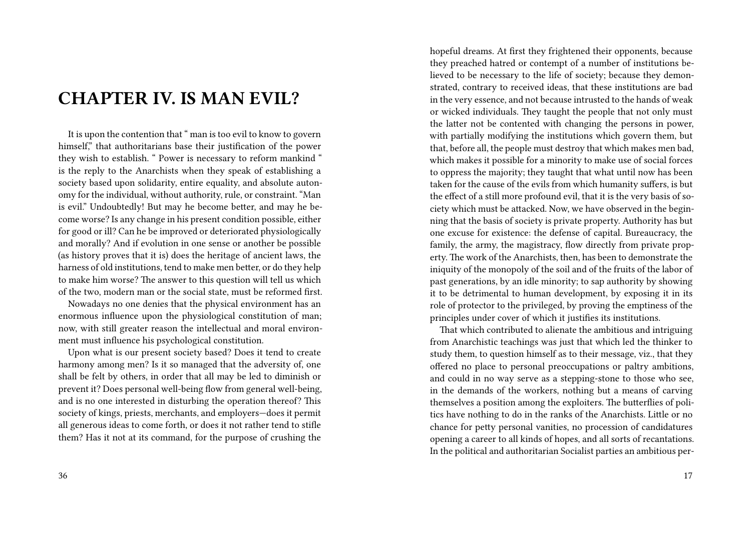# CHAPTER IV. IS MAN EVIL?

It is upon the contention that " man is too evil to know to govern himself," that authoritarians base their justification of the power they wish to establish. " Power is necessary to reform mankind " is the reply to the Anarchists when they speak of establishing a society based upon solidarity, entire equality, and absolute autonomy for the individual, without authority, rule, or constraint. "Man is evil." Undoubtedly! But may he become better, and may he become worse? Is any change in his present condition possible, either for good or ill? Can he be improved or deteriorated physiologically and morally? And if evolution in one sense or another be possible (as history proves that it is) does the heritage of ancient laws, the harness of old institutions, tend to make men better, or do they help to make him worse? The answer to this question will tell us which of the two, modern man or the social state, must be reformed first.

Nowadays no one denies that the physical environment has an enormous influence upon the physiological constitution of man; now, with still greater reason the intellectual and moral environment must influence his psychological constitution.

Upon what is our present society based? Does it tend to create harmony among men? Is it so managed that the adversity of, one shall be felt by others, in order that all may be led to diminish or prevent it? Does personal well-being flow from general well-being, and is no one interested in disturbing the operation thereof? This society of kings, priests, merchants, and employers—does it permit all generous ideas to come forth, or does it not rather tend to stifle them? Has it not at its command, for the purpose of crushing the

hopeful dreams. At first they frightened their opponents, because they preached hatred or contempt of a number of institutions believed to be necessary to the life of society; because they demonstrated, contrary to received ideas, that these institutions are bad in the very essence, and not because intrusted to the hands of weak or wicked individuals. They taught the people that not only must the latter not be contented with changing the persons in power, with partially modifying the institutions which govern them, but that, before all, the people must destroy that which makes men bad, which makes it possible for a minority to make use of social forces to oppress the majority; they taught that what until now has been taken for the cause of the evils from which humanity suffers, is but the effect of a still more profound evil, that it is the very basis of society which must be attacked. Now, we have observed in the beginning that the basis of society is private property. Authority has but one excuse for existence: the defense of capital. Bureaucracy, the family, the army, the magistracy, flow directly from private property. The work of the Anarchists, then, has been to demonstrate the iniquity of the monopoly of the soil and of the fruits of the labor of past generations, by an idle minority; to sap authority by showing it to be detrimental to human development, by exposing it in its role of protector to the privileged, by proving the emptiness of the principles under cover of which it justifies its institutions.

That which contributed to alienate the ambitious and intriguing from Anarchistic teachings was just that which led the thinker to study them, to question himself as to their message, viz., that they offered no place to personal preoccupations or paltry ambitions, and could in no way serve as a stepping-stone to those who see, in the demands of the workers, nothing but a means of carving themselves a position among the exploiters. The butterflies of politics have nothing to do in the ranks of the Anarchists. Little or no chance for petty personal vanities, no procession of candidatures opening a career to all kinds of hopes, and all sorts of recantations. In the political and authoritarian Socialist parties an ambitious per-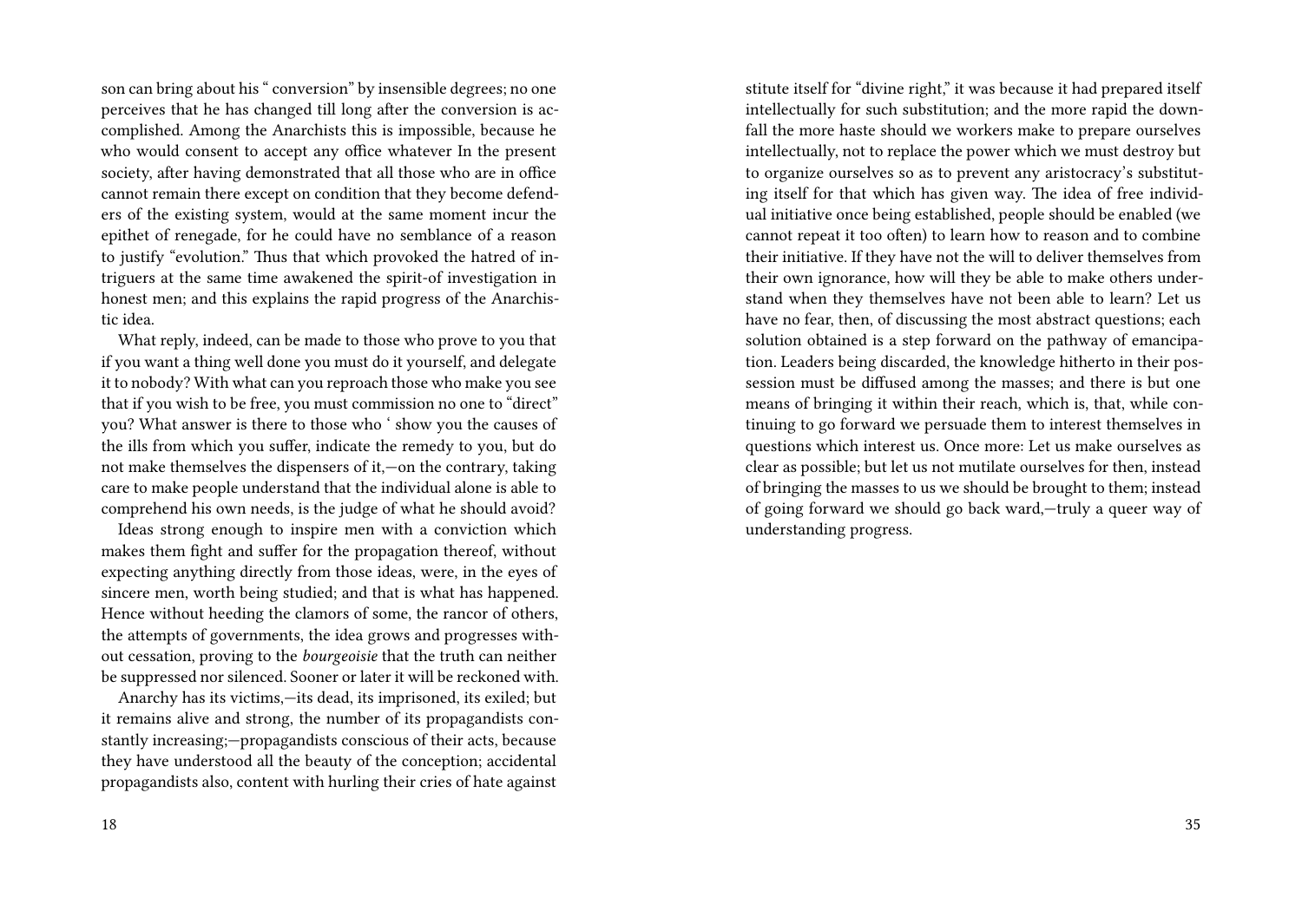son can bring about his " conversion" by insensible degrees; no one perceives that he has changed till long after the conversion is accomplished. Among the Anarchists this is impossible, because he who would consent to accept any office whatever In the present society, after having demonstrated that all those who are in office cannot remain there except on condition that they become defenders of the existing system, would at the same moment incur the epithet of renegade, for he could have no semblance of a reason to justify "evolution." Thus that which provoked the hatred of intriguers at the same time awakened the spirit-of investigation in honest men; and this explains the rapid progress of the Anarchistic idea.

What reply, indeed, can be made to those who prove to you that if you want a thing well done you must do it yourself, and delegate it to nobody? With what can you reproach those who make you see that if you wish to be free, you must commission no one to "direct" you? What answer is there to those who ' show you the causes of the ills from which you suffer, indicate the remedy to you, but do not make themselves the dispensers of it,—on the contrary, taking care to make people understand that the individual alone is able to comprehend his own needs, is the judge of what he should avoid?

Ideas strong enough to inspire men with a conviction which makes them fight and suffer for the propagation thereof, without expecting anything directly from those ideas, were, in the eyes of sincere men, worth being studied; and that is what has happened. Hence without heeding the clamors of some, the rancor of others, the attempts of governments, the idea grows and progresses without cessation, proving to the *bourgeoisie* that the truth can neither be suppressed nor silenced. Sooner or later it will be reckoned with.

Anarchy has its victims,—its dead, its imprisoned, its exiled; but it remains alive and strong, the number of its propagandists constantly increasing;—propagandists conscious of their acts, because they have understood all the beauty of the conception; accidental propagandists also, content with hurling their cries of hate against

stitute itself for "divine right," it was because it had prepared itself intellectually for such substitution; and the more rapid the downfall the more haste should we workers make to prepare ourselves intellectually, not to replace the power which we must destroy but to organize ourselves so as to prevent any aristocracy's substituting itself for that which has given way. The idea of free individual initiative once being established, people should be enabled (we cannot repeat it too often) to learn how to reason and to combine their initiative. If they have not the will to deliver themselves from their own ignorance, how will they be able to make others understand when they themselves have not been able to learn? Let us have no fear, then, of discussing the most abstract questions; each solution obtained is a step forward on the pathway of emancipation. Leaders being discarded, the knowledge hitherto in their possession must be diffused among the masses; and there is but one means of bringing it within their reach, which is, that, while continuing to go forward we persuade them to interest themselves in questions which interest us. Once more: Let us make ourselves as clear as possible; but let us not mutilate ourselves for then, instead of bringing the masses to us we should be brought to them; instead of going forward we should go back ward,—truly a queer way of understanding progress.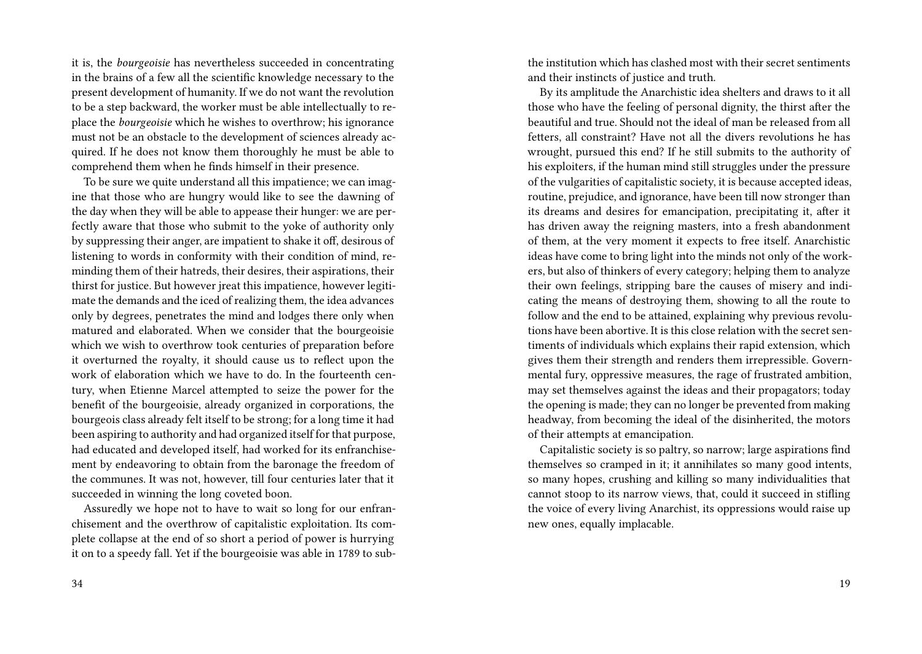it is, the *bourgeoisie* has nevertheless succeeded in concentrating in the brains of a few all the scientific knowledge necessary to the present development of humanity. If we do not want the revolution to be a step backward, the worker must be able intellectually to replace the *bourgeoisie* which he wishes to overthrow; his ignorance must not be an obstacle to the development of sciences already acquired. If he does not know them thoroughly he must be able to comprehend them when he finds himself in their presence.

To be sure we quite understand all this impatience; we can imagine that those who are hungry would like to see the dawning of the day when they will be able to appease their hunger: we are perfectly aware that those who submit to the yoke of authority only by suppressing their anger, are impatient to shake it off, desirous of listening to words in conformity with their condition of mind, reminding them of their hatreds, their desires, their aspirations, their thirst for justice. But however jreat this impatience, however legitimate the demands and the iced of realizing them, the idea advances only by degrees, penetrates the mind and lodges there only when matured and elaborated. When we consider that the bourgeoisie which we wish to overthrow took centuries of preparation before it overturned the royalty, it should cause us to reflect upon the work of elaboration which we have to do. In the fourteenth century, when Etienne Marcel attempted to seize the power for the benefit of the bourgeoisie, already organized in corporations, the bourgeois class already felt itself to be strong; for a long time it had been aspiring to authority and had organized itself for that purpose, had educated and developed itself, had worked for its enfranchisement by endeavoring to obtain from the baronage the freedom of the communes. It was not, however, till four centuries later that it succeeded in winning the long coveted boon.

Assuredly we hope not to have to wait so long for our enfranchisement and the overthrow of capitalistic exploitation. Its complete collapse at the end of so short a period of power is hurrying it on to a speedy fall. Yet if the bourgeoisie was able in 1789 to sub-

the institution which has clashed most with their secret sentiments and their instincts of justice and truth.

By its amplitude the Anarchistic idea shelters and draws to it all those who have the feeling of personal dignity, the thirst after the beautiful and true. Should not the ideal of man be released from all fetters, all constraint? Have not all the divers revolutions he has wrought, pursued this end? If he still submits to the authority of his exploiters, if the human mind still struggles under the pressure of the vulgarities of capitalistic society, it is because accepted ideas, routine, prejudice, and ignorance, have been till now stronger than its dreams and desires for emancipation, precipitating it, after it has driven away the reigning masters, into a fresh abandonment of them, at the very moment it expects to free itself. Anarchistic ideas have come to bring light into the minds not only of the workers, but also of thinkers of every category; helping them to analyze their own feelings, stripping bare the causes of misery and indicating the means of destroying them, showing to all the route to follow and the end to be attained, explaining why previous revolutions have been abortive. It is this close relation with the secret sentiments of individuals which explains their rapid extension, which gives them their strength and renders them irrepressible. Governmental fury, oppressive measures, the rage of frustrated ambition, may set themselves against the ideas and their propagators; today the opening is made; they can no longer be prevented from making headway, from becoming the ideal of the disinherited, the motors of their attempts at emancipation.

Capitalistic society is so paltry, so narrow; large aspirations find themselves so cramped in it; it annihilates so many good intents, so many hopes, crushing and killing so many individualities that cannot stoop to its narrow views, that, could it succeed in stifling the voice of every living Anarchist, its oppressions would raise up new ones, equally implacable.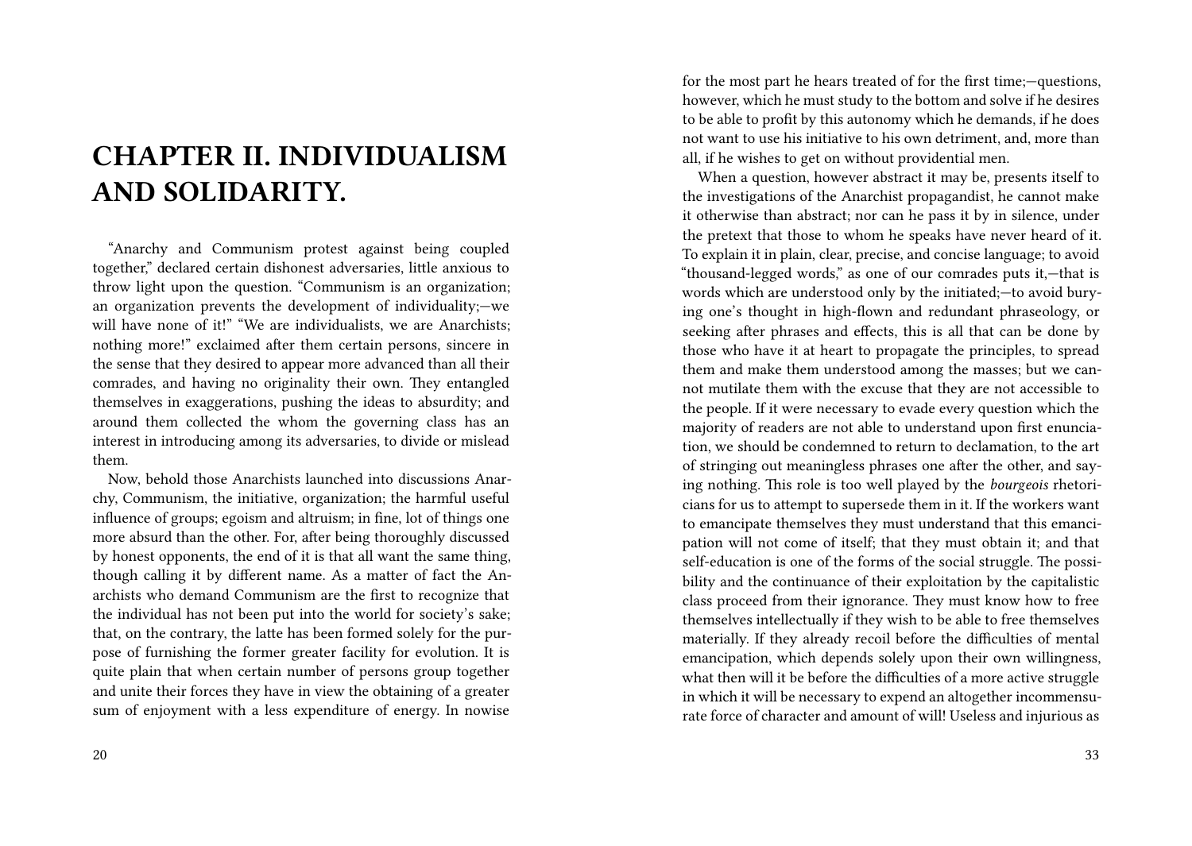# CHAPTER II. INDIVIDUALISM AND SOLIDARITY.

"Anarchy and Communism protest against being coupled together," declared certain dishonest adversaries, little anxious to throw light upon the question. "Communism is an organization; an organization prevents the development of individuality;—we will have none of it!" "We are individualists, we are Anarchists; nothing more!" exclaimed after them certain persons, sincere in the sense that they desired to appear more advanced than all their comrades, and having no originality their own. They entangled themselves in exaggerations, pushing the ideas to absurdity; and around them collected the whom the governing class has an interest in introducing among its adversaries, to divide or mislead them.

Now, behold those Anarchists launched into discussions Anarchy, Communism, the initiative, organization; the harmful useful influence of groups; egoism and altruism; in fine, lot of things one more absurd than the other. For, after being thoroughly discussed by honest opponents, the end of it is that all want the same thing, though calling it by different name. As a matter of fact the Anarchists who demand Communism are the first to recognize that the individual has not been put into the world for society's sake; that, on the contrary, the latte has been formed solely for the purpose of furnishing the former greater facility for evolution. It is quite plain that when certain number of persons group together and unite their forces they have in view the obtaining of a greater sum of enjoyment with a less expenditure of energy. In nowise

for the most part he hears treated of for the first time;—questions, however, which he must study to the bottom and solve if he desires to be able to profit by this autonomy which he demands, if he does not want to use his initiative to his own detriment, and, more than all, if he wishes to get on without providential men.

When a question, however abstract it may be, presents itself to the investigations of the Anarchist propagandist, he cannot make it otherwise than abstract; nor can he pass it by in silence, under the pretext that those to whom he speaks have never heard of it. To explain it in plain, clear, precise, and concise language; to avoid "thousand-legged words," as one of our comrades puts it,—that is words which are understood only by the initiated;—to avoid burying one's thought in high-flown and redundant phraseology, or seeking after phrases and effects, this is all that can be done by those who have it at heart to propagate the principles, to spread them and make them understood among the masses; but we cannot mutilate them with the excuse that they are not accessible to the people. If it were necessary to evade every question which the majority of readers are not able to understand upon first enunciation, we should be condemned to return to declamation, to the art of stringing out meaningless phrases one after the other, and saying nothing. This role is too well played by the *bourgeois* rhetoricians for us to attempt to supersede them in it. If the workers want to emancipate themselves they must understand that this emancipation will not come of itself; that they must obtain it; and that self-education is one of the forms of the social struggle. The possibility and the continuance of their exploitation by the capitalistic class proceed from their ignorance. They must know how to free themselves intellectually if they wish to be able to free themselves materially. If they already recoil before the difficulties of mental emancipation, which depends solely upon their own willingness, what then will it be before the difficulties of a more active struggle in which it will be necessary to expend an altogether incommensurate force of character and amount of will! Useless and injurious as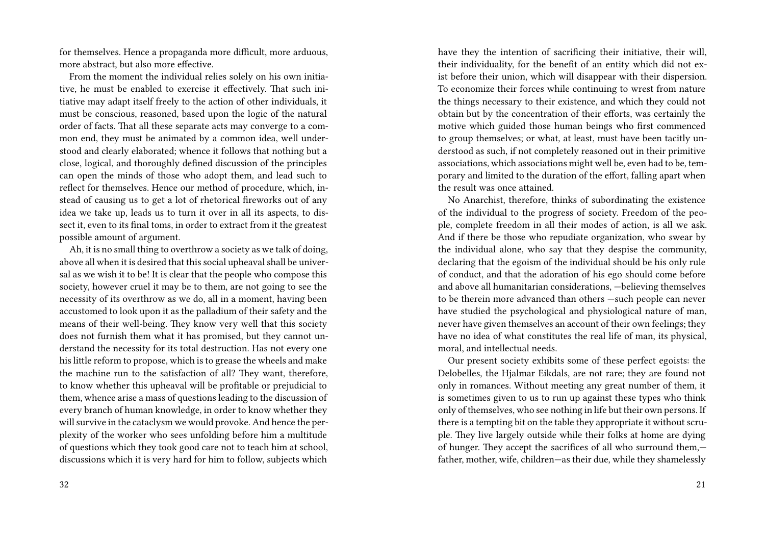for themselves. Hence a propaganda more difficult, more arduous, more abstract, but also more effective.

From the moment the individual relies solely on his own initiative, he must be enabled to exercise it effectively. That such initiative may adapt itself freely to the action of other individuals, it must be conscious, reasoned, based upon the logic of the natural order of facts. That all these separate acts may converge to a common end, they must be animated by a common idea, well understood and clearly elaborated; whence it follows that nothing but a close, logical, and thoroughly defined discussion of the principles can open the minds of those who adopt them, and lead such to reflect for themselves. Hence our method of procedure, which, instead of causing us to get a lot of rhetorical fireworks out of any idea we take up, leads us to turn it over in all its aspects, to dissect it, even to its final toms, in order to extract from it the greatest possible amount of argument.

Ah, it is no small thing to overthrow a society as we talk of doing, above all when it is desired that this social upheaval shall be universal as we wish it to be! It is clear that the people who compose this society, however cruel it may be to them, are not going to see the necessity of its overthrow as we do, all in a moment, having been accustomed to look upon it as the palladium of their safety and the means of their well-being. They know very well that this society does not furnish them what it has promised, but they cannot understand the necessity for its total destruction. Has not every one his little reform to propose, which is to grease the wheels and make the machine run to the satisfaction of all? They want, therefore, to know whether this upheaval will be profitable or prejudicial to them, whence arise a mass of questions leading to the discussion of every branch of human knowledge, in order to know whether they will survive in the cataclysm we would provoke. And hence the perplexity of the worker who sees unfolding before him a multitude of questions which they took good care not to teach him at school, discussions which it is very hard for him to follow, subjects which

have they the intention of sacrificing their initiative, their will, their individuality, for the benefit of an entity which did not exist before their union, which will disappear with their dispersion. To economize their forces while continuing to wrest from nature the things necessary to their existence, and which they could not obtain but by the concentration of their efforts, was certainly the motive which guided those human beings who first commenced to group themselves; or what, at least, must have been tacitly understood as such, if not completely reasoned out in their primitive associations, which associations might well be, even had to be, temporary and limited to the duration of the effort, falling apart when the result was once attained.

No Anarchist, therefore, thinks of subordinating the existence of the individual to the progress of society. Freedom of the people, complete freedom in all their modes of action, is all we ask. And if there be those who repudiate organization, who swear by the individual alone, who say that they despise the community, declaring that the egoism of the individual should be his only rule of conduct, and that the adoration of his ego should come before and above all humanitarian considerations, —believing themselves to be therein more advanced than others —such people can never have studied the psychological and physiological nature of man, never have given themselves an account of their own feelings; they have no idea of what constitutes the real life of man, its physical, moral, and intellectual needs.

Our present society exhibits some of these perfect egoists: the Delobelles, the Hjalmar Eikdals, are not rare; they are found not only in romances. Without meeting any great number of them, it is sometimes given to us to run up against these types who think only of themselves, who see nothing in life but their own persons. If there is a tempting bit on the table they appropriate it without scruple. They live largely outside while their folks at home are dying of hunger. They accept the sacrifices of all who surround them,—father, mother, wife, children—as their due, while they shamelessly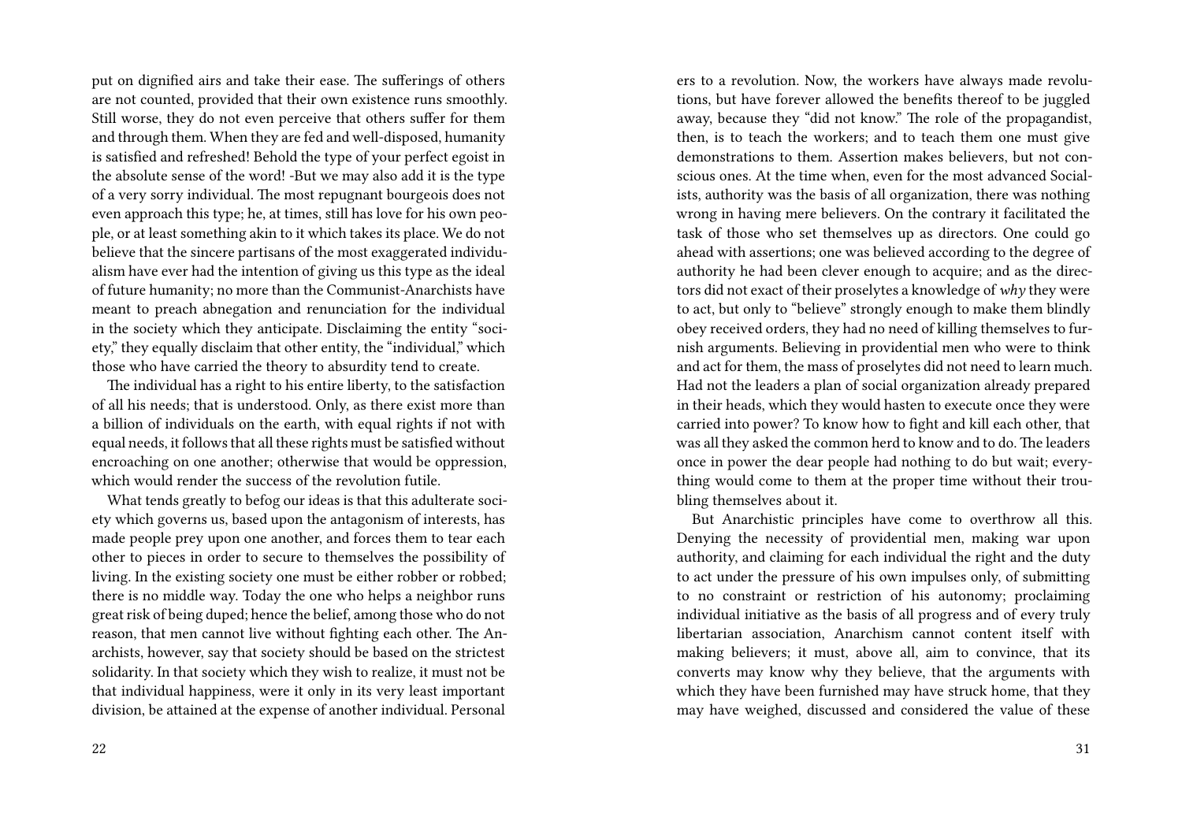put on dignified airs and take their ease. The sufferings of others are not counted, provided that their own existence runs smoothly. Still worse, they do not even perceive that others suffer for them and through them. When they are fed and well-disposed, humanity is satisfied and refreshed! Behold the type of your perfect egoist in the absolute sense of the word! -But we may also add it is the type of a very sorry individual. The most repugnant bourgeois does not even approach this type; he, at times, still has love for his own people, or at least something akin to it which takes its place. We do not believe that the sincere partisans of the most exaggerated individualism have ever had the intention of giving us this type as the ideal of future humanity; no more than the Communist-Anarchists have meant to preach abnegation and renunciation for the individual in the society which they anticipate. Disclaiming the entity "society," they equally disclaim that other entity, the "individual," which those who have carried the theory to absurdity tend to create.

The individual has a right to his entire liberty, to the satisfaction of all his needs; that is understood. Only, as there exist more than a billion of individuals on the earth, with equal rights if not with equal needs, it follows that all these rights must be satisfied without encroaching on one another; otherwise that would be oppression, which would render the success of the revolution futile.

What tends greatly to befog our ideas is that this adulterate society which governs us, based upon the antagonism of interests, has made people prey upon one another, and forces them to tear each other to pieces in order to secure to themselves the possibility of living. In the existing society one must be either robber or robbed; there is no middle way. Today the one who helps a neighbor runs great risk of being duped; hence the belief, among those who do not reason, that men cannot live without fighting each other. The Anarchists, however, say that society should be based on the strictest solidarity. In that society which they wish to realize, it must not be that individual happiness, were it only in its very least important division, be attained at the expense of another individual. Personal

ers to a revolution. Now, the workers have always made revolutions, but have forever allowed the benefits thereof to be juggled away, because they "did not know." The role of the propagandist, then, is to teach the workers; and to teach them one must give demonstrations to them. Assertion makes believers, but not conscious ones. At the time when, even for the most advanced Socialists, authority was the basis of all organization, there was nothing wrong in having mere believers. On the contrary it facilitated the task of those who set themselves up as directors. One could go ahead with assertions; one was believed according to the degree of authority he had been clever enough to acquire; and as the directors did not exact of their proselytes a knowledge of *why* they were to act, but only to "believe" strongly enough to make them blindly obey received orders, they had no need of killing themselves to furnish arguments. Believing in providential men who were to think and act for them, the mass of proselytes did not need to learn much. Had not the leaders a plan of social organization already prepared in their heads, which they would hasten to execute once they were carried into power? To know how to fight and kill each other, that was all they asked the common herd to know and to do. The leaders once in power the dear people had nothing to do but wait; everything would come to them at the proper time without their troubling themselves about it.

But Anarchistic principles have come to overthrow all this. Denying the necessity of providential men, making war upon authority, and claiming for each individual the right and the duty to act under the pressure of his own impulses only, of submitting to no constraint or restriction of his autonomy; proclaiming individual initiative as the basis of all progress and of every truly libertarian association, Anarchism cannot content itself with making believers; it must, above all, aim to convince, that its converts may know why they believe, that the arguments with which they have been furnished may have struck home, that they may have weighed, discussed and considered the value of these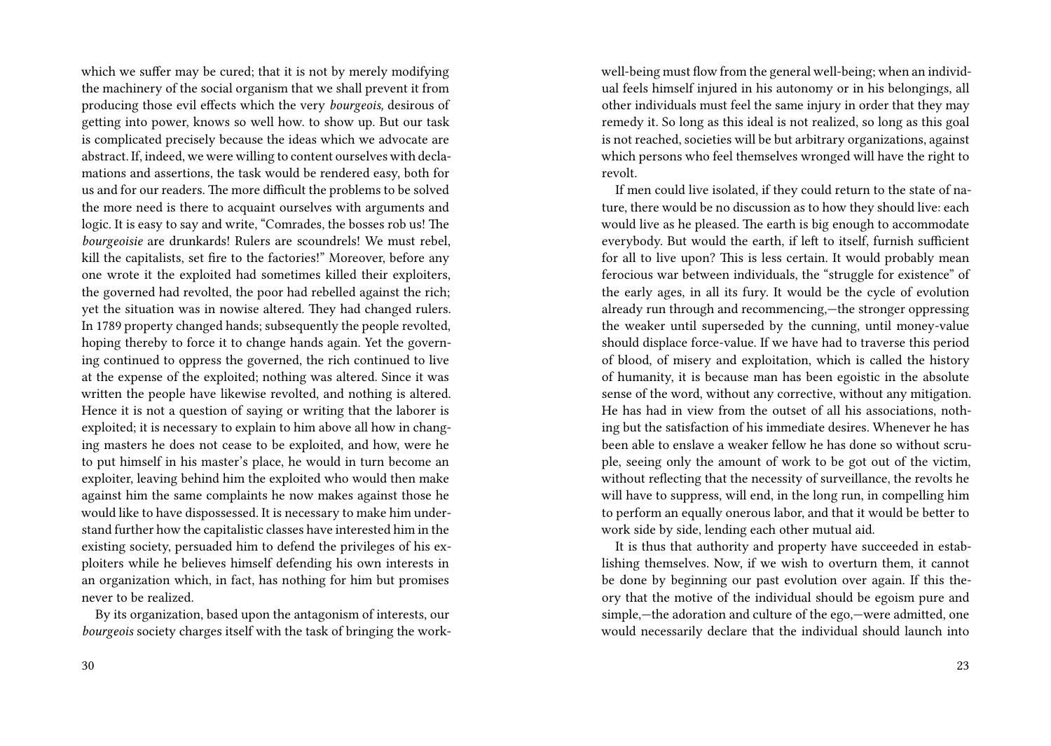which we suffer may be cured; that it is not by merely modifying the machinery of the social organism that we shall prevent it from producing those evil effects which the very *bourgeois,* desirous of getting into power, knows so well how. to show up. But our task is complicated precisely because the ideas which we advocate are abstract. If, indeed, we were willing to content ourselves with declamations and assertions, the task would be rendered easy, both for us and for our readers. The more difficult the problems to be solved the more need is there to acquaint ourselves with arguments and logic. It is easy to say and write, "Comrades, the bosses rob us! The *bourgeoisie* are drunkards! Rulers are scoundrels! We must rebel, kill the capitalists, set fire to the factories!" Moreover, before any one wrote it the exploited had sometimes killed their exploiters, the governed had revolted, the poor had rebelled against the rich; yet the situation was in nowise altered. They had changed rulers. In 1789 property changed hands; subsequently the people revolted, hoping thereby to force it to change hands again. Yet the governing continued to oppress the governed, the rich continued to live at the expense of the exploited; nothing was altered. Since it was written the people have likewise revolted, and nothing is altered. Hence it is not a question of saying or writing that the laborer is exploited; it is necessary to explain to him above all how in changing masters he does not cease to be exploited, and how, were he to put himself in his master's place, he would in turn become an exploiter, leaving behind him the exploited who would then make against him the same complaints he now makes against those he would like to have dispossessed. It is necessary to make him understand further how the capitalistic classes have interested him in the existing society, persuaded him to defend the privileges of his exploiters while he believes himself defending his own interests in an organization which, in fact, has nothing for him but promises never to be realized.

By its organization, based upon the antagonism of interests, our *bourgeois* society charges itself with the task of bringing the work-

well-being must flow from the general well-being; when an individual feels himself injured in his autonomy or in his belongings, all other individuals must feel the same injury in order that they may remedy it. So long as this ideal is not realized, so long as this goal is not reached, societies will be but arbitrary organizations, against which persons who feel themselves wronged will have the right to revolt.

If men could live isolated, if they could return to the state of nature, there would be no discussion as to how they should live: each would live as he pleased. The earth is big enough to accommodate everybody. But would the earth, if left to itself, furnish sufficient for all to live upon? This is less certain. It would probably mean ferocious war between individuals, the "struggle for existence" of the early ages, in all its fury. It would be the cycle of evolution already run through and recommencing,—the stronger oppressing the weaker until superseded by the cunning, until money-value should displace force-value. If we have had to traverse this period of blood, of misery and exploitation, which is called the history of humanity, it is because man has been egoistic in the absolute sense of the word, without any corrective, without any mitigation. He has had in view from the outset of all his associations, nothing but the satisfaction of his immediate desires. Whenever he has been able to enslave a weaker fellow he has done so without scruple, seeing only the amount of work to be got out of the victim, without reflecting that the necessity of surveillance, the revolts he will have to suppress, will end, in the long run, in compelling him to perform an equally onerous labor, and that it would be better to work side by side, lending each other mutual aid.

It is thus that authority and property have succeeded in establishing themselves. Now, if we wish to overturn them, it cannot be done by beginning our past evolution over again. If this theory that the motive of the individual should be egoism pure and simple,—the adoration and culture of the ego,—were admitted, one would necessarily declare that the individual should launch into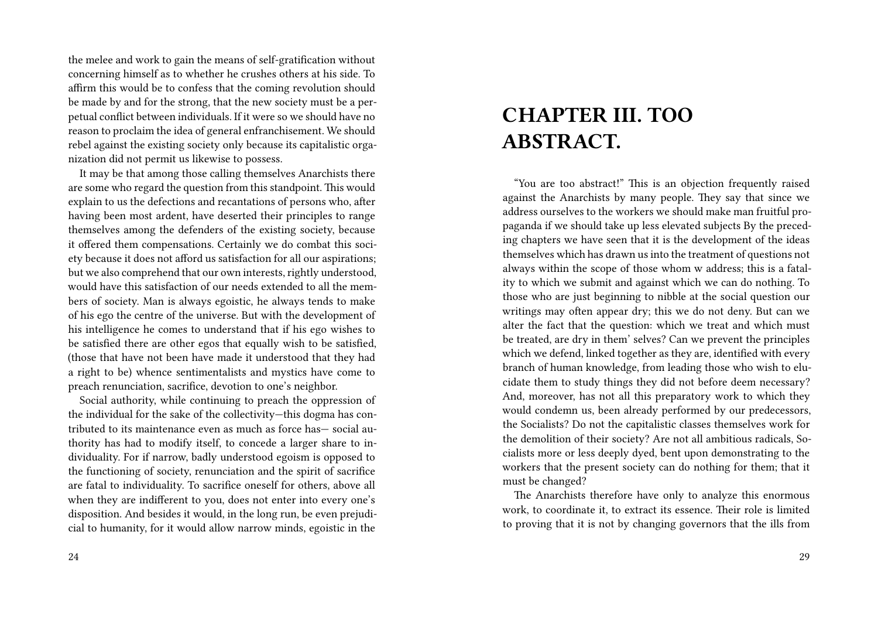the melee and work to gain the means of self-gratification without concerning himself as to whether he crushes others at his side. To affirm this would be to confess that the coming revolution should be made by and for the strong, that the new society must be a perpetual conflict between individuals. If it were so we should have no reason to proclaim the idea of general enfranchisement. We should rebel against the existing society only because its capitalistic organization did not permit us likewise to possess.

It may be that among those calling themselves Anarchists there are some who regard the question from this standpoint. This would explain to us the defections and recantations of persons who, after having been most ardent, have deserted their principles to range themselves among the defenders of the existing society, because it offered them compensations. Certainly we do combat this society because it does not afford us satisfaction for all our aspirations; but we also comprehend that our own interests, rightly understood, would have this satisfaction of our needs extended to all the members of society. Man is always egoistic, he always tends to make of his ego the centre of the universe. But with the development of his intelligence he comes to understand that if his ego wishes to be satisfied there are other egos that equally wish to be satisfied, (those that have not been have made it understood that they had a right to be) whence sentimentalists and mystics have come to preach renunciation, sacrifice, devotion to one's neighbor.

Social authority, while continuing to preach the oppression of the individual for the sake of the collectivity—this dogma has contributed to its maintenance even as much as force has— social authority has had to modify itself, to concede a larger share to individuality. For if narrow, badly understood egoism is opposed to the functioning of society, renunciation and the spirit of sacrifice are fatal to individuality. To sacrifice oneself for others, above all when they are indifferent to you, does not enter into every one's disposition. And besides it would, in the long run, be even prejudicial to humanity, for it would allow narrow minds, egoistic in the

# CHAPTER III. TOO ABSTRACT.

"You are too abstract!" This is an objection frequently raised against the Anarchists by many people. They say that since we address ourselves to the workers we should make man fruitful propaganda if we should take up less elevated subjects By the preceding chapters we have seen that it is the development of the ideas themselves which has drawn us into the treatment of questions not always within the scope of those whom w address; this is a fatality to which we submit and against which we can do nothing. To those who are just beginning to nibble at the social question our writings may often appear dry; this we do not deny. But can we alter the fact that the question: which we treat and which must be treated, are dry in them' selves? Can we prevent the principles which we defend, linked together as they are, identified with every branch of human knowledge, from leading those who wish to elucidate them to study things they did not before deem necessary? And, moreover, has not all this preparatory work to which they would condemn us, been already performed by our predecessors, the Socialists? Do not the capitalistic classes themselves work for the demolition of their society? Are not all ambitious radicals, Socialists more or less deeply dyed, bent upon demonstrating to the workers that the present society can do nothing for them; that it must be changed?

The Anarchists therefore have only to analyze this enormous work, to coordinate it, to extract its essence. Their role is limited to proving that it is not by changing governors that the ills from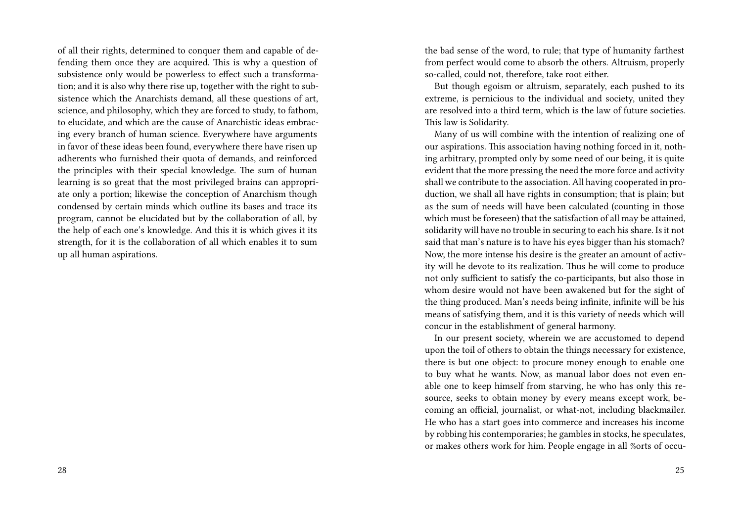of all their rights, determined to conquer them and capable of defending them once they are acquired. This is why a question of subsistence only would be powerless to effect such a transformation; and it is also why there rise up, together with the right to subsistence which the Anarchists demand, all these questions of art, science, and philosophy, which they are forced to study, to fathom, to elucidate, and which are the cause of Anarchistic ideas embracing every branch of human science. Everywhere have arguments in favor of these ideas been found, everywhere there have risen up adherents who furnished their quota of demands, and reinforced the principles with their special knowledge. The sum of human learning is so great that the most privileged brains can appropriate only a portion; likewise the conception of Anarchism though condensed by certain minds which outline its bases and trace its program, cannot be elucidated but by the collaboration of all, by the help of each one's knowledge. And this it is which gives it its strength, for it is the collaboration of all which enables it to sum up all human aspirations.

the bad sense of the word, to rule; that type of humanity farthest from perfect would come to absorb the others. Altruism, properly so-called, could not, therefore, take root either.

But though egoism or altruism, separately, each pushed to its extreme, is pernicious to the individual and society, united they are resolved into a third term, which is the law of future societies. This law is Solidarity.

Many of us will combine with the intention of realizing one of our aspirations. This association having nothing forced in it, nothing arbitrary, prompted only by some need of our being, it is quite evident that the more pressing the need the more force and activity shall we contribute to the association. All having cooperated in production, we shall all have rights in consumption; that is plain; but as the sum of needs will have been calculated (counting in those which must be foreseen) that the satisfaction of all may be attained, solidarity will have no trouble in securing to each his share. Is it not said that man's nature is to have his eyes bigger than his stomach? Now, the more intense his desire is the greater an amount of activity will he devote to its realization. Thus he will come to produce not only sufficient to satisfy the co-participants, but also those in whom desire would not have been awakened but for the sight of the thing produced. Man's needs being infinite, infinite will be his means of satisfying them, and it is this variety of needs which will concur in the establishment of general harmony.

In our present society, wherein we are accustomed to depend upon the toil of others to obtain the things necessary for existence, there is but one object: to procure money enough to enable one to buy what he wants. Now, as manual labor does not even enable one to keep himself from starving, he who has only this resource, seeks to obtain money by every means except work, becoming an official, journalist, or what-not, including blackmailer. He who has a start goes into commerce and increases his income by robbing his contemporaries; he gambles in stocks, he speculates, or makes others work for him. People engage in all %orts of occu-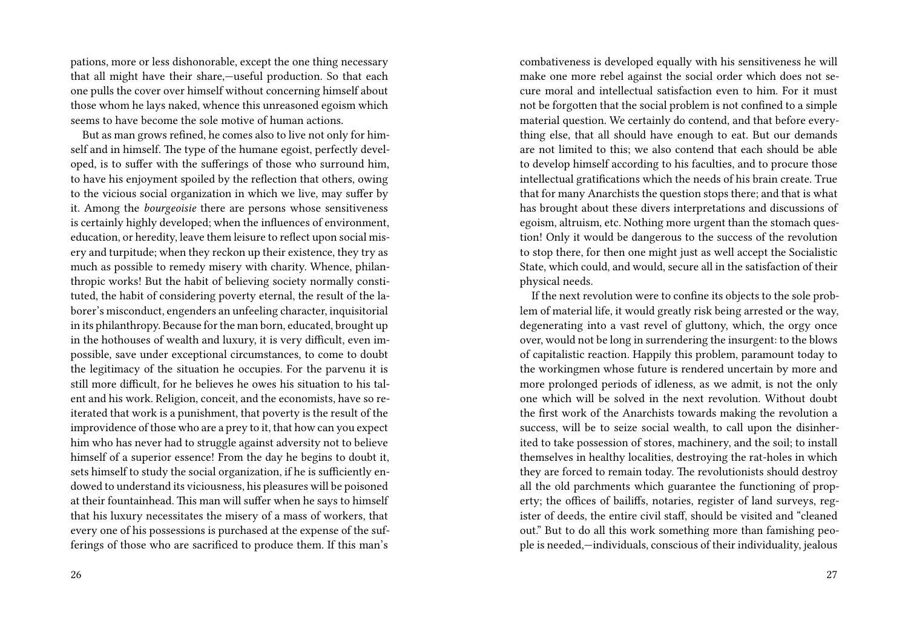pations, more or less dishonorable, except the one thing necessary that all might have their share,—useful production. So that each one pulls the cover over himself without concerning himself about those whom he lays naked, whence this unreasoned egoism which seems to have become the sole motive of human actions.

But as man grows refined, he comes also to live not only for himself and in himself. The type of the humane egoist, perfectly developed, is to suffer with the sufferings of those who surround him, to have his enjoyment spoiled by the reflection that others, owing to the vicious social organization in which we live, may suffer by it. Among the *bourgeoisie* there are persons whose sensitiveness is certainly highly developed; when the influences of environment, education, or heredity, leave them leisure to reflect upon social misery and turpitude; when they reckon up their existence, they try as much as possible to remedy misery with charity. Whence, philanthropic works! But the habit of believing society normally constituted, the habit of considering poverty eternal, the result of the laborer's misconduct, engenders an unfeeling character, inquisitorial in its philanthropy. Because for the man born, educated, brought up in the hothouses of wealth and luxury, it is very difficult, even impossible, save under exceptional circumstances, to come to doubt the legitimacy of the situation he occupies. For the parvenu it is still more difficult, for he believes he owes his situation to his talent and his work. Religion, conceit, and the economists, have so reiterated that work is a punishment, that poverty is the result of the improvidence of those who are a prey to it, that how can you expect him who has never had to struggle against adversity not to believe himself of a superior essence! From the day he begins to doubt it, sets himself to study the social organization, if he is sufficiently endowed to understand its viciousness, his pleasures will be poisoned at their fountainhead. This man will suffer when he says to himself that his luxury necessitates the misery of a mass of workers, that every one of his possessions is purchased at the expense of the sufferings of those who are sacrificed to produce them. If this man's combativeness is developed equally with his sensitiveness he will make one more rebel against the social order which does not secure moral and intellectual satisfaction even to him. For it must not be forgotten that the social problem is not confined to a simple material question. We certainly do contend, and that before everything else, that all should have enough to eat. But our demands are not limited to this; we also contend that each should be able to develop himself according to his faculties, and to procure those intellectual gratifications which the needs of his brain create. True that for many Anarchists the question stops there; and that is what has brought about these divers interpretations and discussions of egoism, altruism, etc. Nothing more urgent than the stomach question! Only it would be dangerous to the success of the revolution to stop there, for then one might just as well accept the Socialistic State, which could, and would, secure all in the satisfaction of their physical needs.

If the next revolution were to confine its objects to the sole problem of material life, it would greatly risk being arrested or the way, degenerating into a vast revel of gluttony, which, the orgy once over, would not be long in surrendering the insurgent: to the blows of capitalistic reaction. Happily this problem, paramount today to the workingmen whose future is rendered uncertain by more and more prolonged periods of idleness, as we admit, is not the only one which will be solved in the next revolution. Without doubt the first work of the Anarchists towards making the revolution a success, will be to seize social wealth, to call upon the disinherited to take possession of stores, machinery, and the soil; to install themselves in healthy localities, destroying the rat-holes in which they are forced to remain today. The revolutionists should destroy all the old parchments which guarantee the functioning of property; the offices of bailiffs, notaries, register of land surveys, register of deeds, the entire civil staff, should be visited and "cleaned out." But to do all this work something more than famishing people is needed,—individuals, conscious of their individuality, jealous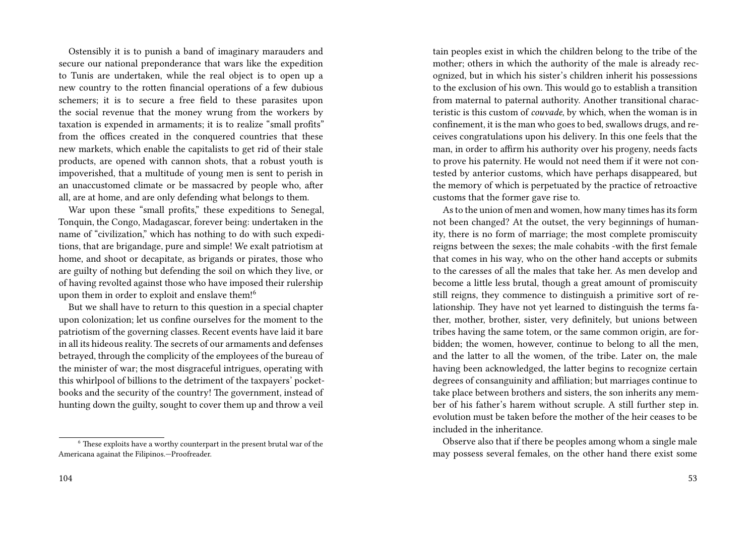Ostensibly it is to punish a band of imaginary marauders and secure our national preponderance that wars like the expedition to Tunis are undertaken, while the real object is to open up a new country to the rotten financial operations of a few dubious schemers; it is to secure a free field to these parasites upon the social revenue that the money wrung from the workers by taxation is expended in armaments; it is to realize "small profits" from the offices created in the conquered countries that these new markets, which enable the capitalists to get rid of their stale products, are opened with cannon shots, that a robust youth is impoverished, that a multitude of young men is sent to perish in an unaccustomed climate or be massacred by people who, after all, are at home, and are only defending what belongs to them.

War upon these "small profits," these expeditions to Senegal, Tonquin, the Congo, Madagascar, forever being: undertaken in the name of "civilization," which has nothing to do with such expeditions, that are brigandage, pure and simple! We exalt patriotism at home, and shoot or decapitate, as brigands or pirates, those who are guilty of nothing but defending the soil on which they live, or of having revolted against those who have imposed their rulership upon them in order to exploit and enslave them![6]

But we shall have to return to this question in a special chapter upon colonization; let us confine ourselves for the moment to the patriotism of the governing classes. Recent events have laid it bare in all its hideous reality. The secrets of our armaments and defenses betrayed, through the complicity of the employees of the bureau of the minister of war; the most disgraceful intrigues, operating with this whirlpool of billions to the detriment of the taxpayers' pocketbooks and the security of the country! The government, instead of hunting down the guilty, sought to cover them up and throw a veil

[6] These exploits have a worthy counterpart in the present brutal war of the Americana againat the Filipinos.—Proofreader.

tain peoples exist in which the children belong to the tribe of the mother; others in which the authority of the male is already recognized, but in which his sister's children inherit his possessions to the exclusion of his own. This would go to establish a transition from maternal to paternal authority. Another transitional characteristic is this custom of *couvade*, by which, when the woman is in confinement, it is the man who goes to bed, swallows drugs, and receives congratulations upon his delivery. In this one feels that the man, in order to affirm his authority over his progeny, needs facts to prove his paternity. He would not need them if it were not contested by anterior customs, which have perhaps disappeared, but the memory of which is perpetuated by the practice of retroactive customs that the former gave rise to.

As to the union of men and women, how many times has its form not been changed? At the outset, the very beginnings of humanity, there is no form of marriage; the most complete promiscuity reigns between the sexes; the male cohabits -with the first female that comes in his way, who on the other hand accepts or submits to the caresses of all the males that take her. As men develop and become a little less brutal, though a great amount of promiscuity still reigns, they commence to distinguish a primitive sort of relationship. They have not yet learned to distinguish the terms father, mother, brother, sister, very definitely, but unions between tribes having the same totem, or the same common origin, are forbidden; the women, however, continue to belong to all the men, and the latter to all the women, of the tribe. Later on, the male having been acknowledged, the latter begins to recognize certain degrees of consanguinity and affiliation; but marriages continue to take place between brothers and sisters, the son inherits any member of his father's harem without scruple. A still further step in. evolution must be taken before the mother of the heir ceases to be included in the inheritance.

Observe also that if there be peoples among whom a single male may possess several females, on the other hand there exist some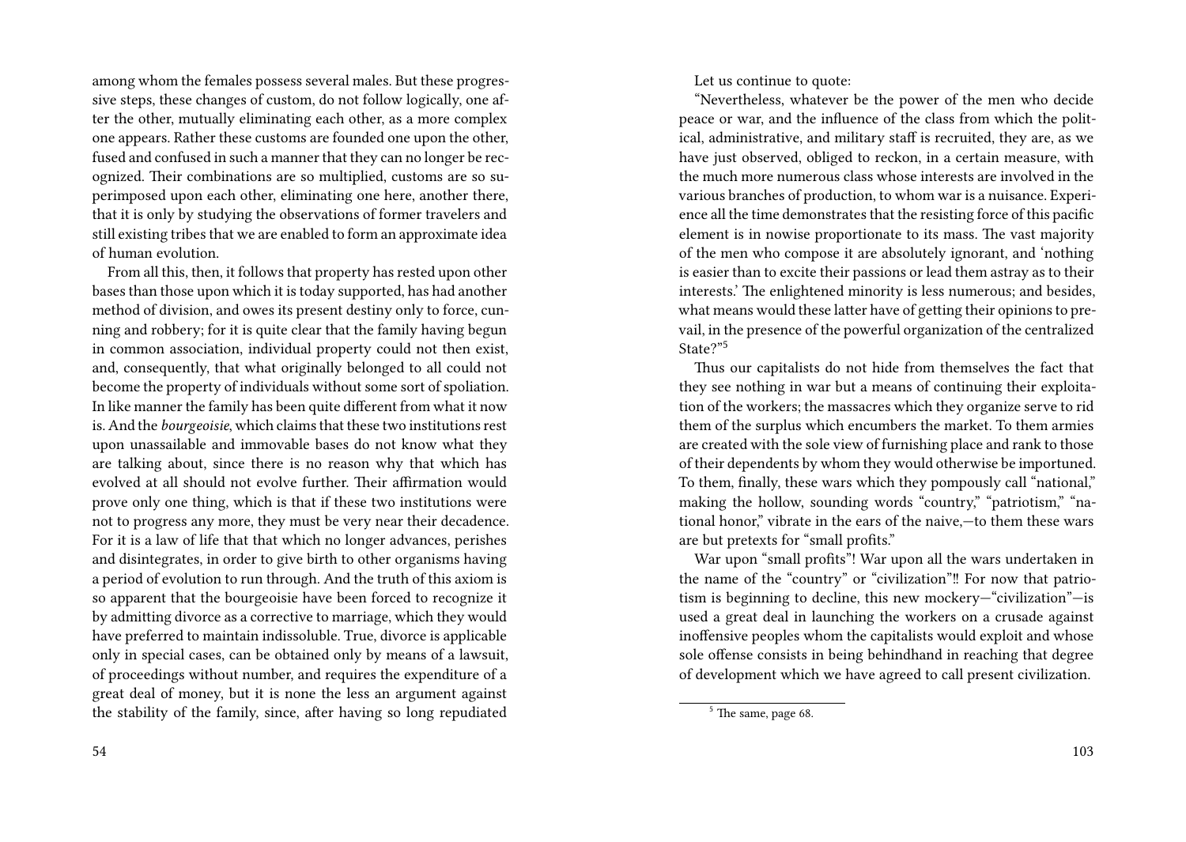among whom the females possess several males. But these progressive steps, these changes of custom, do not follow logically, one after the other, mutually eliminating each other, as a more complex one appears. Rather these customs are founded one upon the other, fused and confused in such a manner that they can no longer be recognized. Their combinations are so multiplied, customs are so superimposed upon each other, eliminating one here, another there, that it is only by studying the observations of former travelers and still existing tribes that we are enabled to form an approximate idea of human evolution.

From all this, then, it follows that property has rested upon other bases than those upon which it is today supported, has had another method of division, and owes its present destiny only to force, cunning and robbery; for it is quite clear that the family having begun in common association, individual property could not then exist, and, consequently, that what originally belonged to all could not become the property of individuals without some sort of spoliation. In like manner the family has been quite different from what it now is. And the *bourgeoisie*, which claims that these two institutions rest upon unassailable and immovable bases do not know what they are talking about, since there is no reason why that which has evolved at all should not evolve further. Their affirmation would prove only one thing, which is that if these two institutions were not to progress any more, they must be very near their decadence. For it is a law of life that that which no longer advances, perishes and disintegrates, in order to give birth to other organisms having a period of evolution to run through. And the truth of this axiom is so apparent that the bourgeoisie have been forced to recognize it by admitting divorce as a corrective to marriage, which they would have preferred to maintain indissoluble. True, divorce is applicable only in special cases, can be obtained only by means of a lawsuit, of proceedings without number, and requires the expenditure of a great deal of money, but it is none the less an argument against the stability of the family, since, after having so long repudiated

Let us continue to quote:

"Nevertheless, whatever be the power of the men who decide peace or war, and the influence of the class from which the political, administrative, and military staff is recruited, they are, as we have just observed, obliged to reckon, in a certain measure, with the much more numerous class whose interests are involved in the various branches of production, to whom war is a nuisance. Experience all the time demonstrates that the resisting force of this pacific element is in nowise proportionate to its mass. The vast majority of the men who compose it are absolutely ignorant, and 'nothing is easier than to excite their passions or lead them astray as to their interests.' The enlightened minority is less numerous; and besides, what means would these latter have of getting their opinions to prevail, in the presence of the powerful organization of the centralized State?"[5]

Thus our capitalists do not hide from themselves the fact that they see nothing in war but a means of continuing their exploitation of the workers; the massacres which they organize serve to rid them of the surplus which encumbers the market. To them armies are created with the sole view of furnishing place and rank to those of their dependents by whom they would otherwise be importuned. To them, finally, these wars which they pompously call "national," making the hollow, sounding words "country," "patriotism," "national honor," vibrate in the ears of the naive,—to them these wars are but pretexts for "small profits."

War upon "small profits"! War upon all the wars undertaken in the name of the "country" or "civilization"‼ For now that patriotism is beginning to decline, this new mockery—"civilization"—is used a great deal in launching the workers on a crusade against inoffensive peoples whom the capitalists would exploit and whose sole offense consists in being behindhand in reaching that degree of development which we have agreed to call present civilization.

[5] The same, page 68.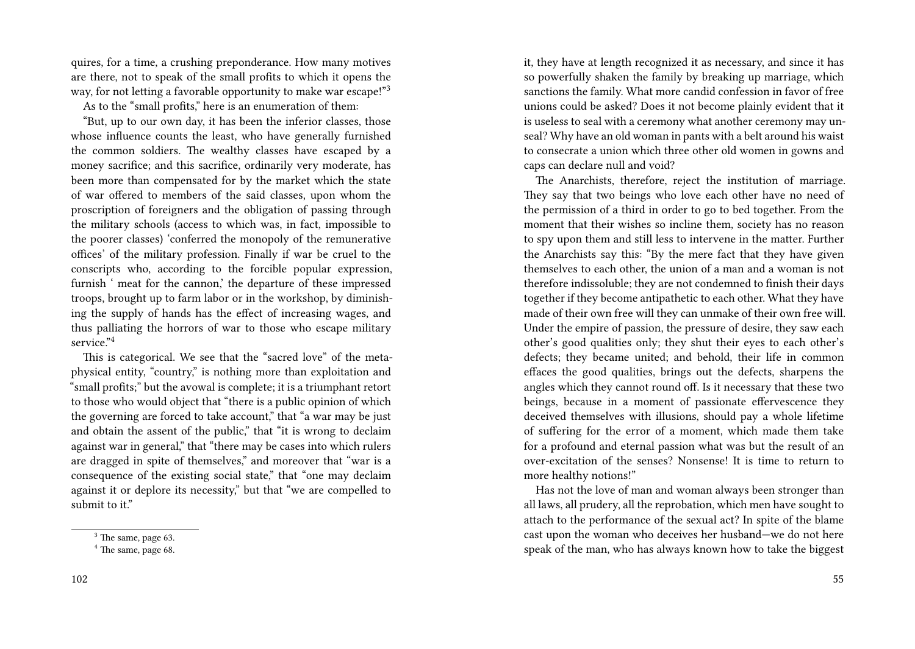quires, for a time, a crushing preponderance. How many motives are there, not to speak of the small profits to which it opens the way, for not letting a favorable opportunity to make war escape!"[3]

As to the "small profits," here is an enumeration of them:

"But, up to our own day, it has been the inferior classes, those whose influence counts the least, who have generally furnished the common soldiers. The wealthy classes have escaped by a money sacrifice; and this sacrifice, ordinarily very moderate, has been more than compensated for by the market which the state of war offered to members of the said classes, upon whom the proscription of foreigners and the obligation of passing through the military schools (access to which was, in fact, impossible to the poorer classes) 'conferred the monopoly of the remunerative offices' of the military profession. Finally if war be cruel to the conscripts who, according to the forcible popular expression, furnish ' meat for the cannon,' the departure of these impressed troops, brought up to farm labor or in the workshop, by diminishing the supply of hands has the effect of increasing wages, and thus palliating the horrors of war to those who escape military service."[4]

This is categorical. We see that the "sacred love" of the metaphysical entity, "country," is nothing more than exploitation and "small profits;" but the avowal is complete; it is a triumphant retort to those who would object that "there is a public opinion of which the governing are forced to take account," that "a war may be just and obtain the assent of the public," that "it is wrong to declaim against war in general," that "there may be cases into which rulers are dragged in spite of themselves," and moreover that "war is a consequence of the existing social state," that "one may declaim against it or deplore its necessity," but that "we are compelled to submit to it."

[3] The same, page 63.

[4] The same, page 68.

it, they have at length recognized it as necessary, and since it has so powerfully shaken the family by breaking up marriage, which sanctions the family. What more candid confession in favor of free unions could be asked? Does it not become plainly evident that it is useless to seal with a ceremony what another ceremony may unseal? Why have an old woman in pants with a belt around his waist to consecrate a union which three other old women in gowns and caps can declare null and void?

The Anarchists, therefore, reject the institution of marriage. They say that two beings who love each other have no need of the permission of a third in order to go to bed together. From the moment that their wishes so incline them, society has no reason to spy upon them and still less to intervene in the matter. Further the Anarchists say this: "By the mere fact that they have given themselves to each other, the union of a man and a woman is not therefore indissoluble; they are not condemned to finish their days together if they become antipathetic to each other. What they have made of their own free will they can unmake of their own free will. Under the empire of passion, the pressure of desire, they saw each other's good qualities only; they shut their eyes to each other's defects; they became united; and behold, their life in common effaces the good qualities, brings out the defects, sharpens the angles which they cannot round off. Is it necessary that these two beings, because in a moment of passionate effervescence they deceived themselves with illusions, should pay a whole lifetime of suffering for the error of a moment, which made them take for a profound and eternal passion what was but the result of an over-excitation of the senses? Nonsense! It is time to return to more healthy notions!"

Has not the love of man and woman always been stronger than all laws, all prudery, all the reprobation, which men have sought to attach to the performance of the sexual act? In spite of the blame cast upon the woman who deceives her husband—we do not here speak of the man, who has always known how to take the biggest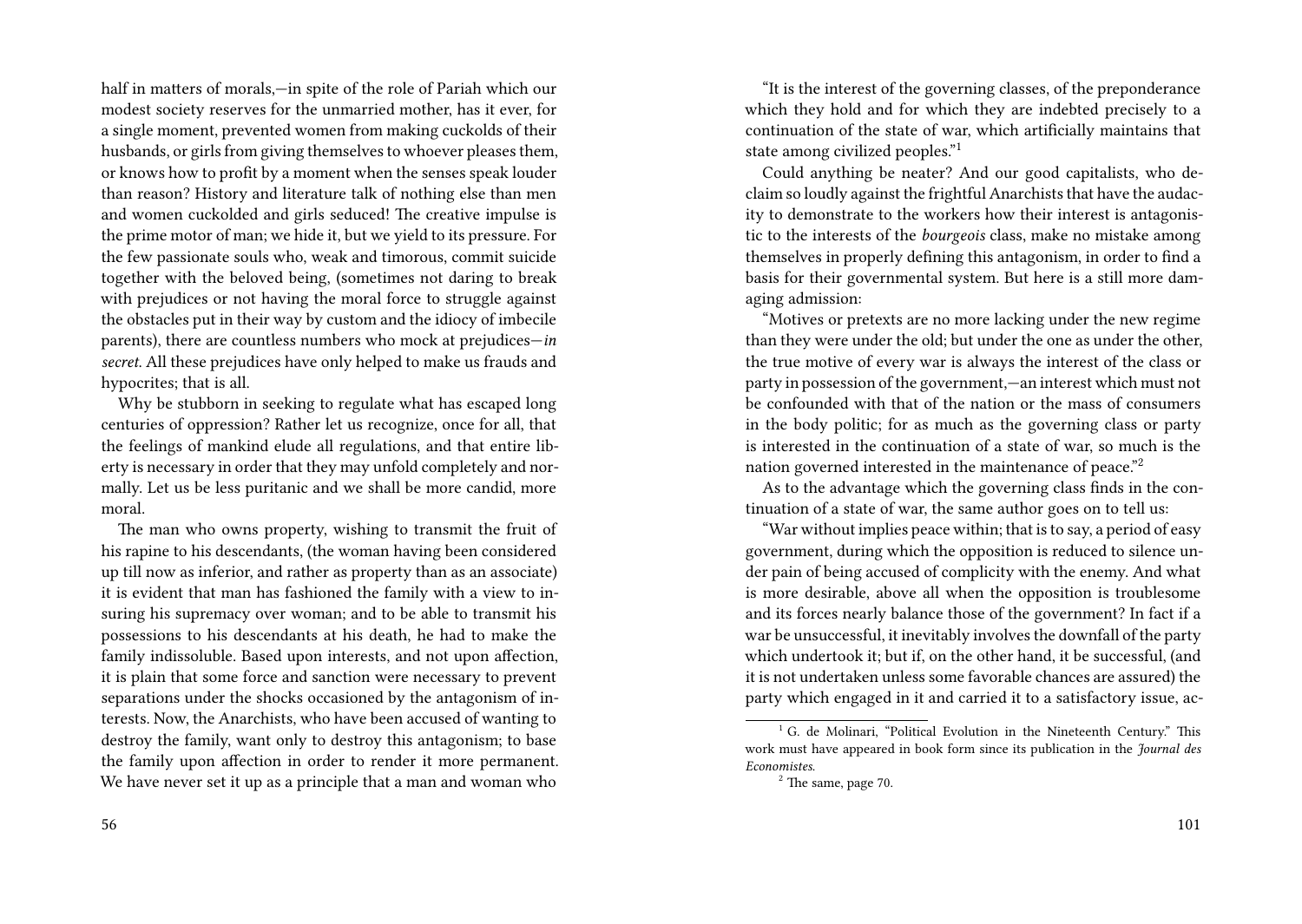half in matters of morals,—in spite of the role of Pariah which our modest society reserves for the unmarried mother, has it ever, for a single moment, prevented women from making cuckolds of their husbands, or girls from giving themselves to whoever pleases them, or knows how to profit by a moment when the senses speak louder than reason? History and literature talk of nothing else than men and women cuckolded and girls seduced! The creative impulse is the prime motor of man; we hide it, but we yield to its pressure. For the few passionate souls who, weak and timorous, commit suicide together with the beloved being, (sometimes not daring to break with prejudices or not having the moral force to struggle against the obstacles put in their way by custom and the idiocy of imbecile parents), there are countless numbers who mock at prejudices—*in secret*. All these prejudices have only helped to make us frauds and hypocrites; that is all.

Why be stubborn in seeking to regulate what has escaped long centuries of oppression? Rather let us recognize, once for all, that the feelings of mankind elude all regulations, and that entire liberty is necessary in order that they may unfold completely and normally. Let us be less puritanic and we shall be more candid, more moral.

The man who owns property, wishing to transmit the fruit of his rapine to his descendants, (the woman having been considered up till now as inferior, and rather as property than as an associate) it is evident that man has fashioned the family with a view to insuring his supremacy over woman; and to be able to transmit his possessions to his descendants at his death, he had to make the family indissoluble. Based upon interests, and not upon affection, it is plain that some force and sanction were necessary to prevent separations under the shocks occasioned by the antagonism of interests. Now, the Anarchists, who have been accused of wanting to destroy the family, want only to destroy this antagonism; to base the family upon affection in order to render it more permanent. We have never set it up as a principle that a man and woman who

"It is the interest of the governing classes, of the preponderance which they hold and for which they are indebted precisely to a continuation of the state of war, which artificially maintains that state among civilized peoples."[1]

Could anything be neater? And our good capitalists, who declaim so loudly against the frightful Anarchists that have the audacity to demonstrate to the workers how their interest is antagonistic to the interests of the *bourgeois* class, make no mistake among themselves in properly defining this antagonism, in order to find a basis for their governmental system. But here is a still more damaging admission:

"Motives or pretexts are no more lacking under the new regime than they were under the old; but under the one as under the other, the true motive of every war is always the interest of the class or party in possession of the government,—an interest which must not be confounded with that of the nation or the mass of consumers in the body politic; for as much as the governing class or party is interested in the continuation of a state of war, so much is the nation governed interested in the maintenance of peace."[2]

As to the advantage which the governing class finds in the continuation of a state of war, the same author goes on to tell us:

"War without implies peace within; that is to say, a period of easy government, during which the opposition is reduced to silence under pain of being accused of complicity with the enemy. And what is more desirable, above all when the opposition is troublesome and its forces nearly balance those of the government? In fact if a war be unsuccessful, it inevitably involves the downfall of the party which undertook it; but if, on the other hand, it be successful, (and it is not undertaken unless some favorable chances are assured) the party which engaged in it and carried it to a satisfactory issue, ac-

[1] G. de Molinari, "Political Evolution in the Nineteenth Century." This work must have appeared in book form since its publication in the *Journal des Economistes*.

[2] The same, page 70.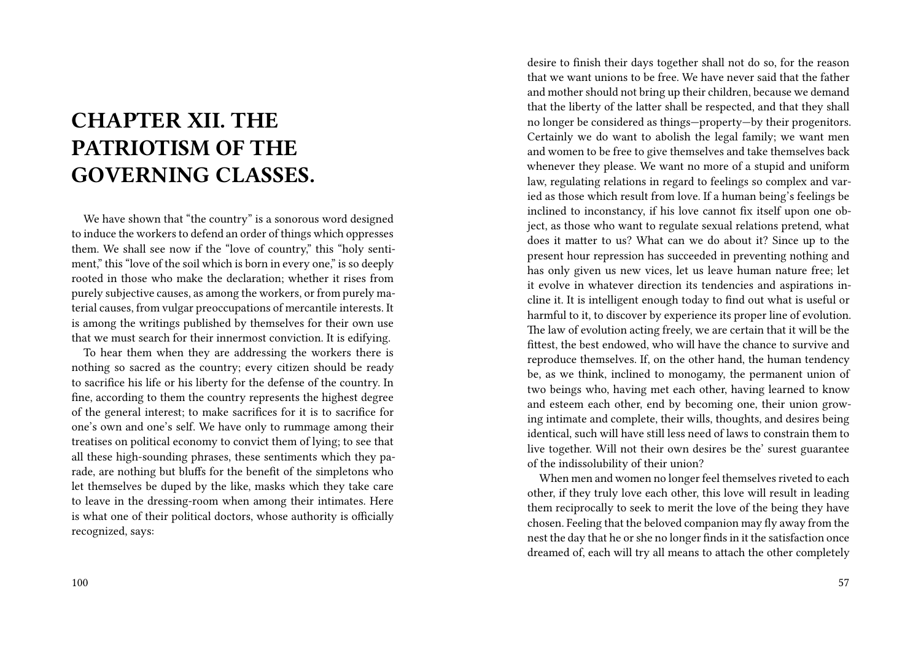# CHAPTER XII. THE PATRIOTISM OF THE GOVERNING CLASSES.

We have shown that "the country" is a sonorous word designed to induce the workers to defend an order of things which oppresses them. We shall see now if the "love of country," this "holy sentiment," this "love of the soil which is born in every one," is so deeply rooted in those who make the declaration; whether it rises from purely subjective causes, as among the workers, or from purely material causes, from vulgar preoccupations of mercantile interests. It is among the writings published by themselves for their own use that we must search for their innermost conviction. It is edifying.

To hear them when they are addressing the workers there is nothing so sacred as the country; every citizen should be ready to sacrifice his life or his liberty for the defense of the country. In fine, according to them the country represents the highest degree of the general interest; to make sacrifices for it is to sacrifice for one's own and one's self. We have only to rummage among their treatises on political economy to convict them of lying; to see that all these high-sounding phrases, these sentiments which they parade, are nothing but bluffs for the benefit of the simpletons who let themselves be duped by the like, masks which they take care to leave in the dressing-room when among their intimates. Here is what one of their political doctors, whose authority is officially recognized, says:

desire to finish their days together shall not do so, for the reason that we want unions to be free. We have never said that the father and mother should not bring up their children, because we demand that the liberty of the latter shall be respected, and that they shall no longer be considered as things—property—by their progenitors. Certainly we do want to abolish the legal family; we want men and women to be free to give themselves and take themselves back whenever they please. We want no more of a stupid and uniform law, regulating relations in regard to feelings so complex and varied as those which result from love. If a human being's feelings be inclined to inconstancy, if his love cannot fix itself upon one object, as those who want to regulate sexual relations pretend, what does it matter to us? What can we do about it? Since up to the present hour repression has succeeded in preventing nothing and has only given us new vices, let us leave human nature free; let it evolve in whatever direction its tendencies and aspirations incline it. It is intelligent enough today to find out what is useful or harmful to it, to discover by experience its proper line of evolution. The law of evolution acting freely, we are certain that it will be the fittest, the best endowed, who will have the chance to survive and reproduce themselves. If, on the other hand, the human tendency be, as we think, inclined to monogamy, the permanent union of two beings who, having met each other, having learned to know and esteem each other, end by becoming one, their union growing intimate and complete, their wills, thoughts, and desires being identical, such will have still less need of laws to constrain them to live together. Will not their own desires be the' surest guarantee of the indissolubility of their union?

When men and women no longer feel themselves riveted to each other, if they truly love each other, this love will result in leading them reciprocally to seek to merit the love of the being they have chosen. Feeling that the beloved companion may fly away from the nest the day that he or she no longer finds in it the satisfaction once dreamed of, each will try all means to attach the other completely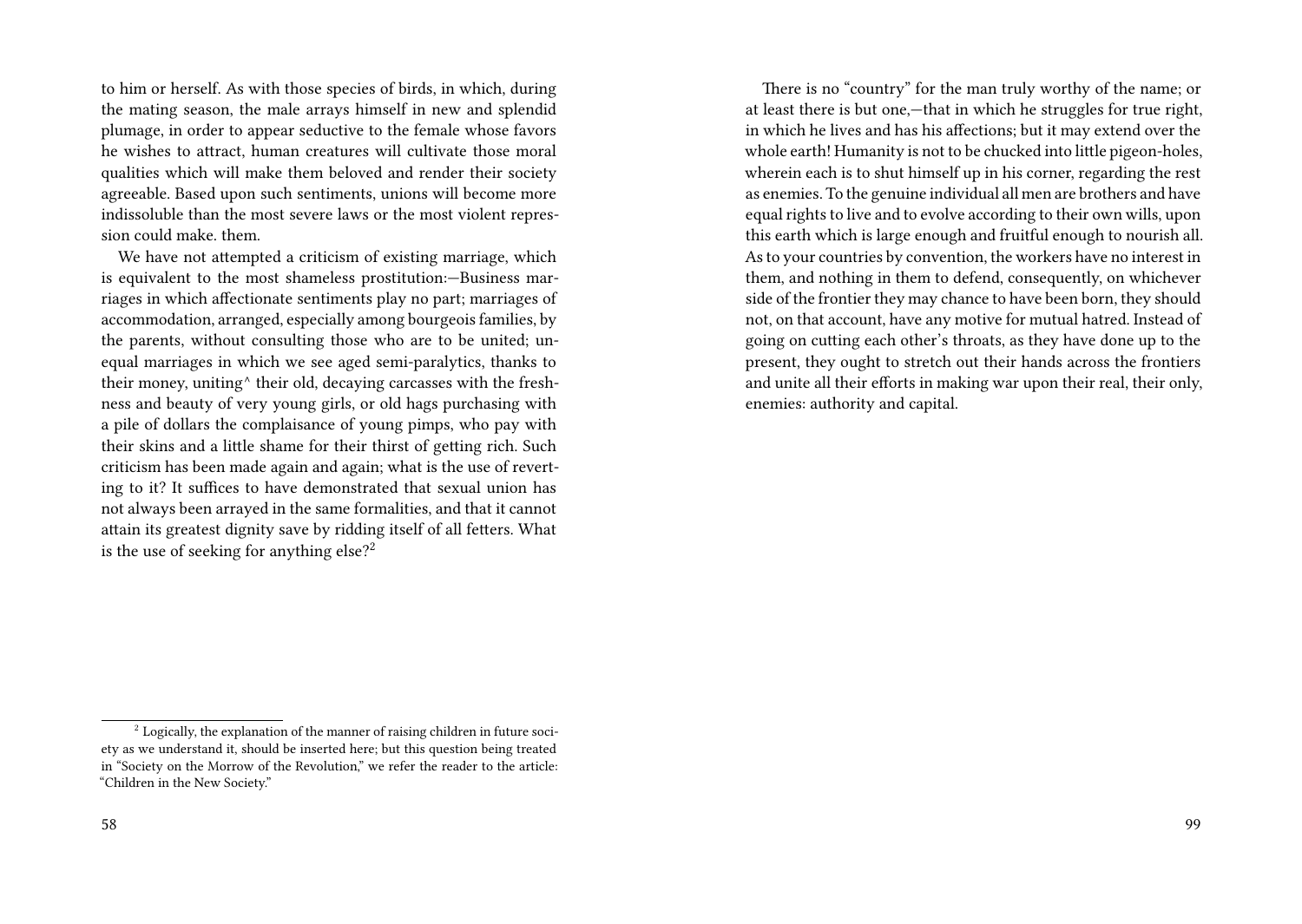to him or herself. As with those species of birds, in which, during the mating season, the male arrays himself in new and splendid plumage, in order to appear seductive to the female whose favors he wishes to attract, human creatures will cultivate those moral qualities which will make them beloved and render their society agreeable. Based upon such sentiments, unions will become more indissoluble than the most severe laws or the most violent repression could make. them.

We have not attempted a criticism of existing marriage, which is equivalent to the most shameless prostitution:—Business marriages in which affectionate sentiments play no part; marriages of accommodation, arranged, especially among bourgeois families, by the parents, without consulting those who are to be united; unequal marriages in which we see aged semi-paralytics, thanks to their money, uniting^ their old, decaying carcasses with the freshness and beauty of very young girls, or old hags purchasing with a pile of dollars the complaisance of young pimps, who pay with their skins and a little shame for their thirst of getting rich. Such criticism has been made again and again; what is the use of reverting to it? It suffices to have demonstrated that sexual union has not always been arrayed in the same formalities, and that it cannot attain its greatest dignity save by ridding itself of all fetters. What is the use of seeking for anything else?[2]

[2] Logically, the explanation of the manner of raising children in future society as we understand it, should be inserted here; but this question being treated in "Society on the Morrow of the Revolution," we refer the reader to the article: "Children in the New Society."

There is no "country" for the man truly worthy of the name; or at least there is but one,—that in which he struggles for true right, in which he lives and has his affections; but it may extend over the whole earth! Humanity is not to be chucked into little pigeon-holes, wherein each is to shut himself up in his corner, regarding the rest as enemies. To the genuine individual all men are brothers and have equal rights to live and to evolve according to their own wills, upon this earth which is large enough and fruitful enough to nourish all. As to your countries by convention, the workers have no interest in them, and nothing in them to defend, consequently, on whichever side of the frontier they may chance to have been born, they should not, on that account, have any motive for mutual hatred. Instead of going on cutting each other's throats, as they have done up to the present, they ought to stretch out their hands across the frontiers and unite all their efforts in making war upon their real, their only, enemies: authority and capital.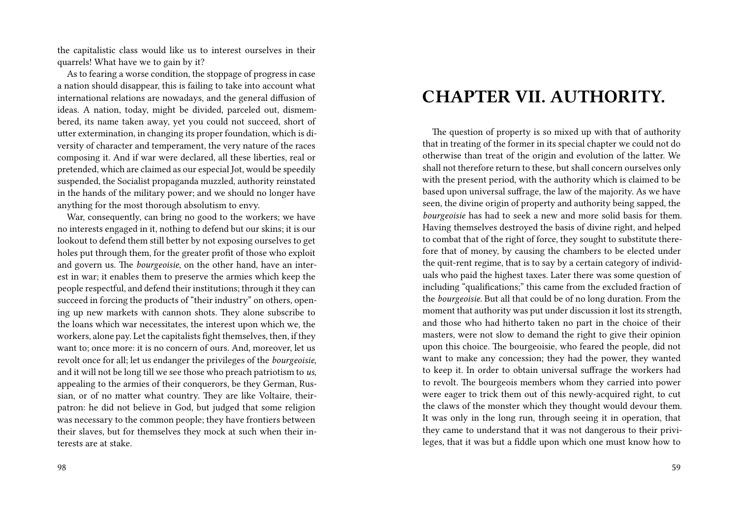the capitalistic class would like us to interest ourselves in their quarrels! What have we to gain by it?

As to fearing a worse condition, the stoppage of progress in case a nation should disappear, this is failing to take into account what international relations are nowadays, and the general diffusion of ideas. A nation, today, might be divided, parceled out, dismembered, its name taken away, yet you could not succeed, short of utter extermination, in changing its proper foundation, which is diversity of character and temperament, the very nature of the races composing it. And if war were declared, all these liberties, real or pretended, which are claimed as our especial Jot, would be speedily suspended, the Socialist propaganda muzzled, authority reinstated in the hands of the military power; and we should no longer have anything for the most thorough absolutism to envy.

War, consequently, can bring no good to the workers; we have no interests engaged in it, nothing to defend but our skins; it is our lookout to defend them still better by not exposing ourselves to get holes put through them, for the greater profit of those who exploit and govern us. The *bourgeoisie*, on the other hand, have an interest in war; it enables them to preserve the armies which keep the people respectful, and defend their institutions; through it they can succeed in forcing the products of "their industry" on others, opening up new markets with cannon shots. They alone subscribe to the loans which war necessitates, the interest upon which we, the workers, alone pay. Let the capitalists fight themselves, then, if they want to; once more: it is no concern of ours. And, moreover, let us revolt once for all; let us endanger the privileges of the *bourgeoisie*, and it will not be long till we see those who preach patriotism to *us*, appealing to the armies of their conquerors, be they German, Russian, or of no matter what country. They are like Voltaire, theirpatron: he did not believe in God, but judged that some religion was necessary to the common people; they have frontiers between their slaves, but for themselves they mock at such when their interests are at stake.

# CHAPTER VII. AUTHORITY.

The question of property is so mixed up with that of authority that in treating of the former in its special chapter we could not do otherwise than treat of the origin and evolution of the latter. We shall not therefore return to these, but shall concern ourselves only with the present period, with the authority which is claimed to be based upon universal suffrage, the law of the majority. As we have seen, the divine origin of property and authority being sapped, the *bourgeoisie* has had to seek a new and more solid basis for them. Having themselves destroyed the basis of divine right, and helped to combat that of the right of force, they sought to substitute therefore that of money, by causing the chambers to be elected under the quit-rent regime, that is to say by a certain category of individuals who paid the highest taxes. Later there was some question of including "qualifications;" this came from the excluded fraction of the *bourgeoisie*. But all that could be of no long duration. From the moment that authority was put under discussion it lost its strength, and those who had hitherto taken no part in the choice of their masters, were not slow to demand the right to give their opinion upon this choice. The bourgeoisie, who feared the people, did not want to make any concession; they had the power, they wanted to keep it. In order to obtain universal suffrage the workers had to revolt. The bourgeois members whom they carried into power were eager to trick them out of this newly-acquired right, to cut the claws of the monster which they thought would devour them. It was only in the long run, through seeing it in operation, that they came to understand that it was not dangerous to their privileges, that it was but a fiddle upon which one must know how to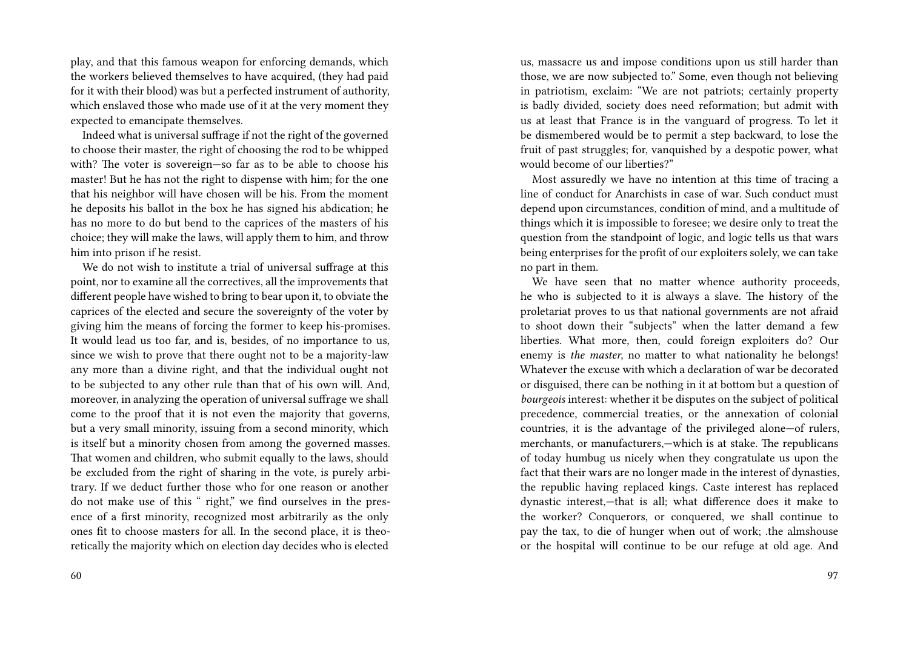play, and that this famous weapon for enforcing demands, which the workers believed themselves to have acquired, (they had paid for it with their blood) was but a perfected instrument of authority, which enslaved those who made use of it at the very moment they expected to emancipate themselves.

Indeed what is universal suffrage if not the right of the governed to choose their master, the right of choosing the rod to be whipped with? The voter is sovereign—so far as to be able to choose his master! But he has not the right to dispense with him; for the one that his neighbor will have chosen will be his. From the moment he deposits his ballot in the box he has signed his abdication; he has no more to do but bend to the caprices of the masters of his choice; they will make the laws, will apply them to him, and throw him into prison if he resist.

We do not wish to institute a trial of universal suffrage at this point, nor to examine all the correctives, all the improvements that different people have wished to bring to bear upon it, to obviate the caprices of the elected and secure the sovereignty of the voter by giving him the means of forcing the former to keep his-promises. It would lead us too far, and is, besides, of no importance to us, since we wish to prove that there ought not to be a majority-law any more than a divine right, and that the individual ought not to be subjected to any other rule than that of his own will. And, moreover, in analyzing the operation of universal suffrage we shall come to the proof that it is not even the majority that governs, but a very small minority, issuing from a second minority, which is itself but a minority chosen from among the governed masses. That women and children, who submit equally to the laws, should be excluded from the right of sharing in the vote, is purely arbitrary. If we deduct further those who for one reason or another do not make use of this " right," we find ourselves in the presence of a first minority, recognized most arbitrarily as the only ones fit to choose masters for all. In the second place, it is theoretically the majority which on election day decides who is elected

us, massacre us and impose conditions upon us still harder than those, we are now subjected to." Some, even though not believing in patriotism, exclaim: "We are not patriots; certainly property is badly divided, society does need reformation; but admit with us at least that France is in the vanguard of progress. To let it be dismembered would be to permit a step backward, to lose the fruit of past struggles; for, vanquished by a despotic power, what would become of our liberties?"

Most assuredly we have no intention at this time of tracing a line of conduct for Anarchists in case of war. Such conduct must depend upon circumstances, condition of mind, and a multitude of things which it is impossible to foresee; we desire only to treat the question from the standpoint of logic, and logic tells us that wars being enterprises for the profit of our exploiters solely, we can take no part in them.

We have seen that no matter whence authority proceeds, he who is subjected to it is always a slave. The history of the proletariat proves to us that national governments are not afraid to shoot down their "subjects" when the latter demand a few liberties. What more, then, could foreign exploiters do? Our enemy is *the master*, no matter to what nationality he belongs! Whatever the excuse with which a declaration of war be decorated or disguised, there can be nothing in it at bottom but a question of *bourgeois* interest: whether it be disputes on the subject of political precedence, commercial treaties, or the annexation of colonial countries, it is the advantage of the privileged alone—of rulers, merchants, or manufacturers,—which is at stake. The republicans of today humbug us nicely when they congratulate us upon the fact that their wars are no longer made in the interest of dynasties, the republic having replaced kings. Caste interest has replaced dynastic interest,—that is all; what difference does it make to the worker? Conquerors, or conquered, we shall continue to pay the tax, to die of hunger when out of work; .the almshouse or the hospital will continue to be our refuge at old age. And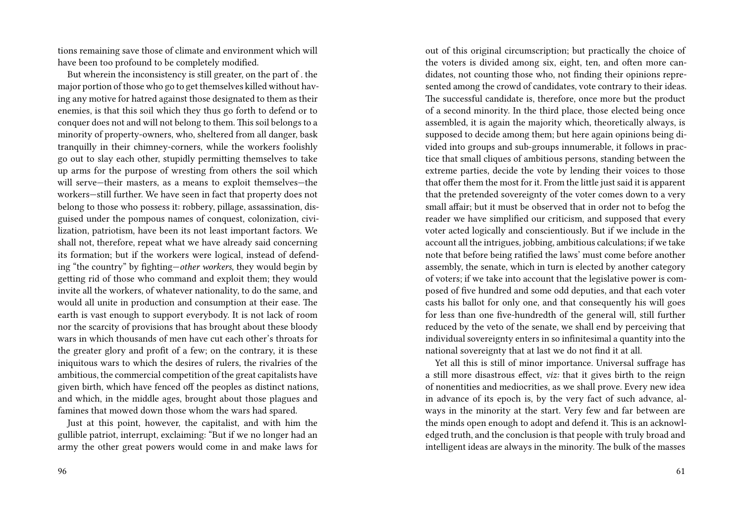tions remaining save those of climate and environment which will have been too profound to be completely modified.

But wherein the inconsistency is still greater, on the part of . the major portion of those who go to get themselves killed without having any motive for hatred against those designated to them as their enemies, is that this soil which they thus go forth to defend or to conquer does not and will not belong to them. This soil belongs to a minority of property-owners, who, sheltered from all danger, bask tranquilly in their chimney-corners, while the workers foolishly go out to slay each other, stupidly permitting themselves to take up arms for the purpose of wresting from others the soil which will serve—their masters, as a means to exploit themselves—the workers—still further. We have seen in fact that property does not belong to those who possess it: robbery, pillage, assassination, disguised under the pompous names of conquest, colonization, civilization, patriotism, have been its not least important factors. We shall not, therefore, repeat what we have already said concerning its formation; but if the workers were logical, instead of defending "the country" by fighting—*other workers*, they would begin by getting rid of those who command and exploit them; they would invite all the workers, of whatever nationality, to do the same, and would all unite in production and consumption at their ease. The earth is vast enough to support everybody. It is not lack of room nor the scarcity of provisions that has brought about these bloody wars in which thousands of men have cut each other's throats for the greater glory and profit of a few; on the contrary, it is these iniquitous wars to which the desires of rulers, the rivalries of the ambitious, the commercial competition of the great capitalists have given birth, which have fenced off the peoples as distinct nations, and which, in the middle ages, brought about those plagues and famines that mowed down those whom the wars had spared.

Just at this point, however, the capitalist, and with him the gullible patriot, interrupt, exclaiming: "But if we no longer had an army the other great powers would come in and make laws for

out of this original circumscription; but practically the choice of the voters is divided among six, eight, ten, and often more candidates, not counting those who, not finding their opinions represented among the crowd of candidates, vote contrary to their ideas. The successful candidate is, therefore, once more but the product of a second minority. In the third place, those elected being once assembled, it is again the majority which, theoretically always, is supposed to decide among them; but here again opinions being divided into groups and sub-groups innumerable, it follows in practice that small cliques of ambitious persons, standing between the extreme parties, decide the vote by lending their voices to those that offer them the most for it. From the little just said it is apparent that the pretended sovereignty of the voter comes down to a very small affair; but it must be observed that in order not to befog the reader we have simplified our criticism, and supposed that every voter acted logically and conscientiously. But if we include in the account all the intrigues, jobbing, ambitious calculations; if we take note that before being ratified the laws' must come before another assembly, the senate, which in turn is elected by another category of voters; if we take into account that the legislative power is composed of five hundred and some odd deputies, and that each voter casts his ballot for only one, and that consequently his will goes for less than one five-hundredth of the general will, still further reduced by the veto of the senate, we shall end by perceiving that individual sovereignty enters in so infinitesimal a quantity into the national sovereignty that at last we do not find it at all.

Yet all this is still of minor importance. Universal suffrage has a still more disastrous effect, *viz:* that it gives birth to the reign of nonentities and mediocrities, as we shall prove. Every new idea in advance of its epoch is, by the very fact of such advance, always in the minority at the start. Very few and far between are the minds open enough to adopt and defend it. This is an acknowledged truth, and the conclusion is that people with truly broad and intelligent ideas are always in the minority. The bulk of the masses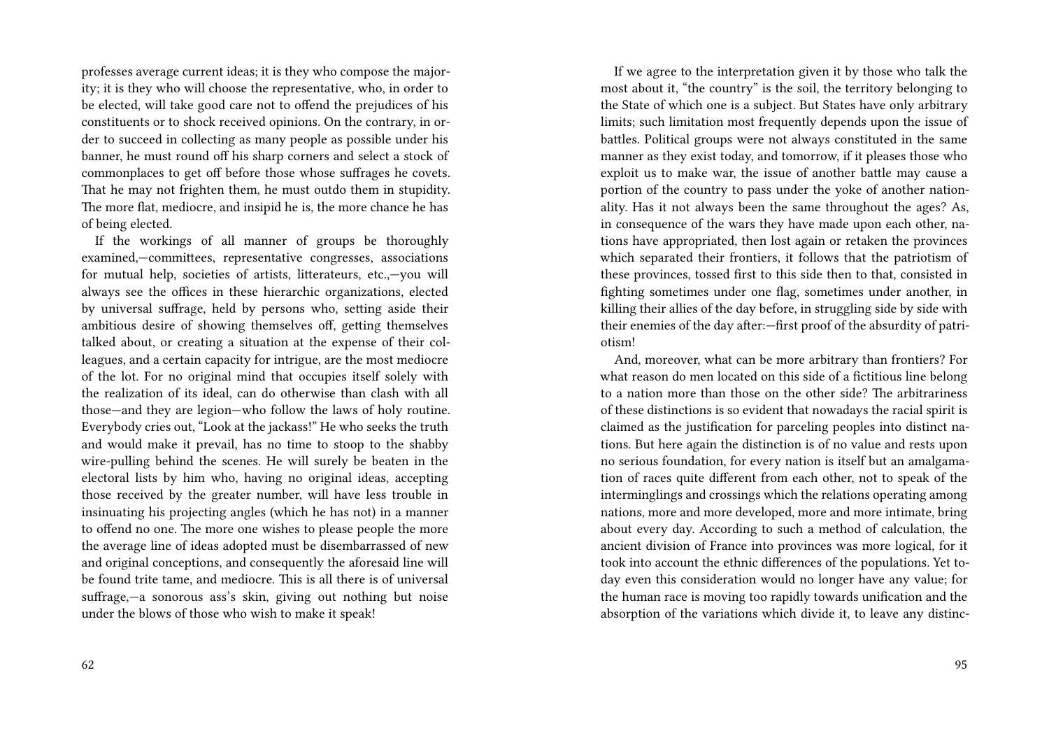professes average current ideas; it is they who compose the majority; it is they who will choose the representative, who, in order to be elected, will take good care not to offend the prejudices of his constituents or to shock received opinions. On the contrary, in order to succeed in collecting as many people as possible under his banner, he must round off his sharp corners and select a stock of commonplaces to get off before those whose suffrages he covets. That he may not frighten them, he must outdo them in stupidity. The more flat, mediocre, and insipid he is, the more chance he has of being elected.

If the workings of all manner of groups be thoroughly examined,—committees, representative congresses, associations for mutual help, societies of artists, litterateurs, etc.,—you will always see the offices in these hierarchic organizations, elected by universal suffrage, held by persons who, setting aside their ambitious desire of showing themselves off, getting themselves talked about, or creating a situation at the expense of their colleagues, and a certain capacity for intrigue, are the most mediocre of the lot. For no original mind that occupies itself solely with the realization of its ideal, can do otherwise than clash with all those—and they are legion—who follow the laws of holy routine. Everybody cries out, "Look at the jackass!" He who seeks the truth and would make it prevail, has no time to stoop to the shabby wire-pulling behind the scenes. He will surely be beaten in the electoral lists by him who, having no original ideas, accepting those received by the greater number, will have less trouble in insinuating his projecting angles (which he has not) in a manner to offend no one. The more one wishes to please people the more the average line of ideas adopted must be disembarrassed of new and original conceptions, and consequently the aforesaid line will be found trite tame, and mediocre. This is all there is of universal suffrage,—a sonorous ass's skin, giving out nothing but noise under the blows of those who wish to make it speak!

If we agree to the interpretation given it by those who talk the most about it, "the country" is the soil, the territory belonging to the State of which one is a subject. But States have only arbitrary limits; such limitation most frequently depends upon the issue of battles. Political groups were not always constituted in the same manner as they exist today, and tomorrow, if it pleases those who exploit us to make war, the issue of another battle may cause a portion of the country to pass under the yoke of another nationality. Has it not always been the same throughout the ages? As, in consequence of the wars they have made upon each other, nations have appropriated, then lost again or retaken the provinces which separated their frontiers, it follows that the patriotism of these provinces, tossed first to this side then to that, consisted in fighting sometimes under one flag, sometimes under another, in killing their allies of the day before, in struggling side by side with their enemies of the day after:—first proof of the absurdity of patriotism!

And, moreover, what can be more arbitrary than frontiers? For what reason do men located on this side of a fictitious line belong to a nation more than those on the other side? The arbitrariness of these distinctions is so evident that nowadays the racial spirit is claimed as the justification for parceling peoples into distinct nations. But here again the distinction is of no value and rests upon no serious foundation, for every nation is itself but an amalgamation of races quite different from each other, not to speak of the interminglings and crossings which the relations operating among nations, more and more developed, more and more intimate, bring about every day. According to such a method of calculation, the ancient division of France into provinces was more logical, for it took into account the ethnic differences of the populations. Yet today even this consideration would no longer have any value; for the human race is moving too rapidly towards unification and the absorption of the variations which divide it, to leave any distinc-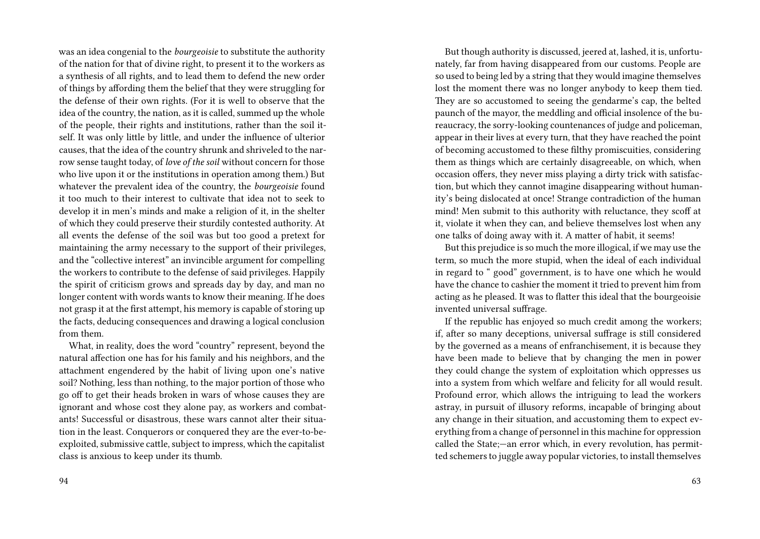was an idea congenial to the *bourgeoisie* to substitute the authority of the nation for that of divine right, to present it to the workers as a synthesis of all rights, and to lead them to defend the new order of things by affording them the belief that they were struggling for the defense of their own rights. (For it is well to observe that the idea of the country, the nation, as it is called, summed up the whole of the people, their rights and institutions, rather than the soil itself. It was only little by little, and under the influence of ulterior causes, that the idea of the country shrunk and shriveled to the narrow sense taught today, of *love of the soil* without concern for those who live upon it or the institutions in operation among them.) But whatever the prevalent idea of the country, the *bourgeoisie* found it too much to their interest to cultivate that idea not to seek to develop it in men's minds and make a religion of it, in the shelter of which they could preserve their sturdily contested authority. At all events the defense of the soil was but too good a pretext for maintaining the army necessary to the support of their privileges, and the "collective interest" an invincible argument for compelling the workers to contribute to the defense of said privileges. Happily the spirit of criticism grows and spreads day by day, and man no longer content with words wants to know their meaning. If he does not grasp it at the first attempt, his memory is capable of storing up the facts, deducing consequences and drawing a logical conclusion from them.

What, in reality, does the word "country" represent, beyond the natural affection one has for his family and his neighbors, and the attachment engendered by the habit of living upon one's native soil? Nothing, less than nothing, to the major portion of those who go off to get their heads broken in wars of whose causes they are ignorant and whose cost they alone pay, as workers and combatants! Successful or disastrous, these wars cannot alter their situation in the least. Conquerors or conquered they are the ever-to-be-exploited, submissive cattle, subject to impress, which the capitalist class is anxious to keep under its thumb.

But though authority is discussed, jeered at, lashed, it is, unfortunately, far from having disappeared from our customs. People are so used to being led by a string that they would imagine themselves lost the moment there was no longer anybody to keep them tied. They are so accustomed to seeing the gendarme's cap, the belted paunch of the mayor, the meddling and official insolence of the bureaucracy, the sorry-looking countenances of judge and policeman, appear in their lives at every turn, that they have reached the point of becoming accustomed to these filthy promiscuities, considering them as things which are certainly disagreeable, on which, when occasion offers, they never miss playing a dirty trick with satisfaction, but which they cannot imagine disappearing without humanity's being dislocated at once! Strange contradiction of the human mind! Men submit to this authority with reluctance, they scoff at it, violate it when they can, and believe themselves lost when any one talks of doing away with it. A matter of habit, it seems!

But this prejudice is so much the more illogical, if we may use the term, so much the more stupid, when the ideal of each individual in regard to " good" government, is to have one which he would have the chance to cashier the moment it tried to prevent him from acting as he pleased. It was to flatter this ideal that the bourgeoisie invented universal suffrage.

If the republic has enjoyed so much credit among the workers; if, after so many deceptions, universal suffrage is still considered by the governed as a means of enfranchisement, it is because they have been made to believe that by changing the men in power they could change the system of exploitation which oppresses us into a system from which welfare and felicity for all would result. Profound error, which allows the intriguing to lead the workers astray, in pursuit of illusory reforms, incapable of bringing about any change in their situation, and accustoming them to expect everything from a change of personnel in this machine for oppression called the State;—an error which, in every revolution, has permitted schemers to juggle away popular victories, to install themselves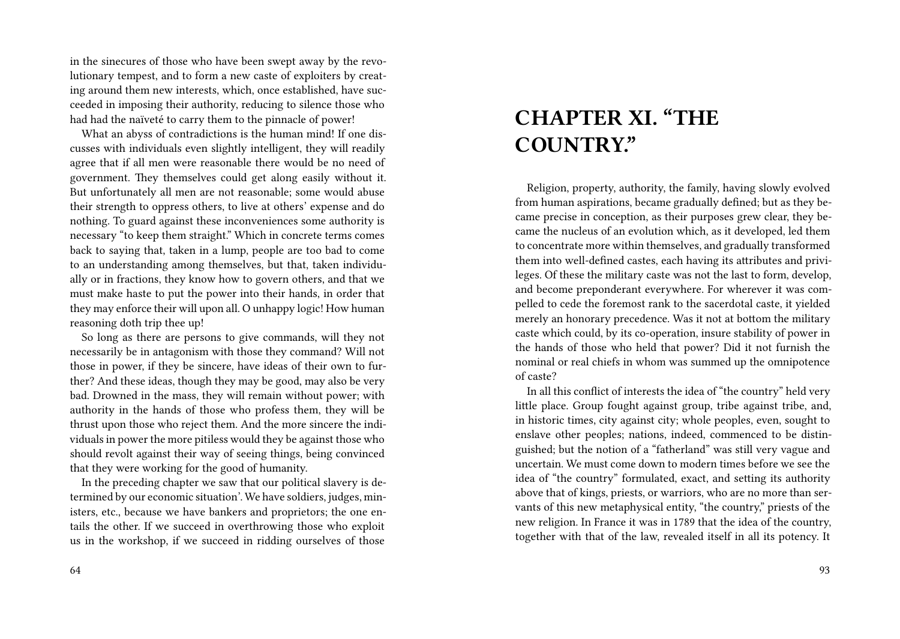in the sinecures of those who have been swept away by the revolutionary tempest, and to form a new caste of exploiters by creating around them new interests, which, once established, have succeeded in imposing their authority, reducing to silence those who had had the naïveté to carry them to the pinnacle of power!

What an abyss of contradictions is the human mind! If one discusses with individuals even slightly intelligent, they will readily agree that if all men were reasonable there would be no need of government. They themselves could get along easily without it. But unfortunately all men are not reasonable; some would abuse their strength to oppress others, to live at others' expense and do nothing. To guard against these inconveniences some authority is necessary "to keep them straight." Which in concrete terms comes back to saying that, taken in a lump, people are too bad to come to an understanding among themselves, but that, taken individually or in fractions, they know how to govern others, and that we must make haste to put the power into their hands, in order that they may enforce their will upon all. O unhappy logic! How human reasoning doth trip thee up!

So long as there are persons to give commands, will they not necessarily be in antagonism with those they command? Will not those in power, if they be sincere, have ideas of their own to further? And these ideas, though they may be good, may also be very bad. Drowned in the mass, they will remain without power; with authority in the hands of those who profess them, they will be thrust upon those who reject them. And the more sincere the individuals in power the more pitiless would they be against those who should revolt against their way of seeing things, being convinced that they were working for the good of humanity.

In the preceding chapter we saw that our political slavery is determined by our economic situation'. We have soldiers, judges, ministers, etc., because we have bankers and proprietors; the one entails the other. If we succeed in overthrowing those who exploit us in the workshop, if we succeed in ridding ourselves of those

# CHAPTER XI. "THE COUNTRY."

Religion, property, authority, the family, having slowly evolved from human aspirations, became gradually defined; but as they became precise in conception, as their purposes grew clear, they became the nucleus of an evolution which, as it developed, led them to concentrate more within themselves, and gradually transformed them into well-defined castes, each having its attributes and privileges. Of these the military caste was not the last to form, develop, and become preponderant everywhere. For wherever it was compelled to cede the foremost rank to the sacerdotal caste, it yielded merely an honorary precedence. Was it not at bottom the military caste which could, by its co-operation, insure stability of power in the hands of those who held that power? Did it not furnish the nominal or real chiefs in whom was summed up the omnipotence of caste?

In all this conflict of interests the idea of "the country" held very little place. Group fought against group, tribe against tribe, and, in historic times, city against city; whole peoples, even, sought to enslave other peoples; nations, indeed, commenced to be distinguished; but the notion of a "fatherland" was still very vague and uncertain. We must come down to modern times before we see the idea of "the country" formulated, exact, and setting its authority above that of kings, priests, or warriors, who are no more than servants of this new metaphysical entity, "the country," priests of the new religion. In France it was in 1789 that the idea of the country, together with that of the law, revealed itself in all its potency. It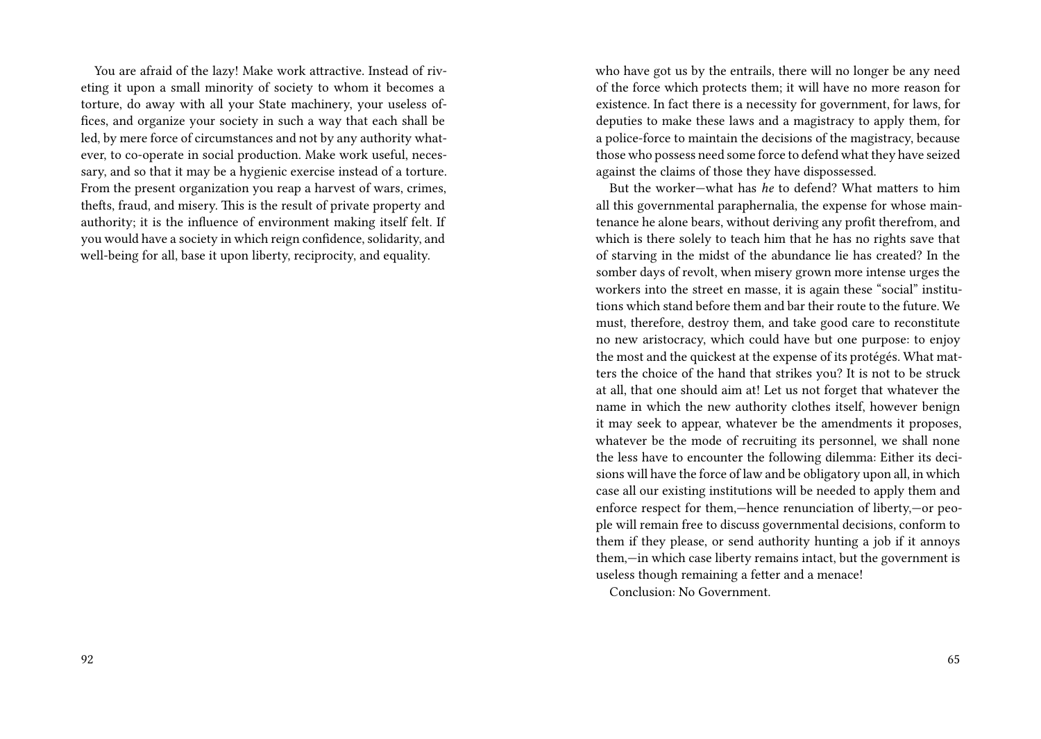You are afraid of the lazy! Make work attractive. Instead of riveting it upon a small minority of society to whom it becomes a torture, do away with all your State machinery, your useless offices, and organize your society in such a way that each shall be led, by mere force of circumstances and not by any authority whatever, to co-operate in social production. Make work useful, necessary, and so that it may be a hygienic exercise instead of a torture. From the present organization you reap a harvest of wars, crimes, thefts, fraud, and misery. This is the result of private property and authority; it is the influence of environment making itself felt. If you would have a society in which reign confidence, solidarity, and well-being for all, base it upon liberty, reciprocity, and equality.

who have got us by the entrails, there will no longer be any need of the force which protects them; it will have no more reason for existence. In fact there is a necessity for government, for laws, for deputies to make these laws and a magistracy to apply them, for a police-force to maintain the decisions of the magistracy, because those who possess need some force to defend what they have seized against the claims of those they have dispossessed.

But the worker—what has *he* to defend? What matters to him all this governmental paraphernalia, the expense for whose maintenance he alone bears, without deriving any profit therefrom, and which is there solely to teach him that he has no rights save that of starving in the midst of the abundance lie has created? In the somber days of revolt, when misery grown more intense urges the workers into the street en masse, it is again these "social" institutions which stand before them and bar their route to the future. We must, therefore, destroy them, and take good care to reconstitute no new aristocracy, which could have but one purpose: to enjoy the most and the quickest at the expense of its protégés. What matters the choice of the hand that strikes you? It is not to be struck at all, that one should aim at! Let us not forget that whatever the name in which the new authority clothes itself, however benign it may seek to appear, whatever be the amendments it proposes, whatever be the mode of recruiting its personnel, we shall none the less have to encounter the following dilemma: Either its decisions will have the force of law and be obligatory upon all, in which case all our existing institutions will be needed to apply them and enforce respect for them,—hence renunciation of liberty,—or people will remain free to discuss governmental decisions, conform to them if they please, or send authority hunting a job if it annoys them,—in which case liberty remains intact, but the government is useless though remaining a fetter and a menace!

Conclusion: No Government.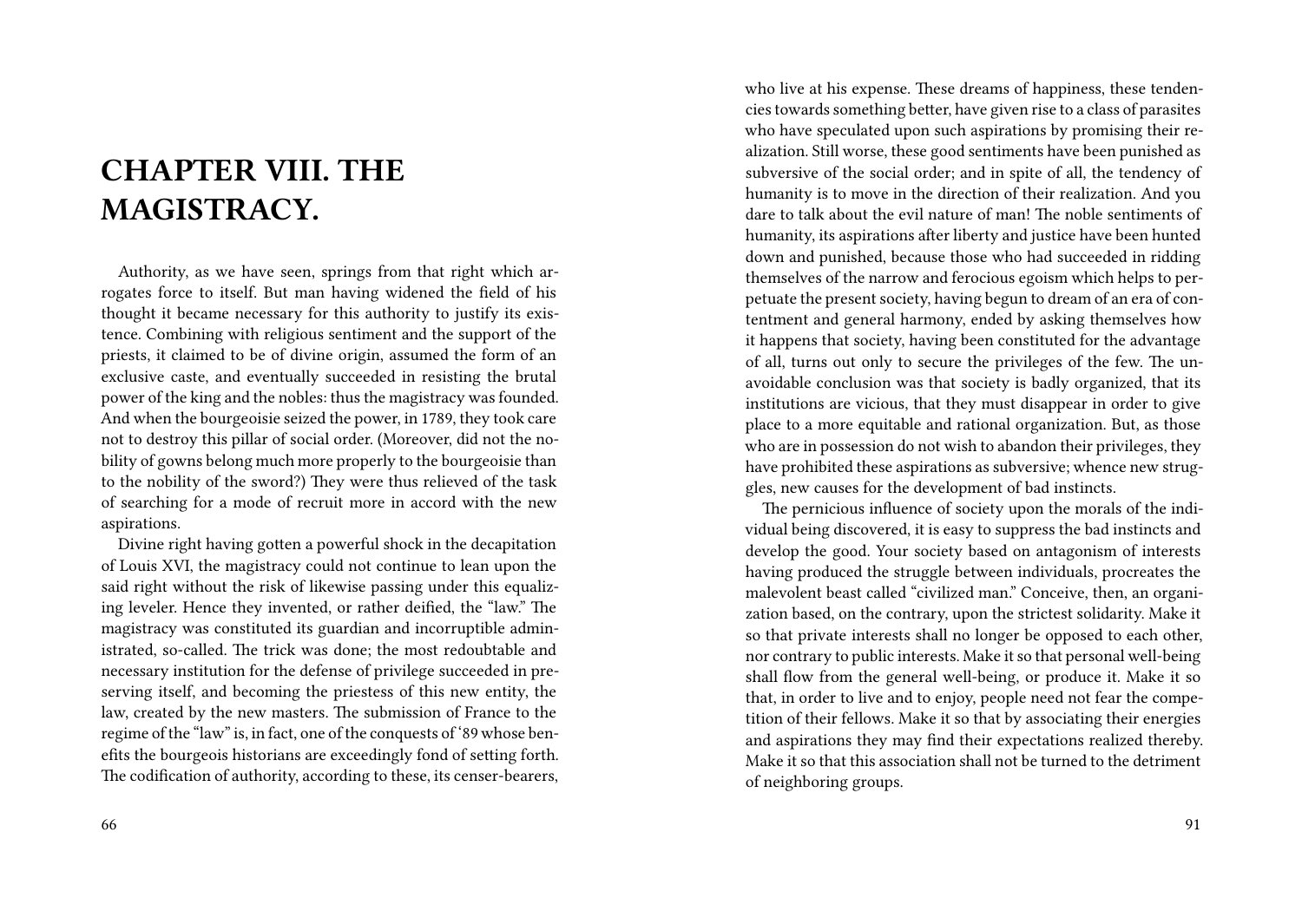# CHAPTER VIII. THE MAGISTRACY.

Authority, as we have seen, springs from that right which arrogates force to itself. But man having widened the field of his thought it became necessary for this authority to justify its existence. Combining with religious sentiment and the support of the priests, it claimed to be of divine origin, assumed the form of an exclusive caste, and eventually succeeded in resisting the brutal power of the king and the nobles: thus the magistracy was founded. And when the bourgeoisie seized the power, in 1789, they took care not to destroy this pillar of social order. (Moreover, did not the nobility of gowns belong much more properly to the bourgeoisie than to the nobility of the sword?) They were thus relieved of the task of searching for a mode of recruit more in accord with the new aspirations.

Divine right having gotten a powerful shock in the decapitation of Louis XVI, the magistracy could not continue to lean upon the said right without the risk of likewise passing under this equalizing leveler. Hence they invented, or rather deified, the "law." The magistracy was constituted its guardian and incorruptible administrated, so-called. The trick was done; the most redoubtable and necessary institution for the defense of privilege succeeded in preserving itself, and becoming the priestess of this new entity, the law, created by the new masters. The submission of France to the regime of the "law" is, in fact, one of the conquests of '89 whose benefits the bourgeois historians are exceedingly fond of setting forth. The codification of authority, according to these, its censer-bearers,

who live at his expense. These dreams of happiness, these tendencies towards something better, have given rise to a class of parasites who have speculated upon such aspirations by promising their realization. Still worse, these good sentiments have been punished as subversive of the social order; and in spite of all, the tendency of humanity is to move in the direction of their realization. And you dare to talk about the evil nature of man! The noble sentiments of humanity, its aspirations after liberty and justice have been hunted down and punished, because those who had succeeded in ridding themselves of the narrow and ferocious egoism which helps to perpetuate the present society, having begun to dream of an era of contentment and general harmony, ended by asking themselves how it happens that society, having been constituted for the advantage of all, turns out only to secure the privileges of the few. The unavoidable conclusion was that society is badly organized, that its institutions are vicious, that they must disappear in order to give place to a more equitable and rational organization. But, as those who are in possession do not wish to abandon their privileges, they have prohibited these aspirations as subversive; whence new struggles, new causes for the development of bad instincts.

The pernicious influence of society upon the morals of the individual being discovered, it is easy to suppress the bad instincts and develop the good. Your society based on antagonism of interests having produced the struggle between individuals, procreates the malevolent beast called "civilized man." Conceive, then, an organization based, on the contrary, upon the strictest solidarity. Make it so that private interests shall no longer be opposed to each other, nor contrary to public interests. Make it so that personal well-being shall flow from the general well-being, or produce it. Make it so that, in order to live and to enjoy, people need not fear the competition of their fellows. Make it so that by associating their energies and aspirations they may find their expectations realized thereby. Make it so that this association shall not be turned to the detriment of neighboring groups.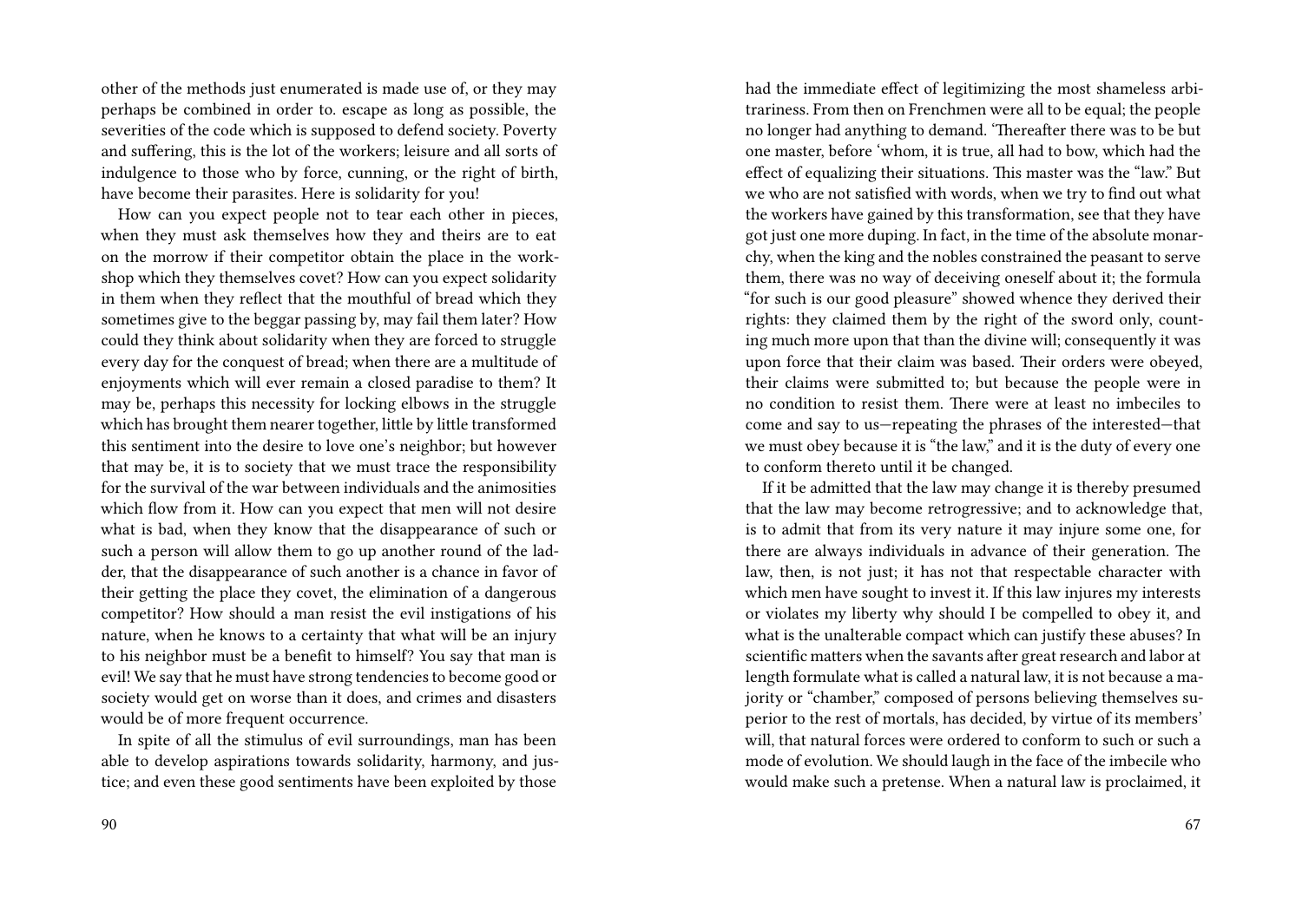other of the methods just enumerated is made use of, or they may perhaps be combined in order to. escape as long as possible, the severities of the code which is supposed to defend society. Poverty and suffering, this is the lot of the workers; leisure and all sorts of indulgence to those who by force, cunning, or the right of birth, have become their parasites. Here is solidarity for you!

How can you expect people not to tear each other in pieces, when they must ask themselves how they and theirs are to eat on the morrow if their competitor obtain the place in the workshop which they themselves covet? How can you expect solidarity in them when they reflect that the mouthful of bread which they sometimes give to the beggar passing by, may fail them later? How could they think about solidarity when they are forced to struggle every day for the conquest of bread; when there are a multitude of enjoyments which will ever remain a closed paradise to them? It may be, perhaps this necessity for locking elbows in the struggle which has brought them nearer together, little by little transformed this sentiment into the desire to love one's neighbor; but however that may be, it is to society that we must trace the responsibility for the survival of the war between individuals and the animosities which flow from it. How can you expect that men will not desire what is bad, when they know that the disappearance of such or such a person will allow them to go up another round of the ladder, that the disappearance of such another is a chance in favor of their getting the place they covet, the elimination of a dangerous competitor? How should a man resist the evil instigations of his nature, when he knows to a certainty that what will be an injury to his neighbor must be a benefit to himself? You say that man is evil! We say that he must have strong tendencies to become good or society would get on worse than it does, and crimes and disasters would be of more frequent occurrence.

In spite of all the stimulus of evil surroundings, man has been able to develop aspirations towards solidarity, harmony, and justice; and even these good sentiments have been exploited by those

had the immediate effect of legitimizing the most shameless arbitrariness. From then on Frenchmen were all to be equal; the people no longer had anything to demand. 'Thereafter there was to be but one master, before 'whom, it is true, all had to bow, which had the effect of equalizing their situations. This master was the "law." But we who are not satisfied with words, when we try to find out what the workers have gained by this transformation, see that they have got just one more duping. In fact, in the time of the absolute monarchy, when the king and the nobles constrained the peasant to serve them, there was no way of deceiving oneself about it; the formula "for such is our good pleasure" showed whence they derived their rights: they claimed them by the right of the sword only, counting much more upon that than the divine will; consequently it was upon force that their claim was based. Their orders were obeyed, their claims were submitted to; but because the people were in no condition to resist them. There were at least no imbeciles to come and say to us—repeating the phrases of the interested—that we must obey because it is "the law," and it is the duty of every one to conform thereto until it be changed.

If it be admitted that the law may change it is thereby presumed that the law may become retrogressive; and to acknowledge that, is to admit that from its very nature it may injure some one, for there are always individuals in advance of their generation. The law, then, is not just; it has not that respectable character with which men have sought to invest it. If this law injures my interests or violates my liberty why should I be compelled to obey it, and what is the unalterable compact which can justify these abuses? In scientific matters when the savants after great research and labor at length formulate what is called a natural law, it is not because a majority or "chamber," composed of persons believing themselves superior to the rest of mortals, has decided, by virtue of its members' will, that natural forces were ordered to conform to such or such a mode of evolution. We should laugh in the face of the imbecile who would make such a pretense. When a natural law is proclaimed, it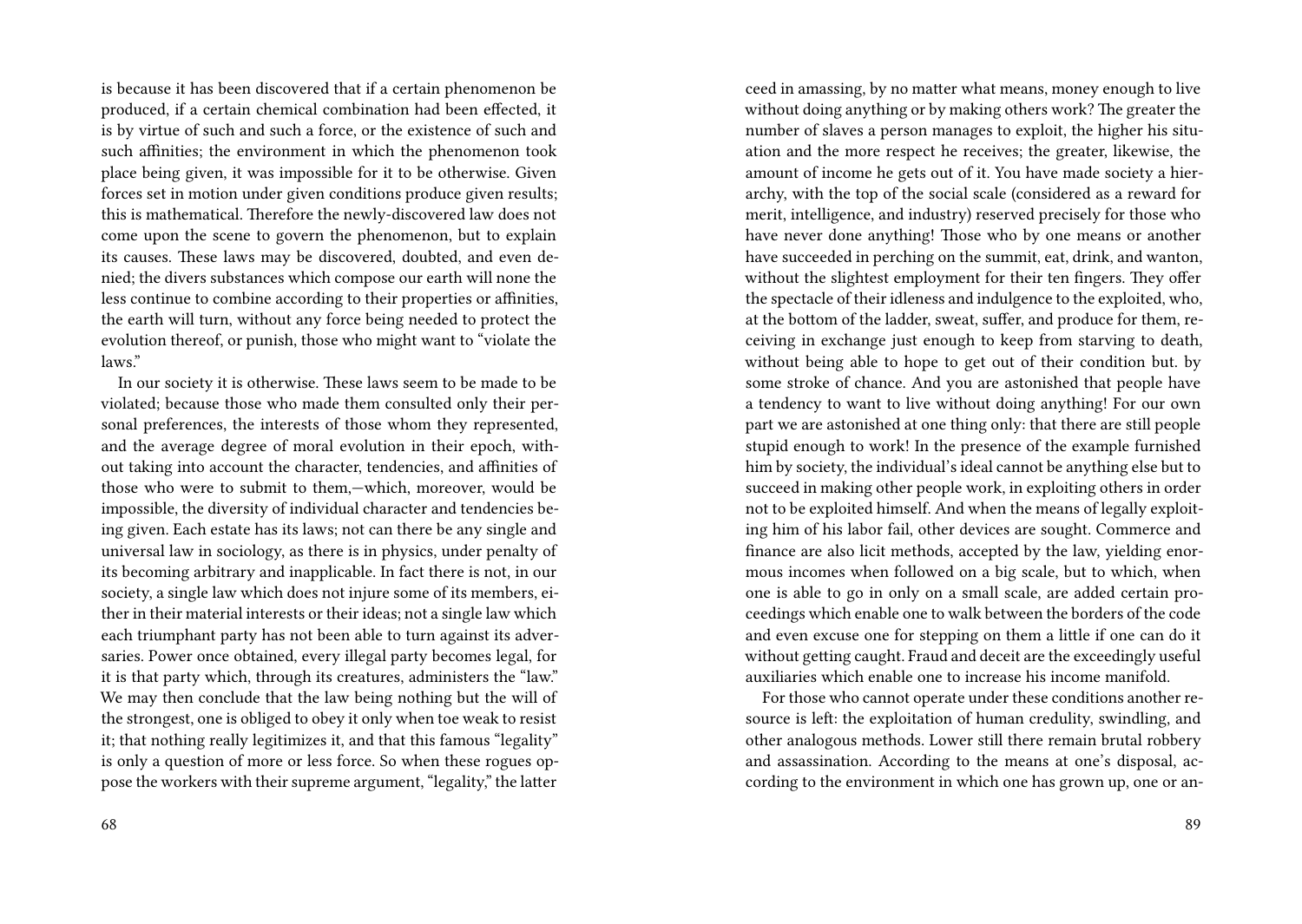is because it has been discovered that if a certain phenomenon be produced, if a certain chemical combination had been effected, it is by virtue of such and such a force, or the existence of such and such affinities; the environment in which the phenomenon took place being given, it was impossible for it to be otherwise. Given forces set in motion under given conditions produce given results; this is mathematical. Therefore the newly-discovered law does not come upon the scene to govern the phenomenon, but to explain its causes. These laws may be discovered, doubted, and even denied; the divers substances which compose our earth will none the less continue to combine according to their properties or affinities, the earth will turn, without any force being needed to protect the evolution thereof, or punish, those who might want to "violate the laws."

In our society it is otherwise. These laws seem to be made to be violated; because those who made them consulted only their personal preferences, the interests of those whom they represented, and the average degree of moral evolution in their epoch, without taking into account the character, tendencies, and affinities of those who were to submit to them,—which, moreover, would be impossible, the diversity of individual character and tendencies being given. Each estate has its laws; not can there be any single and universal law in sociology, as there is in physics, under penalty of its becoming arbitrary and inapplicable. In fact there is not, in our society, a single law which does not injure some of its members, either in their material interests or their ideas; not a single law which each triumphant party has not been able to turn against its adversaries. Power once obtained, every illegal party becomes legal, for it is that party which, through its creatures, administers the "law." We may then conclude that the law being nothing but the will of the strongest, one is obliged to obey it only when toe weak to resist it; that nothing really legitimizes it, and that this famous "legality" is only a question of more or less force. So when these rogues oppose the workers with their supreme argument, "legality," the latter

ceed in amassing, by no matter what means, money enough to live without doing anything or by making others work? The greater the number of slaves a person manages to exploit, the higher his situation and the more respect he receives; the greater, likewise, the amount of income he gets out of it. You have made society a hierarchy, with the top of the social scale (considered as a reward for merit, intelligence, and industry) reserved precisely for those who have never done anything! Those who by one means or another have succeeded in perching on the summit, eat, drink, and wanton, without the slightest employment for their ten fingers. They offer the spectacle of their idleness and indulgence to the exploited, who, at the bottom of the ladder, sweat, suffer, and produce for them, receiving in exchange just enough to keep from starving to death, without being able to hope to get out of their condition but. by some stroke of chance. And you are astonished that people have a tendency to want to live without doing anything! For our own part we are astonished at one thing only: that there are still people stupid enough to work! In the presence of the example furnished him by society, the individual's ideal cannot be anything else but to succeed in making other people work, in exploiting others in order not to be exploited himself. And when the means of legally exploiting him of his labor fail, other devices are sought. Commerce and finance are also licit methods, accepted by the law, yielding enormous incomes when followed on a big scale, but to which, when one is able to go in only on a small scale, are added certain proceedings which enable one to walk between the borders of the code and even excuse one for stepping on them a little if one can do it without getting caught. Fraud and deceit are the exceedingly useful auxiliaries which enable one to increase his income manifold.

For those who cannot operate under these conditions another resource is left: the exploitation of human credulity, swindling, and other analogous methods. Lower still there remain brutal robbery and assassination. According to the means at one's disposal, according to the environment in which one has grown up, one or an-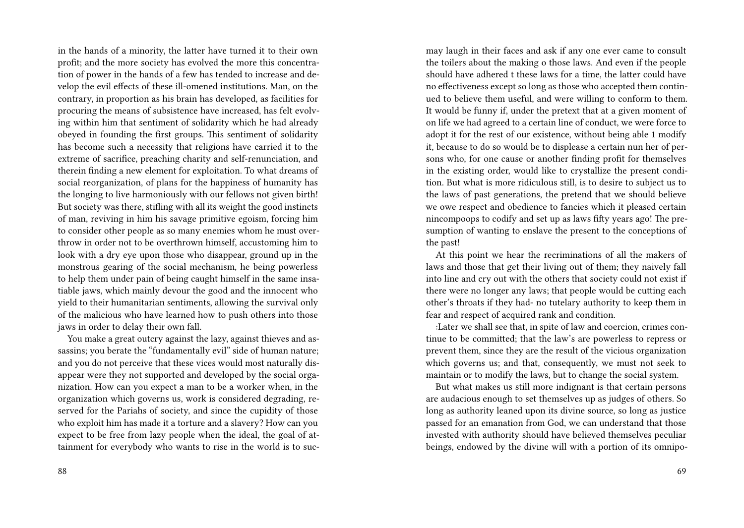in the hands of a minority, the latter have turned it to their own profit; and the more society has evolved the more this concentration of power in the hands of a few has tended to increase and develop the evil effects of these ill-omened institutions. Man, on the contrary, in proportion as his brain has developed, as facilities for procuring the means of subsistence have increased, has felt evolving within him that sentiment of solidarity which he had already obeyed in founding the first groups. This sentiment of solidarity has become such a necessity that religions have carried it to the extreme of sacrifice, preaching charity and self-renunciation, and therein finding a new element for exploitation. To what dreams of social reorganization, of plans for the happiness of humanity has the longing to live harmoniously with our fellows not given birth! But society was there, stifling with all its weight the good instincts of man, reviving in him his savage primitive egoism, forcing him to consider other people as so many enemies whom he must overthrow in order not to be overthrown himself, accustoming him to look with a dry eye upon those who disappear, ground up in the monstrous gearing of the social mechanism, he being powerless to help them under pain of being caught himself in the same insatiable jaws, which mainly devour the good and the innocent who yield to their humanitarian sentiments, allowing the survival only of the malicious who have learned how to push others into those jaws in order to delay their own fall.

You make a great outcry against the lazy, against thieves and assassins; you berate the "fundamentally evil" side of human nature; and you do not perceive that these vices would most naturally disappear were they not supported and developed by the social organization. How can you expect a man to be a worker when, in the organization which governs us, work is considered degrading, reserved for the Pariahs of society, and since the cupidity of those who exploit him has made it a torture and a slavery? How can you expect to be free from lazy people when the ideal, the goal of attainment for everybody who wants to rise in the world is to suc-

may laugh in their faces and ask if any one ever came to consult the toilers about the making o those laws. And even if the people should have adhered t these laws for a time, the latter could have no effectiveness except so long as those who accepted them continued to believe them useful, and were willing to conform to them. It would be funny if, under the pretext that at a given moment of on life we had agreed to a certain line of conduct, we were force to adopt it for the rest of our existence, without being able 1 modify it, because to do so would be to displease a certain nun her of persons who, for one cause or another finding profit for themselves in the existing order, would like to crystallize the present condition. But what is more ridiculous still, is to desire to subject us to the laws of past generations, the pretend that we should believe we owe respect and obedience to fancies which it pleased certain nincompoops to codify and set up as laws fifty years ago! The presumption of wanting to enslave the present to the conceptions of the past!

At this point we hear the recriminations of all the makers of laws and those that get their living out of them; they naively fall into line and cry out with the others that society could not exist if there were no longer any laws; that people would be cutting each other's throats if they had- no tutelary authority to keep them in fear and respect of acquired rank and condition.

:Later we shall see that, in spite of law and coercion, crimes continue to be committed; that the law's are powerless to repress or prevent them, since they are the result of the vicious organization which governs us; and that, consequently, we must not seek to maintain or to modify the laws, but to change the social system.

But what makes us still more indignant is that certain persons are audacious enough to set themselves up as judges of others. So long as authority leaned upon its divine source, so long as justice passed for an emanation from God, we can understand that those invested with authority should have believed themselves peculiar beings, endowed by the divine will with a portion of its omnipo-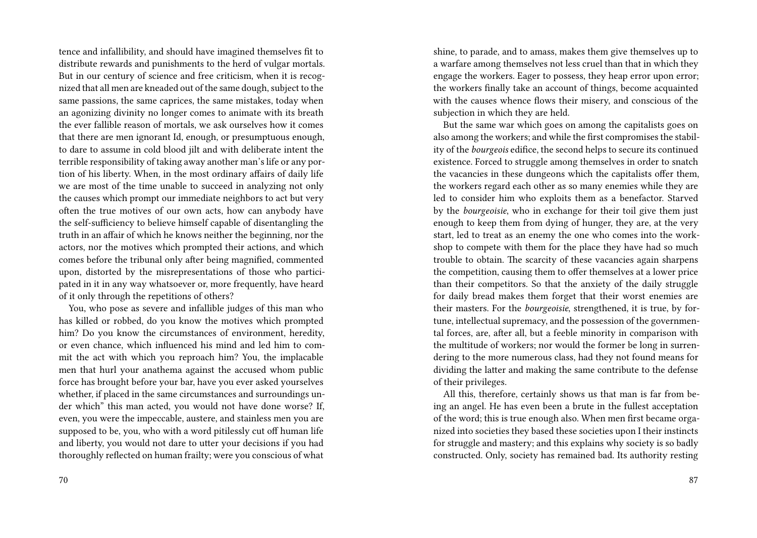tence and infallibility, and should have imagined themselves fit to distribute rewards and punishments to the herd of vulgar mortals. But in our century of science and free criticism, when it is recognized that all men are kneaded out of the same dough, subject to the same passions, the same caprices, the same mistakes, today when an agonizing divinity no longer comes to animate with its breath the ever fallible reason of mortals, we ask ourselves how it comes that there are men ignorant Id, enough, or presumptuous enough, to dare to assume in cold blood jilt and with deliberate intent the terrible responsibility of taking away another man's life or any portion of his liberty. When, in the most ordinary affairs of daily life we are most of the time unable to succeed in analyzing not only the causes which prompt our immediate neighbors to act but very often the true motives of our own acts, how can anybody have the self-sufficiency to believe himself capable of disentangling the truth in an affair of which he knows neither the beginning, nor the actors, nor the motives which prompted their actions, and which comes before the tribunal only after being magnified, commented upon, distorted by the misrepresentations of those who participated in it in any way whatsoever or, more frequently, have heard of it only through the repetitions of others?

You, who pose as severe and infallible judges of this man who has killed or robbed, do you know the motives which prompted him? Do you know the circumstances of environment, heredity, or even chance, which influenced his mind and led him to commit the act with which you reproach him? You, the implacable men that hurl your anathema against the accused whom public force has brought before your bar, have you ever asked yourselves whether, if placed in the same circumstances and surroundings under which" this man acted, you would not have done worse? If, even, you were the impeccable, austere, and stainless men you are supposed to be, you, who with a word pitilessly cut off human life and liberty, you would not dare to utter your decisions if you had thoroughly reflected on human frailty; were you conscious of what

shine, to parade, and to amass, makes them give themselves up to a warfare among themselves not less cruel than that in which they engage the workers. Eager to possess, they heap error upon error; the workers finally take an account of things, become acquainted with the causes whence flows their misery, and conscious of the subjection in which they are held.

But the same war which goes on among the capitalists goes on also among the workers; and while the first compromises the stability of the *bourgeois* edifice, the second helps to secure its continued existence. Forced to struggle among themselves in order to snatch the vacancies in these dungeons which the capitalists offer them, the workers regard each other as so many enemies while they are led to consider him who exploits them as a benefactor. Starved by the *bourgeoisie*, who in exchange for their toil give them just enough to keep them from dying of hunger, they are, at the very start, led to treat as an enemy the one who comes into the workshop to compete with them for the place they have had so much trouble to obtain. The scarcity of these vacancies again sharpens the competition, causing them to offer themselves at a lower price than their competitors. So that the anxiety of the daily struggle for daily bread makes them forget that their worst enemies are their masters. For the *bourgeoisie*, strengthened, it is true, by fortune, intellectual supremacy, and the possession of the governmental forces, are, after all, but a feeble minority in comparison with the multitude of workers; nor would the former be long in surrendering to the more numerous class, had they not found means for dividing the latter and making the same contribute to the defense of their privileges.

All this, therefore, certainly shows us that man is far from being an angel. He has even been a brute in the fullest acceptation of the word; this is true enough also. When men first became organized into societies they based these societies upon I their instincts for struggle and mastery; and this explains why society is so badly constructed. Only, society has remained bad. Its authority resting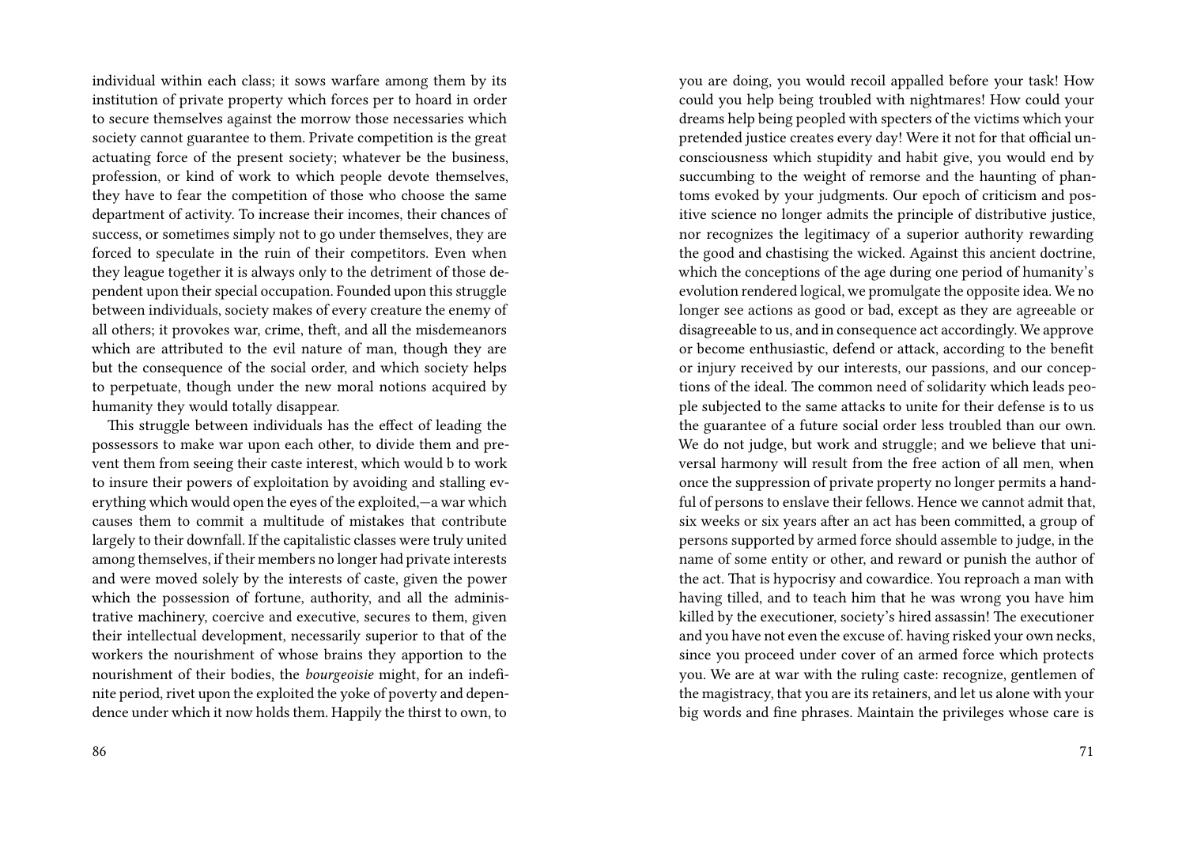individual within each class; it sows warfare among them by its institution of private property which forces per to hoard in order to secure themselves against the morrow those necessaries which society cannot guarantee to them. Private competition is the great actuating force of the present society; whatever be the business, profession, or kind of work to which people devote themselves, they have to fear the competition of those who choose the same department of activity. To increase their incomes, their chances of success, or sometimes simply not to go under themselves, they are forced to speculate in the ruin of their competitors. Even when they league together it is always only to the detriment of those dependent upon their special occupation. Founded upon this struggle between individuals, society makes of every creature the enemy of all others; it provokes war, crime, theft, and all the misdemeanors which are attributed to the evil nature of man, though they are but the consequence of the social order, and which society helps to perpetuate, though under the new moral notions acquired by humanity they would totally disappear.

This struggle between individuals has the effect of leading the possessors to make war upon each other, to divide them and prevent them from seeing their caste interest, which would b to work to insure their powers of exploitation by avoiding and stalling everything which would open the eyes of the exploited,—a war which causes them to commit a multitude of mistakes that contribute largely to their downfall. If the capitalistic classes were truly united among themselves, if their members no longer had private interests and were moved solely by the interests of caste, given the power which the possession of fortune, authority, and all the administrative machinery, coercive and executive, secures to them, given their intellectual development, necessarily superior to that of the workers the nourishment of whose brains they apportion to the nourishment of their bodies, the *bourgeoisie* might, for an indefinite period, rivet upon the exploited the yoke of poverty and dependence under which it now holds them. Happily the thirst to own, to

you are doing, you would recoil appalled before your task! How could you help being troubled with nightmares! How could your dreams help being peopled with specters of the victims which your pretended justice creates every day! Were it not for that official unconsciousness which stupidity and habit give, you would end by succumbing to the weight of remorse and the haunting of phantoms evoked by your judgments. Our epoch of criticism and positive science no longer admits the principle of distributive justice, nor recognizes the legitimacy of a superior authority rewarding the good and chastising the wicked. Against this ancient doctrine, which the conceptions of the age during one period of humanity's evolution rendered logical, we promulgate the opposite idea. We no longer see actions as good or bad, except as they are agreeable or disagreeable to us, and in consequence act accordingly. We approve or become enthusiastic, defend or attack, according to the benefit or injury received by our interests, our passions, and our conceptions of the ideal. The common need of solidarity which leads people subjected to the same attacks to unite for their defense is to us the guarantee of a future social order less troubled than our own. We do not judge, but work and struggle; and we believe that universal harmony will result from the free action of all men, when once the suppression of private property no longer permits a handful of persons to enslave their fellows. Hence we cannot admit that, six weeks or six years after an act has been committed, a group of persons supported by armed force should assemble to judge, in the name of some entity or other, and reward or punish the author of the act. That is hypocrisy and cowardice. You reproach a man with having tilled, and to teach him that he was wrong you have him killed by the executioner, society's hired assassin! The executioner and you have not even the excuse of. having risked your own necks, since you proceed under cover of an armed force which protects you. We are at war with the ruling caste: recognize, gentlemen of the magistracy, that you are its retainers, and let us alone with your big words and fine phrases. Maintain the privileges whose care is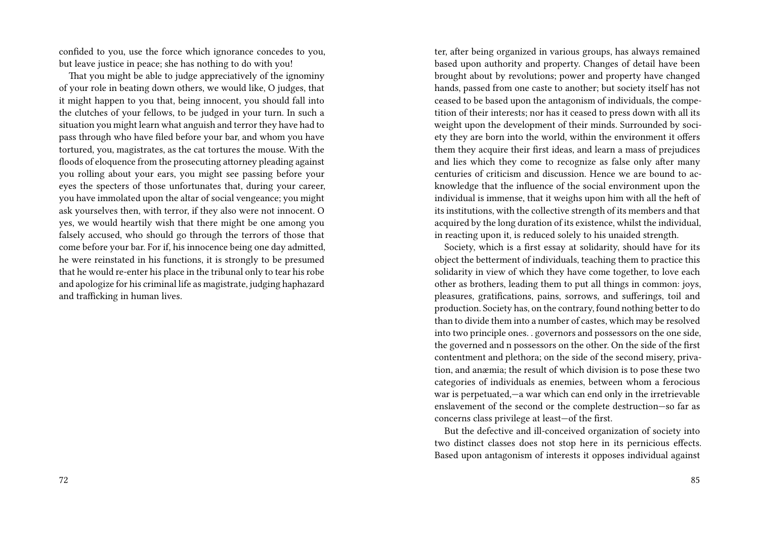confided to you, use the force which ignorance concedes to you, but leave justice in peace; she has nothing to do with you!

That you might be able to judge appreciatively of the ignominy of your role in beating down others, we would like, O judges, that it might happen to you that, being innocent, you should fall into the clutches of your fellows, to be judged in your turn. In such a situation you might learn what anguish and terror they have had to pass through who have filed before your bar, and whom you have tortured, you, magistrates, as the cat tortures the mouse. With the floods of eloquence from the prosecuting attorney pleading against you rolling about your ears, you might see passing before your eyes the specters of those unfortunates that, during your career, you have immolated upon the altar of social vengeance; you might ask yourselves then, with terror, if they also were not innocent. O yes, we would heartily wish that there might be one among you falsely accused, who should go through the terrors of those that come before your bar. For if, his innocence being one day admitted, he were reinstated in his functions, it is strongly to be presumed that he would re-enter his place in the tribunal only to tear his robe and apologize for his criminal life as magistrate, judging haphazard and trafficking in human lives.

ter, after being organized in various groups, has always remained based upon authority and property. Changes of detail have been brought about by revolutions; power and property have changed hands, passed from one caste to another; but society itself has not ceased to be based upon the antagonism of individuals, the competition of their interests; nor has it ceased to press down with all its weight upon the development of their minds. Surrounded by society they are born into the world, within the environment it offers them they acquire their first ideas, and learn a mass of prejudices and lies which they come to recognize as false only after many centuries of criticism and discussion. Hence we are bound to acknowledge that the influence of the social environment upon the individual is immense, that it weighs upon him with all the heft of its institutions, with the collective strength of its members and that acquired by the long duration of its existence, whilst the individual, in reacting upon it, is reduced solely to his unaided strength.

Society, which is a first essay at solidarity, should have for its object the betterment of individuals, teaching them to practice this solidarity in view of which they have come together, to love each other as brothers, leading them to put all things in common: joys, pleasures, gratifications, pains, sorrows, and sufferings, toil and production. Society has, on the contrary, found nothing better to do than to divide them into a number of castes, which may be resolved into two principle ones. . governors and possessors on the one side, the governed and n possessors on the other. On the side of the first contentment and plethora; on the side of the second misery, privation, and anæmia; the result of which division is to pose these two categories of individuals as enemies, between whom a ferocious war is perpetuated,—a war which can end only in the irretrievable enslavement of the second or the complete destruction—so far as concerns class privilege at least—of the first.

But the defective and ill-conceived organization of society into two distinct classes does not stop here in its pernicious effects. Based upon antagonism of interests it opposes individual against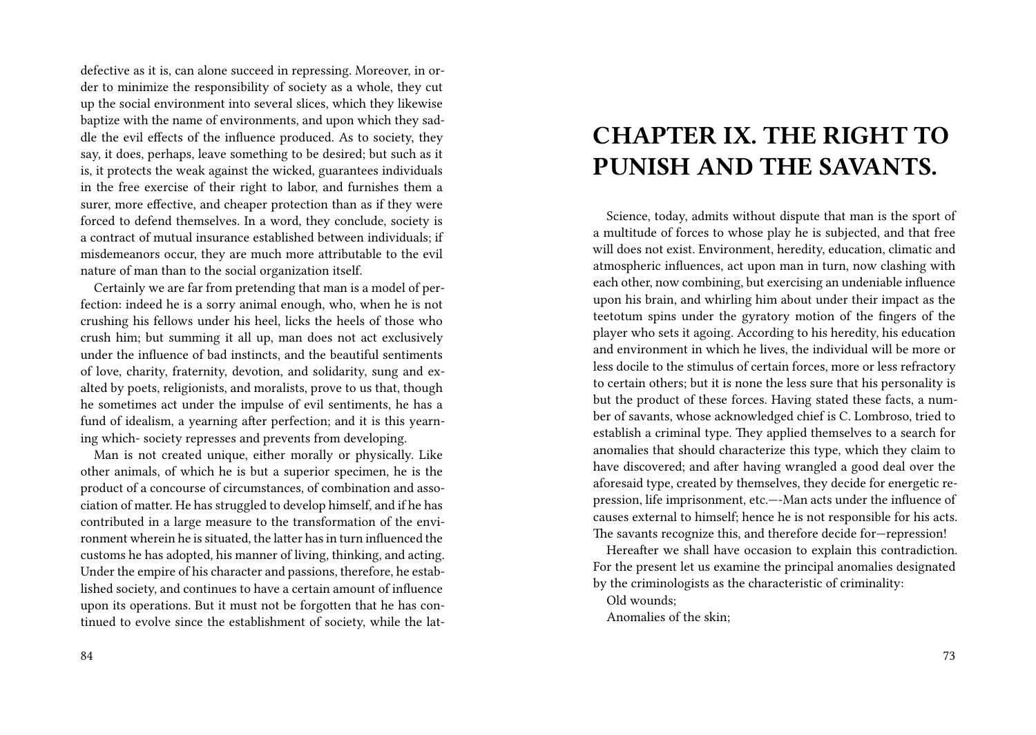defective as it is, can alone succeed in repressing. Moreover, in order to minimize the responsibility of society as a whole, they cut up the social environment into several slices, which they likewise baptize with the name of environments, and upon which they saddle the evil effects of the influence produced. As to society, they say, it does, perhaps, leave something to be desired; but such as it is, it protects the weak against the wicked, guarantees individuals in the free exercise of their right to labor, and furnishes them a surer, more effective, and cheaper protection than as if they were forced to defend themselves. In a word, they conclude, society is a contract of mutual insurance established between individuals; if misdemeanors occur, they are much more attributable to the evil nature of man than to the social organization itself.

Certainly we are far from pretending that man is a model of perfection: indeed he is a sorry animal enough, who, when he is not crushing his fellows under his heel, licks the heels of those who crush him; but summing it all up, man does not act exclusively under the influence of bad instincts, and the beautiful sentiments of love, charity, fraternity, devotion, and solidarity, sung and exalted by poets, religionists, and moralists, prove to us that, though he sometimes act under the impulse of evil sentiments, he has a fund of idealism, a yearning after perfection; and it is this yearning which- society represses and prevents from developing.

Man is not created unique, either morally or physically. Like other animals, of which he is but a superior specimen, he is the product of a concourse of circumstances, of combination and association of matter. He has struggled to develop himself, and if he has contributed in a large measure to the transformation of the environment wherein he is situated, the latter has in turn influenced the customs he has adopted, his manner of living, thinking, and acting. Under the empire of his character and passions, therefore, he established society, and continues to have a certain amount of influence upon its operations. But it must not be forgotten that he has continued to evolve since the establishment of society, while the lat-

# CHAPTER IX. THE RIGHT TO PUNISH AND THE SAVANTS.

Science, today, admits without dispute that man is the sport of a multitude of forces to whose play he is subjected, and that free will does not exist. Environment, heredity, education, climatic and atmospheric influences, act upon man in turn, now clashing with each other, now combining, but exercising an undeniable influence upon his brain, and whirling him about under their impact as the teetotum spins under the gyratory motion of the fingers of the player who sets it agoing. According to his heredity, his education and environment in which he lives, the individual will be more or less docile to the stimulus of certain forces, more or less refractory to certain others; but it is none the less sure that his personality is but the product of these forces. Having stated these facts, a number of savants, whose acknowledged chief is C. Lombroso, tried to establish a criminal type. They applied themselves to a search for anomalies that should characterize this type, which they claim to have discovered; and after having wrangled a good deal over the aforesaid type, created by themselves, they decide for energetic repression, life imprisonment, etc.—-Man acts under the influence of causes external to himself; hence he is not responsible for his acts. The savants recognize this, and therefore decide for—repression!

Hereafter we shall have occasion to explain this contradiction. For the present let us examine the principal anomalies designated by the criminologists as the characteristic of criminality:

Old wounds;

Anomalies of the skin;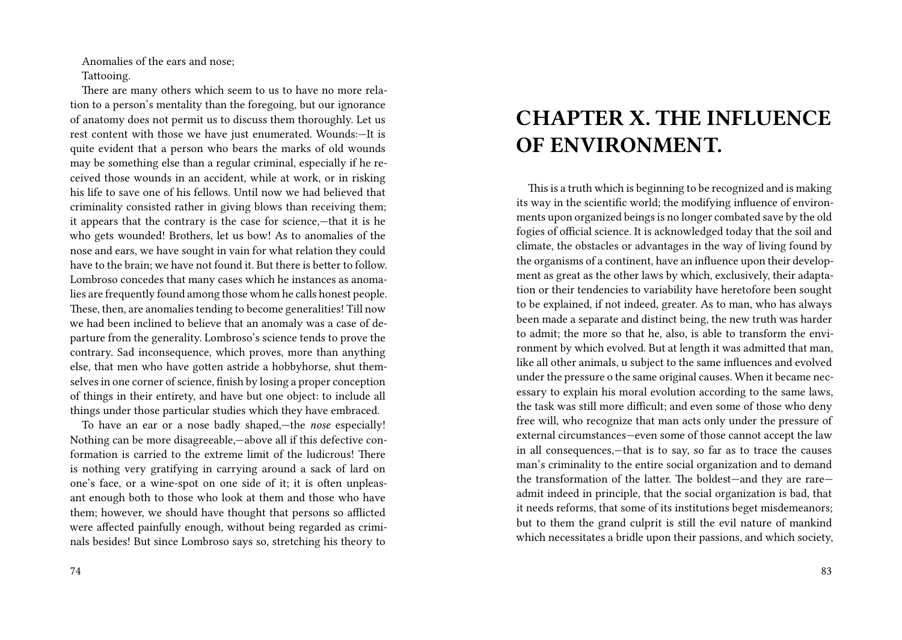Anomalies of the ears and nose;

Tattooing.

There are many others which seem to us to have no more relation to a person's mentality than the foregoing, but our ignorance of anatomy does not permit us to discuss them thoroughly. Let us rest content with those we have just enumerated. Wounds:—It is quite evident that a person who bears the marks of old wounds may be something else than a regular criminal, especially if he received those wounds in an accident, while at work, or in risking his life to save one of his fellows. Until now we had believed that criminality consisted rather in giving blows than receiving them; it appears that the contrary is the case for science,—that it is he who gets wounded! Brothers, let us bow! As to anomalies of the nose and ears, we have sought in vain for what relation they could have to the brain; we have not found it. But there is better to follow. Lombroso concedes that many cases which he instances as anomalies are frequently found among those whom he calls honest people. These, then, are anomalies tending to become generalities! Till now we had been inclined to believe that an anomaly was a case of departure from the generality. Lombroso's science tends to prove the contrary. Sad inconsequence, which proves, more than anything else, that men who have gotten astride a hobbyhorse, shut themselves in one corner of science, finish by losing a proper conception of things in their entirety, and have but one object: to include all things under those particular studies which they have embraced.

To have an ear or a nose badly shaped,—the *nose* especially! Nothing can be more disagreeable,—above all if this defective conformation is carried to the extreme limit of the ludicrous! There is nothing very gratifying in carrying around a sack of lard on one's face, or a wine-spot on one side of it; it is often unpleasant enough both to those who look at them and those who have them; however, we should have thought that persons so afflicted were affected painfully enough, without being regarded as criminals besides! But since Lombroso says so, stretching his theory to

# CHAPTER X. THE INFLUENCE OF ENVIRONMENT.

This is a truth which is beginning to be recognized and is making its way in the scientific world; the modifying influence of environments upon organized beings is no longer combated save by the old fogies of official science. It is acknowledged today that the soil and climate, the obstacles or advantages in the way of living found by the organisms of a continent, have an influence upon their development as great as the other laws by which, exclusively, their adaptation or their tendencies to variability have heretofore been sought to be explained, if not indeed, greater. As to man, who has always been made a separate and distinct being, the new truth was harder to admit; the more so that he, also, is able to transform the environment by which evolved. But at length it was admitted that man, like all other animals, u subject to the same influences and evolved under the pressure o the same original causes. When it became necessary to explain his moral evolution according to the same laws, the task was still more difficult; and even some of those who deny free will, who recognize that man acts only under the pressure of external circumstances—even some of those cannot accept the law in all consequences,—that is to say, so far as to trace the causes man's criminality to the entire social organization and to demand the transformation of the latter. The boldest—and they are rare—admit indeed in principle, that the social organization is bad, that it needs reforms, that some of its institutions beget misdemeanors; but to them the grand culprit is still the evil nature of mankind which necessitates a bridle upon their passions, and which society,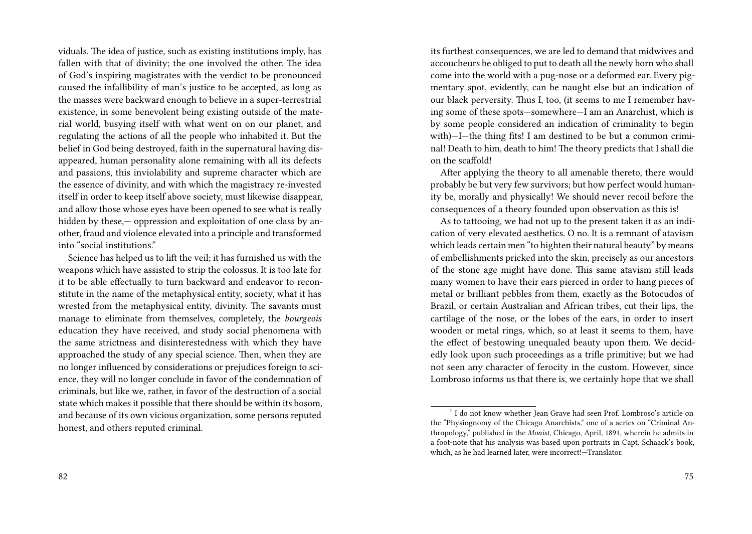viduals. The idea of justice, such as existing institutions imply, has fallen with that of divinity; the one involved the other. The idea of God's inspiring magistrates with the verdict to be pronounced caused the infallibility of man's justice to be accepted, as long as the masses were backward enough to believe in a super-terrestrial existence, in some benevolent being existing outside of the material world, busying itself with what went on on our planet, and regulating the actions of all the people who inhabited it. But the belief in God being destroyed, faith in the supernatural having disappeared, human personality alone remaining with all its defects and passions, this inviolability and supreme character which are the essence of divinity, and with which the magistracy re-invested itself in order to keep itself above society, must likewise disappear, and allow those whose eyes have been opened to see what is really hidden by these,— oppression and exploitation of one class by another, fraud and violence elevated into a principle and transformed into "social institutions."

Science has helped us to lift the veil; it has furnished us with the weapons which have assisted to strip the colossus. It is too late for it to be able effectually to turn backward and endeavor to reconstitute in the name of the metaphysical entity, society, what it has wrested from the metaphysical entity, divinity. The savants must manage to eliminate from themselves, completely, the *bourgeois* education they have received, and study social phenomena with the same strictness and disinterestedness with which they have approached the study of any special science. Then, when they are no longer influenced by considerations or prejudices foreign to science, they will no longer conclude in favor of the condemnation of criminals, but like we, rather, in favor of the destruction of a social state which makes it possible that there should be within its bosom, and because of its own vicious organization, some persons reputed honest, and others reputed criminal.

its furthest consequences, we are led to demand that midwives and accoucheurs be obliged to put to death all the newly born who shall come into the world with a pug-nose or a deformed ear. Every pigmentary spot, evidently, can be naught else but an indication of our black perversity. Thus I, too, (it seems to me I remember having some of these spots—somewhere—I am an Anarchist, which is by some people considered an indication of criminality to begin with)—I—the thing fits! I am destined to be but a common criminal! Death to him, death to him! The theory predicts that I shall die on the scaffold!

After applying the theory to all amenable thereto, there would probably be but very few survivors; but how perfect would humanity be, morally and physically! We should never recoil before the consequences of a theory founded upon observation as this is!

As to tattooing, we had not up to the present taken it as an indication of very elevated aesthetics. O no. It is a remnant of atavism which leads certain men "to highten their natural beauty" by means of embellishments pricked into the skin, precisely as our ancestors of the stone age might have done. This same atavism still leads many women to have their ears pierced in order to hang pieces of metal or brilliant pebbles from them, exactly as the Botocudos of Brazil, or certain Australian and African tribes, cut their lips, the cartilage of the nose, or the lobes of the ears, in order to insert wooden or metal rings, which, so at least it seems to them, have the effect of bestowing unequaled beauty upon them. We decidedly look upon such proceedings as a trifle primitive; but we had not seen any character of ferocity in the custom. However, since Lombroso informs us that there is, we certainly hope that we shall

[1] I do not know whether Jean Grave had seen Prof. Lombroso's article on the "Physiognomy of the Chicago Anarchists," one of a aeries on "Criminal Anthropology," published in the *Monist*, Chicago, April, 1891, wherein he admits in a foot-note that his analysis was based upon portraits in Capt. Schaack's book, which, as he had learned later, were incorrect!—Translator.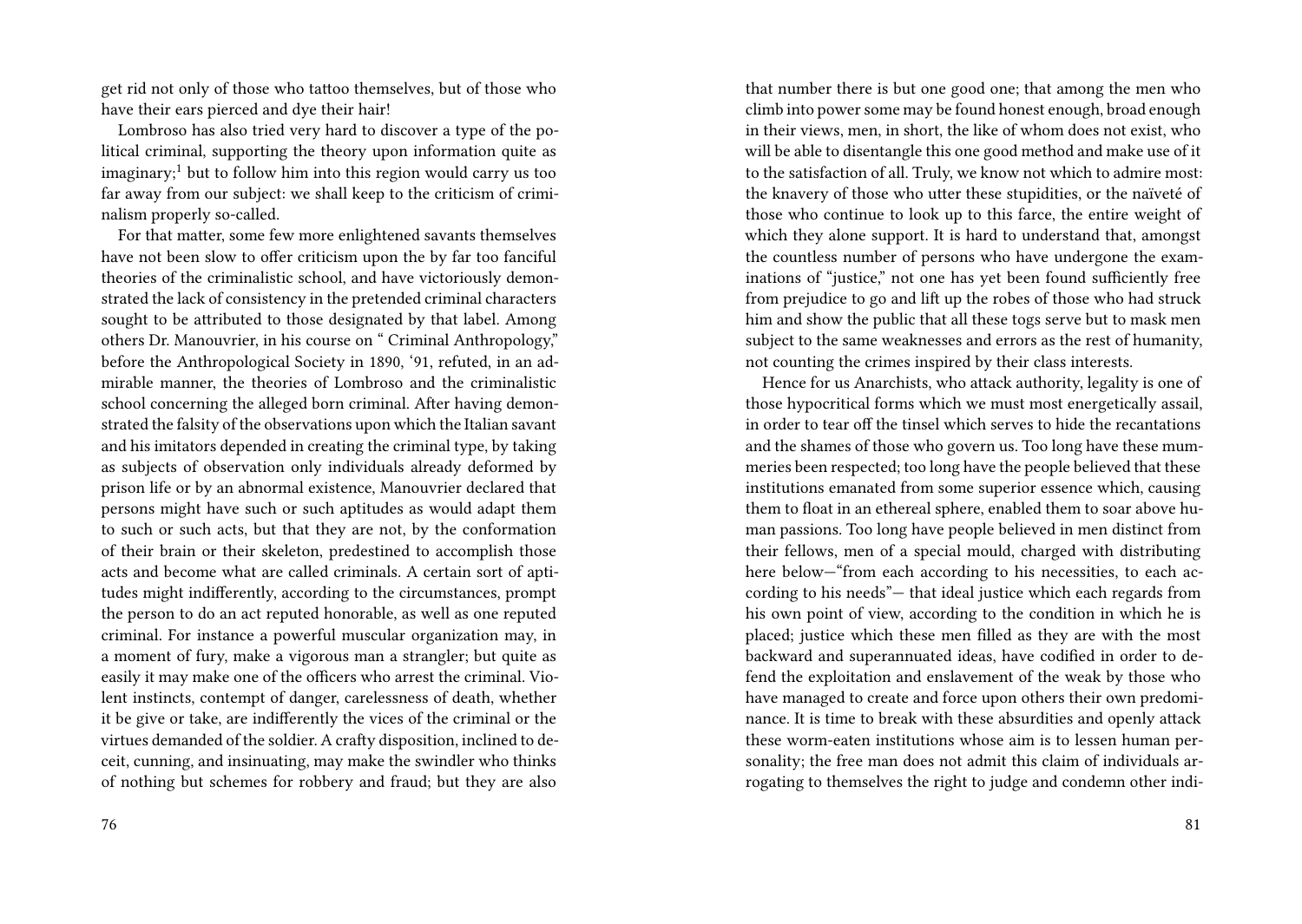get rid not only of those who tattoo themselves, but of those who have their ears pierced and dye their hair!

Lombroso has also tried very hard to discover a type of the political criminal, supporting the theory upon information quite as imaginary;[1] but to follow him into this region would carry us too far away from our subject: we shall keep to the criticism of criminalism properly so-called.

For that matter, some few more enlightened savants themselves have not been slow to offer criticism upon the by far too fanciful theories of the criminalistic school, and have victoriously demonstrated the lack of consistency in the pretended criminal characters sought to be attributed to those designated by that label. Among others Dr. Manouvrier, in his course on " Criminal Anthropology," before the Anthropological Society in 1890, '91, refuted, in an admirable manner, the theories of Lombroso and the criminalistic school concerning the alleged born criminal. After having demonstrated the falsity of the observations upon which the Italian savant and his imitators depended in creating the criminal type, by taking as subjects of observation only individuals already deformed by prison life or by an abnormal existence, Manouvrier declared that persons might have such or such aptitudes as would adapt them to such or such acts, but that they are not, by the conformation of their brain or their skeleton, predestined to accomplish those acts and become what are called criminals. A certain sort of aptitudes might indifferently, according to the circumstances, prompt the person to do an act reputed honorable, as well as one reputed criminal. For instance a powerful muscular organization may, in a moment of fury, make a vigorous man a strangler; but quite as easily it may make one of the officers who arrest the criminal. Violent instincts, contempt of danger, carelessness of death, whether it be give or take, are indifferently the vices of the criminal or the virtues demanded of the soldier. A crafty disposition, inclined to deceit, cunning, and insinuating, may make the swindler who thinks of nothing but schemes for robbery and fraud; but they are also

that number there is but one good one; that among the men who climb into power some may be found honest enough, broad enough in their views, men, in short, the like of whom does not exist, who will be able to disentangle this one good method and make use of it to the satisfaction of all. Truly, we know not which to admire most: the knavery of those who utter these stupidities, or the naïveté of those who continue to look up to this farce, the entire weight of which they alone support. It is hard to understand that, amongst the countless number of persons who have undergone the examinations of "justice," not one has yet been found sufficiently free from prejudice to go and lift up the robes of those who had struck him and show the public that all these togs serve but to mask men subject to the same weaknesses and errors as the rest of humanity, not counting the crimes inspired by their class interests.

Hence for us Anarchists, who attack authority, legality is one of those hypocritical forms which we must most energetically assail, in order to tear off the tinsel which serves to hide the recantations and the shames of those who govern us. Too long have these mummeries been respected; too long have the people believed that these institutions emanated from some superior essence which, causing them to float in an ethereal sphere, enabled them to soar above human passions. Too long have people believed in men distinct from their fellows, men of a special mould, charged with distributing here below—"from each according to his necessities, to each according to his needs"— that ideal justice which each regards from his own point of view, according to the condition in which he is placed; justice which these men filled as they are with the most backward and superannuated ideas, have codified in order to defend the exploitation and enslavement of the weak by those who have managed to create and force upon others their own predominance. It is time to break with these absurdities and openly attack these worm-eaten institutions whose aim is to lessen human personality; the free man does not admit this claim of individuals arrogating to themselves the right to judge and condemn other indi-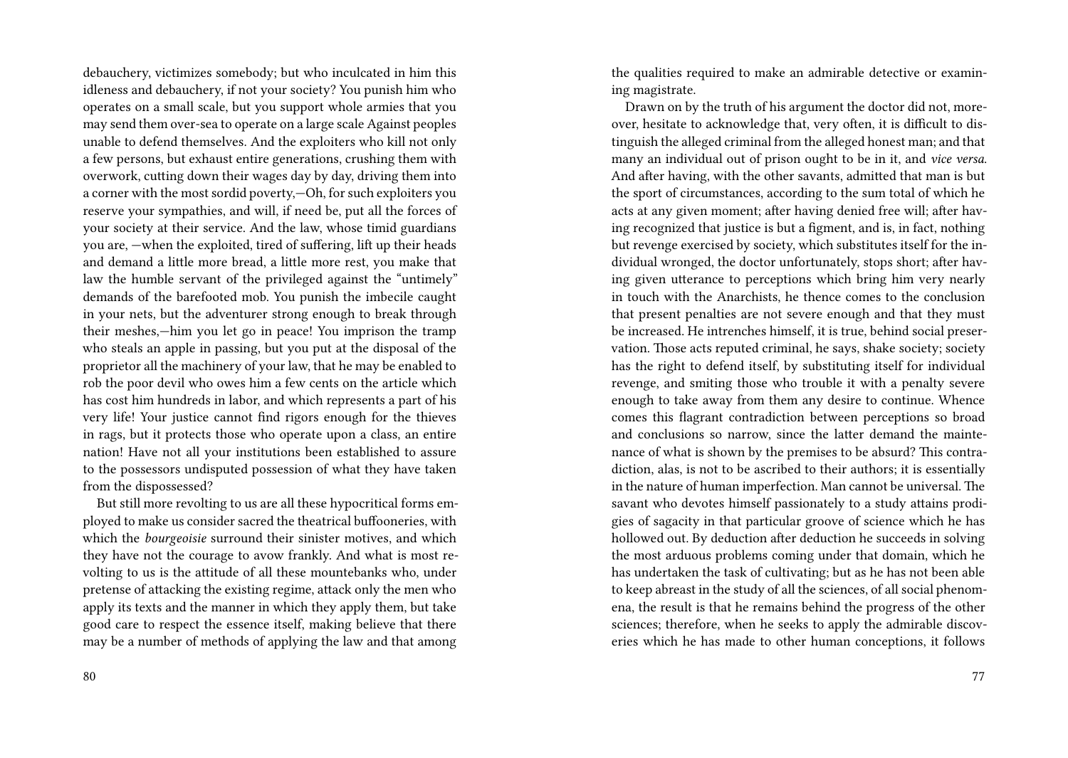debauchery, victimizes somebody; but who inculcated in him this idleness and debauchery, if not your society? You punish him who operates on a small scale, but you support whole armies that you may send them over-sea to operate on a large scale Against peoples unable to defend themselves. And the exploiters who kill not only a few persons, but exhaust entire generations, crushing them with overwork, cutting down their wages day by day, driving them into a corner with the most sordid poverty,—Oh, for such exploiters you reserve your sympathies, and will, if need be, put all the forces of your society at their service. And the law, whose timid guardians you are, —when the exploited, tired of suffering, lift up their heads and demand a little more bread, a little more rest, you make that law the humble servant of the privileged against the "untimely" demands of the barefooted mob. You punish the imbecile caught in your nets, but the adventurer strong enough to break through their meshes,—him you let go in peace! You imprison the tramp who steals an apple in passing, but you put at the disposal of the proprietor all the machinery of your law, that he may be enabled to rob the poor devil who owes him a few cents on the article which has cost him hundreds in labor, and which represents a part of his very life! Your justice cannot find rigors enough for the thieves in rags, but it protects those who operate upon a class, an entire nation! Have not all your institutions been established to assure to the possessors undisputed possession of what they have taken from the dispossessed?

But still more revolting to us are all these hypocritical forms employed to make us consider sacred the theatrical buffooneries, with which the *bourgeoisie* surround their sinister motives, and which they have not the courage to avow frankly. And what is most revolting to us is the attitude of all these mountebanks who, under pretense of attacking the existing regime, attack only the men who apply its texts and the manner in which they apply them, but take good care to respect the essence itself, making believe that there may be a number of methods of applying the law and that among

the qualities required to make an admirable detective or examining magistrate.

Drawn on by the truth of his argument the doctor did not, moreover, hesitate to acknowledge that, very often, it is difficult to distinguish the alleged criminal from the alleged honest man; and that many an individual out of prison ought to be in it, and *vice versa*. And after having, with the other savants, admitted that man is but the sport of circumstances, according to the sum total of which he acts at any given moment; after having denied free will; after having recognized that justice is but a figment, and is, in fact, nothing but revenge exercised by society, which substitutes itself for the individual wronged, the doctor unfortunately, stops short; after having given utterance to perceptions which bring him very nearly in touch with the Anarchists, he thence comes to the conclusion that present penalties are not severe enough and that they must be increased. He intrenches himself, it is true, behind social preservation. Those acts reputed criminal, he says, shake society; society has the right to defend itself, by substituting itself for individual revenge, and smiting those who trouble it with a penalty severe enough to take away from them any desire to continue. Whence comes this flagrant contradiction between perceptions so broad and conclusions so narrow, since the latter demand the maintenance of what is shown by the premises to be absurd? This contradiction, alas, is not to be ascribed to their authors; it is essentially in the nature of human imperfection. Man cannot be universal. The savant who devotes himself passionately to a study attains prodigies of sagacity in that particular groove of science which he has hollowed out. By deduction after deduction he succeeds in solving the most arduous problems coming under that domain, which he has undertaken the task of cultivating; but as he has not been able to keep abreast in the study of all the sciences, of all social phenomena, the result is that he remains behind the progress of the other sciences; therefore, when he seeks to apply the admirable discoveries which he has made to other human conceptions, it follows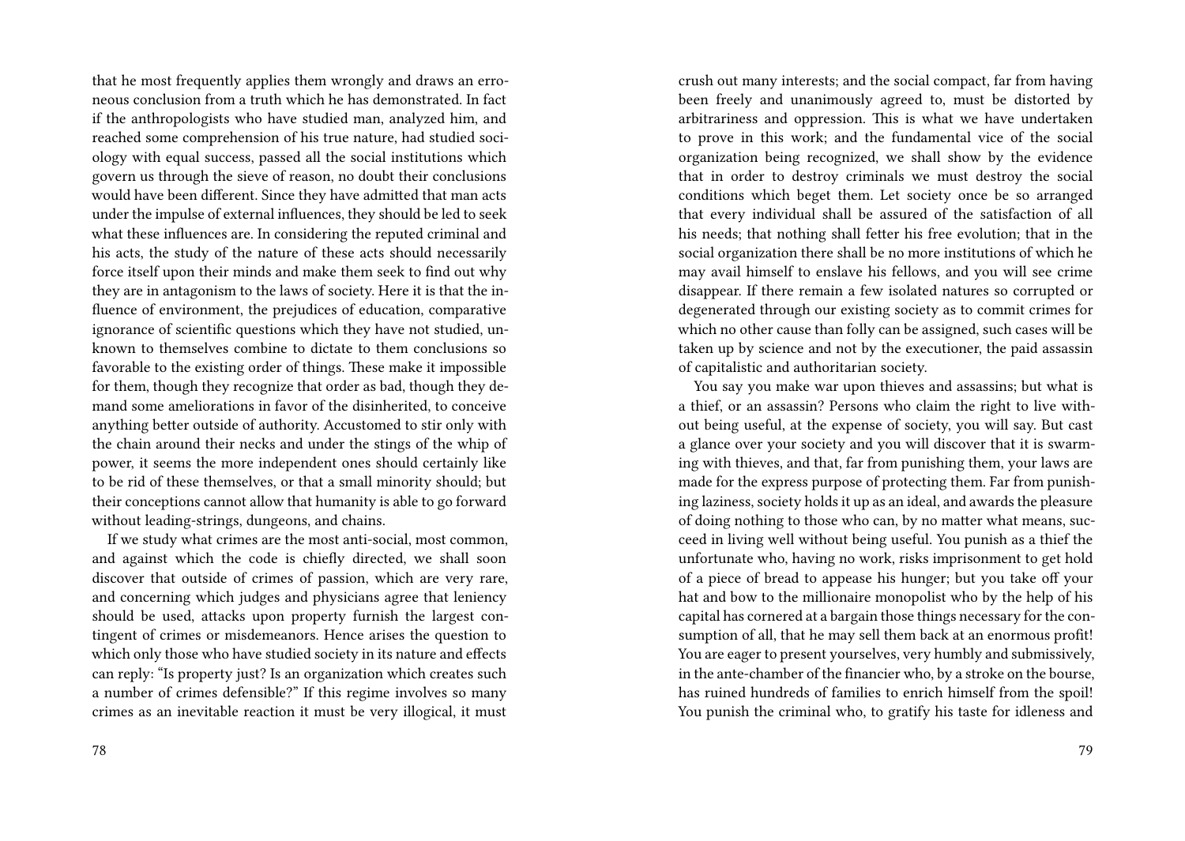that he most frequently applies them wrongly and draws an erroneous conclusion from a truth which he has demonstrated. In fact if the anthropologists who have studied man, analyzed him, and reached some comprehension of his true nature, had studied sociology with equal success, passed all the social institutions which govern us through the sieve of reason, no doubt their conclusions would have been different. Since they have admitted that man acts under the impulse of external influences, they should be led to seek what these influences are. In considering the reputed criminal and his acts, the study of the nature of these acts should necessarily force itself upon their minds and make them seek to find out why they are in antagonism to the laws of society. Here it is that the influence of environment, the prejudices of education, comparative ignorance of scientific questions which they have not studied, unknown to themselves combine to dictate to them conclusions so favorable to the existing order of things. These make it impossible for them, though they recognize that order as bad, though they demand some ameliorations in favor of the disinherited, to conceive anything better outside of authority. Accustomed to stir only with the chain around their necks and under the stings of the whip of power, it seems the more independent ones should certainly like to be rid of these themselves, or that a small minority should; but their conceptions cannot allow that humanity is able to go forward without leading-strings, dungeons, and chains.

If we study what crimes are the most anti-social, most common, and against which the code is chiefly directed, we shall soon discover that outside of crimes of passion, which are very rare, and concerning which judges and physicians agree that leniency should be used, attacks upon property furnish the largest contingent of crimes or misdemeanors. Hence arises the question to which only those who have studied society in its nature and effects can reply: "Is property just? Is an organization which creates such a number of crimes defensible?" If this regime involves so many crimes as an inevitable reaction it must be very illogical, it must crush out many interests; and the social compact, far from having been freely and unanimously agreed to, must be distorted by arbitrariness and oppression. This is what we have undertaken to prove in this work; and the fundamental vice of the social organization being recognized, we shall show by the evidence that in order to destroy criminals we must destroy the social conditions which beget them. Let society once be so arranged that every individual shall be assured of the satisfaction of all his needs; that nothing shall fetter his free evolution; that in the social organization there shall be no more institutions of which he may avail himself to enslave his fellows, and you will see crime disappear. If there remain a few isolated natures so corrupted or degenerated through our existing society as to commit crimes for which no other cause than folly can be assigned, such cases will be taken up by science and not by the executioner, the paid assassin of capitalistic and authoritarian society.

You say you make war upon thieves and assassins; but what is a thief, or an assassin? Persons who claim the right to live without being useful, at the expense of society, you will say. But cast a glance over your society and you will discover that it is swarming with thieves, and that, far from punishing them, your laws are made for the express purpose of protecting them. Far from punishing laziness, society holds it up as an ideal, and awards the pleasure of doing nothing to those who can, by no matter what means, succeed in living well without being useful. You punish as a thief the unfortunate who, having no work, risks imprisonment to get hold of a piece of bread to appease his hunger; but you take off your hat and bow to the millionaire monopolist who by the help of his capital has cornered at a bargain those things necessary for the consumption of all, that he may sell them back at an enormous profit! You are eager to present yourselves, very humbly and submissively, in the ante-chamber of the financier who, by a stroke on the bourse, has ruined hundreds of families to enrich himself from the spoil! You punish the criminal who, to gratify his taste for idleness and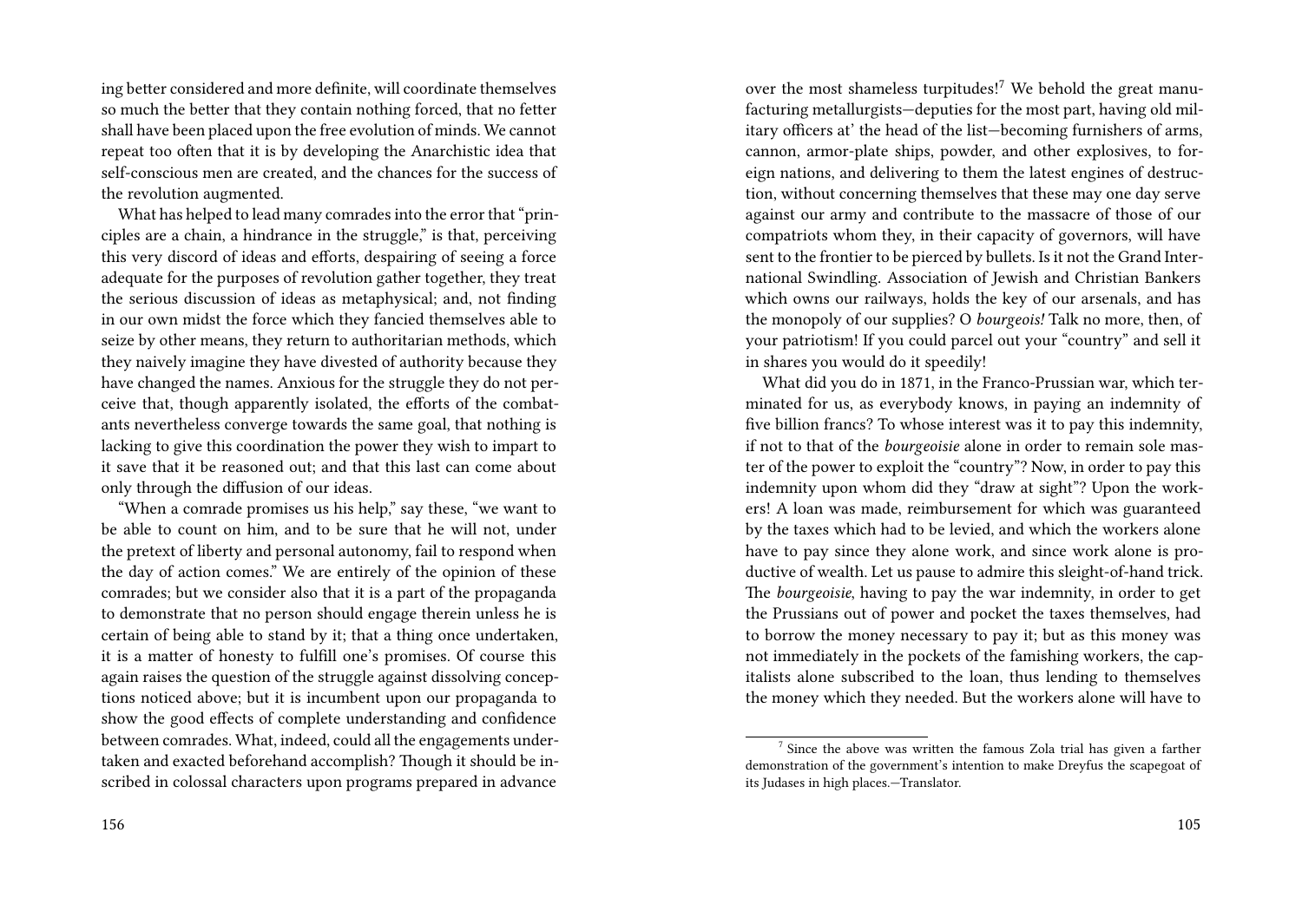ing better considered and more definite, will coordinate themselves so much the better that they contain nothing forced, that no fetter shall have been placed upon the free evolution of minds. We cannot repeat too often that it is by developing the Anarchistic idea that self-conscious men are created, and the chances for the success of the revolution augmented.

What has helped to lead many comrades into the error that "principles are a chain, a hindrance in the struggle," is that, perceiving this very discord of ideas and efforts, despairing of seeing a force adequate for the purposes of revolution gather together, they treat the serious discussion of ideas as metaphysical; and, not finding in our own midst the force which they fancied themselves able to seize by other means, they return to authoritarian methods, which they naively imagine they have divested of authority because they have changed the names. Anxious for the struggle they do not perceive that, though apparently isolated, the efforts of the combatants nevertheless converge towards the same goal, that nothing is lacking to give this coordination the power they wish to impart to it save that it be reasoned out; and that this last can come about only through the diffusion of our ideas.

"When a comrade promises us his help," say these, "we want to be able to count on him, and to be sure that he will not, under the pretext of liberty and personal autonomy, fail to respond when the day of action comes." We are entirely of the opinion of these comrades; but we consider also that it is a part of the propaganda to demonstrate that no person should engage therein unless he is certain of being able to stand by it; that a thing once undertaken, it is a matter of honesty to fulfill one's promises. Of course this again raises the question of the struggle against dissolving conceptions noticed above; but it is incumbent upon our propaganda to show the good effects of complete understanding and confidence between comrades. What, indeed, could all the engagements undertaken and exacted beforehand accomplish? Though it should be inscribed in colossal characters upon programs prepared in advance

over the most shameless turpitudes![7] We behold the great manufacturing metallurgists—deputies for the most part, having old military officers at' the head of the list—becoming furnishers of arms, cannon, armor-plate ships, powder, and other explosives, to foreign nations, and delivering to them the latest engines of destruction, without concerning themselves that these may one day serve against our army and contribute to the massacre of those of our compatriots whom they, in their capacity of governors, will have sent to the frontier to be pierced by bullets. Is it not the Grand International Swindling. Association of Jewish and Christian Bankers which owns our railways, holds the key of our arsenals, and has the monopoly of our supplies? O *bourgeois!* Talk no more, then, of your patriotism! If you could parcel out your "country" and sell it in shares you would do it speedily!

What did you do in 1871, in the Franco-Prussian war, which terminated for us, as everybody knows, in paying an indemnity of five billion francs? To whose interest was it to pay this indemnity, if not to that of the *bourgeoisie* alone in order to remain sole master of the power to exploit the "country"? Now, in order to pay this indemnity upon whom did they "draw at sight"? Upon the workers! A loan was made, reimbursement for which was guaranteed by the taxes which had to be levied, and which the workers alone have to pay since they alone work, and since work alone is productive of wealth. Let us pause to admire this sleight-of-hand trick. The *bourgeoisie*, having to pay the war indemnity, in order to get the Prussians out of power and pocket the taxes themselves, had to borrow the money necessary to pay it; but as this money was not immediately in the pockets of the famishing workers, the capitalists alone subscribed to the loan, thus lending to themselves the money which they needed. But the workers alone will have to

[7] Since the above was written the famous Zola trial has given a farther demonstration of the government's intention to make Dreyfus the scapegoat of its Judases in high places.—Translator.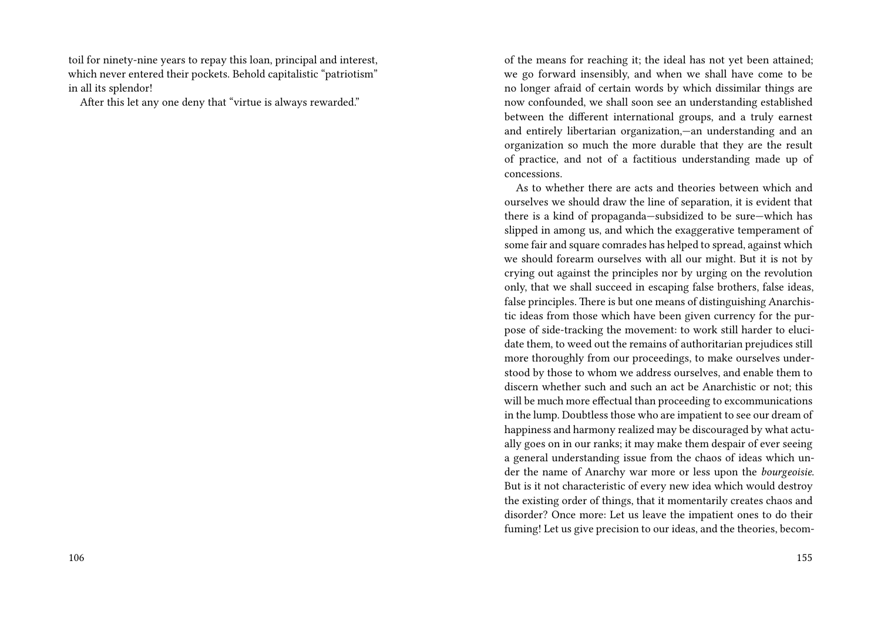toil for ninety-nine years to repay this loan, principal and interest, which never entered their pockets. Behold capitalistic "patriotism" in all its splendor!

After this let any one deny that "virtue is always rewarded."

of the means for reaching it; the ideal has not yet been attained; we go forward insensibly, and when we shall have come to be no longer afraid of certain words by which dissimilar things are now confounded, we shall soon see an understanding established between the different international groups, and a truly earnest and entirely libertarian organization,—an understanding and an organization so much the more durable that they are the result of practice, and not of a factitious understanding made up of concessions.

As to whether there are acts and theories between which and ourselves we should draw the line of separation, it is evident that there is a kind of propaganda—subsidized to be sure—which has slipped in among us, and which the exaggerative temperament of some fair and square comrades has helped to spread, against which we should forearm ourselves with all our might. But it is not by crying out against the principles nor by urging on the revolution only, that we shall succeed in escaping false brothers, false ideas, false principles. There is but one means of distinguishing Anarchistic ideas from those which have been given currency for the purpose of side-tracking the movement: to work still harder to elucidate them, to weed out the remains of authoritarian prejudices still more thoroughly from our proceedings, to make ourselves understood by those to whom we address ourselves, and enable them to discern whether such and such an act be Anarchistic or not; this will be much more effectual than proceeding to excommunications in the lump. Doubtless those who are impatient to see our dream of happiness and harmony realized may be discouraged by what actually goes on in our ranks; it may make them despair of ever seeing a general understanding issue from the chaos of ideas which under the name of Anarchy war more or less upon the *bourgeoisie*. But is it not characteristic of every new idea which would destroy the existing order of things, that it momentarily creates chaos and disorder? Once more: Let us leave the impatient ones to do their fuming! Let us give precision to our ideas, and the theories, becom-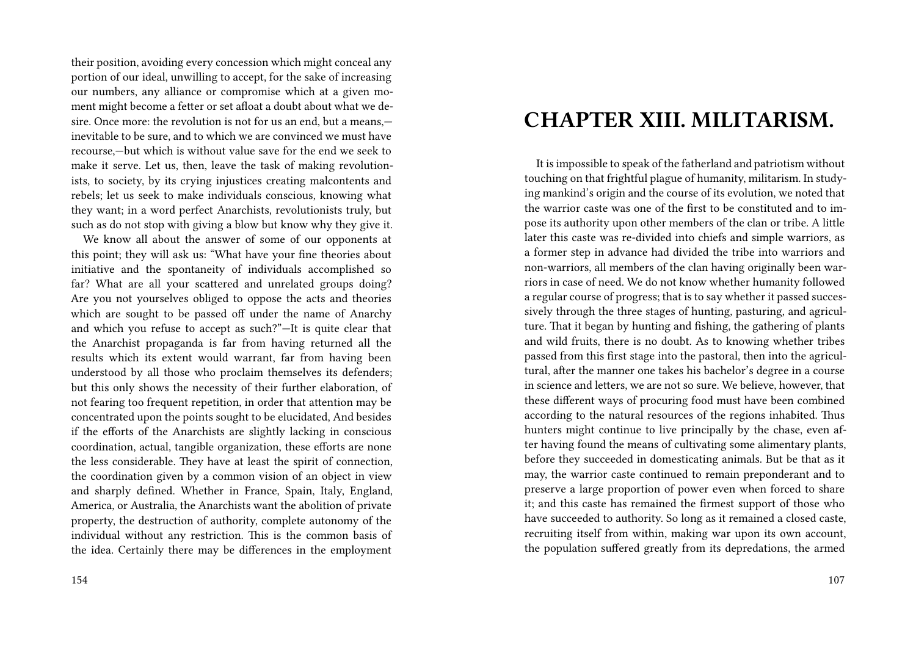their position, avoiding every concession which might conceal any portion of our ideal, unwilling to accept, for the sake of increasing our numbers, any alliance or compromise which at a given moment might become a fetter or set afloat a doubt about what we desire. Once more: the revolution is not for us an end, but a means,—inevitable to be sure, and to which we are convinced we must have recourse,—but which is without value save for the end we seek to make it serve. Let us, then, leave the task of making revolutionists, to society, by its crying injustices creating malcontents and rebels; let us seek to make individuals conscious, knowing what they want; in a word perfect Anarchists, revolutionists truly, but such as do not stop with giving a blow but know why they give it.

We know all about the answer of some of our opponents at this point; they will ask us: "What have your fine theories about initiative and the spontaneity of individuals accomplished so far? What are all your scattered and unrelated groups doing? Are you not yourselves obliged to oppose the acts and theories which are sought to be passed off under the name of Anarchy and which you refuse to accept as such?"—It is quite clear that the Anarchist propaganda is far from having returned all the results which its extent would warrant, far from having been understood by all those who proclaim themselves its defenders; but this only shows the necessity of their further elaboration, of not fearing too frequent repetition, in order that attention may be concentrated upon the points sought to be elucidated, And besides if the efforts of the Anarchists are slightly lacking in conscious coordination, actual, tangible organization, these efforts are none the less considerable. They have at least the spirit of connection, the coordination given by a common vision of an object in view and sharply defined. Whether in France, Spain, Italy, England, America, or Australia, the Anarchists want the abolition of private property, the destruction of authority, complete autonomy of the individual without any restriction. This is the common basis of the idea. Certainly there may be differences in the employment

# CHAPTER XIII. MILITARISM.

It is impossible to speak of the fatherland and patriotism without touching on that frightful plague of humanity, militarism. In studying mankind's origin and the course of its evolution, we noted that the warrior caste was one of the first to be constituted and to impose its authority upon other members of the clan or tribe. A little later this caste was re-divided into chiefs and simple warriors, as a former step in advance had divided the tribe into warriors and non-warriors, all members of the clan having originally been warriors in case of need. We do not know whether humanity followed a regular course of progress; that is to say whether it passed successively through the three stages of hunting, pasturing, and agriculture. That it began by hunting and fishing, the gathering of plants and wild fruits, there is no doubt. As to knowing whether tribes passed from this first stage into the pastoral, then into the agricultural, after the manner one takes his bachelor's degree in a course in science and letters, we are not so sure. We believe, however, that these different ways of procuring food must have been combined according to the natural resources of the regions inhabited. Thus hunters might continue to live principally by the chase, even after having found the means of cultivating some alimentary plants, before they succeeded in domesticating animals. But be that as it may, the warrior caste continued to remain preponderant and to preserve a large proportion of power even when forced to share it; and this caste has remained the firmest support of those who have succeeded to authority. So long as it remained a closed caste, recruiting itself from within, making war upon its own account, the population suffered greatly from its depredations, the armed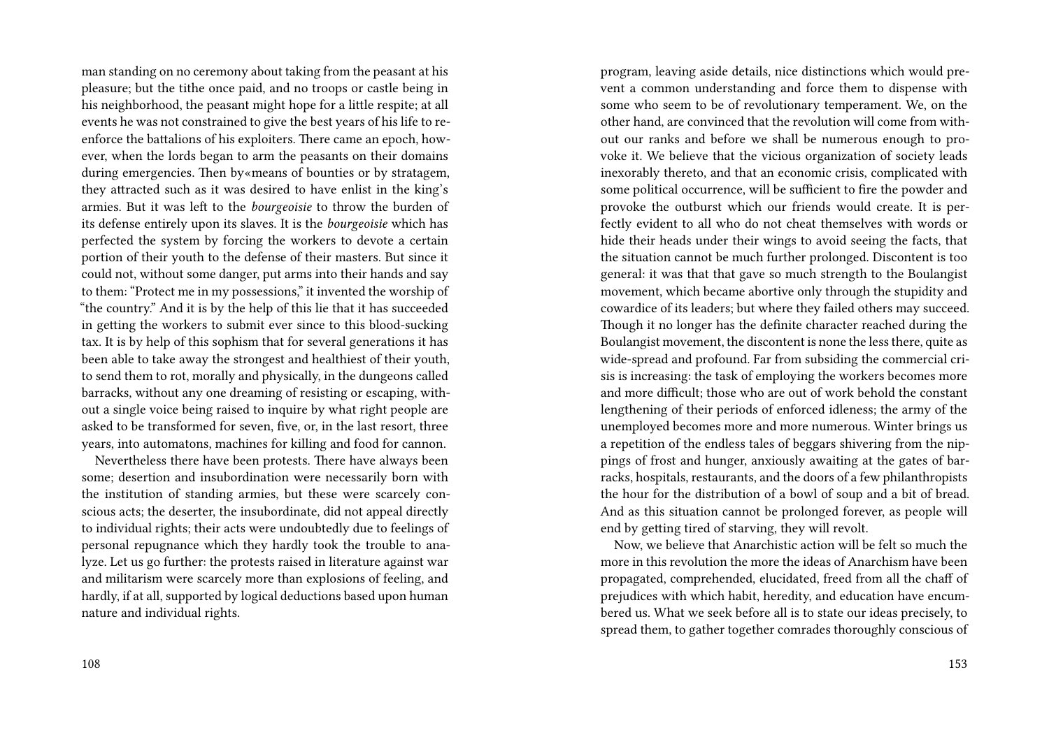man standing on no ceremony about taking from the peasant at his pleasure; but the tithe once paid, and no troops or castle being in his neighborhood, the peasant might hope for a little respite; at all events he was not constrained to give the best years of his life to re-enforce the battalions of his exploiters. There came an epoch, however, when the lords began to arm the peasants on their domains during emergencies. Then by«means of bounties or by stratagem, they attracted such as it was desired to have enlist in the king's armies. But it was left to the *bourgeoisie* to throw the burden of its defense entirely upon its slaves. It is the *bourgeoisie* which has perfected the system by forcing the workers to devote a certain portion of their youth to the defense of their masters. But since it could not, without some danger, put arms into their hands and say to them: "Protect me in my possessions," it invented the worship of "the country." And it is by the help of this lie that it has succeeded in getting the workers to submit ever since to this blood-sucking tax. It is by help of this sophism that for several generations it has been able to take away the strongest and healthiest of their youth, to send them to rot, morally and physically, in the dungeons called barracks, without any one dreaming of resisting or escaping, without a single voice being raised to inquire by what right people are asked to be transformed for seven, five, or, in the last resort, three years, into automatons, machines for killing and food for cannon.

Nevertheless there have been protests. There have always been some; desertion and insubordination were necessarily born with the institution of standing armies, but these were scarcely conscious acts; the deserter, the insubordinate, did not appeal directly to individual rights; their acts were undoubtedly due to feelings of personal repugnance which they hardly took the trouble to analyze. Let us go further: the protests raised in literature against war and militarism were scarcely more than explosions of feeling, and hardly, if at all, supported by logical deductions based upon human nature and individual rights.

program, leaving aside details, nice distinctions which would prevent a common understanding and force them to dispense with some who seem to be of revolutionary temperament. We, on the other hand, are convinced that the revolution will come from without our ranks and before we shall be numerous enough to provoke it. We believe that the vicious organization of society leads inexorably thereto, and that an economic crisis, complicated with some political occurrence, will be sufficient to fire the powder and provoke the outburst which our friends would create. It is perfectly evident to all who do not cheat themselves with words or hide their heads under their wings to avoid seeing the facts, that the situation cannot be much further prolonged. Discontent is too general: it was that that gave so much strength to the Boulangist movement, which became abortive only through the stupidity and cowardice of its leaders; but where they failed others may succeed. Though it no longer has the definite character reached during the Boulangist movement, the discontent is none the less there, quite as wide-spread and profound. Far from subsiding the commercial crisis is increasing: the task of employing the workers becomes more and more difficult; those who are out of work behold the constant lengthening of their periods of enforced idleness; the army of the unemployed becomes more and more numerous. Winter brings us a repetition of the endless tales of beggars shivering from the nippings of frost and hunger, anxiously awaiting at the gates of barracks, hospitals, restaurants, and the doors of a few philanthropists the hour for the distribution of a bowl of soup and a bit of bread. And as this situation cannot be prolonged forever, as people will end by getting tired of starving, they will revolt.

Now, we believe that Anarchistic action will be felt so much the more in this revolution the more the ideas of Anarchism have been propagated, comprehended, elucidated, freed from all the chaff of prejudices with which habit, heredity, and education have encumbered us. What we seek before all is to state our ideas precisely, to spread them, to gather together comrades thoroughly conscious of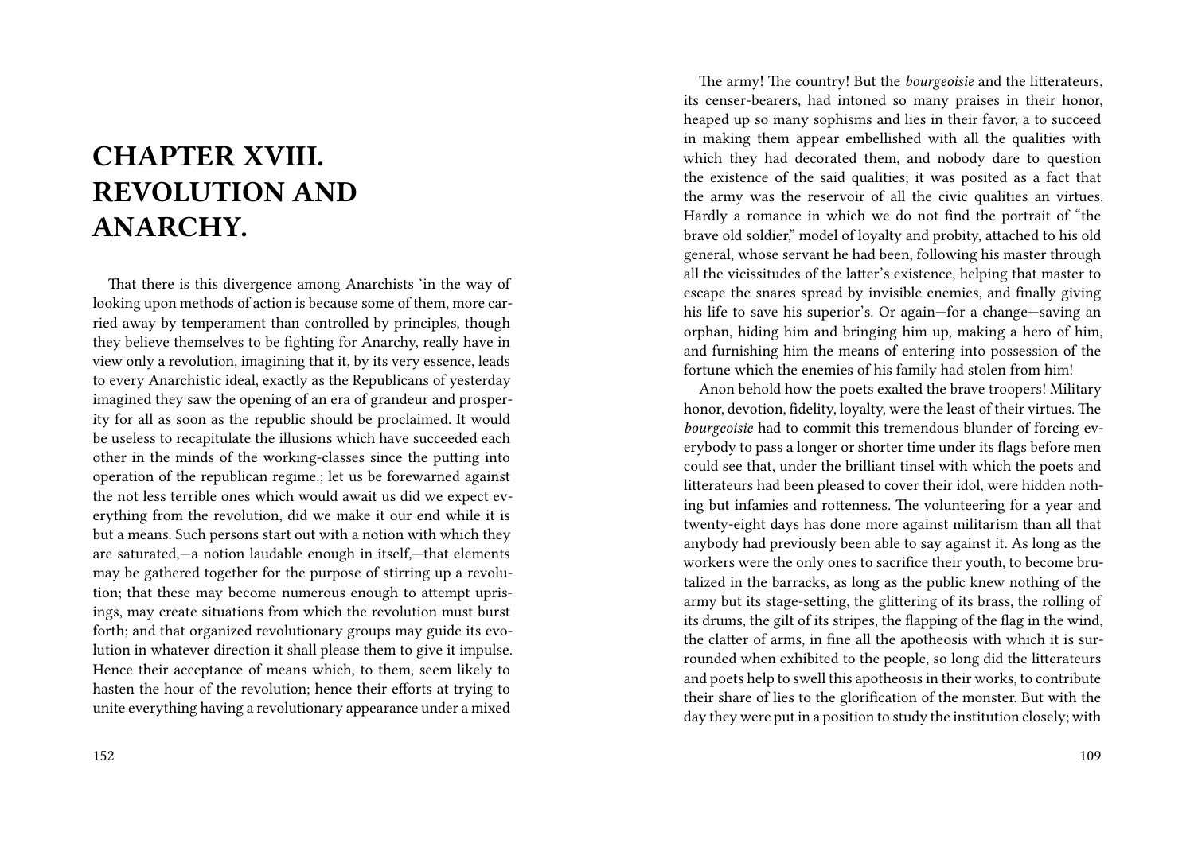# CHAPTER XVIII. REVOLUTION AND ANARCHY.

That there is this divergence among Anarchists 'in the way of looking upon methods of action is because some of them, more carried away by temperament than controlled by principles, though they believe themselves to be fighting for Anarchy, really have in view only a revolution, imagining that it, by its very essence, leads to every Anarchistic ideal, exactly as the Republicans of yesterday imagined they saw the opening of an era of grandeur and prosperity for all as soon as the republic should be proclaimed. It would be useless to recapitulate the illusions which have succeeded each other in the minds of the working-classes since the putting into operation of the republican regime.; let us be forewarned against the not less terrible ones which would await us did we expect everything from the revolution, did we make it our end while it is but a means. Such persons start out with a notion with which they are saturated,—a notion laudable enough in itself,—that elements may be gathered together for the purpose of stirring up a revolution; that these may become numerous enough to attempt uprisings, may create situations from which the revolution must burst forth; and that organized revolutionary groups may guide its evolution in whatever direction it shall please them to give it impulse. Hence their acceptance of means which, to them, seem likely to hasten the hour of the revolution; hence their efforts at trying to unite everything having a revolutionary appearance under a mixed

The army! The country! But the *bourgeoisie* and the litterateurs, its censer-bearers, had intoned so many praises in their honor, heaped up so many sophisms and lies in their favor, a to succeed in making them appear embellished with all the qualities with which they had decorated them, and nobody dare to question the existence of the said qualities; it was posited as a fact that the army was the reservoir of all the civic qualities an virtues. Hardly a romance in which we do not find the portrait of "the brave old soldier," model of loyalty and probity, attached to his old general, whose servant he had been, following his master through all the vicissitudes of the latter's existence, helping that master to escape the snares spread by invisible enemies, and finally giving his life to save his superior's. Or again—for a change—saving an orphan, hiding him and bringing him up, making a hero of him, and furnishing him the means of entering into possession of the fortune which the enemies of his family had stolen from him!

Anon behold how the poets exalted the brave troopers! Military honor, devotion, fidelity, loyalty, were the least of their virtues. The *bourgeoisie* had to commit this tremendous blunder of forcing everybody to pass a longer or shorter time under its flags before men could see that, under the brilliant tinsel with which the poets and litterateurs had been pleased to cover their idol, were hidden nothing but infamies and rottenness. The volunteering for a year and twenty-eight days has done more against militarism than all that anybody had previously been able to say against it. As long as the workers were the only ones to sacrifice their youth, to become brutalized in the barracks, as long as the public knew nothing of the army but its stage-setting, the glittering of its brass, the rolling of its drums, the gilt of its stripes, the flapping of the flag in the wind, the clatter of arms, in fine all the apotheosis with which it is surrounded when exhibited to the people, so long did the litterateurs and poets help to swell this apotheosis in their works, to contribute their share of lies to the glorification of the monster. But with the day they were put in a position to study the institution closely; with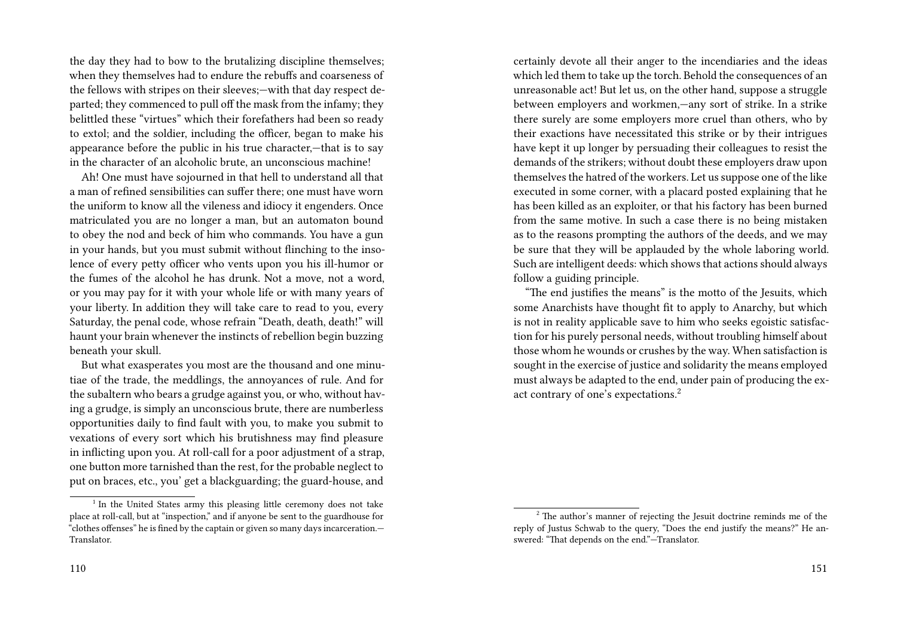the day they had to bow to the brutalizing discipline themselves; when they themselves had to endure the rebuffs and coarseness of the fellows with stripes on their sleeves;—with that day respect departed; they commenced to pull off the mask from the infamy; they belittled these "virtues" which their forefathers had been so ready to extol; and the soldier, including the officer, began to make his appearance before the public in his true character,—that is to say in the character of an alcoholic brute, an unconscious machine!

Ah! One must have sojourned in that hell to understand all that a man of refined sensibilities can suffer there; one must have worn the uniform to know all the vileness and idiocy it engenders. Once matriculated you are no longer a man, but an automaton bound to obey the nod and beck of him who commands. You have a gun in your hands, but you must submit without flinching to the insolence of every petty officer who vents upon you his ill-humor or the fumes of the alcohol he has drunk. Not a move, not a word, or you may pay for it with your whole life or with many years of your liberty. In addition they will take care to read to you, every Saturday, the penal code, whose refrain "Death, death, death!" will haunt your brain whenever the instincts of rebellion begin buzzing beneath your skull.

But what exasperates you most are the thousand and one minutiae of the trade, the meddlings, the annoyances of rule. And for the subaltern who bears a grudge against you, or who, without having a grudge, is simply an unconscious brute, there are numberless opportunities daily to find fault with you, to make you submit to vexations of every sort which his brutishness may find pleasure in inflicting upon you. At roll-call for a poor adjustment of a strap, one button more tarnished than the rest, for the probable neglect to put on braces, etc., you' get a blackguarding; the guard-house, and

[1] In the United States army this pleasing little ceremony does not take place at roll-call, but at "inspection," and if anyone be sent to the guardhouse for "clothes offenses" he is fined by the captain or given so many days incarceration.—Translator.

certainly devote all their anger to the incendiaries and the ideas which led them to take up the torch. Behold the consequences of an unreasonable act! But let us, on the other hand, suppose a struggle between employers and workmen,—any sort of strike. In a strike there surely are some employers more cruel than others, who by their exactions have necessitated this strike or by their intrigues have kept it up longer by persuading their colleagues to resist the demands of the strikers; without doubt these employers draw upon themselves the hatred of the workers. Let us suppose one of the like executed in some corner, with a placard posted explaining that he has been killed as an exploiter, or that his factory has been burned from the same motive. In such a case there is no being mistaken as to the reasons prompting the authors of the deeds, and we may be sure that they will be applauded by the whole laboring world. Such are intelligent deeds: which shows that actions should always follow a guiding principle.

"The end justifies the means" is the motto of the Jesuits, which some Anarchists have thought fit to apply to Anarchy, but which is not in reality applicable save to him who seeks egoistic satisfaction for his purely personal needs, without troubling himself about those whom he wounds or crushes by the way. When satisfaction is sought in the exercise of justice and solidarity the means employed must always be adapted to the end, under pain of producing the exact contrary of one's expectations.[2]

[2] The author's manner of rejecting the Jesuit doctrine reminds me of the reply of Justus Schwab to the query, "Does the end justify the means?" He answered: "That depends on the end."—Translator.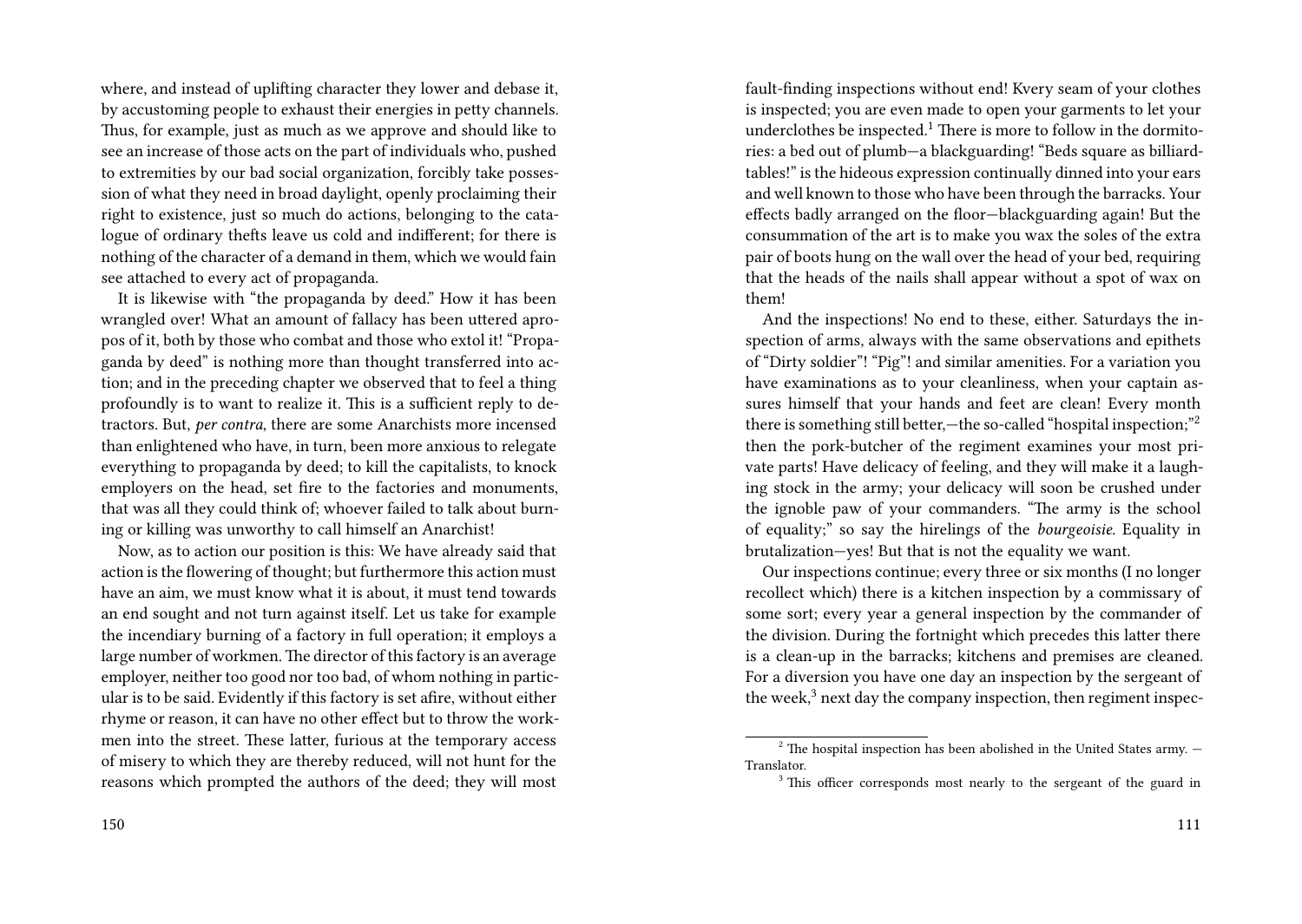where, and instead of uplifting character they lower and debase it, by accustoming people to exhaust their energies in petty channels. Thus, for example, just as much as we approve and should like to see an increase of those acts on the part of individuals who, pushed to extremities by our bad social organization, forcibly take possession of what they need in broad daylight, openly proclaiming their right to existence, just so much do actions, belonging to the catalogue of ordinary thefts leave us cold and indifferent; for there is nothing of the character of a demand in them, which we would fain see attached to every act of propaganda.

It is likewise with "the propaganda by deed." How it has been wrangled over! What an amount of fallacy has been uttered apropos of it, both by those who combat and those who extol it! "Propaganda by deed" is nothing more than thought transferred into action; and in the preceding chapter we observed that to feel a thing profoundly is to want to realize it. This is a sufficient reply to detractors. But, *per contra*, there are some Anarchists more incensed than enlightened who have, in turn, been more anxious to relegate everything to propaganda by deed; to kill the capitalists, to knock employers on the head, set fire to the factories and monuments, that was all they could think of; whoever failed to talk about burning or killing was unworthy to call himself an Anarchist!

Now, as to action our position is this: We have already said that action is the flowering of thought; but furthermore this action must have an aim, we must know what it is about, it must tend towards an end sought and not turn against itself. Let us take for example the incendiary burning of a factory in full operation; it employs a large number of workmen. The director of this factory is an average employer, neither too good nor too bad, of whom nothing in particular is to be said. Evidently if this factory is set afire, without either rhyme or reason, it can have no other effect but to throw the workmen into the street. These latter, furious at the temporary access of misery to which they are thereby reduced, will not hunt for the reasons which prompted the authors of the deed; they will most

fault-finding inspections without end! Kvery seam of your clothes is inspected; you are even made to open your garments to let your underclothes be inspected.[1] There is more to follow in the dormitories: a bed out of plumb—a blackguarding! "Beds square as billiard-tables!" is the hideous expression continually dinned into your ears and well known to those who have been through the barracks. Your effects badly arranged on the floor—blackguarding again! But the consummation of the art is to make you wax the soles of the extra pair of boots hung on the wall over the head of your bed, requiring that the heads of the nails shall appear without a spot of wax on them!

And the inspections! No end to these, either. Saturdays the inspection of arms, always with the same observations and epithets of "Dirty soldier"! "Pig"! and similar amenities. For a variation you have examinations as to your cleanliness, when your captain assures himself that your hands and feet are clean! Every month there is something still better,—the so-called "hospital inspection;"[2] then the pork-butcher of the regiment examines your most private parts! Have delicacy of feeling, and they will make it a laughing stock in the army; your delicacy will soon be crushed under the ignoble paw of your commanders. "The army is the school of equality;" so say the hirelings of the *bourgeoisie*. Equality in brutalization—yes! But that is not the equality we want.

Our inspections continue; every three or six months (I no longer recollect which) there is a kitchen inspection by a commissary of some sort; every year a general inspection by the commander of the division. During the fortnight which precedes this latter there is a clean-up in the barracks; kitchens and premises are cleaned. For a diversion you have one day an inspection by the sergeant of the week,[3] next day the company inspection, then regiment inspec-

[2] The hospital inspection has been abolished in the United States army. — Translator.

[3] This officer corresponds most nearly to the sergeant of the guard in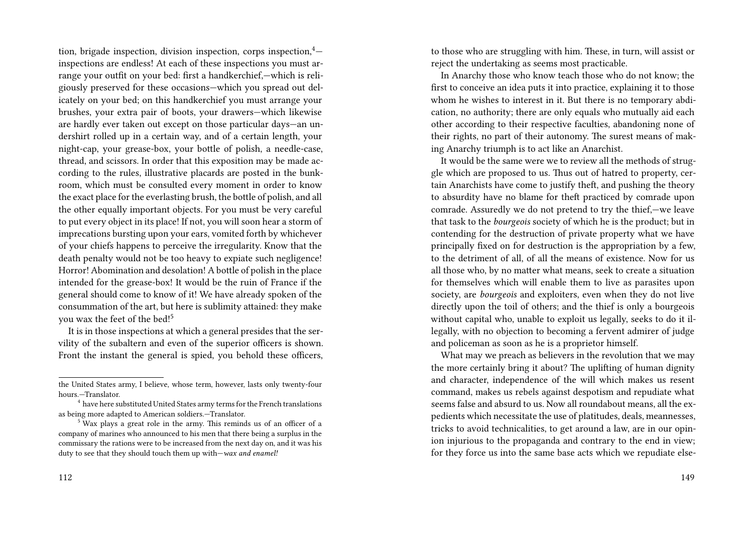tion, brigade inspection, division inspection, corps inspection,[4]—inspections are endless! At each of these inspections you must arrange your outfit on your bed: first a handkerchief,—which is religiously preserved for these occasions—which you spread out delicately on your bed; on this handkerchief you must arrange your brushes, your extra pair of boots, your drawers—which likewise are hardly ever taken out except on those particular days—an undershirt rolled up in a certain way, and of a certain length, your night-cap, your grease-box, your bottle of polish, a needle-case, thread, and scissors. In order that this exposition may be made according to the rules, illustrative placards are posted in the bunk-room, which must be consulted every moment in order to know the exact place for the everlasting brush, the bottle of polish, and all the other equally important objects. For you must be very careful to put every object in its place! If not, you will soon hear a storm of imprecations bursting upon your ears, vomited forth by whichever of your chiefs happens to perceive the irregularity. Know that the death penalty would not be too heavy to expiate such negligence! Horror! Abomination and desolation! A bottle of polish in the place intended for the grease-box! It would be the ruin of France if the general should come to know of it! We have already spoken of the consummation of the art, but here is sublimity attained: they make you wax the feet of the bed![5]

It is in those inspections at which a general presides that the servility of the subaltern and even of the superior officers is shown. Front the instant the general is spied, you behold these officers,

the United States army, I believe, whose term, however, lasts only twenty-four hours.—Translator.

[4] have here substituted United States army terms for the French translations as being more adapted to American soldiers.—Translator.

[5] Wax plays a great role in the army. This reminds us of an officer of a company of marines who announced to his men that there being a surplus in the commissary the rations were to be increased from the next day on, and it was his duty to see that they should touch them up with—*wax and enamel!*

to those who are struggling with him. These, in turn, will assist or reject the undertaking as seems most practicable.

In Anarchy those who know teach those who do not know; the first to conceive an idea puts it into practice, explaining it to those whom he wishes to interest in it. But there is no temporary abdication, no authority; there are only equals who mutually aid each other according to their respective faculties, abandoning none of their rights, no part of their autonomy. The surest means of making Anarchy triumph is to act like an Anarchist.

It would be the same were we to review all the methods of struggle which are proposed to us. Thus out of hatred to property, certain Anarchists have come to justify theft, and pushing the theory to absurdity have no blame for theft practiced by comrade upon comrade. Assuredly we do not pretend to try the thief,—we leave that task to the *bourgeois* society of which he is the product; but in contending for the destruction of private property what we have principally fixed on for destruction is the appropriation by a few, to the detriment of all, of all the means of existence. Now for us all those who, by no matter what means, seek to create a situation for themselves which will enable them to live as parasites upon society, are *bourgeois* and exploiters, even when they do not live directly upon the toil of others; and the thief is only a bourgeois without capital who, unable to exploit us legally, seeks to do it illegally, with no objection to becoming a fervent admirer of judge and policeman as soon as he is a proprietor himself.

What may we preach as believers in the revolution that we may the more certainly bring it about? The uplifting of human dignity and character, independence of the will which makes us resent command, makes us rebels against despotism and repudiate what seems false and absurd to us. Now all roundabout means, all the expedients which necessitate the use of platitudes, deals, meannesses, tricks to avoid technicalities, to get around a law, are in our opinion injurious to the propaganda and contrary to the end in view; for they force us into the same base acts which we repudiate else-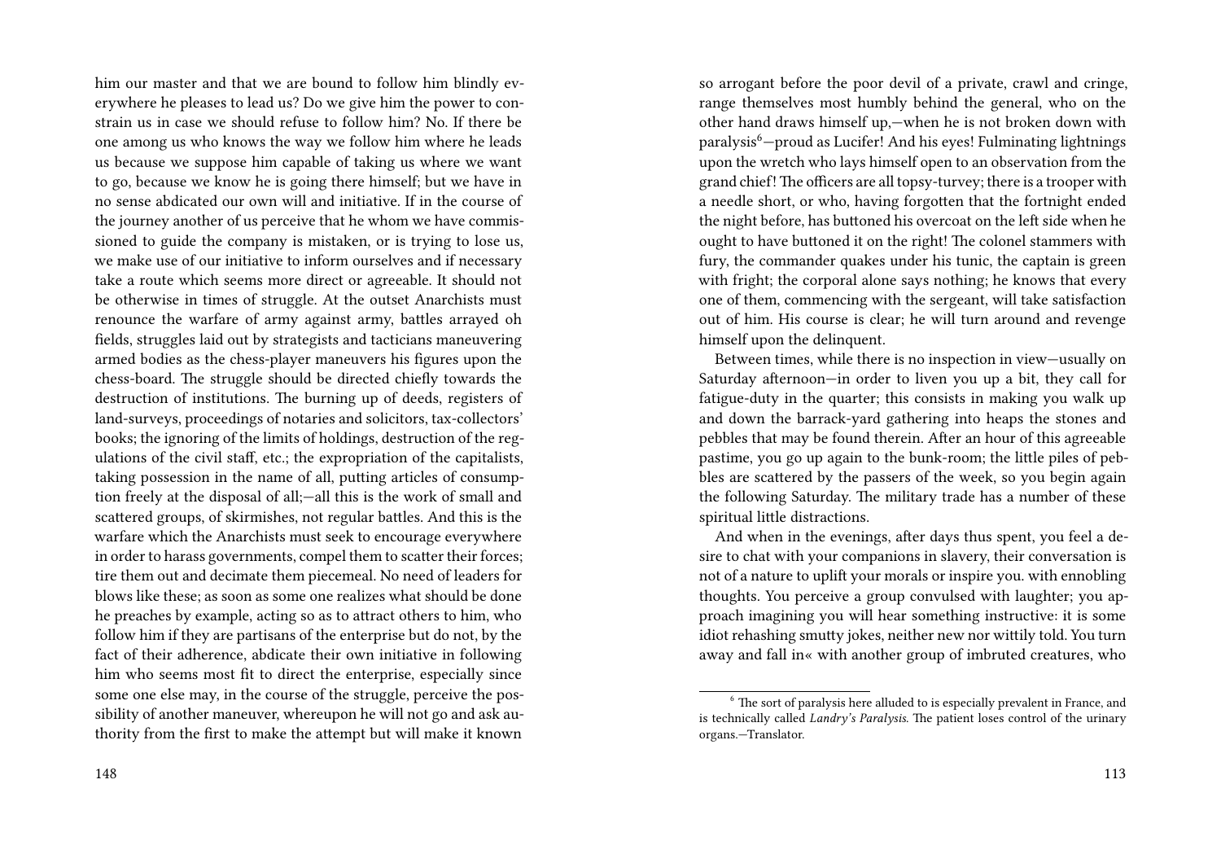him our master and that we are bound to follow him blindly everywhere he pleases to lead us? Do we give him the power to constrain us in case we should refuse to follow him? No. If there be one among us who knows the way we follow him where he leads us because we suppose him capable of taking us where we want to go, because we know he is going there himself; but we have in no sense abdicated our own will and initiative. If in the course of the journey another of us perceive that he whom we have commissioned to guide the company is mistaken, or is trying to lose us, we make use of our initiative to inform ourselves and if necessary take a route which seems more direct or agreeable. It should not be otherwise in times of struggle. At the outset Anarchists must renounce the warfare of army against army, battles arrayed oh fields, struggles laid out by strategists and tacticians maneuvering armed bodies as the chess-player maneuvers his figures upon the chess-board. The struggle should be directed chiefly towards the destruction of institutions. The burning up of deeds, registers of land-surveys, proceedings of notaries and solicitors, tax-collectors' books; the ignoring of the limits of holdings, destruction of the regulations of the civil staff, etc.; the expropriation of the capitalists, taking possession in the name of all, putting articles of consumption freely at the disposal of all;—all this is the work of small and scattered groups, of skirmishes, not regular battles. And this is the warfare which the Anarchists must seek to encourage everywhere in order to harass governments, compel them to scatter their forces; tire them out and decimate them piecemeal. No need of leaders for blows like these; as soon as some one realizes what should be done he preaches by example, acting so as to attract others to him, who follow him if they are partisans of the enterprise but do not, by the fact of their adherence, abdicate their own initiative in following him who seems most fit to direct the enterprise, especially since some one else may, in the course of the struggle, perceive the possibility of another maneuver, whereupon he will not go and ask authority from the first to make the attempt but will make it known

so arrogant before the poor devil of a private, crawl and cringe, range themselves most humbly behind the general, who on the other hand draws himself up,—when he is not broken down with paralysis[6]—proud as Lucifer! And his eyes! Fulminating lightnings upon the wretch who lays himself open to an observation from the grand chief! The officers are all topsy-turvey; there is a trooper with a needle short, or who, having forgotten that the fortnight ended the night before, has buttoned his overcoat on the left side when he ought to have buttoned it on the right! The colonel stammers with fury, the commander quakes under his tunic, the captain is green with fright; the corporal alone says nothing; he knows that every one of them, commencing with the sergeant, will take satisfaction out of him. His course is clear; he will turn around and revenge himself upon the delinquent.

Between times, while there is no inspection in view—usually on Saturday afternoon—in order to liven you up a bit, they call for fatigue-duty in the quarter; this consists in making you walk up and down the barrack-yard gathering into heaps the stones and pebbles that may be found therein. After an hour of this agreeable pastime, you go up again to the bunk-room; the little piles of pebbles are scattered by the passers of the week, so you begin again the following Saturday. The military trade has a number of these spiritual little distractions.

And when in the evenings, after days thus spent, you feel a desire to chat with your companions in slavery, their conversation is not of a nature to uplift your morals or inspire you. with ennobling thoughts. You perceive a group convulsed with laughter; you approach imagining you will hear something instructive: it is some idiot rehashing smutty jokes, neither new nor wittily told. You turn away and fall in« with another group of imbruted creatures, who

[6] The sort of paralysis here alluded to is especially prevalent in France, and is technically called *Landry's Paralysis*. The patient loses control of the urinary organs.—Translator.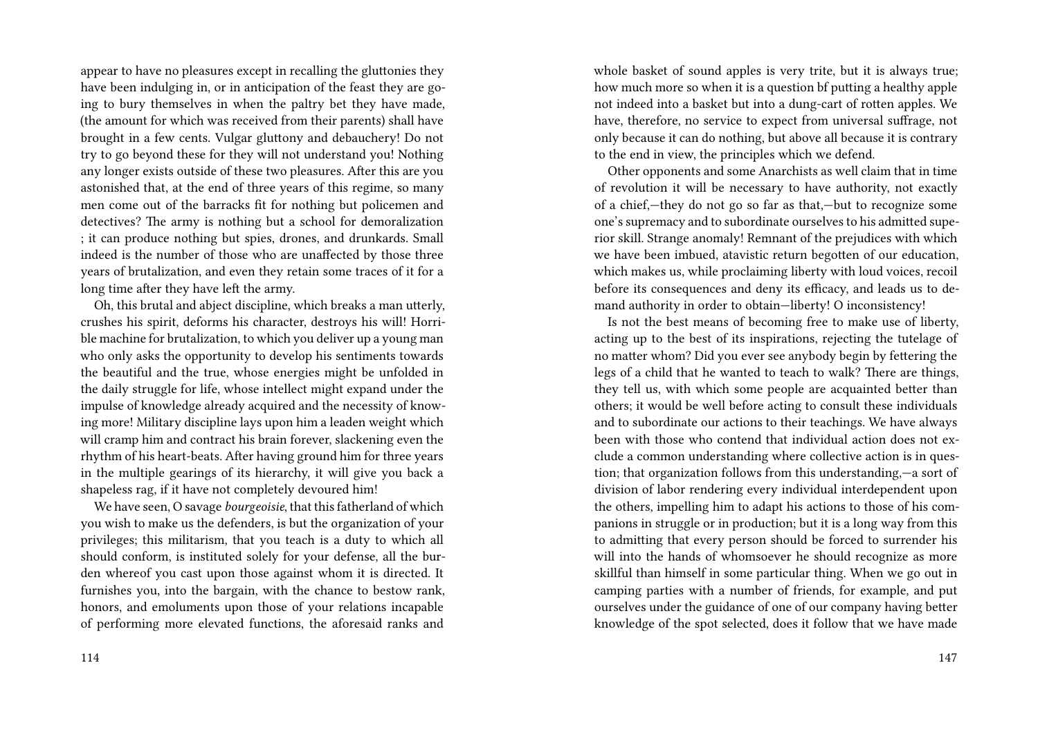appear to have no pleasures except in recalling the gluttonies they have been indulging in, or in anticipation of the feast they are going to bury themselves in when the paltry bet they have made, (the amount for which was received from their parents) shall have brought in a few cents. Vulgar gluttony and debauchery! Do not try to go beyond these for they will not understand you! Nothing any longer exists outside of these two pleasures. After this are you astonished that, at the end of three years of this regime, so many men come out of the barracks fit for nothing but policemen and detectives? The army is nothing but a school for demoralization ; it can produce nothing but spies, drones, and drunkards. Small indeed is the number of those who are unaffected by those three years of brutalization, and even they retain some traces of it for a long time after they have left the army.

Oh, this brutal and abject discipline, which breaks a man utterly, crushes his spirit, deforms his character, destroys his will! Horrible machine for brutalization, to which you deliver up a young man who only asks the opportunity to develop his sentiments towards the beautiful and the true, whose energies might be unfolded in the daily struggle for life, whose intellect might expand under the impulse of knowledge already acquired and the necessity of knowing more! Military discipline lays upon him a leaden weight which will cramp him and contract his brain forever, slackening even the rhythm of his heart-beats. After having ground him for three years in the multiple gearings of its hierarchy, it will give you back a shapeless rag, if it have not completely devoured him!

We have seen, O savage *bourgeoisie*, that this fatherland of which you wish to make us the defenders, is but the organization of your privileges; this militarism, that you teach is a duty to which all should conform, is instituted solely for your defense, all the burden whereof you cast upon those against whom it is directed. It furnishes you, into the bargain, with the chance to bestow rank, honors, and emoluments upon those of your relations incapable of performing more elevated functions, the aforesaid ranks and

whole basket of sound apples is very trite, but it is always true; how much more so when it is a question bf putting a healthy apple not indeed into a basket but into a dung-cart of rotten apples. We have, therefore, no service to expect from universal suffrage, not only because it can do nothing, but above all because it is contrary to the end in view, the principles which we defend.

Other opponents and some Anarchists as well claim that in time of revolution it will be necessary to have authority, not exactly of a chief,—they do not go so far as that,—but to recognize some one's supremacy and to subordinate ourselves to his admitted superior skill. Strange anomaly! Remnant of the prejudices with which we have been imbued, atavistic return begotten of our education, which makes us, while proclaiming liberty with loud voices, recoil before its consequences and deny its efficacy, and leads us to demand authority in order to obtain—liberty! O inconsistency!

Is not the best means of becoming free to make use of liberty, acting up to the best of its inspirations, rejecting the tutelage of no matter whom? Did you ever see anybody begin by fettering the legs of a child that he wanted to teach to walk? There are things, they tell us, with which some people are acquainted better than others; it would be well before acting to consult these individuals and to subordinate our actions to their teachings. We have always been with those who contend that individual action does not exclude a common understanding where collective action is in question; that organization follows from this understanding,—a sort of division of labor rendering every individual interdependent upon the others, impelling him to adapt his actions to those of his companions in struggle or in production; but it is a long way from this to admitting that every person should be forced to surrender his will into the hands of whomsoever he should recognize as more skillful than himself in some particular thing. When we go out in camping parties with a number of friends, for example, and put ourselves under the guidance of one of our company having better knowledge of the spot selected, does it follow that we have made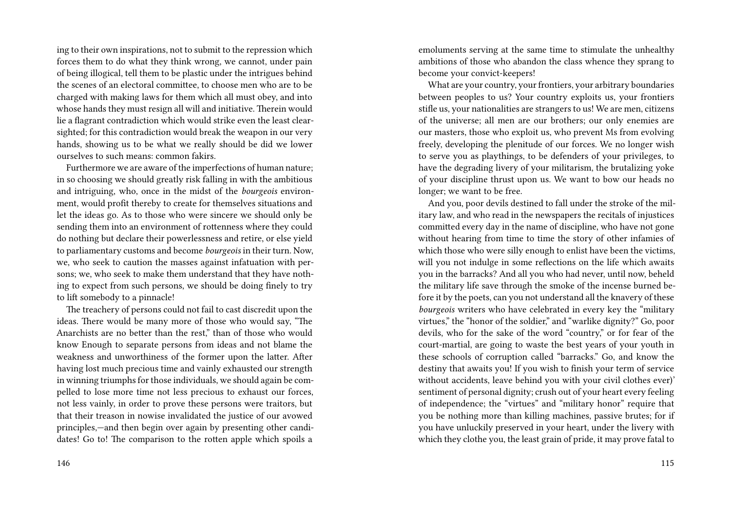ing to their own inspirations, not to submit to the repression which forces them to do what they think wrong, we cannot, under pain of being illogical, tell them to be plastic under the intrigues behind the scenes of an electoral committee, to choose men who are to be charged with making laws for them which all must obey, and into whose hands they must resign all will and initiative. Therein would lie a flagrant contradiction which would strike even the least clear-sighted; for this contradiction would break the weapon in our very hands, showing us to be what we really should be did we lower ourselves to such means: common fakirs.

Furthermore we are aware of the imperfections of human nature; in so choosing we should greatly risk falling in with the ambitious and intriguing, who, once in the midst of the *bourgeois* environment, would profit thereby to create for themselves situations and let the ideas go. As to those who were sincere we should only be sending them into an environment of rottenness where they could do nothing but declare their powerlessness and retire, or else yield to parliamentary customs and become *bourgeois* in their turn. Now, we, who seek to caution the masses against infatuation with persons; we, who seek to make them understand that they have nothing to expect from such persons, we should be doing finely to try to lift somebody to a pinnacle!

The treachery of persons could not fail to cast discredit upon the ideas. There would be many more of those who would say, "The Anarchists are no better than the rest," than of those who would know Enough to separate persons from ideas and not blame the weakness and unworthiness of the former upon the latter. After having lost much precious time and vainly exhausted our strength in winning triumphs for those individuals, we should again be compelled to lose more time not less precious to exhaust our forces, not less vainly, in order to prove these persons were traitors, but that their treason in nowise invalidated the justice of our avowed principles,—and then begin over again by presenting other candidates! Go to! The comparison to the rotten apple which spoils a

emoluments serving at the same time to stimulate the unhealthy ambitions of those who abandon the class whence they sprang to become your convict-keepers!

What are your country, your frontiers, your arbitrary boundaries between peoples to us? Your country exploits us, your frontiers stifle us, your nationalities are strangers to us! We are men, citizens of the universe; all men are our brothers; our only enemies are our masters, those who exploit us, who prevent Ms from evolving freely, developing the plenitude of our forces. We no longer wish to serve you as playthings, to be defenders of your privileges, to have the degrading livery of your militarism, the brutalizing yoke of your discipline thrust upon us. We want to bow our heads no longer; we want to be free.

And you, poor devils destined to fall under the stroke of the military law, and who read in the newspapers the recitals of injustices committed every day in the name of discipline, who have not gone without hearing from time to time the story of other infamies of which those who were silly enough to enlist have been the victims, will you not indulge in some reflections on the life which awaits you in the barracks? And all you who had never, until now, beheld the military life save through the smoke of the incense burned before it by the poets, can you not understand all the knavery of these *bourgeois* writers who have celebrated in every key the "military virtues," the "honor of the soldier," and "warlike dignity?" Go, poor devils, who for the sake of the word "country," or for fear of the court-martial, are going to waste the best years of your youth in these schools of corruption called "barracks." Go, and know the destiny that awaits you! If you wish to finish your term of service without accidents, leave behind you with your civil clothes ever)' sentiment of personal dignity; crush out of your heart every feeling of independence; the "virtues" and "military honor" require that you be nothing more than killing machines, passive brutes; for if you have unluckily preserved in your heart, under the livery with which they clothe you, the least grain of pride, it may prove fatal to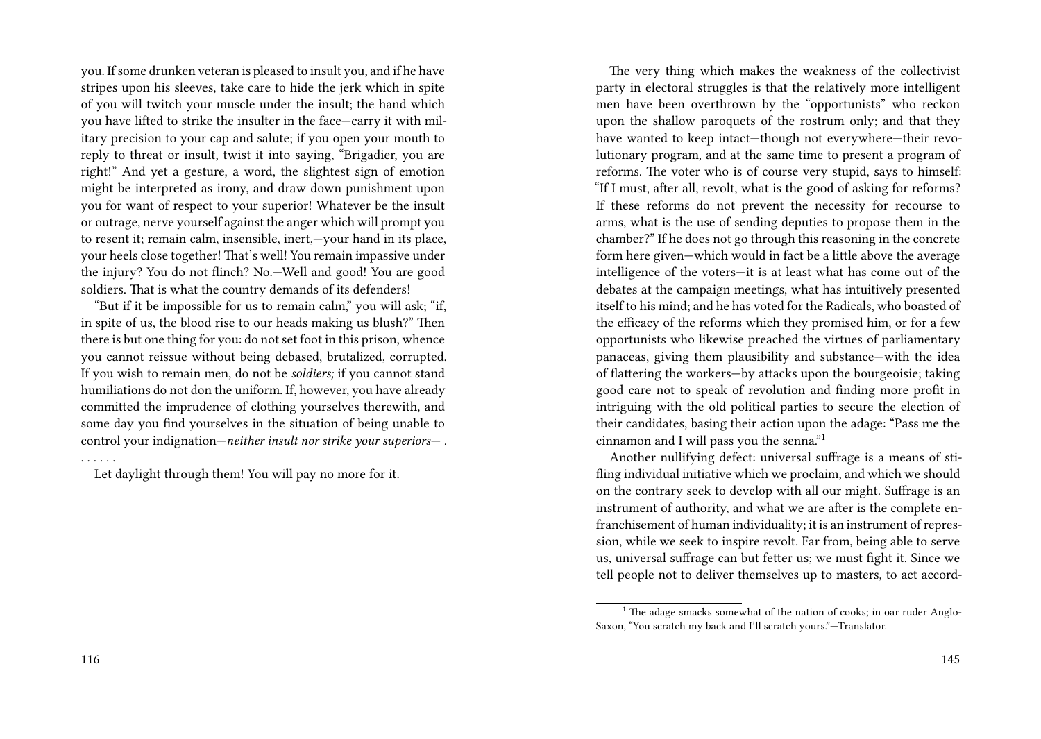you. If some drunken veteran is pleased to insult you, and if he have stripes upon his sleeves, take care to hide the jerk which in spite of you will twitch your muscle under the insult; the hand which you have lifted to strike the insulter in the face—carry it with military precision to your cap and salute; if you open your mouth to reply to threat or insult, twist it into saying, "Brigadier, you are right!" And yet a gesture, a word, the slightest sign of emotion might be interpreted as irony, and draw down punishment upon you for want of respect to your superior! Whatever be the insult or outrage, nerve yourself against the anger which will prompt you to resent it; remain calm, insensible, inert,—your hand in its place, your heels close together! That's well! You remain impassive under the injury? You do not flinch? No.—Well and good! You are good soldiers. That is what the country demands of its defenders!

"But if it be impossible for us to remain calm," you will ask; "if, in spite of us, the blood rise to our heads making us blush?" Then there is but one thing for you: do not set foot in this prison, whence you cannot reissue without being debased, brutalized, corrupted. If you wish to remain men, do not be *soldiers;* if you cannot stand humiliations do not don the uniform. If, however, you have already committed the imprudence of clothing yourselves therewith, and some day you find yourselves in the situation of being unable to control your indignation—*neither insult nor strike your superiors—* . . . . . . .

Let daylight through them! You will pay no more for it.

The very thing which makes the weakness of the collectivist party in electoral struggles is that the relatively more intelligent men have been overthrown by the "opportunists" who reckon upon the shallow paroquets of the rostrum only; and that they have wanted to keep intact—though not everywhere—their revolutionary program, and at the same time to present a program of reforms. The voter who is of course very stupid, says to himself: "If I must, after all, revolt, what is the good of asking for reforms? If these reforms do not prevent the necessity for recourse to arms, what is the use of sending deputies to propose them in the chamber?" If he does not go through this reasoning in the concrete form here given—which would in fact be a little above the average intelligence of the voters—it is at least what has come out of the debates at the campaign meetings, what has intuitively presented itself to his mind; and he has voted for the Radicals, who boasted of the efficacy of the reforms which they promised him, or for a few opportunists who likewise preached the virtues of parliamentary panaceas, giving them plausibility and substance—with the idea of flattering the workers—by attacks upon the bourgeoisie; taking good care not to speak of revolution and finding more profit in intriguing with the old political parties to secure the election of their candidates, basing their action upon the adage: "Pass me the cinnamon and I will pass you the senna."[1]

Another nullifying defect: universal suffrage is a means of stifling individual initiative which we proclaim, and which we should on the contrary seek to develop with all our might. Suffrage is an instrument of authority, and what we are after is the complete enfranchisement of human individuality; it is an instrument of repression, while we seek to inspire revolt. Far from, being able to serve us, universal suffrage can but fetter us; we must fight it. Since we tell people not to deliver themselves up to masters, to act accord-

[1] The adage smacks somewhat of the nation of cooks; in oar ruder Anglo-Saxon, "You scratch my back and I'll scratch yours."—Translator.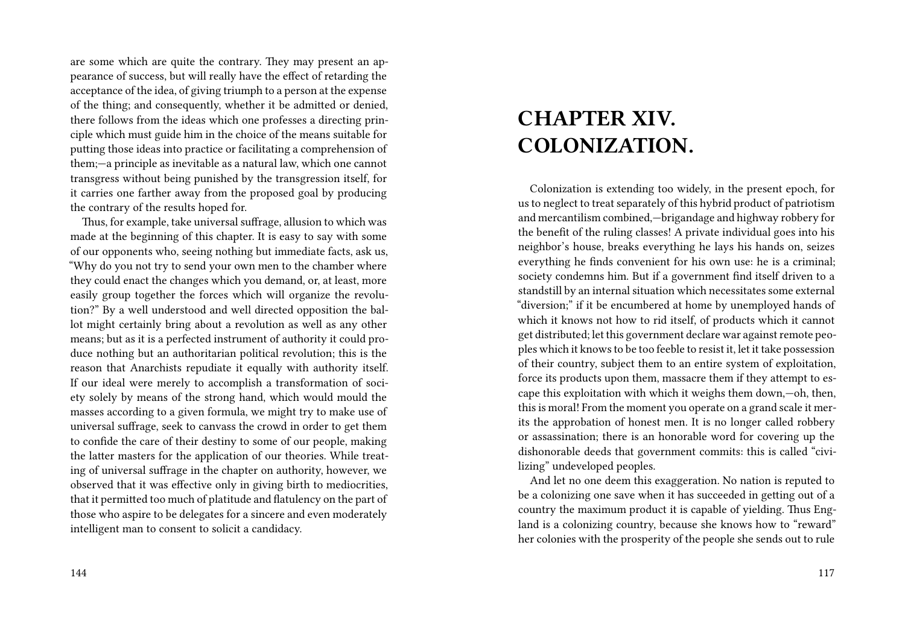are some which are quite the contrary. They may present an appearance of success, but will really have the effect of retarding the acceptance of the idea, of giving triumph to a person at the expense of the thing; and consequently, whether it be admitted or denied, there follows from the ideas which one professes a directing principle which must guide him in the choice of the means suitable for putting those ideas into practice or facilitating a comprehension of them;—a principle as inevitable as a natural law, which one cannot transgress without being punished by the transgression itself, for it carries one farther away from the proposed goal by producing the contrary of the results hoped for.

Thus, for example, take universal suffrage, allusion to which was made at the beginning of this chapter. It is easy to say with some of our opponents who, seeing nothing but immediate facts, ask us, "Why do you not try to send your own men to the chamber where they could enact the changes which you demand, or, at least, more easily group together the forces which will organize the revolution?" By a well understood and well directed opposition the ballot might certainly bring about a revolution as well as any other means; but as it is a perfected instrument of authority it could produce nothing but an authoritarian political revolution; this is the reason that Anarchists repudiate it equally with authority itself. If our ideal were merely to accomplish a transformation of society solely by means of the strong hand, which would mould the masses according to a given formula, we might try to make use of universal suffrage, seek to canvass the crowd in order to get them to confide the care of their destiny to some of our people, making the latter masters for the application of our theories. While treating of universal suffrage in the chapter on authority, however, we observed that it was effective only in giving birth to mediocrities, that it permitted too much of platitude and flatulency on the part of those who aspire to be delegates for a sincere and even moderately intelligent man to consent to solicit a candidacy.

# CHAPTER XIV. COLONIZATION.

Colonization is extending too widely, in the present epoch, for us to neglect to treat separately of this hybrid product of patriotism and mercantilism combined,—brigandage and highway robbery for the benefit of the ruling classes! A private individual goes into his neighbor's house, breaks everything he lays his hands on, seizes everything he finds convenient for his own use: he is a criminal; society condemns him. But if a government find itself driven to a standstill by an internal situation which necessitates some external "diversion;" if it be encumbered at home by unemployed hands of which it knows not how to rid itself, of products which it cannot get distributed; let this government declare war against remote peoples which it knows to be too feeble to resist it, let it take possession of their country, subject them to an entire system of exploitation, force its products upon them, massacre them if they attempt to escape this exploitation with which it weighs them down,—oh, then, this is moral! From the moment you operate on a grand scale it merits the approbation of honest men. It is no longer called robbery or assassination; there is an honorable word for covering up the dishonorable deeds that government commits: this is called "civilizing" undeveloped peoples.

And let no one deem this exaggeration. No nation is reputed to be a colonizing one save when it has succeeded in getting out of a country the maximum product it is capable of yielding. Thus England is a colonizing country, because she knows how to "reward" her colonies with the prosperity of the people she sends out to rule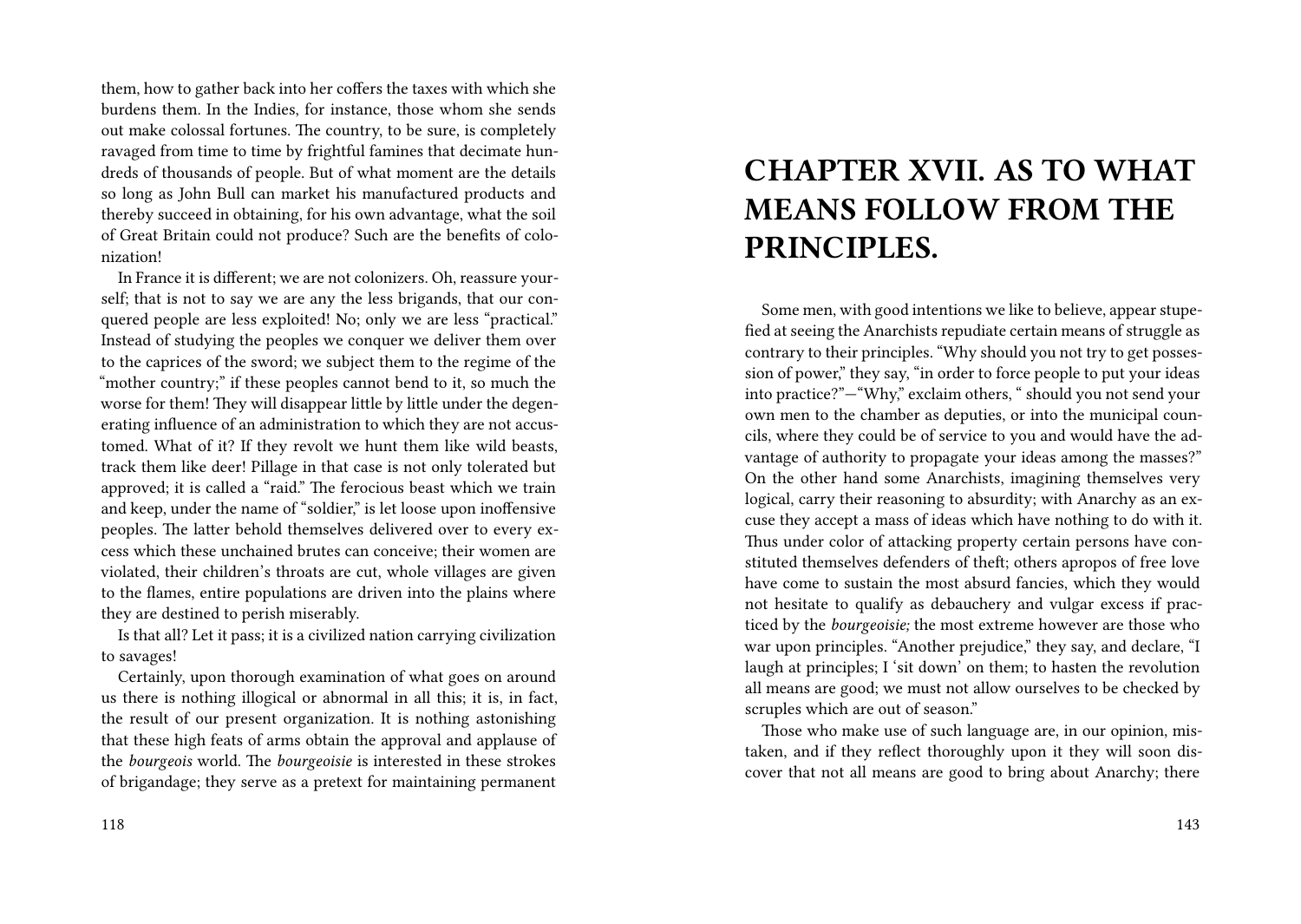them, how to gather back into her coffers the taxes with which she burdens them. In the Indies, for instance, those whom she sends out make colossal fortunes. The country, to be sure, is completely ravaged from time to time by frightful famines that decimate hundreds of thousands of people. But of what moment are the details so long as John Bull can market his manufactured products and thereby succeed in obtaining, for his own advantage, what the soil of Great Britain could not produce? Such are the benefits of colonization!

In France it is different; we are not colonizers. Oh, reassure yourself; that is not to say we are any the less brigands, that our conquered people are less exploited! No; only we are less "practical." Instead of studying the peoples we conquer we deliver them over to the caprices of the sword; we subject them to the regime of the "mother country;" if these peoples cannot bend to it, so much the worse for them! They will disappear little by little under the degenerating influence of an administration to which they are not accustomed. What of it? If they revolt we hunt them like wild beasts, track them like deer! Pillage in that case is not only tolerated but approved; it is called a "raid." The ferocious beast which we train and keep, under the name of "soldier," is let loose upon inoffensive peoples. The latter behold themselves delivered over to every excess which these unchained brutes can conceive; their women are violated, their children's throats are cut, whole villages are given to the flames, entire populations are driven into the plains where they are destined to perish miserably.

Is that all? Let it pass; it is a civilized nation carrying civilization to savages!

Certainly, upon thorough examination of what goes on around us there is nothing illogical or abnormal in all this; it is, in fact, the result of our present organization. It is nothing astonishing that these high feats of arms obtain the approval and applause of the *bourgeois* world. The *bourgeoisie* is interested in these strokes of brigandage; they serve as a pretext for maintaining permanent

# CHAPTER XVII. AS TO WHAT MEANS FOLLOW FROM THE PRINCIPLES.

Some men, with good intentions we like to believe, appear stupefied at seeing the Anarchists repudiate certain means of struggle as contrary to their principles. "Why should you not try to get possession of power," they say, "in order to force people to put your ideas into practice?"—"Why," exclaim others, " should you not send your own men to the chamber as deputies, or into the municipal councils, where they could be of service to you and would have the advantage of authority to propagate your ideas among the masses?" On the other hand some Anarchists, imagining themselves very logical, carry their reasoning to absurdity; with Anarchy as an excuse they accept a mass of ideas which have nothing to do with it. Thus under color of attacking property certain persons have constituted themselves defenders of theft; others apropos of free love have come to sustain the most absurd fancies, which they would not hesitate to qualify as debauchery and vulgar excess if practiced by the *bourgeoisie;* the most extreme however are those who war upon principles. "Another prejudice," they say, and declare, "I laugh at principles; I 'sit down' on them; to hasten the revolution all means are good; we must not allow ourselves to be checked by scruples which are out of season."

Those who make use of such language are, in our opinion, mistaken, and if they reflect thoroughly upon it they will soon discover that not all means are good to bring about Anarchy; there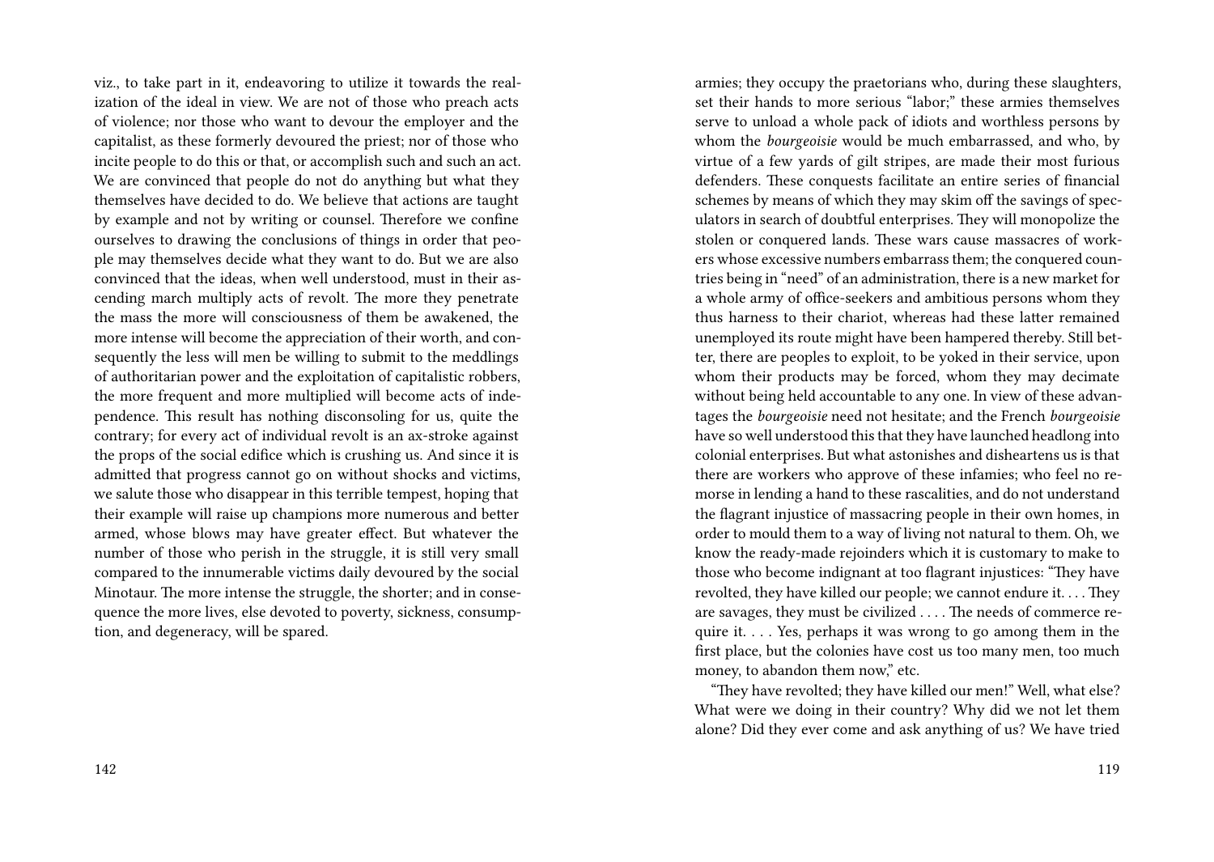viz., to take part in it, endeavoring to utilize it towards the realization of the ideal in view. We are not of those who preach acts of violence; nor those who want to devour the employer and the capitalist, as these formerly devoured the priest; nor of those who incite people to do this or that, or accomplish such and such an act. We are convinced that people do not do anything but what they themselves have decided to do. We believe that actions are taught by example and not by writing or counsel. Therefore we confine ourselves to drawing the conclusions of things in order that people may themselves decide what they want to do. But we are also convinced that the ideas, when well understood, must in their ascending march multiply acts of revolt. The more they penetrate the mass the more will consciousness of them be awakened, the more intense will become the appreciation of their worth, and consequently the less will men be willing to submit to the meddlings of authoritarian power and the exploitation of capitalistic robbers, the more frequent and more multiplied will become acts of independence. This result has nothing disconsoling for us, quite the contrary; for every act of individual revolt is an ax-stroke against the props of the social edifice which is crushing us. And since it is admitted that progress cannot go on without shocks and victims, we salute those who disappear in this terrible tempest, hoping that their example will raise up champions more numerous and better armed, whose blows may have greater effect. But whatever the number of those who perish in the struggle, it is still very small compared to the innumerable victims daily devoured by the social Minotaur. The more intense the struggle, the shorter; and in consequence the more lives, else devoted to poverty, sickness, consumption, and degeneracy, will be spared.

armies; they occupy the praetorians who, during these slaughters, set their hands to more serious "labor;" these armies themselves serve to unload a whole pack of idiots and worthless persons by whom the *bourgeoisie* would be much embarrassed, and who, by virtue of a few yards of gilt stripes, are made their most furious defenders. These conquests facilitate an entire series of financial schemes by means of which they may skim off the savings of speculators in search of doubtful enterprises. They will monopolize the stolen or conquered lands. These wars cause massacres of workers whose excessive numbers embarrass them; the conquered countries being in "need" of an administration, there is a new market for a whole army of office-seekers and ambitious persons whom they thus harness to their chariot, whereas had these latter remained unemployed its route might have been hampered thereby. Still better, there are peoples to exploit, to be yoked in their service, upon whom their products may be forced, whom they may decimate without being held accountable to any one. In view of these advantages the *bourgeoisie* need not hesitate; and the French *bourgeoisie* have so well understood this that they have launched headlong into colonial enterprises. But what astonishes and disheartens us is that there are workers who approve of these infamies; who feel no remorse in lending a hand to these rascalities, and do not understand the flagrant injustice of massacring people in their own homes, in order to mould them to a way of living not natural to them. Oh, we know the ready-made rejoinders which it is customary to make to those who become indignant at too flagrant injustices: "They have revolted, they have killed our people; we cannot endure it. . . . They are savages, they must be civilized . . . . The needs of commerce require it. . . . Yes, perhaps it was wrong to go among them in the first place, but the colonies have cost us too many men, too much money, to abandon them now," etc.

"They have revolted; they have killed our men!" Well, what else? What were we doing in their country? Why did we not let them alone? Did they ever come and ask anything of us? We have tried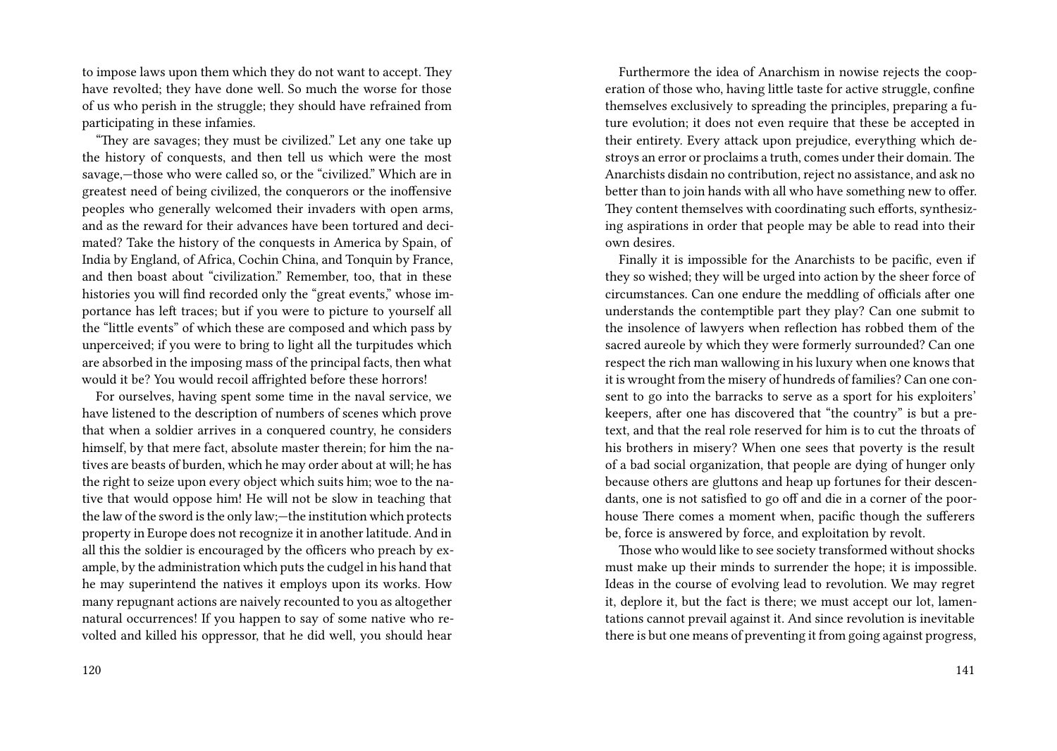to impose laws upon them which they do not want to accept. They have revolted; they have done well. So much the worse for those of us who perish in the struggle; they should have refrained from participating in these infamies.

"They are savages; they must be civilized." Let any one take up the history of conquests, and then tell us which were the most savage,—those who were called so, or the "civilized." Which are in greatest need of being civilized, the conquerors or the inoffensive peoples who generally welcomed their invaders with open arms, and as the reward for their advances have been tortured and decimated? Take the history of the conquests in America by Spain, of India by England, of Africa, Cochin China, and Tonquin by France, and then boast about "civilization." Remember, too, that in these histories you will find recorded only the "great events," whose importance has left traces; but if you were to picture to yourself all the "little events" of which these are composed and which pass by unperceived; if you were to bring to light all the turpitudes which are absorbed in the imposing mass of the principal facts, then what would it be? You would recoil affrighted before these horrors!

For ourselves, having spent some time in the naval service, we have listened to the description of numbers of scenes which prove that when a soldier arrives in a conquered country, he considers himself, by that mere fact, absolute master therein; for him the natives are beasts of burden, which he may order about at will; he has the right to seize upon every object which suits him; woe to the native that would oppose him! He will not be slow in teaching that the law of the sword is the only law;—the institution which protects property in Europe does not recognize it in another latitude. And in all this the soldier is encouraged by the officers who preach by example, by the administration which puts the cudgel in his hand that he may superintend the natives it employs upon its works. How many repugnant actions are naively recounted to you as altogether natural occurrences! If you happen to say of some native who revolted and killed his oppressor, that he did well, you should hear

Furthermore the idea of Anarchism in nowise rejects the cooperation of those who, having little taste for active struggle, confine themselves exclusively to spreading the principles, preparing a future evolution; it does not even require that these be accepted in their entirety. Every attack upon prejudice, everything which destroys an error or proclaims a truth, comes under their domain. The Anarchists disdain no contribution, reject no assistance, and ask no better than to join hands with all who have something new to offer. They content themselves with coordinating such efforts, synthesizing aspirations in order that people may be able to read into their own desires.

Finally it is impossible for the Anarchists to be pacific, even if they so wished; they will be urged into action by the sheer force of circumstances. Can one endure the meddling of officials after one understands the contemptible part they play? Can one submit to the insolence of lawyers when reflection has robbed them of the sacred aureole by which they were formerly surrounded? Can one respect the rich man wallowing in his luxury when one knows that it is wrought from the misery of hundreds of families? Can one consent to go into the barracks to serve as a sport for his exploiters' keepers, after one has discovered that "the country" is but a pretext, and that the real role reserved for him is to cut the throats of his brothers in misery? When one sees that poverty is the result of a bad social organization, that people are dying of hunger only because others are gluttons and heap up fortunes for their descendants, one is not satisfied to go off and die in a corner of the poorhouse There comes a moment when, pacific though the sufferers be, force is answered by force, and exploitation by revolt.

Those who would like to see society transformed without shocks must make up their minds to surrender the hope; it is impossible. Ideas in the course of evolving lead to revolution. We may regret it, deplore it, but the fact is there; we must accept our lot, lamentations cannot prevail against it. And since revolution is inevitable there is but one means of preventing it from going against progress,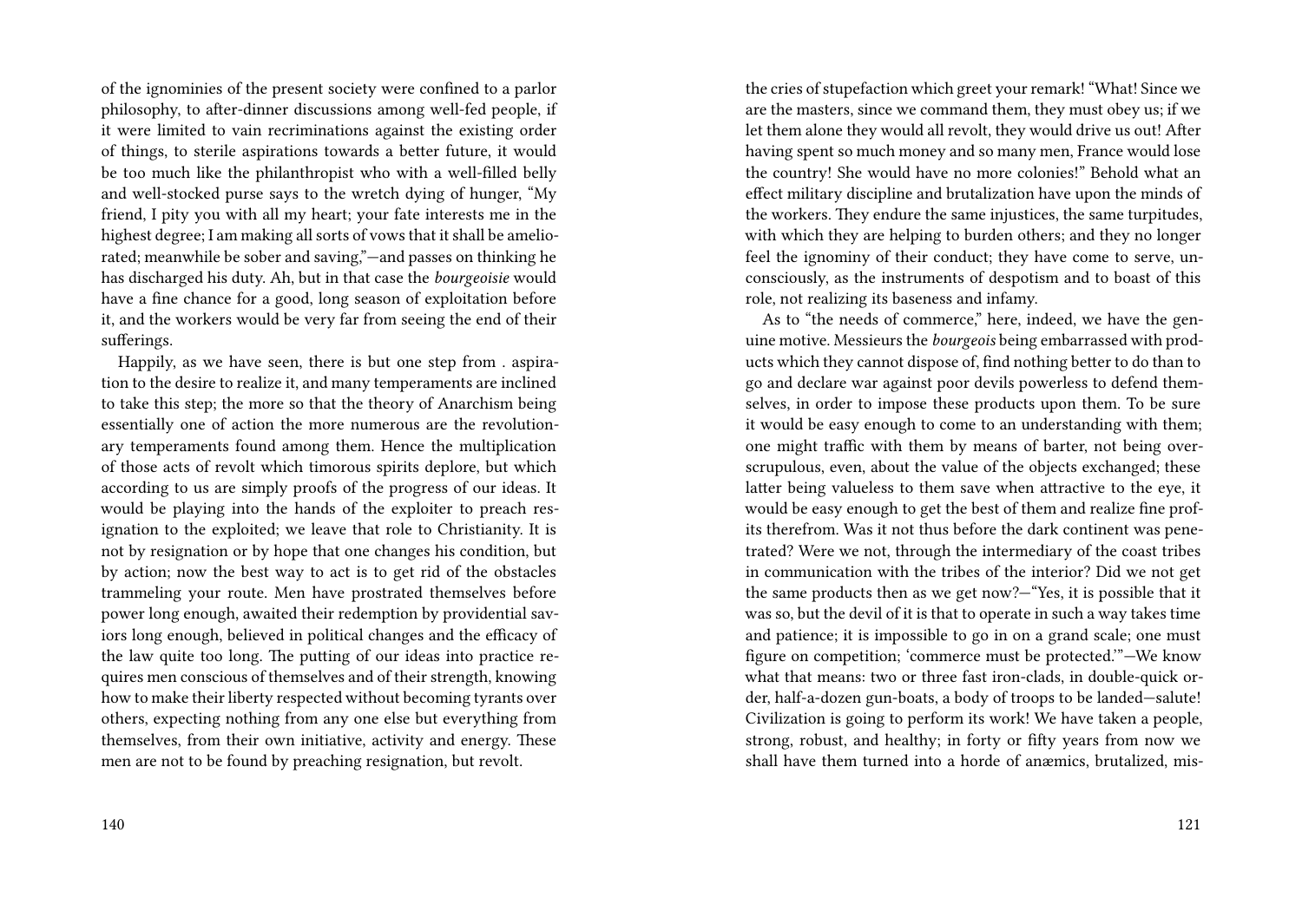of the ignominies of the present society were confined to a parlor philosophy, to after-dinner discussions among well-fed people, if it were limited to vain recriminations against the existing order of things, to sterile aspirations towards a better future, it would be too much like the philanthropist who with a well-filled belly and well-stocked purse says to the wretch dying of hunger, "My friend, I pity you with all my heart; your fate interests me in the highest degree; I am making all sorts of vows that it shall be ameliorated; meanwhile be sober and saving,"—and passes on thinking he has discharged his duty. Ah, but in that case the *bourgeoisie* would have a fine chance for a good, long season of exploitation before it, and the workers would be very far from seeing the end of their sufferings.

Happily, as we have seen, there is but one step from . aspiration to the desire to realize it, and many temperaments are inclined to take this step; the more so that the theory of Anarchism being essentially one of action the more numerous are the revolutionary temperaments found among them. Hence the multiplication of those acts of revolt which timorous spirits deplore, but which according to us are simply proofs of the progress of our ideas. It would be playing into the hands of the exploiter to preach resignation to the exploited; we leave that role to Christianity. It is not by resignation or by hope that one changes his condition, but by action; now the best way to act is to get rid of the obstacles trammeling your route. Men have prostrated themselves before power long enough, awaited their redemption by providential saviors long enough, believed in political changes and the efficacy of the law quite too long. The putting of our ideas into practice requires men conscious of themselves and of their strength, knowing how to make their liberty respected without becoming tyrants over others, expecting nothing from any one else but everything from themselves, from their own initiative, activity and energy. These men are not to be found by preaching resignation, but revolt.

the cries of stupefaction which greet your remark! "What! Since we are the masters, since we command them, they must obey us; if we let them alone they would all revolt, they would drive us out! After having spent so much money and so many men, France would lose the country! She would have no more colonies!" Behold what an effect military discipline and brutalization have upon the minds of the workers. They endure the same injustices, the same turpitudes, with which they are helping to burden others; and they no longer feel the ignominy of their conduct; they have come to serve, unconsciously, as the instruments of despotism and to boast of this role, not realizing its baseness and infamy.

As to "the needs of commerce," here, indeed, we have the genuine motive. Messieurs the *bourgeois* being embarrassed with products which they cannot dispose of, find nothing better to do than to go and declare war against poor devils powerless to defend themselves, in order to impose these products upon them. To be sure it would be easy enough to come to an understanding with them; one might traffic with them by means of barter, not being overscrupulous, even, about the value of the objects exchanged; these latter being valueless to them save when attractive to the eye, it would be easy enough to get the best of them and realize fine profits therefrom. Was it not thus before the dark continent was penetrated? Were we not, through the intermediary of the coast tribes in communication with the tribes of the interior? Did we not get the same products then as we get now?—"Yes, it is possible that it was so, but the devil of it is that to operate in such a way takes time and patience; it is impossible to go in on a grand scale; one must figure on competition; 'commerce must be protected.'"—We know what that means: two or three fast iron-clads, in double-quick order, half-a-dozen gun-boats, a body of troops to be landed—salute! Civilization is going to perform its work! We have taken a people, strong, robust, and healthy; in forty or fifty years from now we shall have them turned into a horde of anæmics, brutalized, mis-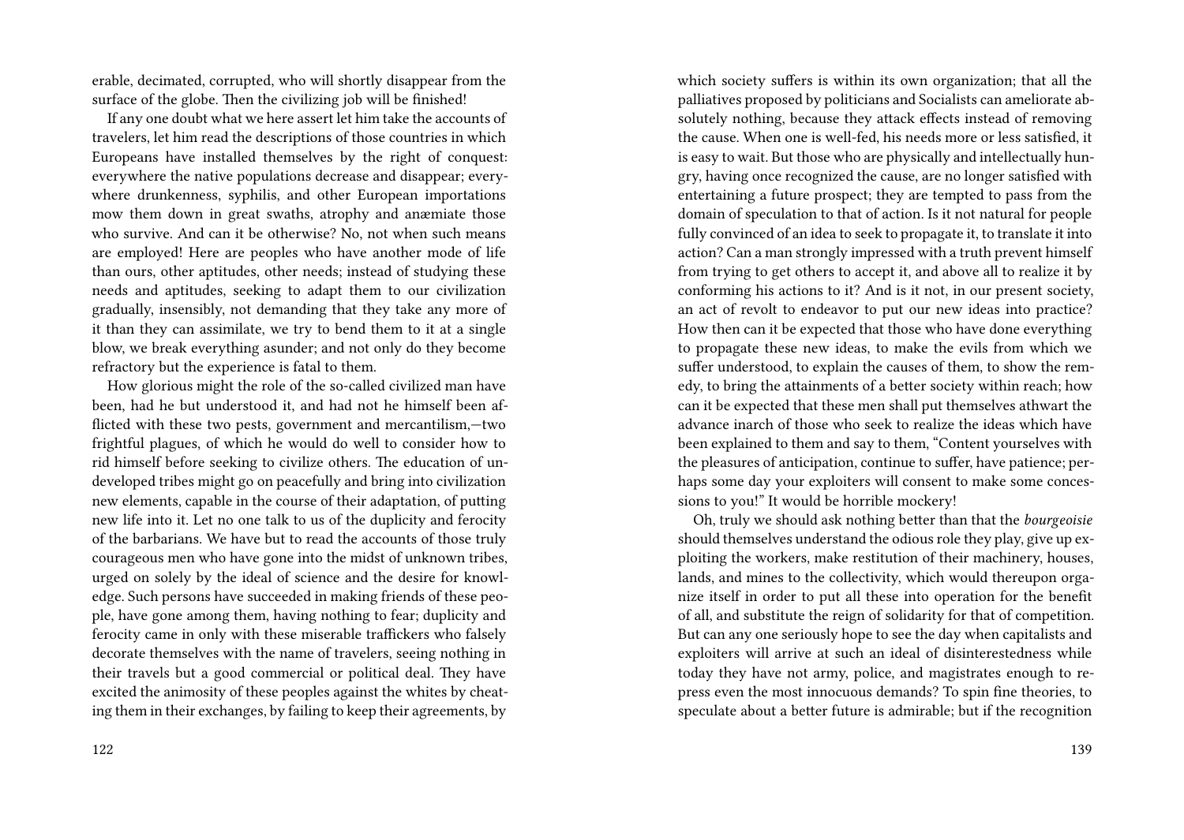erable, decimated, corrupted, who will shortly disappear from the surface of the globe. Then the civilizing job will be finished!

If any one doubt what we here assert let him take the accounts of travelers, let him read the descriptions of those countries in which Europeans have installed themselves by the right of conquest: everywhere the native populations decrease and disappear; everywhere drunkenness, syphilis, and other European importations mow them down in great swaths, atrophy and anæmiate those who survive. And can it be otherwise? No, not when such means are employed! Here are peoples who have another mode of life than ours, other aptitudes, other needs; instead of studying these needs and aptitudes, seeking to adapt them to our civilization gradually, insensibly, not demanding that they take any more of it than they can assimilate, we try to bend them to it at a single blow, we break everything asunder; and not only do they become refractory but the experience is fatal to them.

How glorious might the role of the so-called civilized man have been, had he but understood it, and had not he himself been afflicted with these two pests, government and mercantilism,—two frightful plagues, of which he would do well to consider how to rid himself before seeking to civilize others. The education of undeveloped tribes might go on peacefully and bring into civilization new elements, capable in the course of their adaptation, of putting new life into it. Let no one talk to us of the duplicity and ferocity of the barbarians. We have but to read the accounts of those truly courageous men who have gone into the midst of unknown tribes, urged on solely by the ideal of science and the desire for knowledge. Such persons have succeeded in making friends of these people, have gone among them, having nothing to fear; duplicity and ferocity came in only with these miserable traffickers who falsely decorate themselves with the name of travelers, seeing nothing in their travels but a good commercial or political deal. They have excited the animosity of these peoples against the whites by cheating them in their exchanges, by failing to keep their agreements, by

which society suffers is within its own organization; that all the palliatives proposed by politicians and Socialists can ameliorate absolutely nothing, because they attack effects instead of removing the cause. When one is well-fed, his needs more or less satisfied, it is easy to wait. But those who are physically and intellectually hungry, having once recognized the cause, are no longer satisfied with entertaining a future prospect; they are tempted to pass from the domain of speculation to that of action. Is it not natural for people fully convinced of an idea to seek to propagate it, to translate it into action? Can a man strongly impressed with a truth prevent himself from trying to get others to accept it, and above all to realize it by conforming his actions to it? And is it not, in our present society, an act of revolt to endeavor to put our new ideas into practice? How then can it be expected that those who have done everything to propagate these new ideas, to make the evils from which we suffer understood, to explain the causes of them, to show the remedy, to bring the attainments of a better society within reach; how can it be expected that these men shall put themselves athwart the advance inarch of those who seek to realize the ideas which have been explained to them and say to them, "Content yourselves with the pleasures of anticipation, continue to suffer, have patience; perhaps some day your exploiters will consent to make some concessions to you!" It would be horrible mockery!

Oh, truly we should ask nothing better than that the *bourgeoisie* should themselves understand the odious role they play, give up exploiting the workers, make restitution of their machinery, houses, lands, and mines to the collectivity, which would thereupon organize itself in order to put all these into operation for the benefit of all, and substitute the reign of solidarity for that of competition. But can any one seriously hope to see the day when capitalists and exploiters will arrive at such an ideal of disinterestedness while today they have not army, police, and magistrates enough to repress even the most innocuous demands? To spin fine theories, to speculate about a better future is admirable; but if the recognition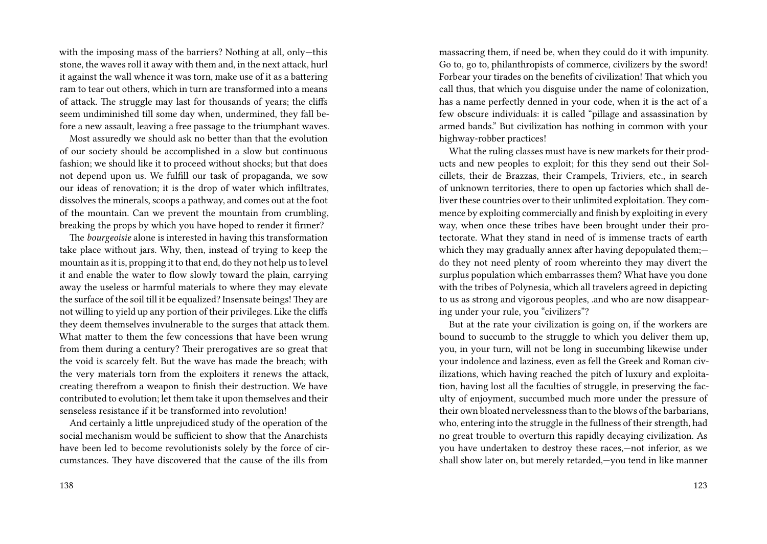with the imposing mass of the barriers? Nothing at all, only—this stone, the waves roll it away with them and, in the next attack, hurl it against the wall whence it was torn, make use of it as a battering ram to tear out others, which in turn are transformed into a means of attack. The struggle may last for thousands of years; the cliffs seem undiminished till some day when, undermined, they fall before a new assault, leaving a free passage to the triumphant waves.

Most assuredly we should ask no better than that the evolution of our society should be accomplished in a slow but continuous fashion; we should like it to proceed without shocks; but that does not depend upon us. We fulfill our task of propaganda, we sow our ideas of renovation; it is the drop of water which infiltrates, dissolves the minerals, scoops a pathway, and comes out at the foot of the mountain. Can we prevent the mountain from crumbling, breaking the props by which you have hoped to render it firmer?

The *bourgeoisie* alone is interested in having this transformation take place without jars. Why, then, instead of trying to keep the mountain as it is, propping it to that end, do they not help us to level it and enable the water to flow slowly toward the plain, carrying away the useless or harmful materials to where they may elevate the surface of the soil till it be equalized? Insensate beings! They are not willing to yield up any portion of their privileges. Like the cliffs they deem themselves invulnerable to the surges that attack them. What matter to them the few concessions that have been wrung from them during a century? Their prerogatives are so great that the void is scarcely felt. But the wave has made the breach; with the very materials torn from the exploiters it renews the attack, creating therefrom a weapon to finish their destruction. We have contributed to evolution; let them take it upon themselves and their senseless resistance if it be transformed into revolution!

And certainly a little unprejudiced study of the operation of the social mechanism would be sufficient to show that the Anarchists have been led to become revolutionists solely by the force of circumstances. They have discovered that the cause of the ills from

massacring them, if need be, when they could do it with impunity. Go to, go to, philanthropists of commerce, civilizers by the sword! Forbear your tirades on the benefits of civilization! That which you call thus, that which you disguise under the name of colonization, has a name perfectly denned in your code, when it is the act of a few obscure individuals: it is called "pillage and assassination by armed bands." But civilization has nothing in common with your highway-robber practices!

What the ruling classes must have is new markets for their products and new peoples to exploit; for this they send out their Solcillets, their de Brazzas, their Crampels, Triviers, etc., in search of unknown territories, there to open up factories which shall deliver these countries over to their unlimited exploitation. They commence by exploiting commercially and finish by exploiting in every way, when once these tribes have been brought under their protectorate. What they stand in need of is immense tracts of earth which they may gradually annex after having depopulated them;—do they not need plenty of room whereinto they may divert the surplus population which embarrasses them? What have you done with the tribes of Polynesia, which all travelers agreed in depicting to us as strong and vigorous peoples, .and who are now disappearing under your rule, you "civilizers"?

But at the rate your civilization is going on, if the workers are bound to succumb to the struggle to which you deliver them up, you, in your turn, will not be long in succumbing likewise under your indolence and laziness, even as fell the Greek and Roman civilizations, which having reached the pitch of luxury and exploitation, having lost all the faculties of struggle, in preserving the faculty of enjoyment, succumbed much more under the pressure of their own bloated nervelessness than to the blows of the barbarians, who, entering into the struggle in the fullness of their strength, had no great trouble to overturn this rapidly decaying civilization. As you have undertaken to destroy these races,—not inferior, as we shall show later on, but merely retarded,—you tend in like manner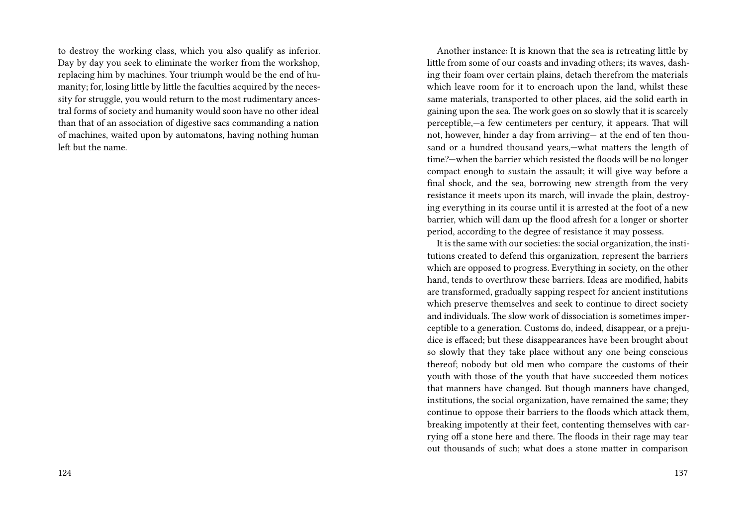to destroy the working class, which you also qualify as inferior. Day by day you seek to eliminate the worker from the workshop, replacing him by machines. Your triumph would be the end of humanity; for, losing little by little the faculties acquired by the necessity for struggle, you would return to the most rudimentary ancestral forms of society and humanity would soon have no other ideal than that of an association of digestive sacs commanding a nation of machines, waited upon by automatons, having nothing human left but the name.

Another instance: It is known that the sea is retreating little by little from some of our coasts and invading others; its waves, dashing their foam over certain plains, detach therefrom the materials which leave room for it to encroach upon the land, whilst these same materials, transported to other places, aid the solid earth in gaining upon the sea. The work goes on so slowly that it is scarcely perceptible,—a few centimeters per century, it appears. That will not, however, hinder a day from arriving— at the end of ten thousand or a hundred thousand years,—what matters the length of time?—when the barrier which resisted the floods will be no longer compact enough to sustain the assault; it will give way before a final shock, and the sea, borrowing new strength from the very resistance it meets upon its march, will invade the plain, destroying everything in its course until it is arrested at the foot of a new barrier, which will dam up the flood afresh for a longer or shorter period, according to the degree of resistance it may possess.

It is the same with our societies: the social organization, the institutions created to defend this organization, represent the barriers which are opposed to progress. Everything in society, on the other hand, tends to overthrow these barriers. Ideas are modified, habits are transformed, gradually sapping respect for ancient institutions which preserve themselves and seek to continue to direct society and individuals. The slow work of dissociation is sometimes imperceptible to a generation. Customs do, indeed, disappear, or a prejudice is effaced; but these disappearances have been brought about so slowly that they take place without any one being conscious thereof; nobody but old men who compare the customs of their youth with those of the youth that have succeeded them notices that manners have changed. But though manners have changed, institutions, the social organization, have remained the same; they continue to oppose their barriers to the floods which attack them, breaking impotently at their feet, contenting themselves with carrying off a stone here and there. The floods in their rage may tear out thousands of such; what does a stone matter in comparison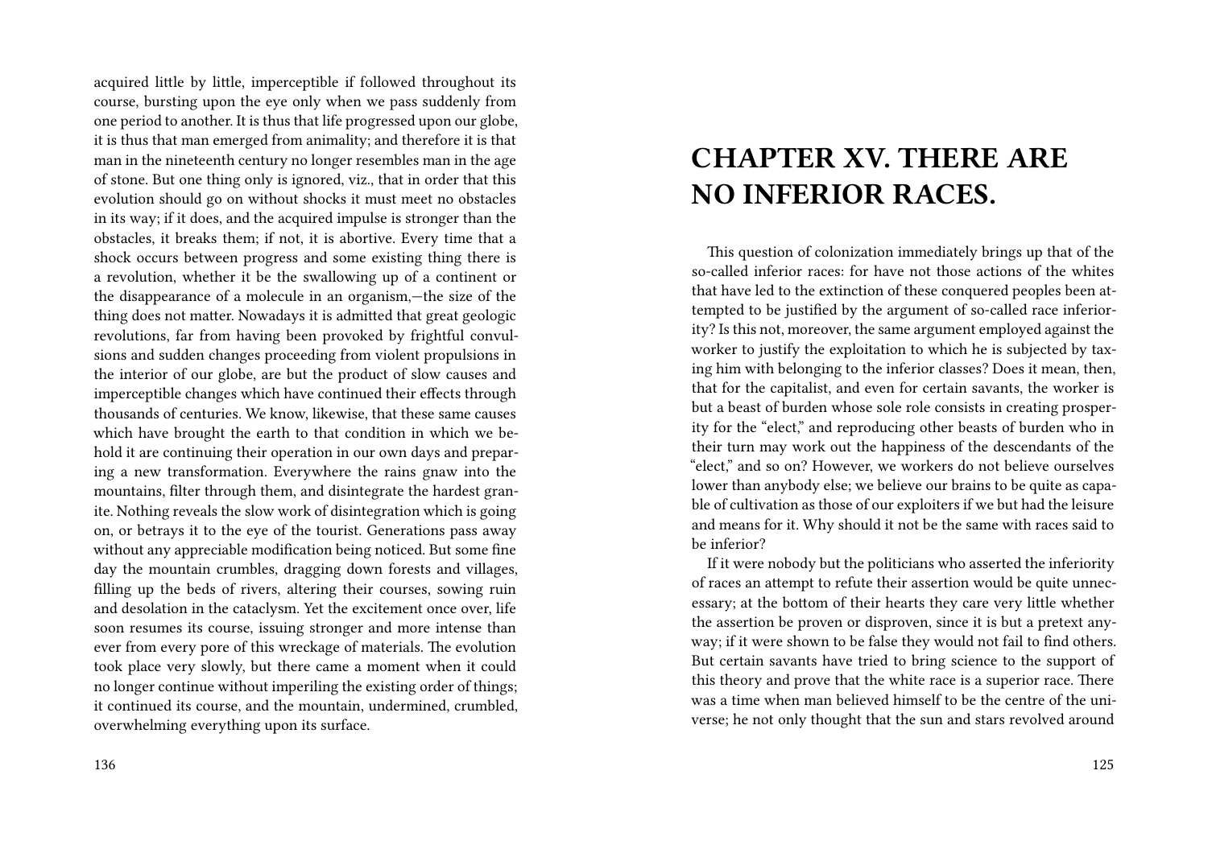acquired little by little, imperceptible if followed throughout its course, bursting upon the eye only when we pass suddenly from one period to another. It is thus that life progressed upon our globe, it is thus that man emerged from animality; and therefore it is that man in the nineteenth century no longer resembles man in the age of stone. But one thing only is ignored, viz., that in order that this evolution should go on without shocks it must meet no obstacles in its way; if it does, and the acquired impulse is stronger than the obstacles, it breaks them; if not, it is abortive. Every time that a shock occurs between progress and some existing thing there is a revolution, whether it be the swallowing up of a continent or the disappearance of a molecule in an organism,—the size of the thing does not matter. Nowadays it is admitted that great geologic revolutions, far from having been provoked by frightful convulsions and sudden changes proceeding from violent propulsions in the interior of our globe, are but the product of slow causes and imperceptible changes which have continued their effects through thousands of centuries. We know, likewise, that these same causes which have brought the earth to that condition in which we behold it are continuing their operation in our own days and preparing a new transformation. Everywhere the rains gnaw into the mountains, filter through them, and disintegrate the hardest granite. Nothing reveals the slow work of disintegration which is going on, or betrays it to the eye of the tourist. Generations pass away without any appreciable modification being noticed. But some fine day the mountain crumbles, dragging down forests and villages, filling up the beds of rivers, altering their courses, sowing ruin and desolation in the cataclysm. Yet the excitement once over, life soon resumes its course, issuing stronger and more intense than ever from every pore of this wreckage of materials. The evolution took place very slowly, but there came a moment when it could no longer continue without imperiling the existing order of things; it continued its course, and the mountain, undermined, crumbled, overwhelming everything upon its surface.

# CHAPTER XV. THERE ARE NO INFERIOR RACES.

This question of colonization immediately brings up that of the so-called inferior races: for have not those actions of the whites that have led to the extinction of these conquered peoples been attempted to be justified by the argument of so-called race inferiority? Is this not, moreover, the same argument employed against the worker to justify the exploitation to which he is subjected by taxing him with belonging to the inferior classes? Does it mean, then, that for the capitalist, and even for certain savants, the worker is but a beast of burden whose sole role consists in creating prosperity for the "elect," and reproducing other beasts of burden who in their turn may work out the happiness of the descendants of the "elect," and so on? However, we workers do not believe ourselves lower than anybody else; we believe our brains to be quite as capable of cultivation as those of our exploiters if we but had the leisure and means for it. Why should it not be the same with races said to be inferior?

If it were nobody but the politicians who asserted the inferiority of races an attempt to refute their assertion would be quite unnecessary; at the bottom of their hearts they care very little whether the assertion be proven or disproven, since it is but a pretext anyway; if it were shown to be false they would not fail to find others. But certain savants have tried to bring science to the support of this theory and prove that the white race is a superior race. There was a time when man believed himself to be the centre of the universe; he not only thought that the sun and stars revolved around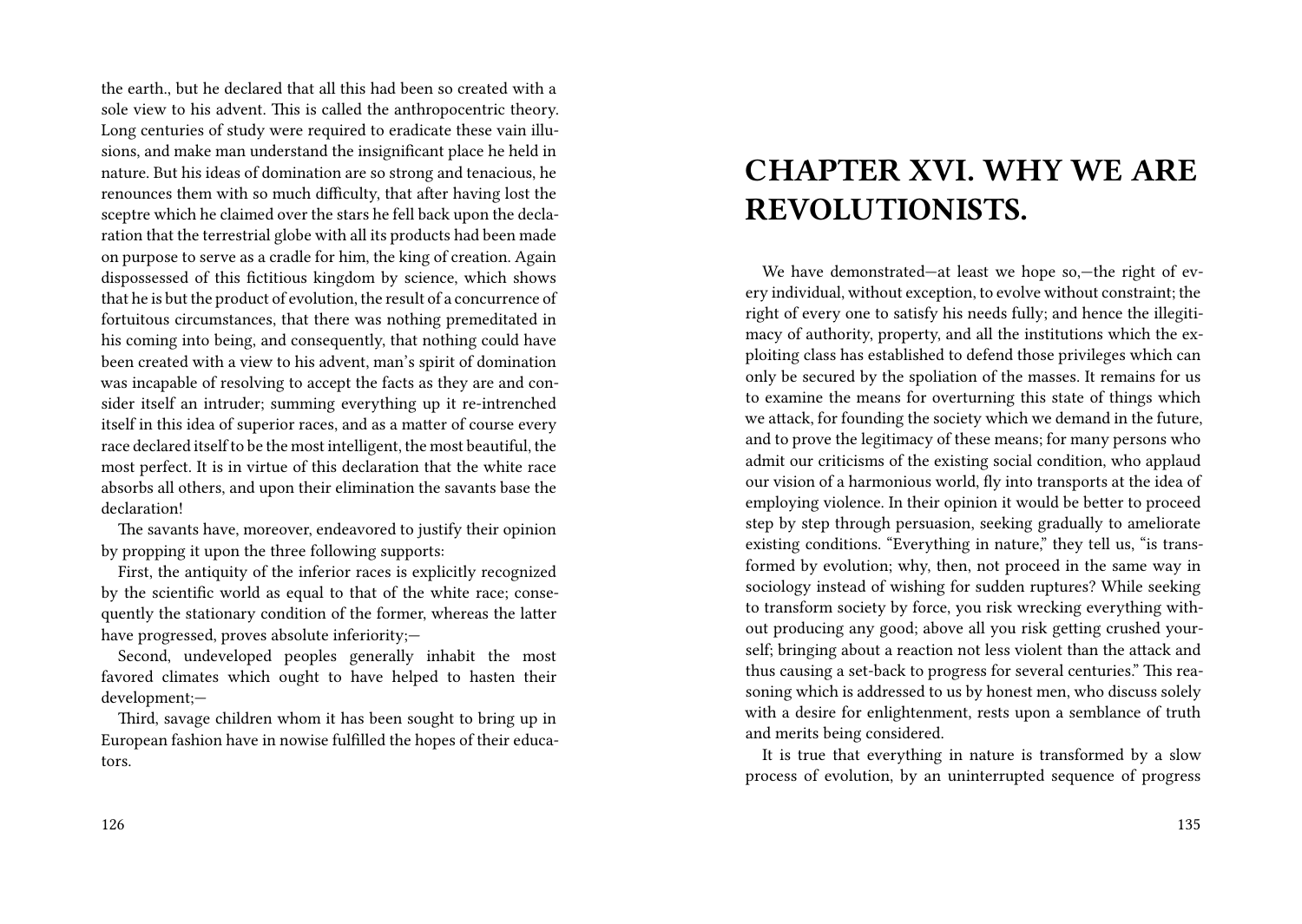the earth., but he declared that all this had been so created with a sole view to his advent. This is called the anthropocentric theory. Long centuries of study were required to eradicate these vain illusions, and make man understand the insignificant place he held in nature. But his ideas of domination are so strong and tenacious, he renounces them with so much difficulty, that after having lost the sceptre which he claimed over the stars he fell back upon the declaration that the terrestrial globe with all its products had been made on purpose to serve as a cradle for him, the king of creation. Again dispossessed of this fictitious kingdom by science, which shows that he is but the product of evolution, the result of a concurrence of fortuitous circumstances, that there was nothing premeditated in his coming into being, and consequently, that nothing could have been created with a view to his advent, man's spirit of domination was incapable of resolving to accept the facts as they are and consider itself an intruder; summing everything up it re-intrenched itself in this idea of superior races, and as a matter of course every race declared itself to be the most intelligent, the most beautiful, the most perfect. It is in virtue of this declaration that the white race absorbs all others, and upon their elimination the savants base the declaration!

The savants have, moreover, endeavored to justify their opinion by propping it upon the three following supports:

First, the antiquity of the inferior races is explicitly recognized by the scientific world as equal to that of the white race; consequently the stationary condition of the former, whereas the latter have progressed, proves absolute inferiority;—

Second, undeveloped peoples generally inhabit the most favored climates which ought to have helped to hasten their development;—

Third, savage children whom it has been sought to bring up in European fashion have in nowise fulfilled the hopes of their educators.

# CHAPTER XVI. WHY WE ARE REVOLUTIONISTS.

We have demonstrated—at least we hope so,—the right of every individual, without exception, to evolve without constraint; the right of every one to satisfy his needs fully; and hence the illegitimacy of authority, property, and all the institutions which the exploiting class has established to defend those privileges which can only be secured by the spoliation of the masses. It remains for us to examine the means for overturning this state of things which we attack, for founding the society which we demand in the future, and to prove the legitimacy of these means; for many persons who admit our criticisms of the existing social condition, who applaud our vision of a harmonious world, fly into transports at the idea of employing violence. In their opinion it would be better to proceed step by step through persuasion, seeking gradually to ameliorate existing conditions. "Everything in nature," they tell us, "is transformed by evolution; why, then, not proceed in the same way in sociology instead of wishing for sudden ruptures? While seeking to transform society by force, you risk wrecking everything without producing any good; above all you risk getting crushed yourself; bringing about a reaction not less violent than the attack and thus causing a set-back to progress for several centuries." This reasoning which is addressed to us by honest men, who discuss solely with a desire for enlightenment, rests upon a semblance of truth and merits being considered.

It is true that everything in nature is transformed by a slow process of evolution, by an uninterrupted sequence of progress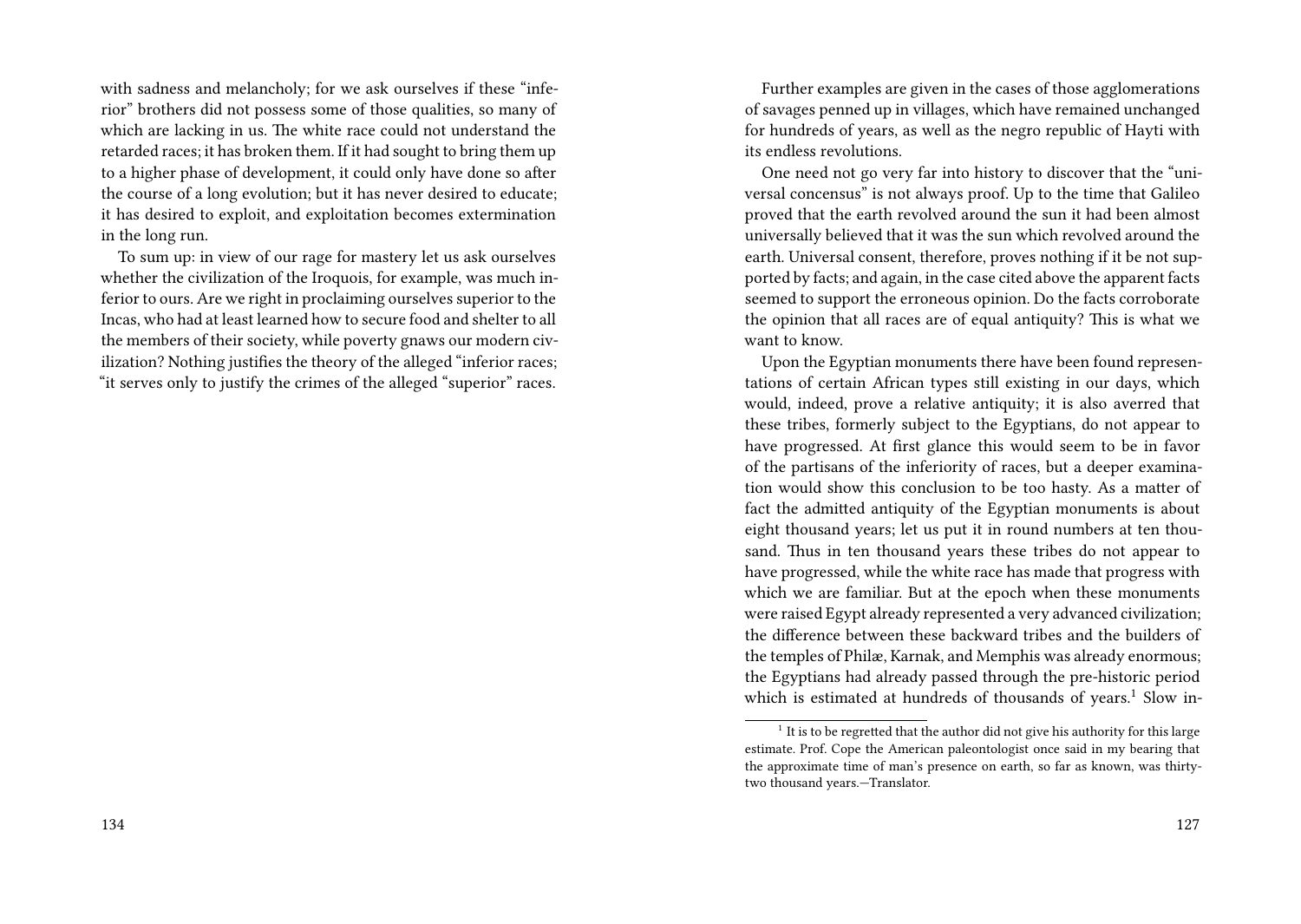with sadness and melancholy; for we ask ourselves if these "inferior" brothers did not possess some of those qualities, so many of which are lacking in us. The white race could not understand the retarded races; it has broken them. If it had sought to bring them up to a higher phase of development, it could only have done so after the course of a long evolution; but it has never desired to educate; it has desired to exploit, and exploitation becomes extermination in the long run.

To sum up: in view of our rage for mastery let us ask ourselves whether the civilization of the Iroquois, for example, was much inferior to ours. Are we right in proclaiming ourselves superior to the Incas, who had at least learned how to secure food and shelter to all the members of their society, while poverty gnaws our modern civilization? Nothing justifies the theory of the alleged "inferior races; "it serves only to justify the crimes of the alleged "superior" races.

Further examples are given in the cases of those agglomerations of savages penned up in villages, which have remained unchanged for hundreds of years, as well as the negro republic of Hayti with its endless revolutions.

One need not go very far into history to discover that the "universal concensus" is not always proof. Up to the time that Galileo proved that the earth revolved around the sun it had been almost universally believed that it was the sun which revolved around the earth. Universal consent, therefore, proves nothing if it be not supported by facts; and again, in the case cited above the apparent facts seemed to support the erroneous opinion. Do the facts corroborate the opinion that all races are of equal antiquity? This is what we want to know.

Upon the Egyptian monuments there have been found representations of certain African types still existing in our days, which would, indeed, prove a relative antiquity; it is also averred that these tribes, formerly subject to the Egyptians, do not appear to have progressed. At first glance this would seem to be in favor of the partisans of the inferiority of races, but a deeper examination would show this conclusion to be too hasty. As a matter of fact the admitted antiquity of the Egyptian monuments is about eight thousand years; let us put it in round numbers at ten thousand. Thus in ten thousand years these tribes do not appear to have progressed, while the white race has made that progress with which we are familiar. But at the epoch when these monuments were raised Egypt already represented a very advanced civilization; the difference between these backward tribes and the builders of the temples of Philæ, Karnak, and Memphis was already enormous; the Egyptians had already passed through the pre-historic period which is estimated at hundreds of thousands of years.[1] Slow in-

[1] It is to be regretted that the author did not give his authority for this large estimate. Prof. Cope the American paleontologist once said in my hearing that the approximate time of man's presence on earth, so far as known, was thirty-two thousand years.—Translator.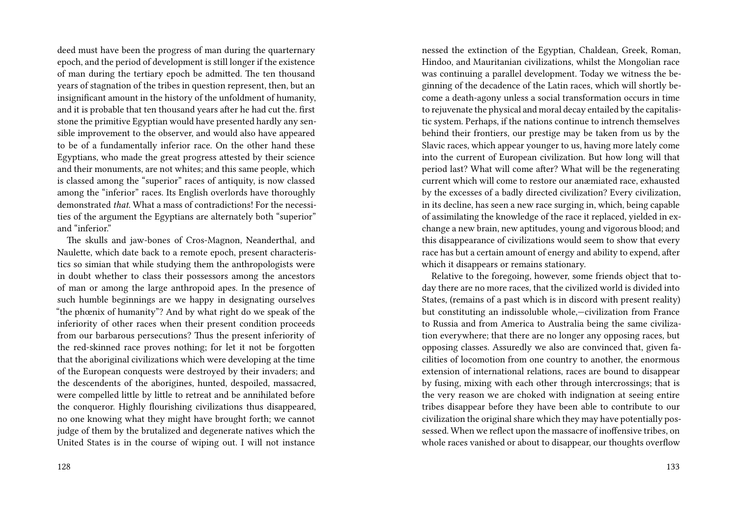deed must have been the progress of man during the quarternary epoch, and the period of development is still longer if the existence of man during the tertiary epoch be admitted. The ten thousand years of stagnation of the tribes in question represent, then, but an insignificant amount in the history of the unfoldment of humanity, and it is probable that ten thousand years after he had cut the. first stone the primitive Egyptian would have presented hardly any sensible improvement to the observer, and would also have appeared to be of a fundamentally inferior race. On the other hand these Egyptians, who made the great progress attested by their science and their monuments, are not whites; and this same people, which is classed among the "superior" races of antiquity, is now classed among the "inferior" races. Its English overlords have thoroughly demonstrated *that.* What a mass of contradictions! For the necessities of the argument the Egyptians are alternately both "superior" and "inferior."

The skulls and jaw-bones of Cros-Magnon, Neanderthal, and Naulette, which date back to a remote epoch, present characteristics so simian that while studying them the anthropologists were in doubt whether to class their possessors among the ancestors of man or among the large anthropoid apes. In the presence of such humble beginnings are we happy in designating ourselves "the phœnix of humanity"? And by what right do we speak of the inferiority of other races when their present condition proceeds from our barbarous persecutions? Thus the present inferiority of the red-skinned race proves nothing; for let it not be forgotten that the aboriginal civilizations which were developing at the time of the European conquests were destroyed by their invaders; and the descendents of the aborigines, hunted, despoiled, massacred, were compelled little by little to retreat and be annihilated before the conqueror. Highly flourishing civilizations thus disappeared, no one knowing what they might have brought forth; we cannot judge of them by the brutalized and degenerate natives which the United States is in the course of wiping out. I will not instance

nessed the extinction of the Egyptian, Chaldean, Greek, Roman, Hindoo, and Mauritanian civilizations, whilst the Mongolian race was continuing a parallel development. Today we witness the beginning of the decadence of the Latin races, which will shortly become a death-agony unless a social transformation occurs in time to rejuvenate the physical and moral decay entailed by the capitalistic system. Perhaps, if the nations continue to intrench themselves behind their frontiers, our prestige may be taken from us by the Slavic races, which appear younger to us, having more lately come into the current of European civilization. But how long will that period last? What will come after? What will be the regenerating current which will come to restore our anæmiated race, exhausted by the excesses of a badly directed civilization? Every civilization, in its decline, has seen a new race surging in, which, being capable of assimilating the knowledge of the race it replaced, yielded in exchange a new brain, new aptitudes, young and vigorous blood; and this disappearance of civilizations would seem to show that every race has but a certain amount of energy and ability to expend, after which it disappears or remains stationary.

Relative to the foregoing, however, some friends object that today there are no more races, that the civilized world is divided into States, (remains of a past which is in discord with present reality) but constituting an indissoluble whole,—civilization from France to Russia and from America to Australia being the same civilization everywhere; that there are no longer any opposing races, but opposing classes. Assuredly we also are convinced that, given facilities of locomotion from one country to another, the enormous extension of international relations, races are bound to disappear by fusing, mixing with each other through intercrossings; that is the very reason we are choked with indignation at seeing entire tribes disappear before they have been able to contribute to our civilization the original share which they may have potentially possessed. When we reflect upon the massacre of inoffensive tribes, on whole races vanished or about to disappear, our thoughts overflow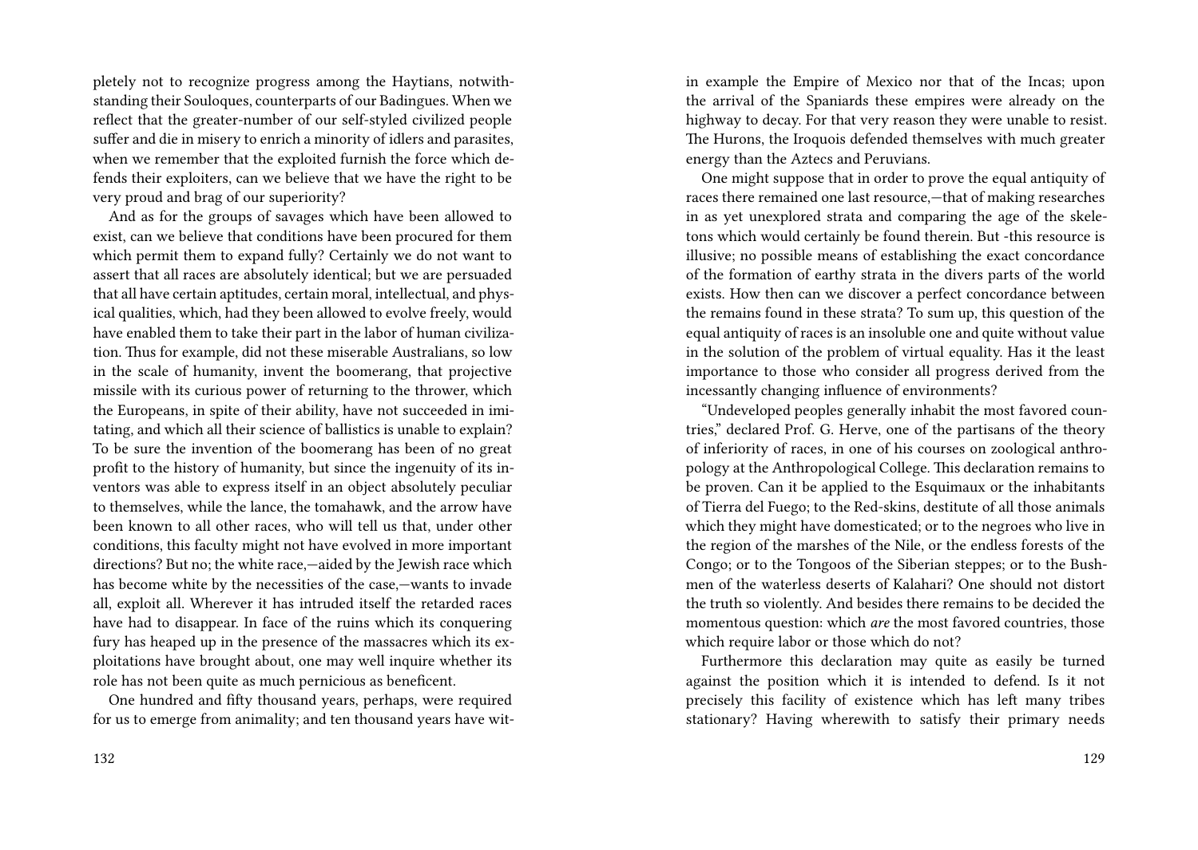pletely not to recognize progress among the Haytians, notwithstanding their Souloques, counterparts of our Badingues. When we reflect that the greater-number of our self-styled civilized people suffer and die in misery to enrich a minority of idlers and parasites, when we remember that the exploited furnish the force which defends their exploiters, can we believe that we have the right to be very proud and brag of our superiority?

And as for the groups of savages which have been allowed to exist, can we believe that conditions have been procured for them which permit them to expand fully? Certainly we do not want to assert that all races are absolutely identical; but we are persuaded that all have certain aptitudes, certain moral, intellectual, and physical qualities, which, had they been allowed to evolve freely, would have enabled them to take their part in the labor of human civilization. Thus for example, did not these miserable Australians, so low in the scale of humanity, invent the boomerang, that projective missile with its curious power of returning to the thrower, which the Europeans, in spite of their ability, have not succeeded in imitating, and which all their science of ballistics is unable to explain? To be sure the invention of the boomerang has been of no great profit to the history of humanity, but since the ingenuity of its inventors was able to express itself in an object absolutely peculiar to themselves, while the lance, the tomahawk, and the arrow have been known to all other races, who will tell us that, under other conditions, this faculty might not have evolved in more important directions? But no; the white race,—aided by the Jewish race which has become white by the necessities of the case,—wants to invade all, exploit all. Wherever it has intruded itself the retarded races have had to disappear. In face of the ruins which its conquering fury has heaped up in the presence of the massacres which its exploitations have brought about, one may well inquire whether its role has not been quite as much pernicious as beneficent.

One hundred and fifty thousand years, perhaps, were required for us to emerge from animality; and ten thousand years have wit-

in example the Empire of Mexico nor that of the Incas; upon the arrival of the Spaniards these empires were already on the highway to decay. For that very reason they were unable to resist. The Hurons, the Iroquois defended themselves with much greater energy than the Aztecs and Peruvians.

One might suppose that in order to prove the equal antiquity of races there remained one last resource,—that of making researches in as yet unexplored strata and comparing the age of the skeletons which would certainly be found therein. But -this resource is illusive; no possible means of establishing the exact concordance of the formation of earthy strata in the divers parts of the world exists. How then can we discover a perfect concordance between the remains found in these strata? To sum up, this question of the equal antiquity of races is an insoluble one and quite without value in the solution of the problem of virtual equality. Has it the least importance to those who consider all progress derived from the incessantly changing influence of environments?

"Undeveloped peoples generally inhabit the most favored countries," declared Prof. G. Herve, one of the partisans of the theory of inferiority of races, in one of his courses on zoological anthropology at the Anthropological College. This declaration remains to be proven. Can it be applied to the Esquimaux or the inhabitants of Tierra del Fuego; to the Red-skins, destitute of all those animals which they might have domesticated; or to the negroes who live in the region of the marshes of the Nile, or the endless forests of the Congo; or to the Tongoos of the Siberian steppes; or to the Bushmen of the waterless deserts of Kalahari? One should not distort the truth so violently. And besides there remains to be decided the momentous question: which *are* the most favored countries, those which require labor or those which do not?

Furthermore this declaration may quite as easily be turned against the position which it is intended to defend. Is it not precisely this facility of existence which has left many tribes stationary? Having wherewith to satisfy their primary needs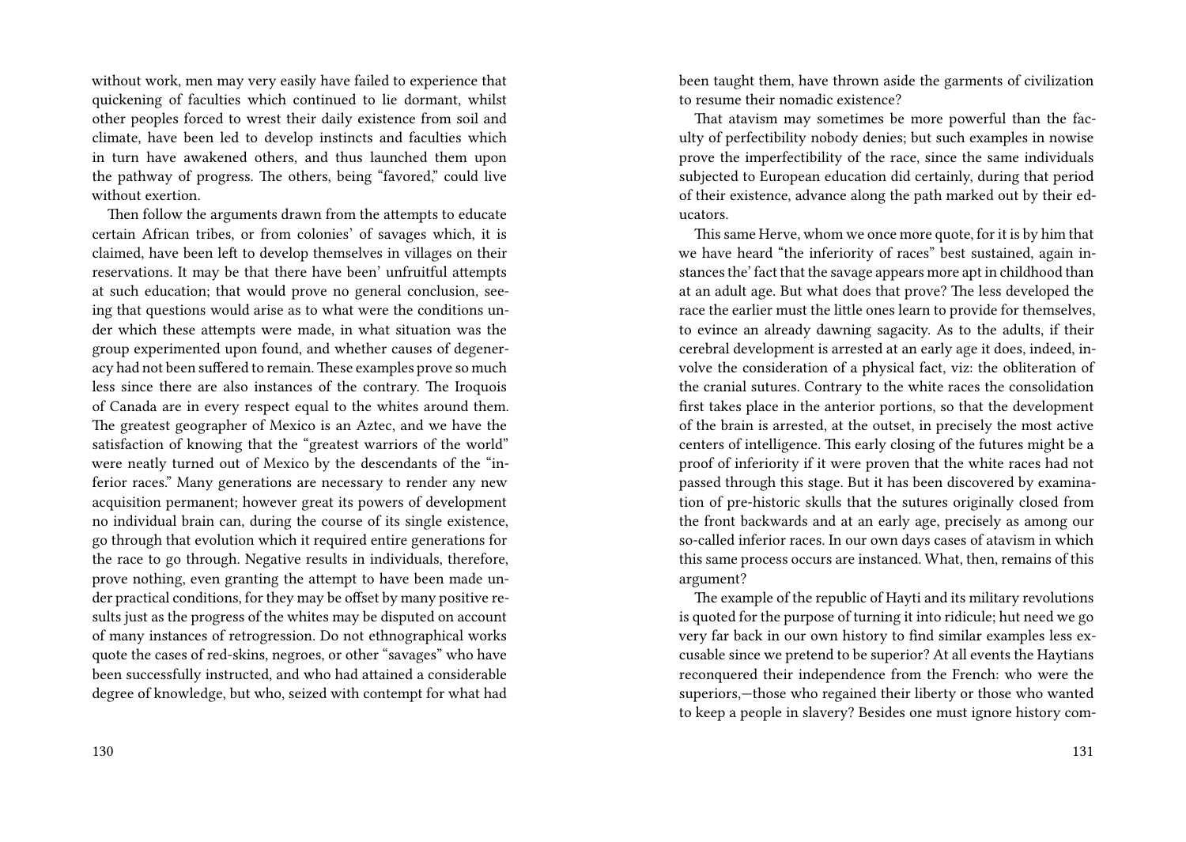without work, men may very easily have failed to experience that quickening of faculties which continued to lie dormant, whilst other peoples forced to wrest their daily existence from soil and climate, have been led to develop instincts and faculties which in turn have awakened others, and thus launched them upon the pathway of progress. The others, being "favored," could live without exertion.

Then follow the arguments drawn from the attempts to educate certain African tribes, or from colonies' of savages which, it is claimed, have been left to develop themselves in villages on their reservations. It may be that there have been' unfruitful attempts at such education; that would prove no general conclusion, seeing that questions would arise as to what were the conditions under which these attempts were made, in what situation was the group experimented upon found, and whether causes of degeneracy had not been suffered to remain. These examples prove so much less since there are also instances of the contrary. The Iroquois of Canada are in every respect equal to the whites around them. The greatest geographer of Mexico is an Aztec, and we have the satisfaction of knowing that the "greatest warriors of the world" were neatly turned out of Mexico by the descendants of the "inferior races." Many generations are necessary to render any new acquisition permanent; however great its powers of development no individual brain can, during the course of its single existence, go through that evolution which it required entire generations for the race to go through. Negative results in individuals, therefore, prove nothing, even granting the attempt to have been made under practical conditions, for they may be offset by many positive results just as the progress of the whites may be disputed on account of many instances of retrogression. Do not ethnographical works quote the cases of red-skins, negroes, or other "savages" who have been successfully instructed, and who had attained a considerable degree of knowledge, but who, seized with contempt for what had been taught them, have thrown aside the garments of civilization to resume their nomadic existence?

That atavism may sometimes be more powerful than the faculty of perfectibility nobody denies; but such examples in nowise prove the imperfectibility of the race, since the same individuals subjected to European education did certainly, during that period of their existence, advance along the path marked out by their educators.

This same Herve, whom we once more quote, for it is by him that we have heard "the inferiority of races" best sustained, again instances the' fact that the savage appears more apt in childhood than at an adult age. But what does that prove? The less developed the race the earlier must the little ones learn to provide for themselves, to evince an already dawning sagacity. As to the adults, if their cerebral development is arrested at an early age it does, indeed, involve the consideration of a physical fact, viz: the obliteration of the cranial sutures. Contrary to the white races the consolidation first takes place in the anterior portions, so that the development of the brain is arrested, at the outset, in precisely the most active centers of intelligence. This early closing of the futures might be a proof of inferiority if it were proven that the white races had not passed through this stage. But it has been discovered by examination of pre-historic skulls that the sutures originally closed from the front backwards and at an early age, precisely as among our so-called inferior races. In our own days cases of atavism in which this same process occurs are instanced. What, then, remains of this argument?

The example of the republic of Hayti and its military revolutions is quoted for the purpose of turning it into ridicule; hut need we go very far back in our own history to find similar examples less excusable since we pretend to be superior? At all events the Haytians reconquered their independence from the French: who were the superiors,—those who regained their liberty or those who wanted to keep a people in slavery? Besides one must ignore history com-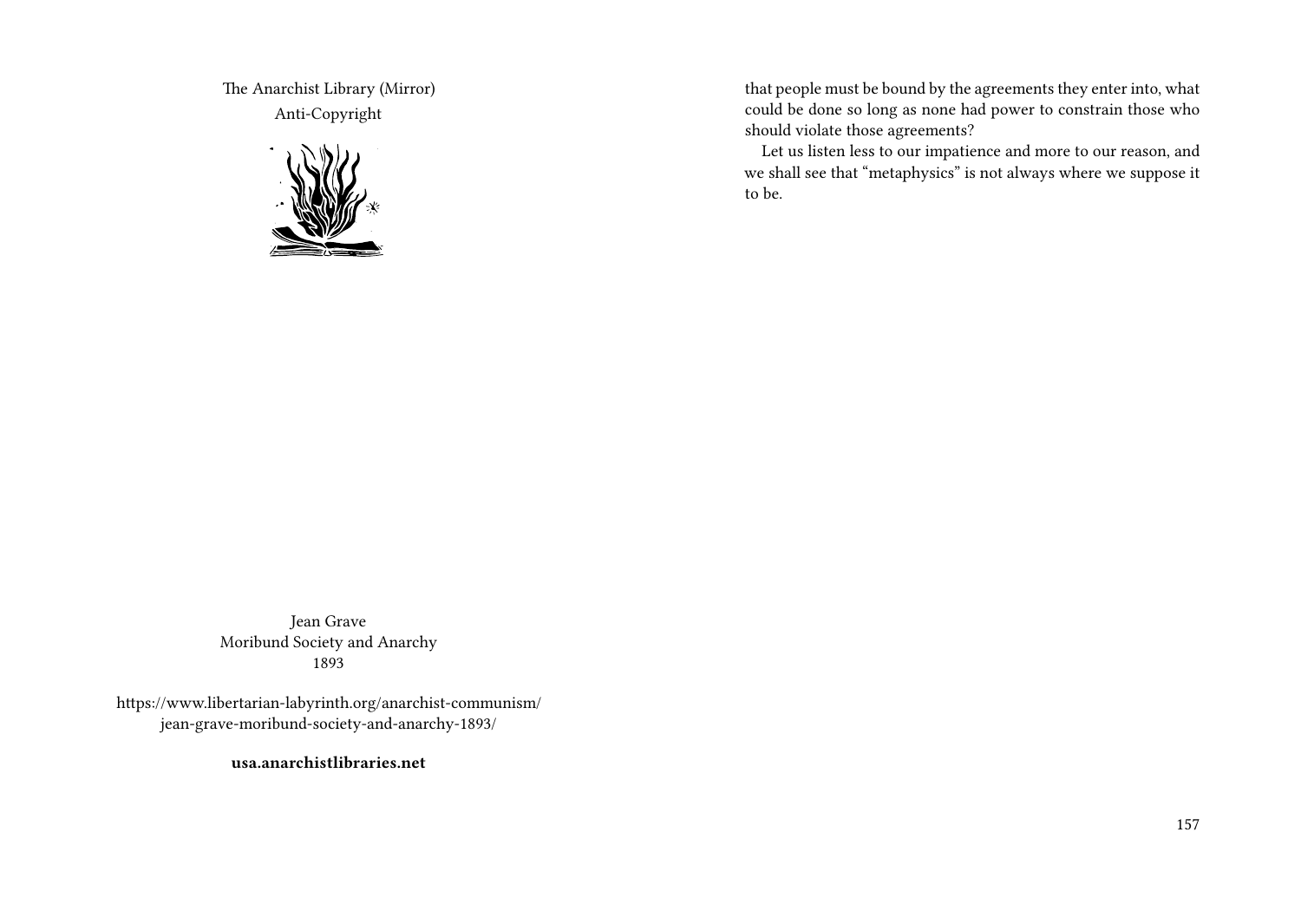The Anarchist Library (Mirror)
Anti-Copyright

Jean Grave
Moribund Society and Anarchy
1893

https://www.libertarian-labyrinth.org/anarchist-communism/jean-grave-moribund-society-and-anarchy-1893/

**usa.anarchistlibraries.net**

that people must be bound by the agreements they enter into, what could be done so long as none had power to constrain those who should violate those agreements?

Let us listen less to our impatience and more to our reason, and we shall see that "metaphysics" is not always where we suppose it to be.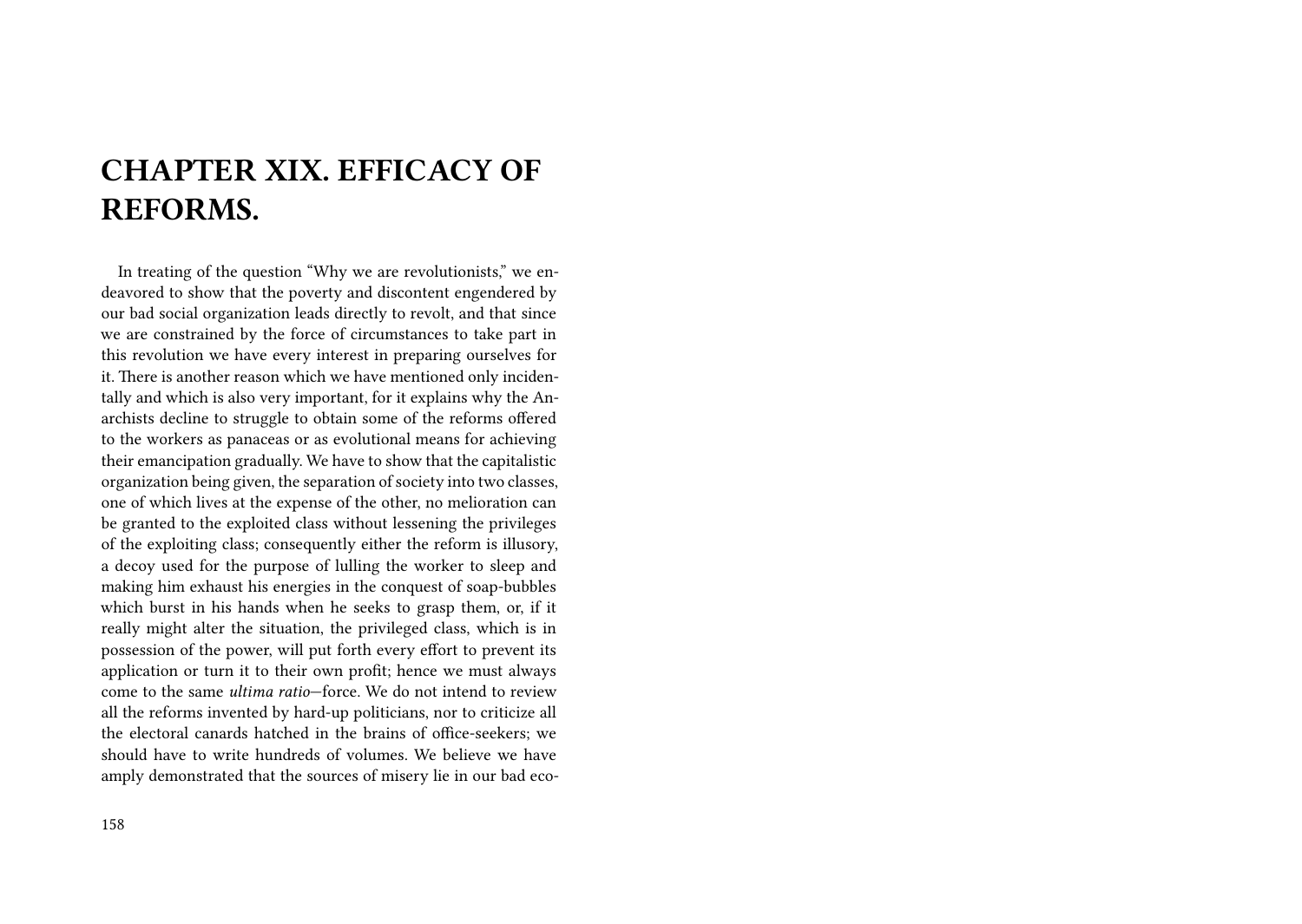# CHAPTER XIX. EFFICACY OF REFORMS.

In treating of the question "Why we are revolutionists," we endeavored to show that the poverty and discontent engendered by our bad social organization leads directly to revolt, and that since we are constrained by the force of circumstances to take part in this revolution we have every interest in preparing ourselves for it. There is another reason which we have mentioned only incidentally and which is also very important, for it explains why the Anarchists decline to struggle to obtain some of the reforms offered to the workers as panaceas or as evolutional means for achieving their emancipation gradually. We have to show that the capitalistic organization being given, the separation of society into two classes, one of which lives at the expense of the other, no melioration can be granted to the exploited class without lessening the privileges of the exploiting class; consequently either the reform is illusory, a decoy used for the purpose of lulling the worker to sleep and making him exhaust his energies in the conquest of soap-bubbles which burst in his hands when he seeks to grasp them, or, if it really might alter the situation, the privileged class, which is in possession of the power, will put forth every effort to prevent its application or turn it to their own profit; hence we must always come to the same *ultima ratio*—force. We do not intend to review all the reforms invented by hard-up politicians, nor to criticize all the electoral canards hatched in the brains of office-seekers; we should have to write hundreds of volumes. We believe we have amply demonstrated that the sources of misery lie in our bad eco-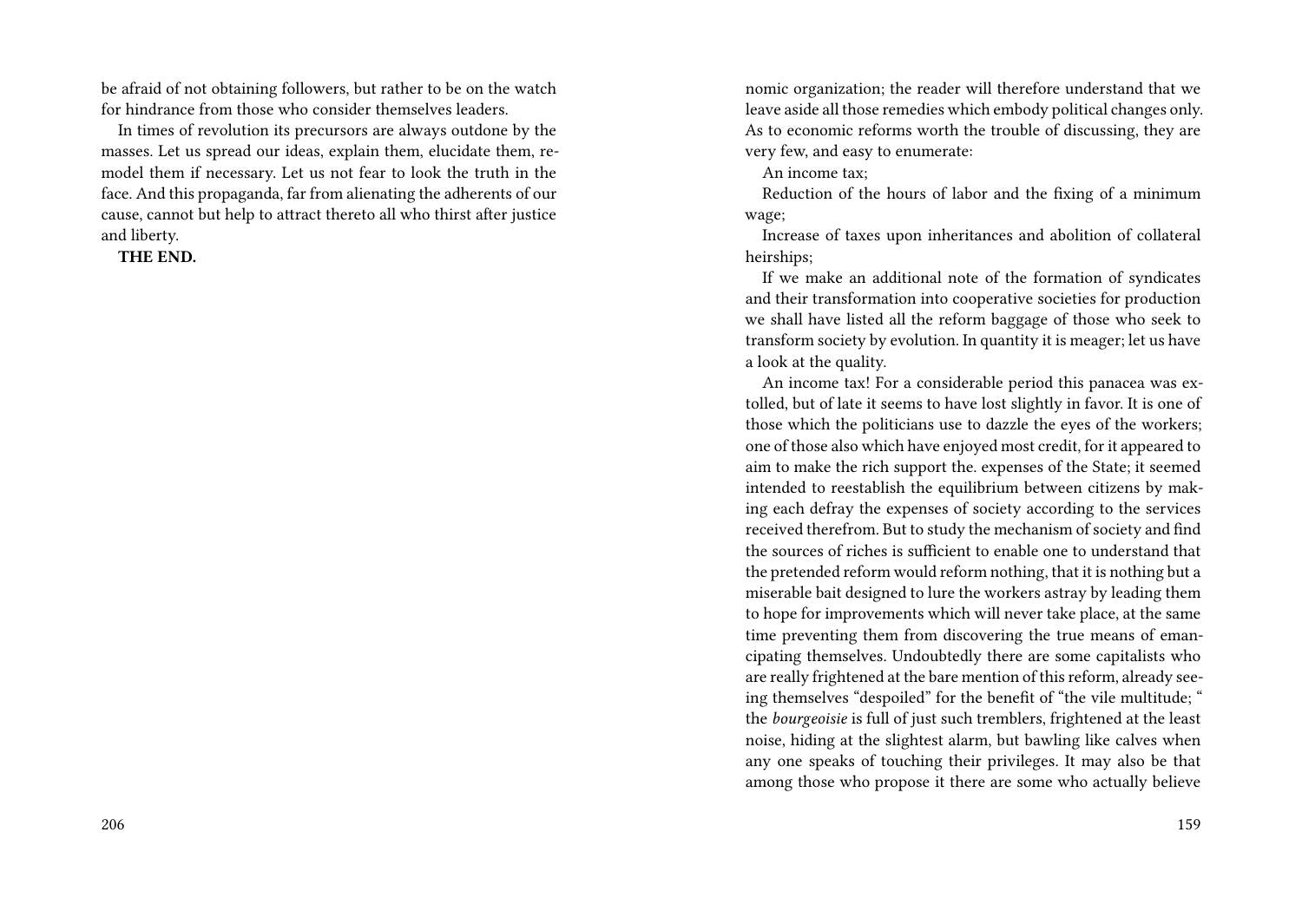be afraid of not obtaining followers, but rather to be on the watch for hindrance from those who consider themselves leaders.

In times of revolution its precursors are always outdone by the masses. Let us spread our ideas, explain them, elucidate them, remodel them if necessary. Let us not fear to look the truth in the face. And this propaganda, far from alienating the adherents of our cause, cannot but help to attract thereto all who thirst after justice and liberty.

**THE END.**

nomic organization; the reader will therefore understand that we leave aside all those remedies which embody political changes only. As to economic reforms worth the trouble of discussing, they are very few, and easy to enumerate:

An income tax;

Reduction of the hours of labor and the fixing of a minimum wage;

Increase of taxes upon inheritances and abolition of collateral heirships;

If we make an additional note of the formation of syndicates and their transformation into cooperative societies for production we shall have listed all the reform baggage of those who seek to transform society by evolution. In quantity it is meager; let us have a look at the quality.

An income tax! For a considerable period this panacea was extolled, but of late it seems to have lost slightly in favor. It is one of those which the politicians use to dazzle the eyes of the workers; one of those also which have enjoyed most credit, for it appeared to aim to make the rich support the. expenses of the State; it seemed intended to reestablish the equilibrium between citizens by making each defray the expenses of society according to the services received therefrom. But to study the mechanism of society and find the sources of riches is sufficient to enable one to understand that the pretended reform would reform nothing, that it is nothing but a miserable bait designed to lure the workers astray by leading them to hope for improvements which will never take place, at the same time preventing them from discovering the true means of emancipating themselves. Undoubtedly there are some capitalists who are really frightened at the bare mention of this reform, already seeing themselves "despoiled" for the benefit of "the vile multitude; " the *bourgeoisie* is full of just such tremblers, frightened at the least noise, hiding at the slightest alarm, but bawling like calves when any one speaks of touching their privileges. It may also be that among those who propose it there are some who actually believe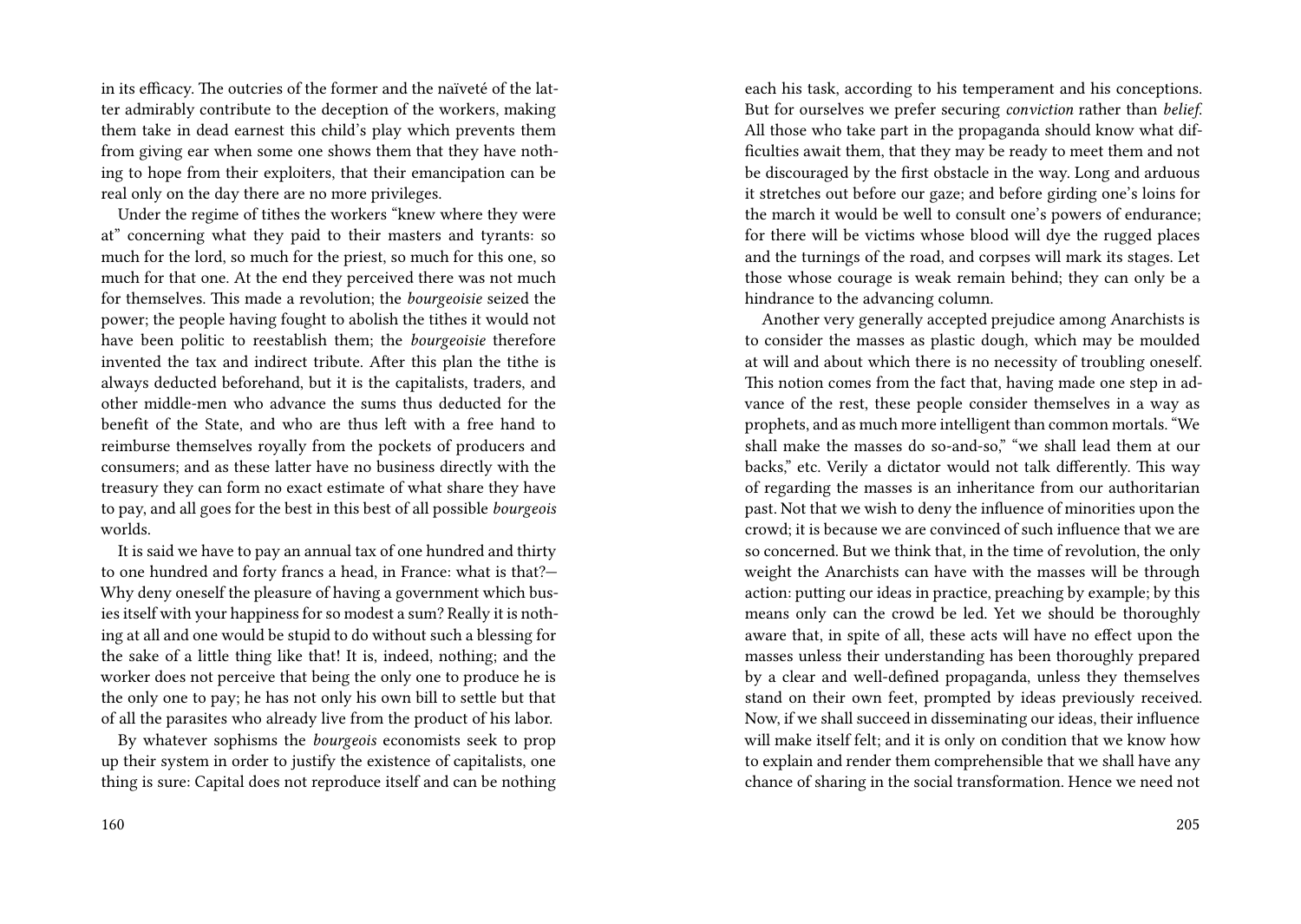in its efficacy. The outcries of the former and the naïveté of the latter admirably contribute to the deception of the workers, making them take in dead earnest this child's play which prevents them from giving ear when some one shows them that they have nothing to hope from their exploiters, that their emancipation can be real only on the day there are no more privileges.

Under the regime of tithes the workers "knew where they were at" concerning what they paid to their masters and tyrants: so much for the lord, so much for the priest, so much for this one, so much for that one. At the end they perceived there was not much for themselves. This made a revolution; the *bourgeoisie* seized the power; the people having fought to abolish the tithes it would not have been politic to reestablish them; the *bourgeoisie* therefore invented the tax and indirect tribute. After this plan the tithe is always deducted beforehand, but it is the capitalists, traders, and other middle-men who advance the sums thus deducted for the benefit of the State, and who are thus left with a free hand to reimburse themselves royally from the pockets of producers and consumers; and as these latter have no business directly with the treasury they can form no exact estimate of what share they have to pay, and all goes for the best in this best of all possible *bourgeois* worlds.

It is said we have to pay an annual tax of one hundred and thirty to one hundred and forty francs a head, in France: what is that?— Why deny oneself the pleasure of having a government which busies itself with your happiness for so modest a sum? Really it is nothing at all and one would be stupid to do without such a blessing for the sake of a little thing like that! It is, indeed, nothing; and the worker does not perceive that being the only one to produce he is the only one to pay; he has not only his own bill to settle but that of all the parasites who already live from the product of his labor.

By whatever sophisms the *bourgeois* economists seek to prop up their system in order to justify the existence of capitalists, one thing is sure: Capital does not reproduce itself and can be nothing

each his task, according to his temperament and his conceptions. But for ourselves we prefer securing *conviction* rather than *belief*. All those who take part in the propaganda should know what difficulties await them, that they may be ready to meet them and not be discouraged by the first obstacle in the way. Long and arduous it stretches out before our gaze; and before girding one's loins for the march it would be well to consult one's powers of endurance; for there will be victims whose blood will dye the rugged places and the turnings of the road, and corpses will mark its stages. Let those whose courage is weak remain behind; they can only be a hindrance to the advancing column.

Another very generally accepted prejudice among Anarchists is to consider the masses as plastic dough, which may be moulded at will and about which there is no necessity of troubling oneself. This notion comes from the fact that, having made one step in advance of the rest, these people consider themselves in a way as prophets, and as much more intelligent than common mortals. "We shall make the masses do so-and-so," "we shall lead them at our backs," etc. Verily a dictator would not talk differently. This way of regarding the masses is an inheritance from our authoritarian past. Not that we wish to deny the influence of minorities upon the crowd; it is because we are convinced of such influence that we are so concerned. But we think that, in the time of revolution, the only weight the Anarchists can have with the masses will be through action: putting our ideas in practice, preaching by example; by this means only can the crowd be led. Yet we should be thoroughly aware that, in spite of all, these acts will have no effect upon the masses unless their understanding has been thoroughly prepared by a clear and well-defined propaganda, unless they themselves stand on their own feet, prompted by ideas previously received. Now, if we shall succeed in disseminating our ideas, their influence will make itself felt; and it is only on condition that we know how to explain and render them comprehensible that we shall have any chance of sharing in the social transformation. Hence we need not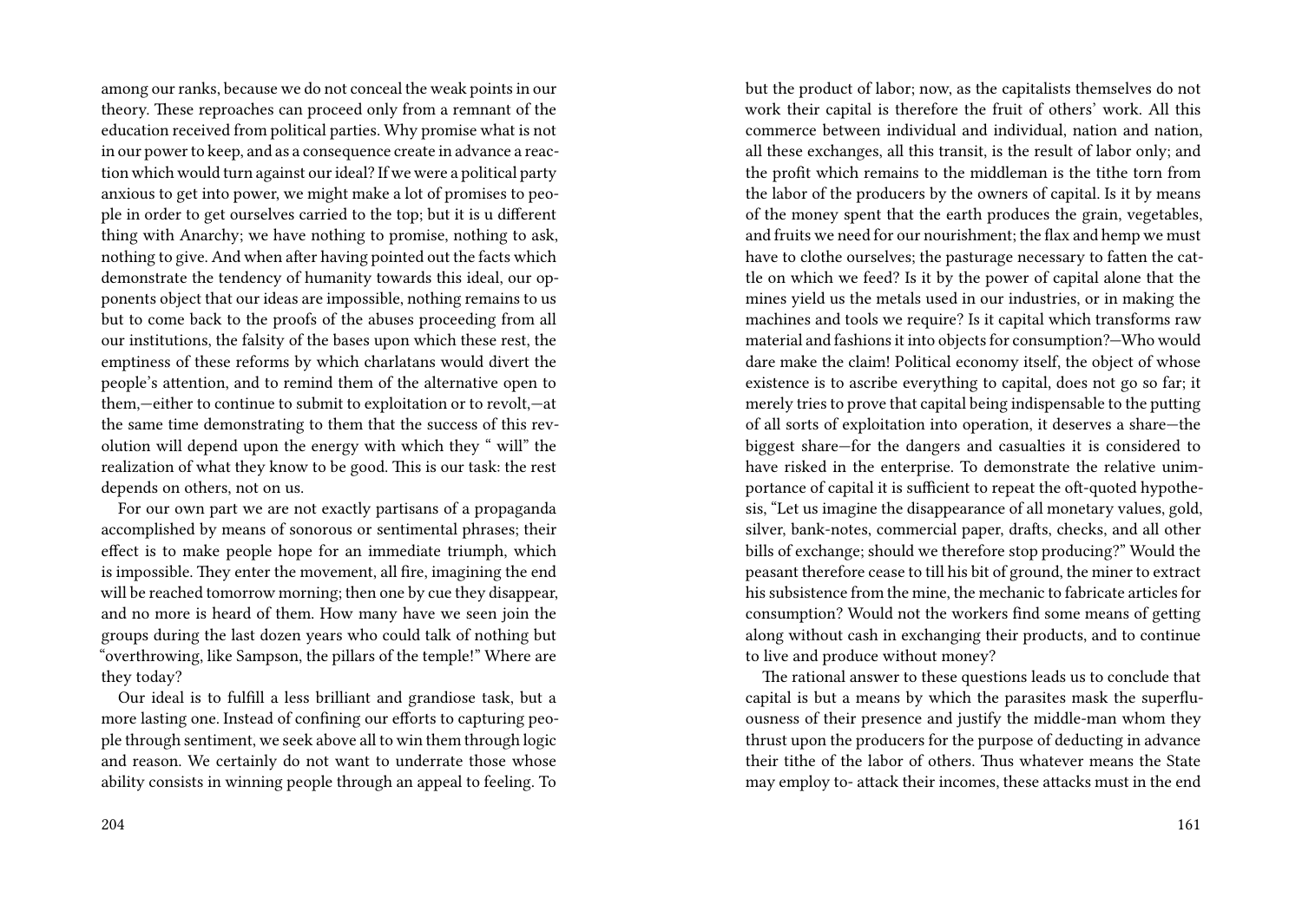among our ranks, because we do not conceal the weak points in our theory. These reproaches can proceed only from a remnant of the education received from political parties. Why promise what is not in our power to keep, and as a consequence create in advance a reaction which would turn against our ideal? If we were a political party anxious to get into power, we might make a lot of promises to people in order to get ourselves carried to the top; but it is u different thing with Anarchy; we have nothing to promise, nothing to ask, nothing to give. And when after having pointed out the facts which demonstrate the tendency of humanity towards this ideal, our opponents object that our ideas are impossible, nothing remains to us but to come back to the proofs of the abuses proceeding from all our institutions, the falsity of the bases upon which these rest, the emptiness of these reforms by which charlatans would divert the people's attention, and to remind them of the alternative open to them,—either to continue to submit to exploitation or to revolt,—at the same time demonstrating to them that the success of this revolution will depend upon the energy with which they " will" the realization of what they know to be good. This is our task: the rest depends on others, not on us.

For our own part we are not exactly partisans of a propaganda accomplished by means of sonorous or sentimental phrases; their effect is to make people hope for an immediate triumph, which is impossible. They enter the movement, all fire, imagining the end will be reached tomorrow morning; then one by cue they disappear, and no more is heard of them. How many have we seen join the groups during the last dozen years who could talk of nothing but "overthrowing, like Sampson, the pillars of the temple!" Where are they today?

Our ideal is to fulfill a less brilliant and grandiose task, but a more lasting one. Instead of confining our efforts to capturing people through sentiment, we seek above all to win them through logic and reason. We certainly do not want to underrate those whose ability consists in winning people through an appeal to feeling. To

but the product of labor; now, as the capitalists themselves do not work their capital is therefore the fruit of others' work. All this commerce between individual and individual, nation and nation, all these exchanges, all this transit, is the result of labor only; and the profit which remains to the middleman is the tithe torn from the labor of the producers by the owners of capital. Is it by means of the money spent that the earth produces the grain, vegetables, and fruits we need for our nourishment; the flax and hemp we must have to clothe ourselves; the pasturage necessary to fatten the cattle on which we feed? Is it by the power of capital alone that the mines yield us the metals used in our industries, or in making the machines and tools we require? Is it capital which transforms raw material and fashions it into objects for consumption?—Who would dare make the claim! Political economy itself, the object of whose existence is to ascribe everything to capital, does not go so far; it merely tries to prove that capital being indispensable to the putting of all sorts of exploitation into operation, it deserves a share—the biggest share—for the dangers and casualties it is considered to have risked in the enterprise. To demonstrate the relative unimportance of capital it is sufficient to repeat the oft-quoted hypothesis, "Let us imagine the disappearance of all monetary values, gold, silver, bank-notes, commercial paper, drafts, checks, and all other bills of exchange; should we therefore stop producing?" Would the peasant therefore cease to till his bit of ground, the miner to extract his subsistence from the mine, the mechanic to fabricate articles for consumption? Would not the workers find some means of getting along without cash in exchanging their products, and to continue to live and produce without money?

The rational answer to these questions leads us to conclude that capital is but a means by which the parasites mask the superfluousness of their presence and justify the middle-man whom they thrust upon the producers for the purpose of deducting in advance their tithe of the labor of others. Thus whatever means the State may employ to- attack their incomes, these attacks must in the end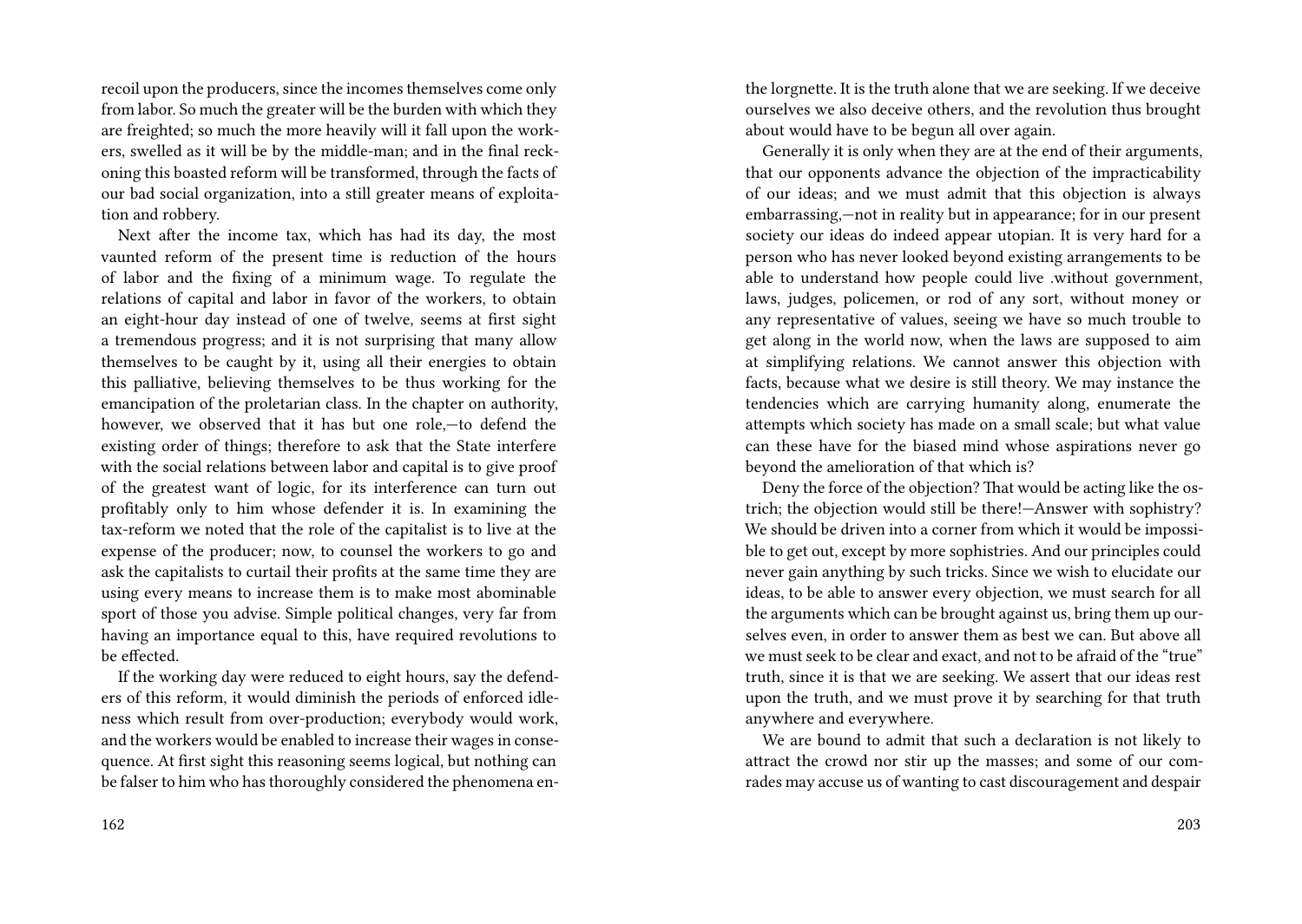recoil upon the producers, since the incomes themselves come only from labor. So much the greater will be the burden with which they are freighted; so much the more heavily will it fall upon the workers, swelled as it will be by the middle-man; and in the final reckoning this boasted reform will be transformed, through the facts of our bad social organization, into a still greater means of exploitation and robbery.

Next after the income tax, which has had its day, the most vaunted reform of the present time is reduction of the hours of labor and the fixing of a minimum wage. To regulate the relations of capital and labor in favor of the workers, to obtain an eight-hour day instead of one of twelve, seems at first sight a tremendous progress; and it is not surprising that many allow themselves to be caught by it, using all their energies to obtain this palliative, believing themselves to be thus working for the emancipation of the proletarian class. In the chapter on authority, however, we observed that it has but one role,—to defend the existing order of things; therefore to ask that the State interfere with the social relations between labor and capital is to give proof of the greatest want of logic, for its interference can turn out profitably only to him whose defender it is. In examining the tax-reform we noted that the role of the capitalist is to live at the expense of the producer; now, to counsel the workers to go and ask the capitalists to curtail their profits at the same time they are using every means to increase them is to make most abominable sport of those you advise. Simple political changes, very far from having an importance equal to this, have required revolutions to be effected.

If the working day were reduced to eight hours, say the defenders of this reform, it would diminish the periods of enforced idleness which result from over-production; everybody would work, and the workers would be enabled to increase their wages in consequence. At first sight this reasoning seems logical, but nothing can be falser to him who has thoroughly considered the phenomena en-

the lorgnette. It is the truth alone that we are seeking. If we deceive ourselves we also deceive others, and the revolution thus brought about would have to be begun all over again.

Generally it is only when they are at the end of their arguments, that our opponents advance the objection of the impracticability of our ideas; and we must admit that this objection is always embarrassing,—not in reality but in appearance; for in our present society our ideas do indeed appear utopian. It is very hard for a person who has never looked beyond existing arrangements to be able to understand how people could live .without government, laws, judges, policemen, or rod of any sort, without money or any representative of values, seeing we have so much trouble to get along in the world now, when the laws are supposed to aim at simplifying relations. We cannot answer this objection with facts, because what we desire is still theory. We may instance the tendencies which are carrying humanity along, enumerate the attempts which society has made on a small scale; but what value can these have for the biased mind whose aspirations never go beyond the amelioration of that which is?

Deny the force of the objection? That would be acting like the ostrich; the objection would still be there!—Answer with sophistry? We should be driven into a corner from which it would be impossible to get out, except by more sophistries. And our principles could never gain anything by such tricks. Since we wish to elucidate our ideas, to be able to answer every objection, we must search for all the arguments which can be brought against us, bring them up ourselves even, in order to answer them as best we can. But above all we must seek to be clear and exact, and not to be afraid of the "true" truth, since it is that we are seeking. We assert that our ideas rest upon the truth, and we must prove it by searching for that truth anywhere and everywhere.

We are bound to admit that such a declaration is not likely to attract the crowd nor stir up the masses; and some of our comrades may accuse us of wanting to cast discouragement and despair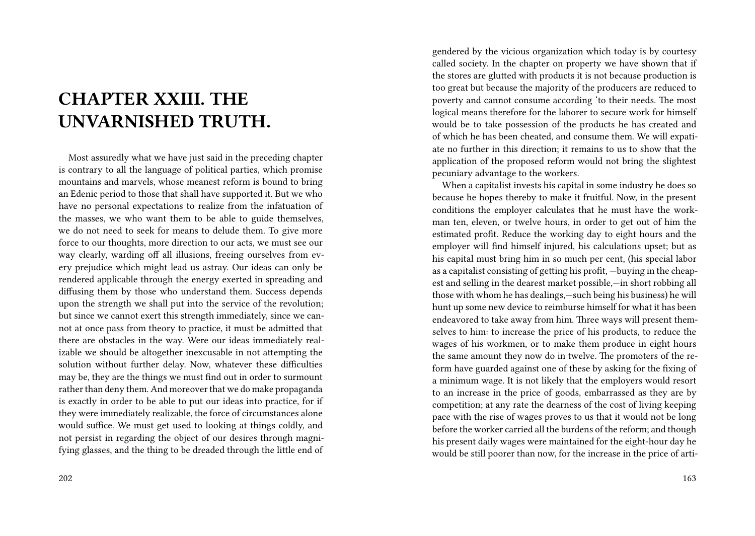# CHAPTER XXIII. THE UNVARNISHED TRUTH.

Most assuredly what we have just said in the preceding chapter is contrary to all the language of political parties, which promise mountains and marvels, whose meanest reform is bound to bring an Edenic period to those that shall have supported it. But we who have no personal expectations to realize from the infatuation of the masses, we who want them to be able to guide themselves, we do not need to seek for means to delude them. To give more force to our thoughts, more direction to our acts, we must see our way clearly, warding off all illusions, freeing ourselves from every prejudice which might lead us astray. Our ideas can only be rendered applicable through the energy exerted in spreading and diffusing them by those who understand them. Success depends upon the strength we shall put into the service of the revolution; but since we cannot exert this strength immediately, since we cannot at once pass from theory to practice, it must be admitted that there are obstacles in the way. Were our ideas immediately realizable we should be altogether inexcusable in not attempting the solution without further delay. Now, whatever these difficulties may be, they are the things we must find out in order to surmount rather than deny them. And moreover that we do make propaganda is exactly in order to be able to put our ideas into practice, for if they were immediately realizable, the force of circumstances alone would suffice. We must get used to looking at things coldly, and not persist in regarding the object of our desires through magnifying glasses, and the thing to be dreaded through the little end of

gendered by the vicious organization which today is by courtesy called society. In the chapter on property we have shown that if the stores are glutted with products it is not because production is too great but because the majority of the producers are reduced to poverty and cannot consume according 'to their needs. The most logical means therefore for the laborer to secure work for himself would be to take possession of the products he has created and of which he has been cheated, and consume them. We will expatiate no further in this direction; it remains to us to show that the application of the proposed reform would not bring the slightest pecuniary advantage to the workers.

When a capitalist invests his capital in some industry he does so because he hopes thereby to make it fruitful. Now, in the present conditions the employer calculates that he must have the workman ten, eleven, or twelve hours, in order to get out of him the estimated profit. Reduce the working day to eight hours and the employer will find himself injured, his calculations upset; but as his capital must bring him in so much per cent, (his special labor as a capitalist consisting of getting his profit, —buying in the cheapest and selling in the dearest market possible,—in short robbing all those with whom he has dealings,—such being his business) he will hunt up some new device to reimburse himself for what it has been endeavored to take away from him. Three ways will present themselves to him: to increase the price of his products, to reduce the wages of his workmen, or to make them produce in eight hours the same amount they now do in twelve. The promoters of the reform have guarded against one of these by asking for the fixing of a minimum wage. It is not likely that the employers would resort to an increase in the price of goods, embarrassed as they are by competition; at any rate the dearness of the cost of living keeping pace with the rise of wages proves to us that it would not be long before the worker carried all the burdens of the reform; and though his present daily wages were maintained for the eight-hour day he would be still poorer than now, for the increase in the price of arti-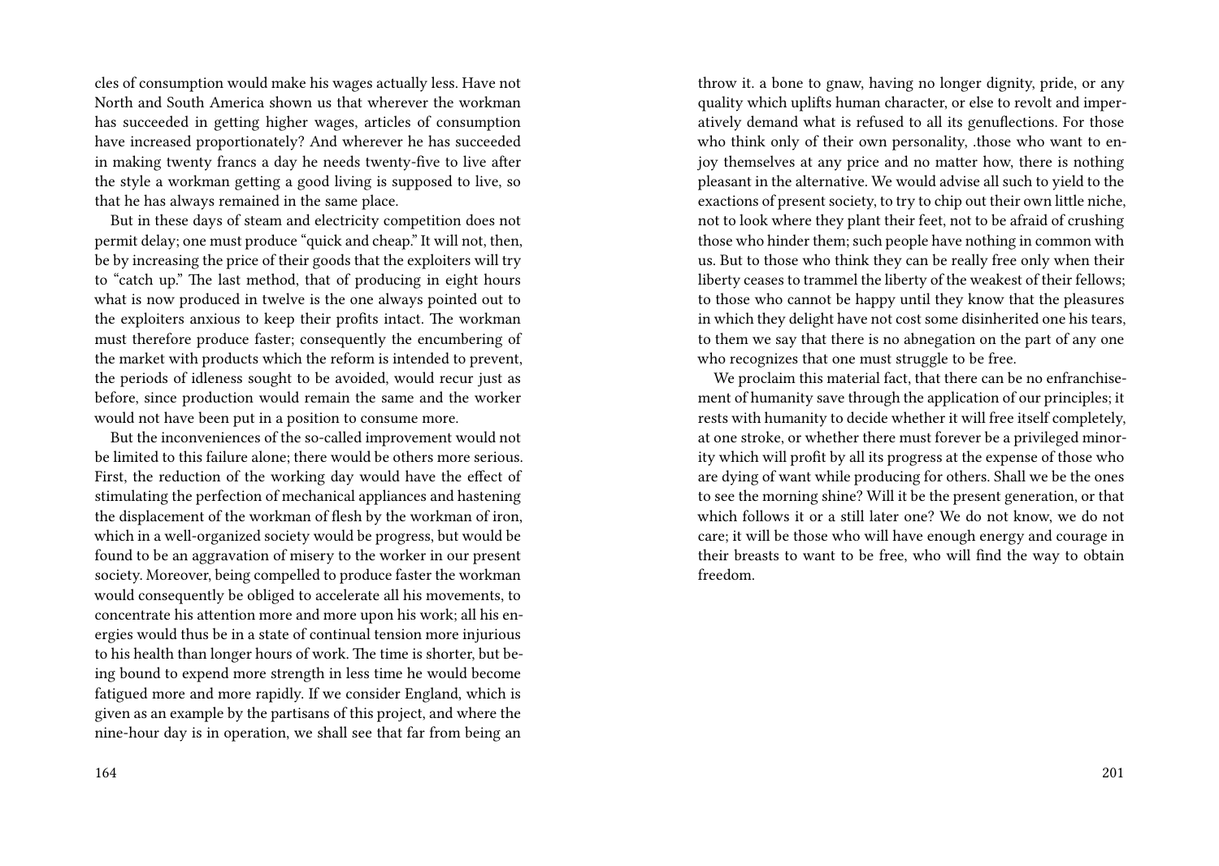cles of consumption would make his wages actually less. Have not North and South America shown us that wherever the workman has succeeded in getting higher wages, articles of consumption have increased proportionately? And wherever he has succeeded in making twenty francs a day he needs twenty-five to live after the style a workman getting a good living is supposed to live, so that he has always remained in the same place.

But in these days of steam and electricity competition does not permit delay; one must produce "quick and cheap." It will not, then, be by increasing the price of their goods that the exploiters will try to "catch up." The last method, that of producing in eight hours what is now produced in twelve is the one always pointed out to the exploiters anxious to keep their profits intact. The workman must therefore produce faster; consequently the encumbering of the market with products which the reform is intended to prevent, the periods of idleness sought to be avoided, would recur just as before, since production would remain the same and the worker would not have been put in a position to consume more.

But the inconveniences of the so-called improvement would not be limited to this failure alone; there would be others more serious. First, the reduction of the working day would have the effect of stimulating the perfection of mechanical appliances and hastening the displacement of the workman of flesh by the workman of iron, which in a well-organized society would be progress, but would be found to be an aggravation of misery to the worker in our present society. Moreover, being compelled to produce faster the workman would consequently be obliged to accelerate all his movements, to concentrate his attention more and more upon his work; all his energies would thus be in a state of continual tension more injurious to his health than longer hours of work. The time is shorter, but being bound to expend more strength in less time he would become fatigued more and more rapidly. If we consider England, which is given as an example by the partisans of this project, and where the nine-hour day is in operation, we shall see that far from being an

throw it. a bone to gnaw, having no longer dignity, pride, or any quality which uplifts human character, or else to revolt and imperatively demand what is refused to all its genuflections. For those who think only of their own personality, .those who want to enjoy themselves at any price and no matter how, there is nothing pleasant in the alternative. We would advise all such to yield to the exactions of present society, to try to chip out their own little niche, not to look where they plant their feet, not to be afraid of crushing those who hinder them; such people have nothing in common with us. But to those who think they can be really free only when their liberty ceases to trammel the liberty of the weakest of their fellows; to those who cannot be happy until they know that the pleasures in which they delight have not cost some disinherited one his tears, to them we say that there is no abnegation on the part of any one who recognizes that one must struggle to be free.

We proclaim this material fact, that there can be no enfranchisement of humanity save through the application of our principles; it rests with humanity to decide whether it will free itself completely, at one stroke, or whether there must forever be a privileged minority which will profit by all its progress at the expense of those who are dying of want while producing for others. Shall we be the ones to see the morning shine? Will it be the present generation, or that which follows it or a still later one? We do not know, we do not care; it will be those who will have enough energy and courage in their breasts to want to be free, who will find the way to obtain freedom.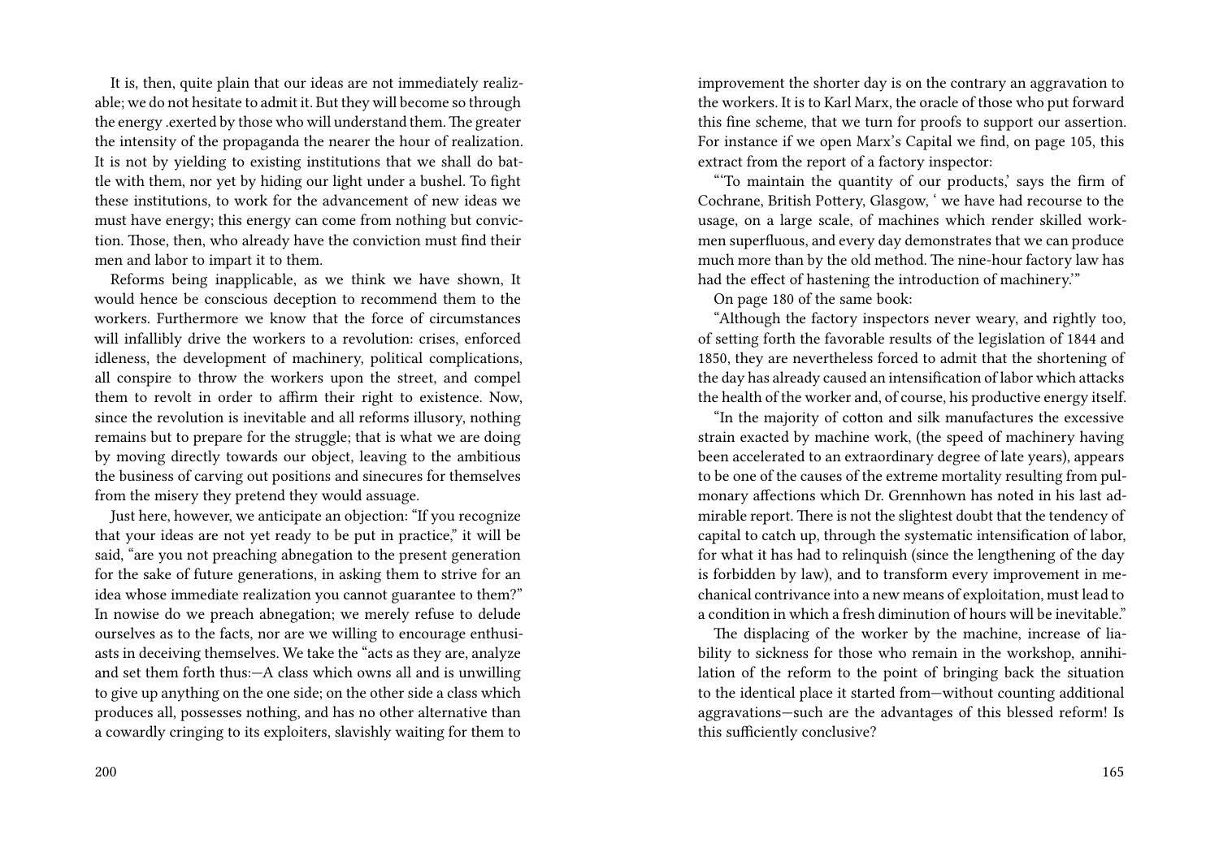It is, then, quite plain that our ideas are not immediately realizable; we do not hesitate to admit it. But they will become so through the energy .exerted by those who will understand them. The greater the intensity of the propaganda the nearer the hour of realization. It is not by yielding to existing institutions that we shall do battle with them, nor yet by hiding our light under a bushel. To fight these institutions, to work for the advancement of new ideas we must have energy; this energy can come from nothing but conviction. Those, then, who already have the conviction must find their men and labor to impart it to them.

Reforms being inapplicable, as we think we have shown, It would hence be conscious deception to recommend them to the workers. Furthermore we know that the force of circumstances will infallibly drive the workers to a revolution: crises, enforced idleness, the development of machinery, political complications, all conspire to throw the workers upon the street, and compel them to revolt in order to affirm their right to existence. Now, since the revolution is inevitable and all reforms illusory, nothing remains but to prepare for the struggle; that is what we are doing by moving directly towards our object, leaving to the ambitious the business of carving out positions and sinecures for themselves from the misery they pretend they would assuage.

Just here, however, we anticipate an objection: "If you recognize that your ideas are not yet ready to be put in practice," it will be said, "are you not preaching abnegation to the present generation for the sake of future generations, in asking them to strive for an idea whose immediate realization you cannot guarantee to them?" In nowise do we preach abnegation; we merely refuse to delude ourselves as to the facts, nor are we willing to encourage enthusiasts in deceiving themselves. We take the "acts as they are, analyze and set them forth thus:—A class which owns all and is unwilling to give up anything on the one side; on the other side a class which produces all, possesses nothing, and has no other alternative than a cowardly cringing to its exploiters, slavishly waiting for them to

improvement the shorter day is on the contrary an aggravation to the workers. It is to Karl Marx, the oracle of those who put forward this fine scheme, that we turn for proofs to support our assertion. For instance if we open Marx's Capital we find, on page 105, this extract from the report of a factory inspector:

"'To maintain the quantity of our products,' says the firm of Cochrane, British Pottery, Glasgow, ' we have had recourse to the usage, on a large scale, of machines which render skilled workmen superfluous, and every day demonstrates that we can produce much more than by the old method. The nine-hour factory law has had the effect of hastening the introduction of machinery.'"

On page 180 of the same book:

"Although the factory inspectors never weary, and rightly too, of setting forth the favorable results of the legislation of 1844 and 1850, they are nevertheless forced to admit that the shortening of the day has already caused an intensification of labor which attacks the health of the worker and, of course, his productive energy itself.

"In the majority of cotton and silk manufactures the excessive strain exacted by machine work, (the speed of machinery having been accelerated to an extraordinary degree of late years), appears to be one of the causes of the extreme mortality resulting from pulmonary affections which Dr. Grennhown has noted in his last admirable report. There is not the slightest doubt that the tendency of capital to catch up, through the systematic intensification of labor, for what it has had to relinquish (since the lengthening of the day is forbidden by law), and to transform every improvement in mechanical contrivance into a new means of exploitation, must lead to a condition in which a fresh diminution of hours will be inevitable."

The displacing of the worker by the machine, increase of liability to sickness for those who remain in the workshop, annihilation of the reform to the point of bringing back the situation to the identical place it started from—without counting additional aggravations—such are the advantages of this blessed reform! Is this sufficiently conclusive?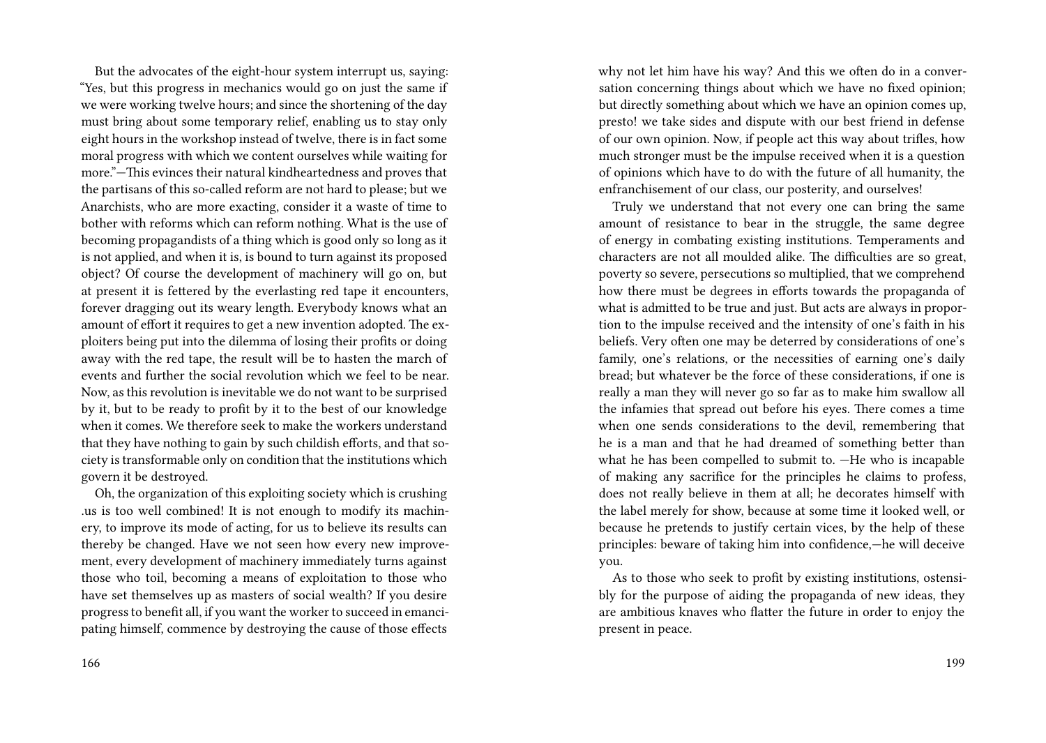But the advocates of the eight-hour system interrupt us, saying: "Yes, but this progress in mechanics would go on just the same if we were working twelve hours; and since the shortening of the day must bring about some temporary relief, enabling us to stay only eight hours in the workshop instead of twelve, there is in fact some moral progress with which we content ourselves while waiting for more."—This evinces their natural kindheartedness and proves that the partisans of this so-called reform are not hard to please; but we Anarchists, who are more exacting, consider it a waste of time to bother with reforms which can reform nothing. What is the use of becoming propagandists of a thing which is good only so long as it is not applied, and when it is, is bound to turn against its proposed object? Of course the development of machinery will go on, but at present it is fettered by the everlasting red tape it encounters, forever dragging out its weary length. Everybody knows what an amount of effort it requires to get a new invention adopted. The exploiters being put into the dilemma of losing their profits or doing away with the red tape, the result will be to hasten the march of events and further the social revolution which we feel to be near. Now, as this revolution is inevitable we do not want to be surprised by it, but to be ready to profit by it to the best of our knowledge when it comes. We therefore seek to make the workers understand that they have nothing to gain by such childish efforts, and that society is transformable only on condition that the institutions which govern it be destroyed.

Oh, the organization of this exploiting society which is crushing .us is too well combined! It is not enough to modify its machinery, to improve its mode of acting, for us to believe its results can thereby be changed. Have we not seen how every new improvement, every development of machinery immediately turns against those who toil, becoming a means of exploitation to those who have set themselves up as masters of social wealth? If you desire progress to benefit all, if you want the worker to succeed in emancipating himself, commence by destroying the cause of those effects

why not let him have his way? And this we often do in a conversation concerning things about which we have no fixed opinion; but directly something about which we have an opinion comes up, presto! we take sides and dispute with our best friend in defense of our own opinion. Now, if people act this way about trifles, how much stronger must be the impulse received when it is a question of opinions which have to do with the future of all humanity, the enfranchisement of our class, our posterity, and ourselves!

Truly we understand that not every one can bring the same amount of resistance to bear in the struggle, the same degree of energy in combating existing institutions. Temperaments and characters are not all moulded alike. The difficulties are so great, poverty so severe, persecutions so multiplied, that we comprehend how there must be degrees in efforts towards the propaganda of what is admitted to be true and just. But acts are always in proportion to the impulse received and the intensity of one's faith in his beliefs. Very often one may be deterred by considerations of one's family, one's relations, or the necessities of earning one's daily bread; but whatever be the force of these considerations, if one is really a man they will never go so far as to make him swallow all the infamies that spread out before his eyes. There comes a time when one sends considerations to the devil, remembering that he is a man and that he had dreamed of something better than what he has been compelled to submit to. —He who is incapable of making any sacrifice for the principles he claims to profess, does not really believe in them at all; he decorates himself with the label merely for show, because at some time it looked well, or because he pretends to justify certain vices, by the help of these principles: beware of taking him into confidence,—he will deceive you.

As to those who seek to profit by existing institutions, ostensibly for the purpose of aiding the propaganda of new ideas, they are ambitious knaves who flatter the future in order to enjoy the present in peace.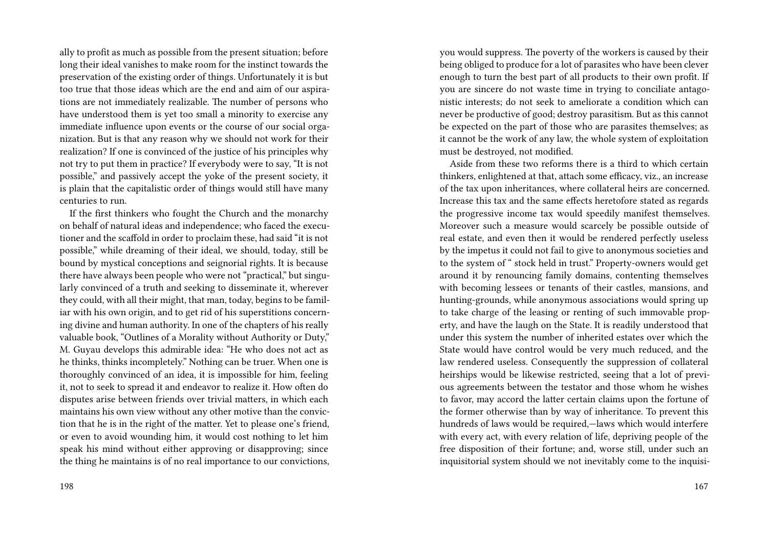ally to profit as much as possible from the present situation; before long their ideal vanishes to make room for the instinct towards the preservation of the existing order of things. Unfortunately it is but too true that those ideas which are the end and aim of our aspirations are not immediately realizable. The number of persons who have understood them is yet too small a minority to exercise any immediate influence upon events or the course of our social organization. But is that any reason why we should not work for their realization? If one is convinced of the justice of his principles why not try to put them in practice? If everybody were to say, "It is not possible," and passively accept the yoke of the present society, it is plain that the capitalistic order of things would still have many centuries to run.

If the first thinkers who fought the Church and the monarchy on behalf of natural ideas and independence; who faced the executioner and the scaffold in order to proclaim these, had said "it is not possible," while dreaming of their ideal, we should, today, still be bound by mystical conceptions and seignorial rights. It is because there have always been people who were not "practical," but singularly convinced of a truth and seeking to disseminate it, wherever they could, with all their might, that man, today, begins to be familiar with his own origin, and to get rid of his superstitions concerning divine and human authority. In one of the chapters of his really valuable book, "Outlines of a Morality without Authority or Duty," M. Guyau develops this admirable idea: "He who does not act as he thinks, thinks incompletely." Nothing can be truer. When one is thoroughly convinced of an idea, it is impossible for him, feeling it, not to seek to spread it and endeavor to realize it. How often do disputes arise between friends over trivial matters, in which each maintains his own view without any other motive than the conviction that he is in the right of the matter. Yet to please one's friend, or even to avoid wounding him, it would cost nothing to let him speak his mind without either approving or disapproving; since the thing he maintains is of no real importance to our convictions,

you would suppress. The poverty of the workers is caused by their being obliged to produce for a lot of parasites who have been clever enough to turn the best part of all products to their own profit. If you are sincere do not waste time in trying to conciliate antagonistic interests; do not seek to ameliorate a condition which can never be productive of good; destroy parasitism. But as this cannot be expected on the part of those who are parasites themselves; as it cannot be the work of any law, the whole system of exploitation must be destroyed, not modified.

Aside from these two reforms there is a third to which certain thinkers, enlightened at that, attach some efficacy, viz., an increase of the tax upon inheritances, where collateral heirs are concerned. Increase this tax and the same effects heretofore stated as regards the progressive income tax would speedily manifest themselves. Moreover such a measure would scarcely be possible outside of real estate, and even then it would be rendered perfectly useless by the impetus it could not fail to give to anonymous societies and to the system of " stock held in trust." Property-owners would get around it by renouncing family domains, contenting themselves with becoming lessees or tenants of their castles, mansions, and hunting-grounds, while anonymous associations would spring up to take charge of the leasing or renting of such immovable property, and have the laugh on the State. It is readily understood that under this system the number of inherited estates over which the State would have control would be very much reduced, and the law rendered useless. Consequently the suppression of collateral heirships would be likewise restricted, seeing that a lot of previous agreements between the testator and those whom he wishes to favor, may accord the latter certain claims upon the fortune of the former otherwise than by way of inheritance. To prevent this hundreds of laws would be required,—laws which would interfere with every act, with every relation of life, depriving people of the free disposition of their fortune; and, worse still, under such an inquisitorial system should we not inevitably come to the inquisi-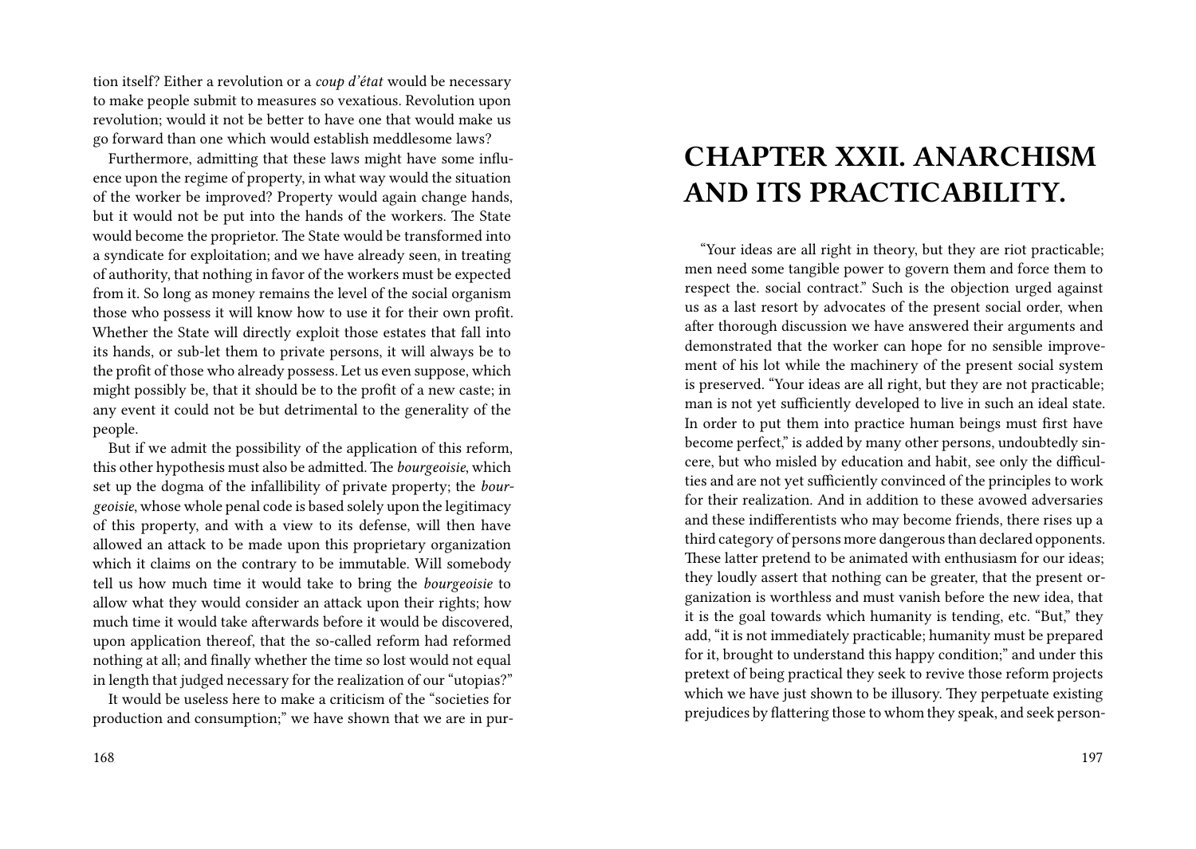tion itself? Either a revolution or a *coup d'état* would be necessary to make people submit to measures so vexatious. Revolution upon revolution; would it not be better to have one that would make us go forward than one which would establish meddlesome laws?

Furthermore, admitting that these laws might have some influence upon the regime of property, in what way would the situation of the worker be improved? Property would again change hands, but it would not be put into the hands of the workers. The State would become the proprietor. The State would be transformed into a syndicate for exploitation; and we have already seen, in treating of authority, that nothing in favor of the workers must be expected from it. So long as money remains the level of the social organism those who possess it will know how to use it for their own profit. Whether the State will directly exploit those estates that fall into its hands, or sub-let them to private persons, it will always be to the profit of those who already possess. Let us even suppose, which might possibly be, that it should be to the profit of a new caste; in any event it could not be but detrimental to the generality of the people.

But if we admit the possibility of the application of this reform, this other hypothesis must also be admitted. The *bourgeoisie*, which set up the dogma of the infallibility of private property; the *bourgeoisie*, whose whole penal code is based solely upon the legitimacy of this property, and with a view to its defense, will then have allowed an attack to be made upon this proprietary organization which it claims on the contrary to be immutable. Will somebody tell us how much time it would take to bring the *bourgeoisie* to allow what they would consider an attack upon their rights; how much time it would take afterwards before it would be discovered, upon application thereof, that the so-called reform had reformed nothing at all; and finally whether the time so lost would not equal in length that judged necessary for the realization of our "utopias?"

It would be useless here to make a criticism of the "societies for production and consumption;" we have shown that we are in pur-

# CHAPTER XXII. ANARCHISM AND ITS PRACTICABILITY.

"Your ideas are all right in theory, but they are riot practicable; men need some tangible power to govern them and force them to respect the. social contract." Such is the objection urged against us as a last resort by advocates of the present social order, when after thorough discussion we have answered their arguments and demonstrated that the worker can hope for no sensible improvement of his lot while the machinery of the present social system is preserved. "Your ideas are all right, but they are not practicable; man is not yet sufficiently developed to live in such an ideal state. In order to put them into practice human beings must first have become perfect," is added by many other persons, undoubtedly sincere, but who misled by education and habit, see only the difficulties and are not yet sufficiently convinced of the principles to work for their realization. And in addition to these avowed adversaries and these indifferentists who may become friends, there rises up a third category of persons more dangerous than declared opponents. These latter pretend to be animated with enthusiasm for our ideas; they loudly assert that nothing can be greater, that the present organization is worthless and must vanish before the new idea, that it is the goal towards which humanity is tending, etc. "But," they add, "it is not immediately practicable; humanity must be prepared for it, brought to understand this happy condition;" and under this pretext of being practical they seek to revive those reform projects which we have just shown to be illusory. They perpetuate existing prejudices by flattering those to whom they speak, and seek person-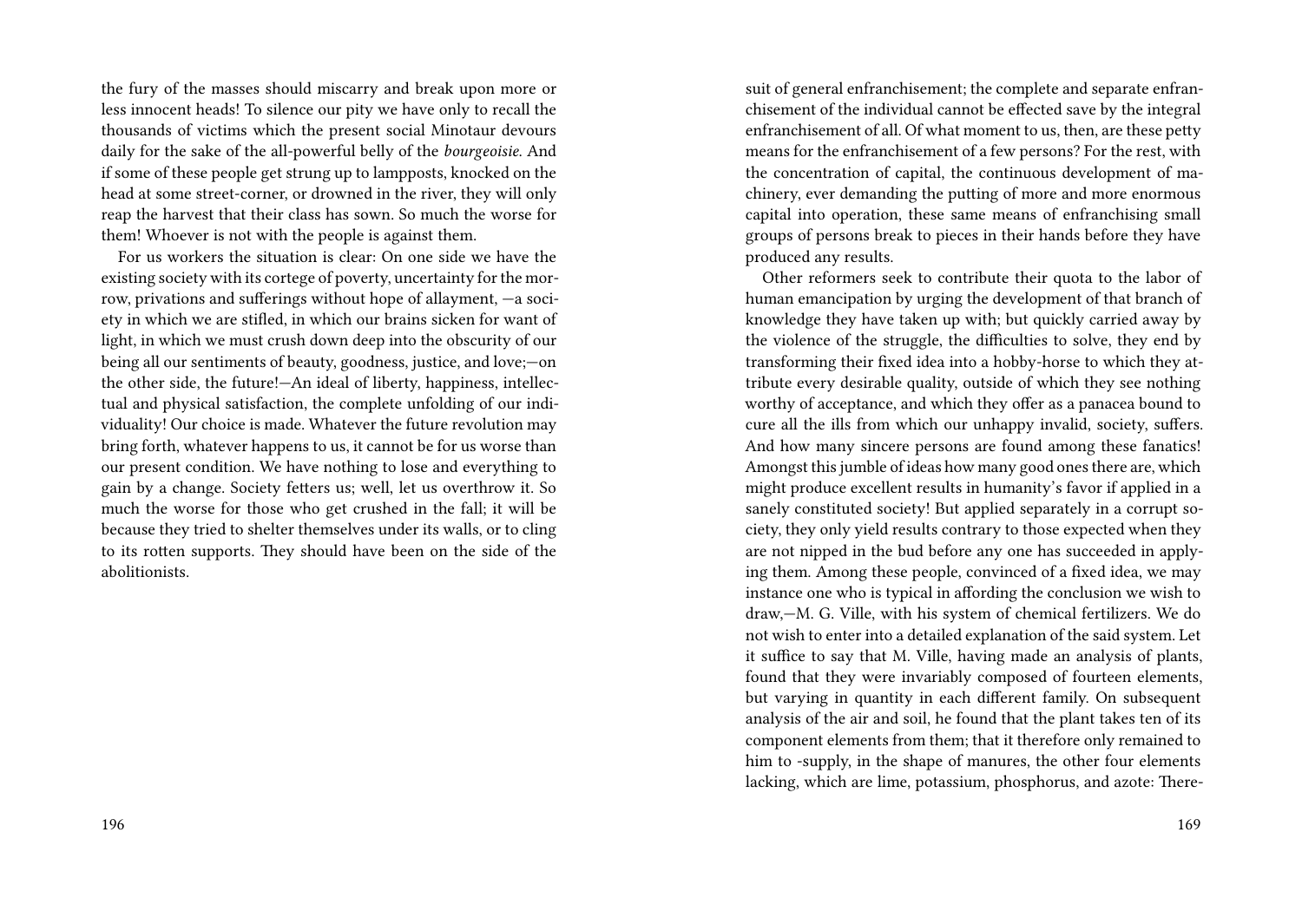the fury of the masses should miscarry and break upon more or less innocent heads! To silence our pity we have only to recall the thousands of victims which the present social Minotaur devours daily for the sake of the all-powerful belly of the *bourgeoisie.* And if some of these people get strung up to lampposts, knocked on the head at some street-corner, or drowned in the river, they will only reap the harvest that their class has sown. So much the worse for them! Whoever is not with the people is against them.

For us workers the situation is clear: On one side we have the existing society with its cortege of poverty, uncertainty for the morrow, privations and sufferings without hope of allayment, —a society in which we are stifled, in which our brains sicken for want of light, in which we must crush down deep into the obscurity of our being all our sentiments of beauty, goodness, justice, and love;—on the other side, the future!—An ideal of liberty, happiness, intellectual and physical satisfaction, the complete unfolding of our individuality! Our choice is made. Whatever the future revolution may bring forth, whatever happens to us, it cannot be for us worse than our present condition. We have nothing to lose and everything to gain by a change. Society fetters us; well, let us overthrow it. So much the worse for those who get crushed in the fall; it will be because they tried to shelter themselves under its walls, or to cling to its rotten supports. They should have been on the side of the abolitionists.

suit of general enfranchisement; the complete and separate enfranchisement of the individual cannot be effected save by the integral enfranchisement of all. Of what moment to us, then, are these petty means for the enfranchisement of a few persons? For the rest, with the concentration of capital, the continuous development of machinery, ever demanding the putting of more and more enormous capital into operation, these same means of enfranchising small groups of persons break to pieces in their hands before they have produced any results.

Other reformers seek to contribute their quota to the labor of human emancipation by urging the development of that branch of knowledge they have taken up with; but quickly carried away by the violence of the struggle, the difficulties to solve, they end by transforming their fixed idea into a hobby-horse to which they attribute every desirable quality, outside of which they see nothing worthy of acceptance, and which they offer as a panacea bound to cure all the ills from which our unhappy invalid, society, suffers. And how many sincere persons are found among these fanatics! Amongst this jumble of ideas how many good ones there are, which might produce excellent results in humanity's favor if applied in a sanely constituted society! But applied separately in a corrupt society, they only yield results contrary to those expected when they are not nipped in the bud before any one has succeeded in applying them. Among these people, convinced of a fixed idea, we may instance one who is typical in affording the conclusion we wish to draw,—M. G. Ville, with his system of chemical fertilizers. We do not wish to enter into a detailed explanation of the said system. Let it suffice to say that M. Ville, having made an analysis of plants, found that they were invariably composed of fourteen elements, but varying in quantity in each different family. On subsequent analysis of the air and soil, he found that the plant takes ten of its component elements from them; that it therefore only remained to him to -supply, in the shape of manures, the other four elements lacking, which are lime, potassium, phosphorus, and azote: There-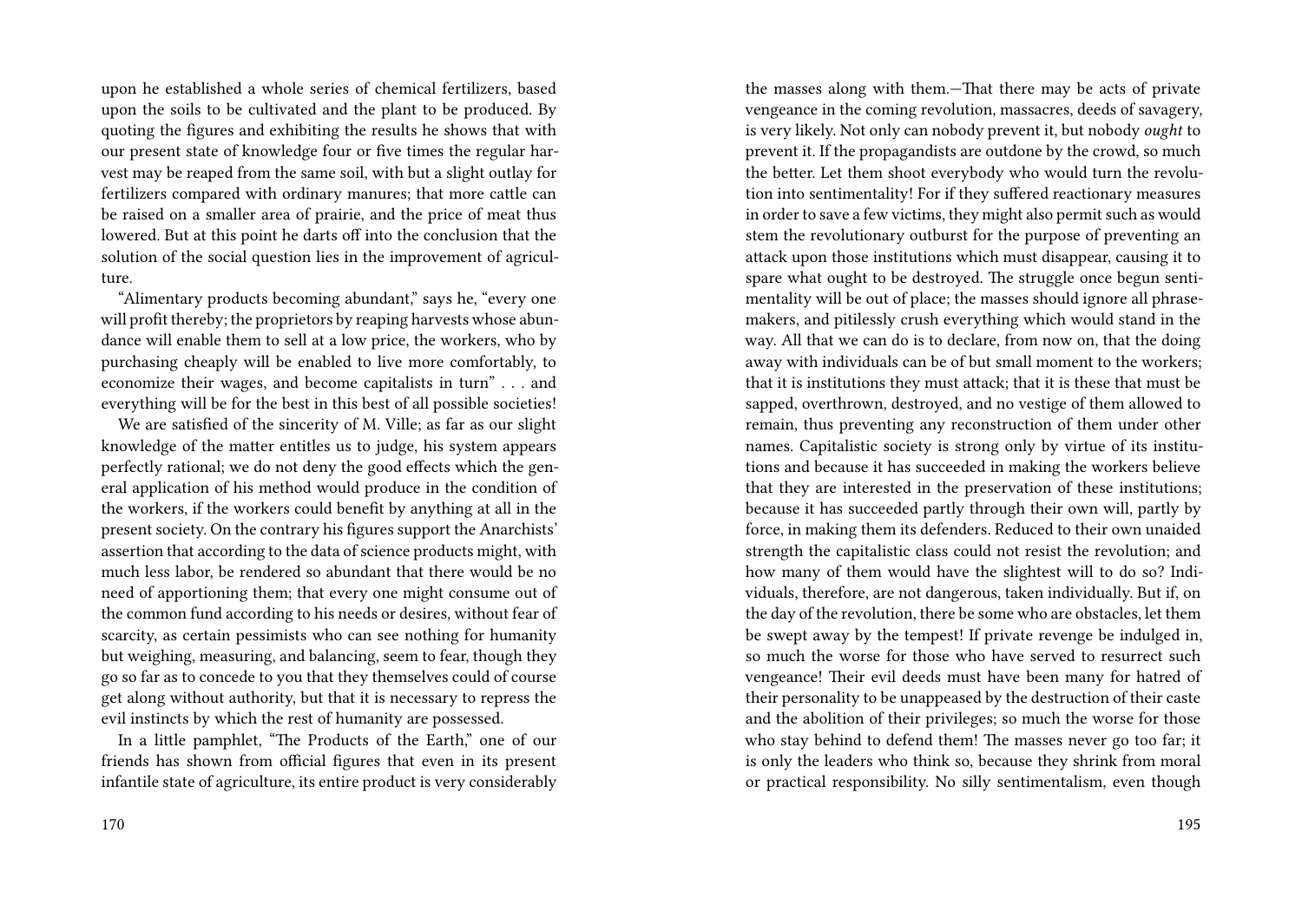upon he established a whole series of chemical fertilizers, based upon the soils to be cultivated and the plant to be produced. By quoting the figures and exhibiting the results he shows that with our present state of knowledge four or five times the regular harvest may be reaped from the same soil, with but a slight outlay for fertilizers compared with ordinary manures; that more cattle can be raised on a smaller area of prairie, and the price of meat thus lowered. But at this point he darts off into the conclusion that the solution of the social question lies in the improvement of agriculture.

"Alimentary products becoming abundant," says he, "every one will profit thereby; the proprietors by reaping harvests whose abundance will enable them to sell at a low price, the workers, who by purchasing cheaply will be enabled to live more comfortably, to economize their wages, and become capitalists in turn" . . . and everything will be for the best in this best of all possible societies!

We are satisfied of the sincerity of M. Ville; as far as our slight knowledge of the matter entitles us to judge, his system appears perfectly rational; we do not deny the good effects which the general application of his method would produce in the condition of the workers, if the workers could benefit by anything at all in the present society. On the contrary his figures support the Anarchists' assertion that according to the data of science products might, with much less labor, be rendered so abundant that there would be no need of apportioning them; that every one might consume out of the common fund according to his needs or desires, without fear of scarcity, as certain pessimists who can see nothing for humanity but weighing, measuring, and balancing, seem to fear, though they go so far as to concede to you that they themselves could of course get along without authority, but that it is necessary to repress the evil instincts by which the rest of humanity are possessed.

In a little pamphlet, "The Products of the Earth," one of our friends has shown from official figures that even in its present infantile state of agriculture, its entire product is very considerably

the masses along with them.—That there may be acts of private vengeance in the coming revolution, massacres, deeds of savagery, is very likely. Not only can nobody prevent it, but nobody *ought* to prevent it. If the propagandists are outdone by the crowd, so much the better. Let them shoot everybody who would turn the revolution into sentimentality! For if they suffered reactionary measures in order to save a few victims, they might also permit such as would stem the revolutionary outburst for the purpose of preventing an attack upon those institutions which must disappear, causing it to spare what ought to be destroyed. The struggle once begun sentimentality will be out of place; the masses should ignore all phrase-makers, and pitilessly crush everything which would stand in the way. All that we can do is to declare, from now on, that the doing away with individuals can be of but small moment to the workers; that it is institutions they must attack; that it is these that must be sapped, overthrown, destroyed, and no vestige of them allowed to remain, thus preventing any reconstruction of them under other names. Capitalistic society is strong only by virtue of its institutions and because it has succeeded in making the workers believe that they are interested in the preservation of these institutions; because it has succeeded partly through their own will, partly by force, in making them its defenders. Reduced to their own unaided strength the capitalistic class could not resist the revolution; and how many of them would have the slightest will to do so? Individuals, therefore, are not dangerous, taken individually. But if, on the day of the revolution, there be some who are obstacles, let them be swept away by the tempest! If private revenge be indulged in, so much the worse for those who have served to resurrect such vengeance! Their evil deeds must have been many for hatred of their personality to be unappeased by the destruction of their caste and the abolition of their privileges; so much the worse for those who stay behind to defend them! The masses never go too far; it is only the leaders who think so, because they shrink from moral or practical responsibility. No silly sentimentalism, even though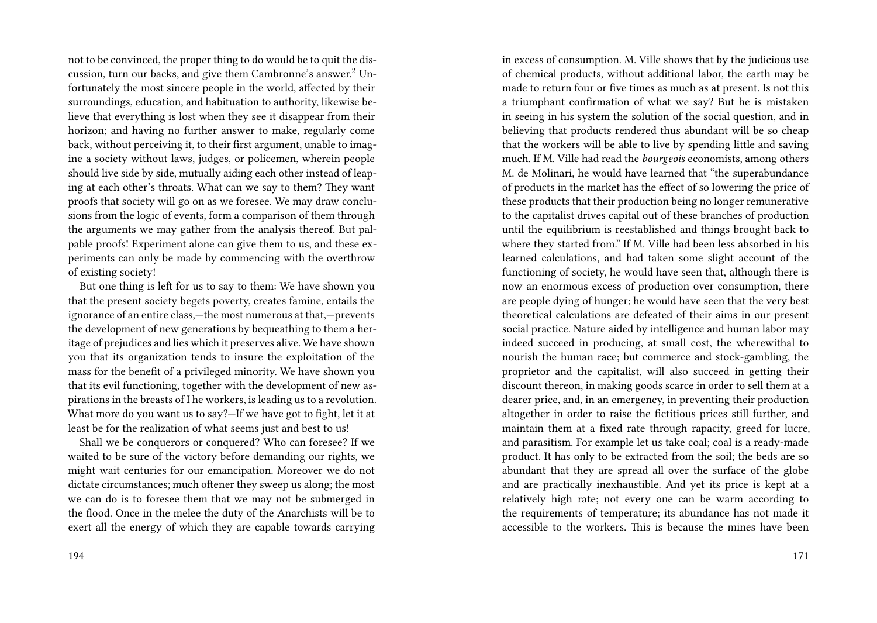not to be convinced, the proper thing to do would be to quit the discussion, turn our backs, and give them Cambronne's answer.[2] Unfortunately the most sincere people in the world, affected by their surroundings, education, and habituation to authority, likewise believe that everything is lost when they see it disappear from their horizon; and having no further answer to make, regularly come back, without perceiving it, to their first argument, unable to imagine a society without laws, judges, or policemen, wherein people should live side by side, mutually aiding each other instead of leaping at each other's throats. What can we say to them? They want proofs that society will go on as we foresee. We may draw conclusions from the logic of events, form a comparison of them through the arguments we may gather from the analysis thereof. But palpable proofs! Experiment alone can give them to us, and these experiments can only be made by commencing with the overthrow of existing society!

But one thing is left for us to say to them: We have shown you that the present society begets poverty, creates famine, entails the ignorance of an entire class,—the most numerous at that,—prevents the development of new generations by bequeathing to them a heritage of prejudices and lies which it preserves alive. We have shown you that its organization tends to insure the exploitation of the mass for the benefit of a privileged minority. We have shown you that its evil functioning, together with the development of new aspirations in the breasts of I he workers, is leading us to a revolution. What more do you want us to say?—If we have got to fight, let it at least be for the realization of what seems just and best to us!

Shall we be conquerors or conquered? Who can foresee? If we waited to be sure of the victory before demanding our rights, we might wait centuries for our emancipation. Moreover we do not dictate circumstances; much oftener they sweep us along; the most we can do is to foresee them that we may not be submerged in the flood. Once in the melee the duty of the Anarchists will be to exert all the energy of which they are capable towards carrying

in excess of consumption. M. Ville shows that by the judicious use of chemical products, without additional labor, the earth may be made to return four or five times as much as at present. Is not this a triumphant confirmation of what we say? But he is mistaken in seeing in his system the solution of the social question, and in believing that products rendered thus abundant will be so cheap that the workers will be able to live by spending little and saving much. If M. Ville had read the *bourgeois* economists, among others M. de Molinari, he would have learned that "the superabundance of products in the market has the effect of so lowering the price of these products that their production being no longer remunerative to the capitalist drives capital out of these branches of production until the equilibrium is reestablished and things brought back to where they started from." If M. Ville had been less absorbed in his learned calculations, and had taken some slight account of the functioning of society, he would have seen that, although there is now an enormous excess of production over consumption, there are people dying of hunger; he would have seen that the very best theoretical calculations are defeated of their aims in our present social practice. Nature aided by intelligence and human labor may indeed succeed in producing, at small cost, the wherewithal to nourish the human race; but commerce and stock-gambling, the proprietor and the capitalist, will also succeed in getting their discount thereon, in making goods scarce in order to sell them at a dearer price, and, in an emergency, in preventing their production altogether in order to raise the fictitious prices still further, and maintain them at a fixed rate through rapacity, greed for lucre, and parasitism. For example let us take coal; coal is a ready-made product. It has only to be extracted from the soil; the beds are so abundant that they are spread all over the surface of the globe and are practically inexhaustible. And yet its price is kept at a relatively high rate; not every one can be warm according to the requirements of temperature; its abundance has not made it accessible to the workers. This is because the mines have been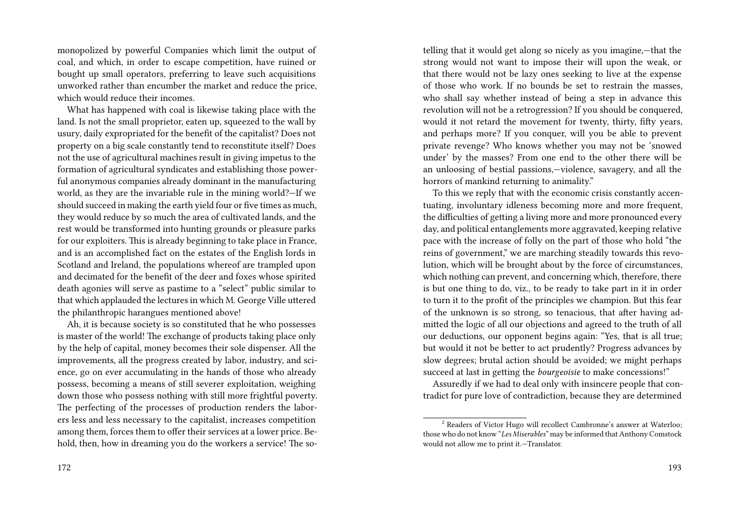monopolized by powerful Companies which limit the output of coal, and which, in order to escape competition, have ruined or bought up small operators, preferring to leave such acquisitions unworked rather than encumber the market and reduce the price, which would reduce their incomes.

What has happened with coal is likewise taking place with the land. Is not the small proprietor, eaten up, squeezed to the wall by usury, daily expropriated for the benefit of the capitalist? Does not property on a big scale constantly tend to reconstitute itself? Does not the use of agricultural machines result in giving impetus to the formation of agricultural syndicates and establishing those powerful anonymous companies already dominant in the manufacturing world, as they are the invariable rule in the mining world?—If we should succeed in making the earth yield four or five times as much, they would reduce by so much the area of cultivated lands, and the rest would be transformed into hunting grounds or pleasure parks for our exploiters. This is already beginning to take place in France, and is an accomplished fact on the estates of the English lords in Scotland and Ireland, the populations whereof are trampled upon and decimated for the benefit of the deer and foxes whose spirited death agonies will serve as pastime to a "select" public similar to that which applauded the lectures in which M. George Ville uttered the philanthropic harangues mentioned above!

Ah, it is because society is so constituted that he who possesses is master of the world! The exchange of products taking place only by the help of capital, money becomes their sole dispenser. All the improvements, all the progress created by labor, industry, and science, go on ever accumulating in the hands of those who already possess, becoming a means of still severer exploitation, weighing down those who possess nothing with still more frightful poverty. The perfecting of the processes of production renders the laborers less and less necessary to the capitalist, increases competition among them, forces them to offer their services at a lower price. Behold, then, how in dreaming you do the workers a service! The so-

telling that it would get along so nicely as you imagine,—that the strong would not want to impose their will upon the weak, or that there would not be lazy ones seeking to live at the expense of those who work. If no bounds be set to restrain the masses, who shall say whether instead of being a step in advance this revolution will not be a retrogression? If you should be conquered, would it not retard the movement for twenty, thirty, fifty years, and perhaps more? If you conquer, will you be able to prevent private revenge? Who knows whether you may not be 'snowed under' by the masses? From one end to the other there will be an unloosing of bestial passions,—violence, savagery, and all the horrors of mankind returning to animality."

To this we reply that with the economic crisis constantly accentuating, involuntary idleness becoming more and more frequent, the difficulties of getting a living more and more pronounced every day, and political entanglements more aggravated, keeping relative pace with the increase of folly on the part of those who hold "the reins of government," we are marching steadily towards this revolution, which will be brought about by the force of circumstances, which nothing can prevent, and concerning which, therefore, there is but one thing to do, viz., to be ready to take part in it in order to turn it to the profit of the principles we champion. But this fear of the unknown is so strong, so tenacious, that after having admitted the logic of all our objections and agreed to the truth of all our deductions, our opponent begins again: "Yes, that is all true; but would it not be better to act prudently? Progress advances by slow degrees; brutal action should be avoided; we might perhaps succeed at last in getting the *bourgeoisie* to make concessions!"

Assuredly if we had to deal only with insincere people that contradict for pure love of contradiction, because they are determined

[2] Readers of Victor Hugo will recollect Cambronne's answer at Waterloo; those who do not know "*Les Miserables*" may be informed that Anthony Comstock would not allow me to print it.—Translator.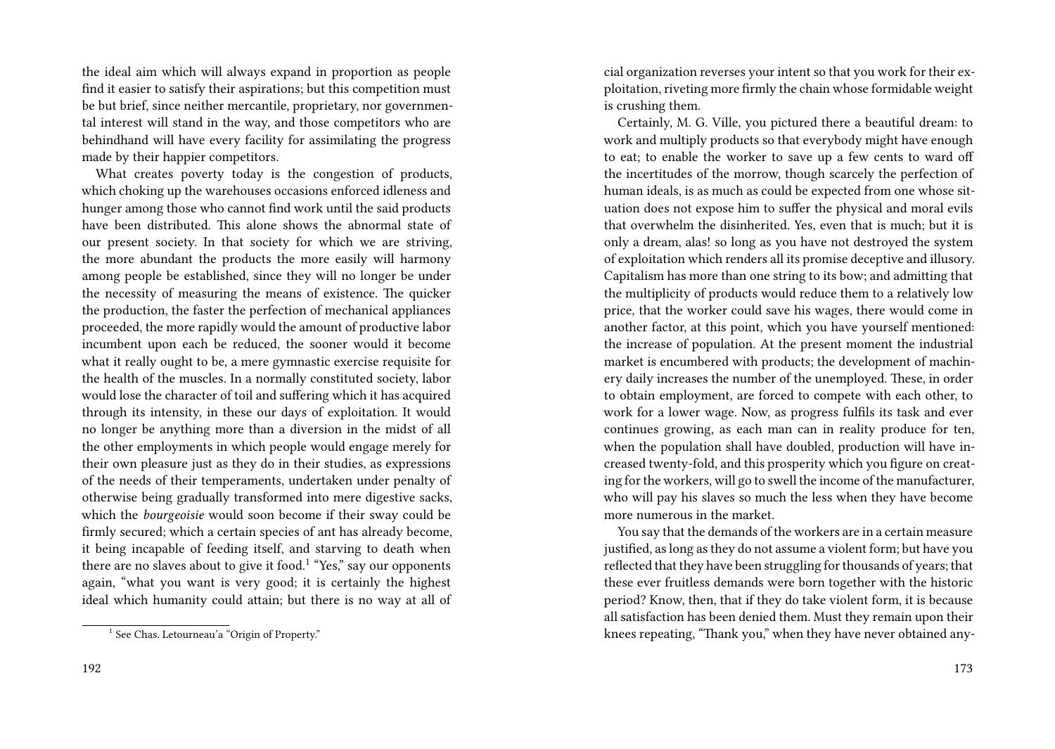the ideal aim which will always expand in proportion as people find it easier to satisfy their aspirations; but this competition must be but brief, since neither mercantile, proprietary, nor governmental interest will stand in the way, and those competitors who are behindhand will have every facility for assimilating the progress made by their happier competitors.

What creates poverty today is the congestion of products, which choking up the warehouses occasions enforced idleness and hunger among those who cannot find work until the said products have been distributed. This alone shows the abnormal state of our present society. In that society for which we are striving, the more abundant the products the more easily will harmony among people be established, since they will no longer be under the necessity of measuring the means of existence. The quicker the production, the faster the perfection of mechanical appliances proceeded, the more rapidly would the amount of productive labor incumbent upon each be reduced, the sooner would it become what it really ought to be, a mere gymnastic exercise requisite for the health of the muscles. In a normally constituted society, labor would lose the character of toil and suffering which it has acquired through its intensity, in these our days of exploitation. It would no longer be anything more than a diversion in the midst of all the other employments in which people would engage merely for their own pleasure just as they do in their studies, as expressions of the needs of their temperaments, undertaken under penalty of otherwise being gradually transformed into mere digestive sacks, which the *bourgeoisie* would soon become if their sway could be firmly secured; which a certain species of ant has already become, it being incapable of feeding itself, and starving to death when there are no slaves about to give it food.[1] "Yes," say our opponents again, "what you want is very good; it is certainly the highest ideal which humanity could attain; but there is no way at all of

[1] See Chas. Letourneau'a "Origin of Property."

cial organization reverses your intent so that you work for their exploitation, riveting more firmly the chain whose formidable weight is crushing them.

Certainly, M. G. Ville, you pictured there a beautiful dream: to work and multiply products so that everybody might have enough to eat; to enable the worker to save up a few cents to ward off the incertitudes of the morrow, though scarcely the perfection of human ideals, is as much as could be expected from one whose situation does not expose him to suffer the physical and moral evils that overwhelm the disinherited. Yes, even that is much; but it is only a dream, alas! so long as you have not destroyed the system of exploitation which renders all its promise deceptive and illusory. Capitalism has more than one string to its bow; and admitting that the multiplicity of products would reduce them to a relatively low price, that the worker could save his wages, there would come in another factor, at this point, which you have yourself mentioned: the increase of population. At the present moment the industrial market is encumbered with products; the development of machinery daily increases the number of the unemployed. These, in order to obtain employment, are forced to compete with each other, to work for a lower wage. Now, as progress fulfils its task and ever continues growing, as each man can in reality produce for ten, when the population shall have doubled, production will have increased twenty-fold, and this prosperity which you figure on creating for the workers, will go to swell the income of the manufacturer, who will pay his slaves so much the less when they have become more numerous in the market.

You say that the demands of the workers are in a certain measure justified, as long as they do not assume a violent form; but have you reflected that they have been struggling for thousands of years; that these ever fruitless demands were born together with the historic period? Know, then, that if they do take violent form, it is because all satisfaction has been denied them. Must they remain upon their knees repeating, "Thank you," when they have never obtained any-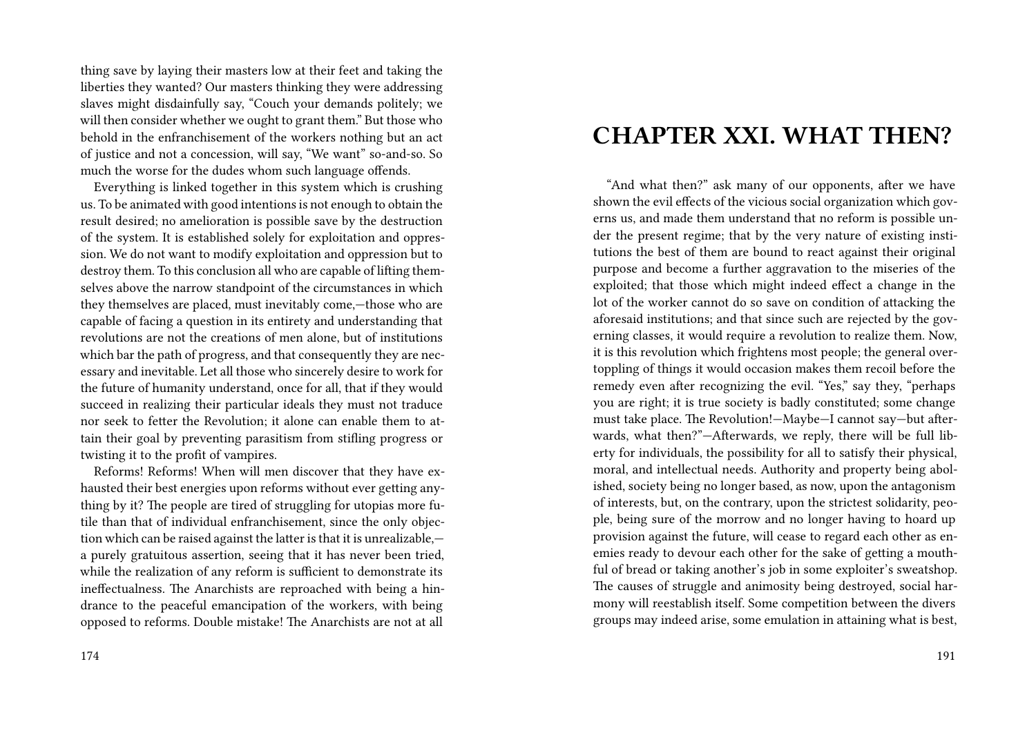thing save by laying their masters low at their feet and taking the liberties they wanted? Our masters thinking they were addressing slaves might disdainfully say, "Couch your demands politely; we will then consider whether we ought to grant them." But those who behold in the enfranchisement of the workers nothing but an act of justice and not a concession, will say, "We want" so-and-so. So much the worse for the dudes whom such language offends.

Everything is linked together in this system which is crushing us. To be animated with good intentions is not enough to obtain the result desired; no amelioration is possible save by the destruction of the system. It is established solely for exploitation and oppression. We do not want to modify exploitation and oppression but to destroy them. To this conclusion all who are capable of lifting themselves above the narrow standpoint of the circumstances in which they themselves are placed, must inevitably come,—those who are capable of facing a question in its entirety and understanding that revolutions are not the creations of men alone, but of institutions which bar the path of progress, and that consequently they are necessary and inevitable. Let all those who sincerely desire to work for the future of humanity understand, once for all, that if they would succeed in realizing their particular ideals they must not traduce nor seek to fetter the Revolution; it alone can enable them to attain their goal by preventing parasitism from stifling progress or twisting it to the profit of vampires.

Reforms! Reforms! When will men discover that they have exhausted their best energies upon reforms without ever getting anything by it? The people are tired of struggling for utopias more futile than that of individual enfranchisement, since the only objection which can be raised against the latter is that it is unrealizable,—a purely gratuitous assertion, seeing that it has never been tried, while the realization of any reform is sufficient to demonstrate its ineffectualness. The Anarchists are reproached with being a hindrance to the peaceful emancipation of the workers, with being opposed to reforms. Double mistake! The Anarchists are not at all

# CHAPTER XXI. WHAT THEN?

"And what then?" ask many of our opponents, after we have shown the evil effects of the vicious social organization which governs us, and made them understand that no reform is possible under the present regime; that by the very nature of existing institutions the best of them are bound to react against their original purpose and become a further aggravation to the miseries of the exploited; that those which might indeed effect a change in the lot of the worker cannot do so save on condition of attacking the aforesaid institutions; and that since such are rejected by the governing classes, it would require a revolution to realize them. Now, it is this revolution which frightens most people; the general overtoppling of things it would occasion makes them recoil before the remedy even after recognizing the evil. "Yes," say they, "perhaps you are right; it is true society is badly constituted; some change must take place. The Revolution!—Maybe—I cannot say—but afterwards, what then?"—Afterwards, we reply, there will be full liberty for individuals, the possibility for all to satisfy their physical, moral, and intellectual needs. Authority and property being abolished, society being no longer based, as now, upon the antagonism of interests, but, on the contrary, upon the strictest solidarity, people, being sure of the morrow and no longer having to hoard up provision against the future, will cease to regard each other as enemies ready to devour each other for the sake of getting a mouthful of bread or taking another's job in some exploiter's sweatshop. The causes of struggle and animosity being destroyed, social harmony will reestablish itself. Some competition between the divers groups may indeed arise, some emulation in attaining what is best,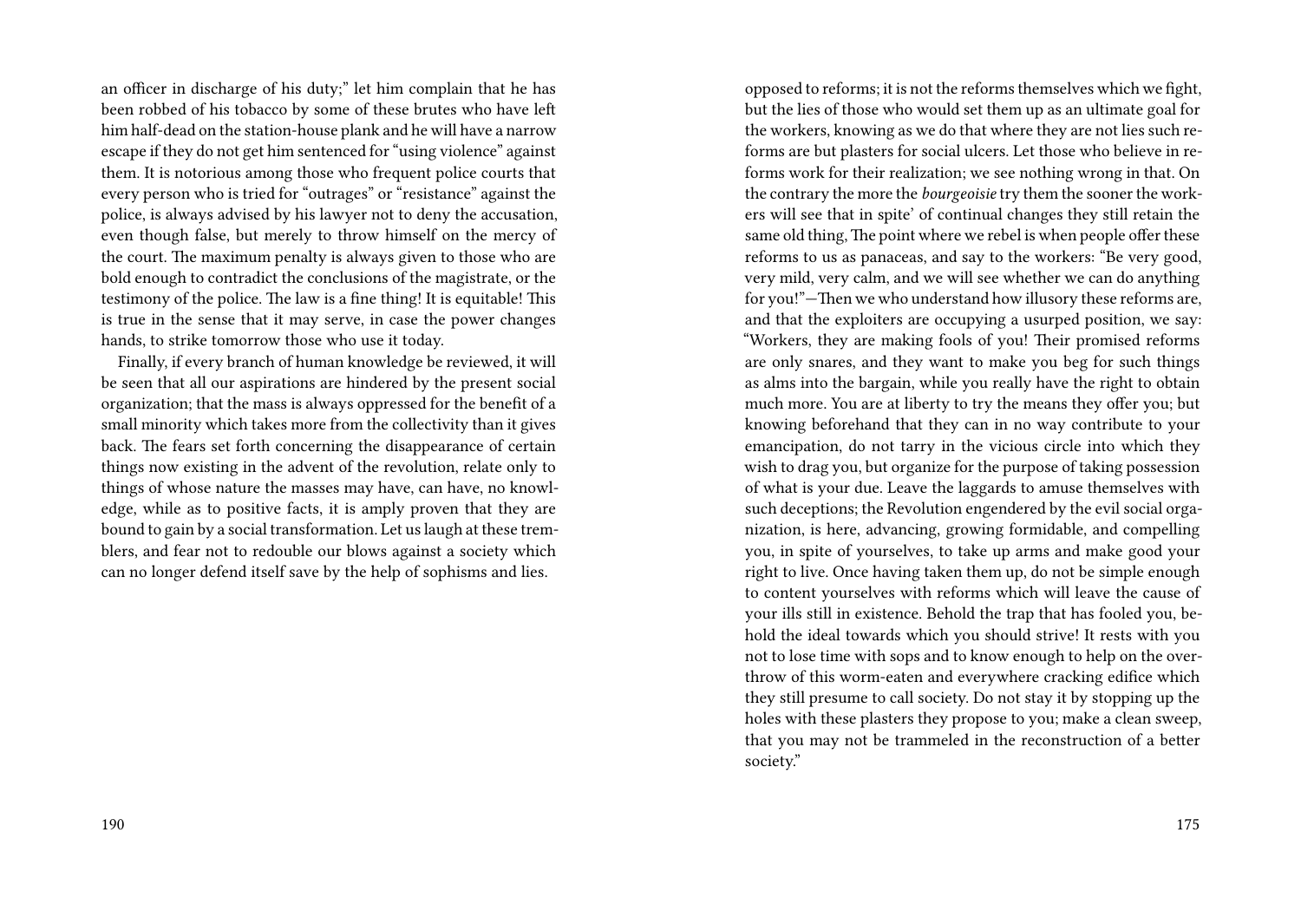an officer in discharge of his duty;" let him complain that he has been robbed of his tobacco by some of these brutes who have left him half-dead on the station-house plank and he will have a narrow escape if they do not get him sentenced for "using violence" against them. It is notorious among those who frequent police courts that every person who is tried for "outrages" or "resistance" against the police, is always advised by his lawyer not to deny the accusation, even though false, but merely to throw himself on the mercy of the court. The maximum penalty is always given to those who are bold enough to contradict the conclusions of the magistrate, or the testimony of the police. The law is a fine thing! It is equitable! This is true in the sense that it may serve, in case the power changes hands, to strike tomorrow those who use it today.

Finally, if every branch of human knowledge be reviewed, it will be seen that all our aspirations are hindered by the present social organization; that the mass is always oppressed for the benefit of a small minority which takes more from the collectivity than it gives back. The fears set forth concerning the disappearance of certain things now existing in the advent of the revolution, relate only to things of whose nature the masses may have, can have, no knowledge, while as to positive facts, it is amply proven that they are bound to gain by a social transformation. Let us laugh at these tremblers, and fear not to redouble our blows against a society which can no longer defend itself save by the help of sophisms and lies.

opposed to reforms; it is not the reforms themselves which we fight, but the lies of those who would set them up as an ultimate goal for the workers, knowing as we do that where they are not lies such reforms are but plasters for social ulcers. Let those who believe in reforms work for their realization; we see nothing wrong in that. On the contrary the more the *bourgeoisie* try them the sooner the workers will see that in spite' of continual changes they still retain the same old thing, The point where we rebel is when people offer these reforms to us as panaceas, and say to the workers: "Be very good, very mild, very calm, and we will see whether we can do anything for you!"—Then we who understand how illusory these reforms are, and that the exploiters are occupying a usurped position, we say: "Workers, they are making fools of you! Their promised reforms are only snares, and they want to make you beg for such things as alms into the bargain, while you really have the right to obtain much more. You are at liberty to try the means they offer you; but knowing beforehand that they can in no way contribute to your emancipation, do not tarry in the vicious circle into which they wish to drag you, but organize for the purpose of taking possession of what is your due. Leave the laggards to amuse themselves with such deceptions; the Revolution engendered by the evil social organization, is here, advancing, growing formidable, and compelling you, in spite of yourselves, to take up arms and make good your right to live. Once having taken them up, do not be simple enough to content yourselves with reforms which will leave the cause of your ills still in existence. Behold the trap that has fooled you, behold the ideal towards which you should strive! It rests with you not to lose time with sops and to know enough to help on the overthrow of this worm-eaten and everywhere cracking edifice which they still presume to call society. Do not stay it by stopping up the holes with these plasters they propose to you; make a clean sweep, that you may not be trammeled in the reconstruction of a better society."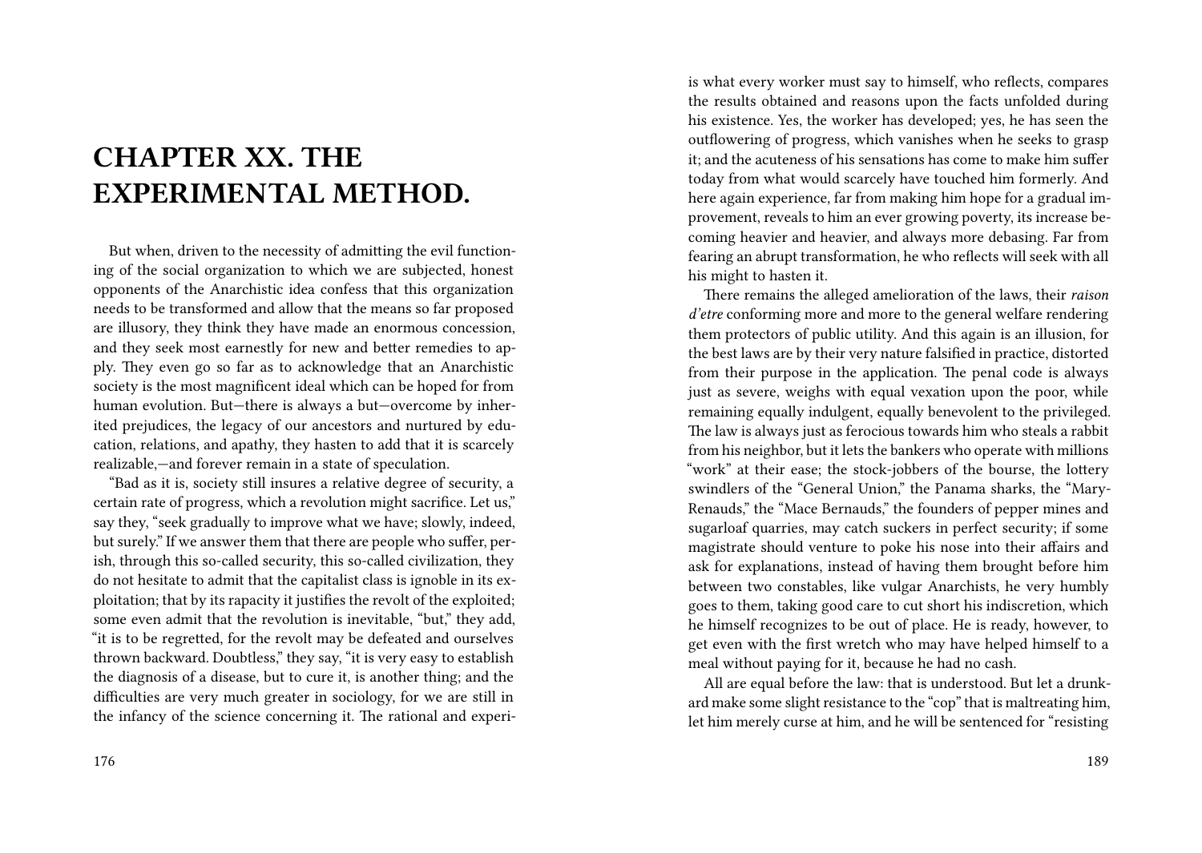# CHAPTER XX. THE EXPERIMENTAL METHOD.

But when, driven to the necessity of admitting the evil functioning of the social organization to which we are subjected, honest opponents of the Anarchistic idea confess that this organization needs to be transformed and allow that the means so far proposed are illusory, they think they have made an enormous concession, and they seek most earnestly for new and better remedies to apply. They even go so far as to acknowledge that an Anarchistic society is the most magnificent ideal which can be hoped for from human evolution. But—there is always a but—overcome by inherited prejudices, the legacy of our ancestors and nurtured by education, relations, and apathy, they hasten to add that it is scarcely realizable,—and forever remain in a state of speculation.

"Bad as it is, society still insures a relative degree of security, a certain rate of progress, which a revolution might sacrifice. Let us," say they, "seek gradually to improve what we have; slowly, indeed, but surely." If we answer them that there are people who suffer, perish, through this so-called security, this so-called civilization, they do not hesitate to admit that the capitalist class is ignoble in its exploitation; that by its rapacity it justifies the revolt of the exploited; some even admit that the revolution is inevitable, "but," they add, "it is to be regretted, for the revolt may be defeated and ourselves thrown backward. Doubtless," they say, "it is very easy to establish the diagnosis of a disease, but to cure it, is another thing; and the difficulties are very much greater in sociology, for we are still in the infancy of the science concerning it. The rational and experi-

is what every worker must say to himself, who reflects, compares the results obtained and reasons upon the facts unfolded during his existence. Yes, the worker has developed; yes, he has seen the outflowering of progress, which vanishes when he seeks to grasp it; and the acuteness of his sensations has come to make him suffer today from what would scarcely have touched him formerly. And here again experience, far from making him hope for a gradual improvement, reveals to him an ever growing poverty, its increase becoming heavier and heavier, and always more debasing. Far from fearing an abrupt transformation, he who reflects will seek with all his might to hasten it.

There remains the alleged amelioration of the laws, their *raison d'etre* conforming more and more to the general welfare rendering them protectors of public utility. And this again is an illusion, for the best laws are by their very nature falsified in practice, distorted from their purpose in the application. The penal code is always just as severe, weighs with equal vexation upon the poor, while remaining equally indulgent, equally benevolent to the privileged. The law is always just as ferocious towards him who steals a rabbit from his neighbor, but it lets the bankers who operate with millions "work" at their ease; the stock-jobbers of the bourse, the lottery swindlers of the "General Union," the Panama sharks, the "Mary-Renauds," the "Mace Bernauds," the founders of pepper mines and sugarloaf quarries, may catch suckers in perfect security; if some magistrate should venture to poke his nose into their affairs and ask for explanations, instead of having them brought before him between two constables, like vulgar Anarchists, he very humbly goes to them, taking good care to cut short his indiscretion, which he himself recognizes to be out of place. He is ready, however, to get even with the first wretch who may have helped himself to a meal without paying for it, because he had no cash.

All are equal before the law: that is understood. But let a drunkard make some slight resistance to the "cop" that is maltreating him, let him merely curse at him, and he will be sentenced for "resisting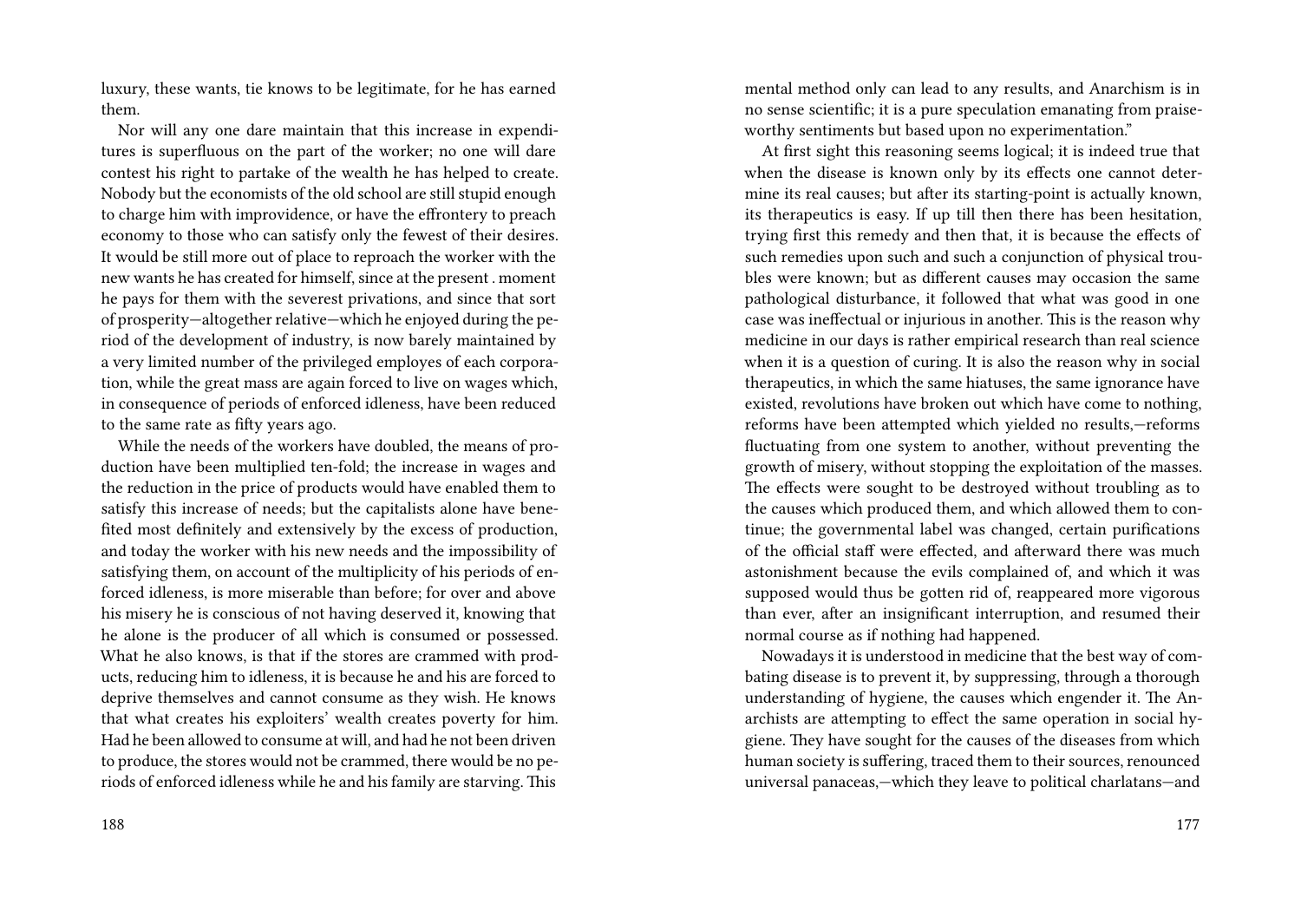luxury, these wants, tie knows to be legitimate, for he has earned them.

Nor will any one dare maintain that this increase in expenditures is superfluous on the part of the worker; no one will dare contest his right to partake of the wealth he has helped to create. Nobody but the economists of the old school are still stupid enough to charge him with improvidence, or have the effrontery to preach economy to those who can satisfy only the fewest of their desires. It would be still more out of place to reproach the worker with the new wants he has created for himself, since at the present . moment he pays for them with the severest privations, and since that sort of prosperity—altogether relative—which he enjoyed during the period of the development of industry, is now barely maintained by a very limited number of the privileged employes of each corporation, while the great mass are again forced to live on wages which, in consequence of periods of enforced idleness, have been reduced to the same rate as fifty years ago.

While the needs of the workers have doubled, the means of production have been multiplied ten-fold; the increase in wages and the reduction in the price of products would have enabled them to satisfy this increase of needs; but the capitalists alone have benefited most definitely and extensively by the excess of production, and today the worker with his new needs and the impossibility of satisfying them, on account of the multiplicity of his periods of enforced idleness, is more miserable than before; for over and above his misery he is conscious of not having deserved it, knowing that he alone is the producer of all which is consumed or possessed. What he also knows, is that if the stores are crammed with products, reducing him to idleness, it is because he and his are forced to deprive themselves and cannot consume as they wish. He knows that what creates his exploiters' wealth creates poverty for him. Had he been allowed to consume at will, and had he not been driven to produce, the stores would not be crammed, there would be no periods of enforced idleness while he and his family are starving. This

mental method only can lead to any results, and Anarchism is in no sense scientific; it is a pure speculation emanating from praiseworthy sentiments but based upon no experimentation."

At first sight this reasoning seems logical; it is indeed true that when the disease is known only by its effects one cannot determine its real causes; but after its starting-point is actually known, its therapeutics is easy. If up till then there has been hesitation, trying first this remedy and then that, it is because the effects of such remedies upon such and such a conjunction of physical troubles were known; but as different causes may occasion the same pathological disturbance, it followed that what was good in one case was ineffectual or injurious in another. This is the reason why medicine in our days is rather empirical research than real science when it is a question of curing. It is also the reason why in social therapeutics, in which the same hiatuses, the same ignorance have existed, revolutions have broken out which have come to nothing, reforms have been attempted which yielded no results,—reforms fluctuating from one system to another, without preventing the growth of misery, without stopping the exploitation of the masses. The effects were sought to be destroyed without troubling as to the causes which produced them, and which allowed them to continue; the governmental label was changed, certain purifications of the official staff were effected, and afterward there was much astonishment because the evils complained of, and which it was supposed would thus be gotten rid of, reappeared more vigorous than ever, after an insignificant interruption, and resumed their normal course as if nothing had happened.

Nowadays it is understood in medicine that the best way of combating disease is to prevent it, by suppressing, through a thorough understanding of hygiene, the causes which engender it. The Anarchists are attempting to effect the same operation in social hygiene. They have sought for the causes of the diseases from which human society is suffering, traced them to their sources, renounced universal panaceas,—which they leave to political charlatans—and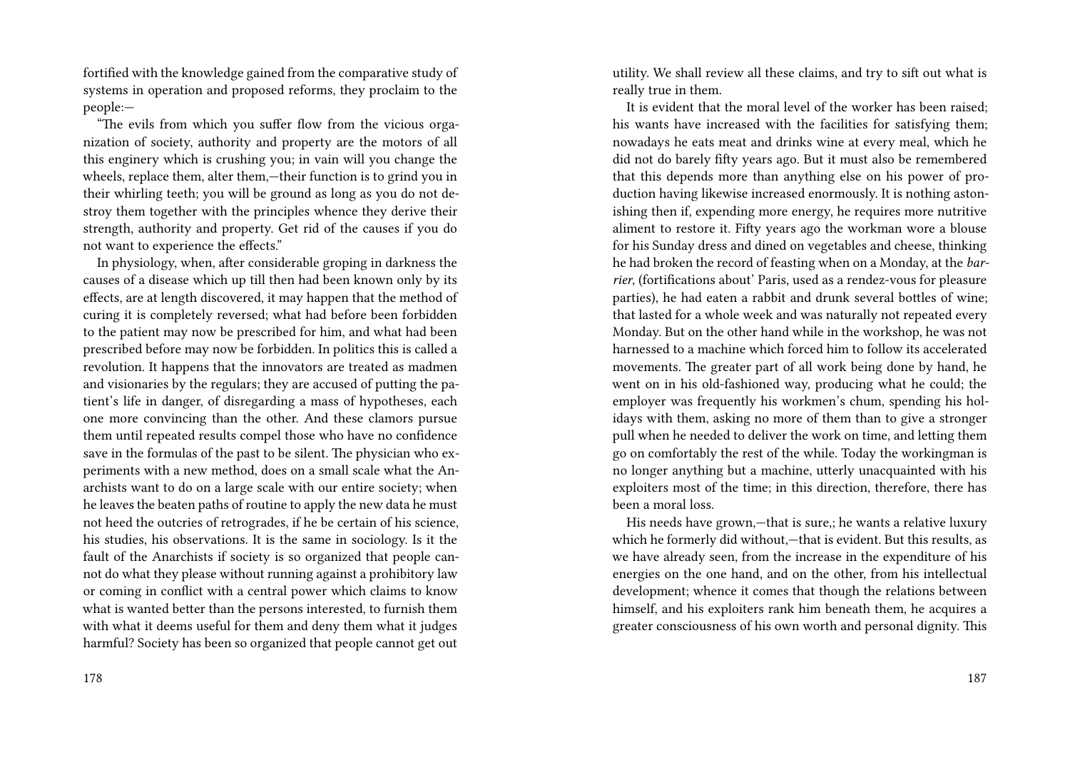fortified with the knowledge gained from the comparative study of systems in operation and proposed reforms, they proclaim to the people:—

"The evils from which you suffer flow from the vicious organization of society, authority and property are the motors of all this enginery which is crushing you; in vain will you change the wheels, replace them, alter them,—their function is to grind you in their whirling teeth; you will be ground as long as you do not destroy them together with the principles whence they derive their strength, authority and property. Get rid of the causes if you do not want to experience the effects."

In physiology, when, after considerable groping in darkness the causes of a disease which up till then had been known only by its effects, are at length discovered, it may happen that the method of curing it is completely reversed; what had before been forbidden to the patient may now be prescribed for him, and what had been prescribed before may now be forbidden. In politics this is called a revolution. It happens that the innovators are treated as madmen and visionaries by the regulars; they are accused of putting the patient's life in danger, of disregarding a mass of hypotheses, each one more convincing than the other. And these clamors pursue them until repeated results compel those who have no confidence save in the formulas of the past to be silent. The physician who experiments with a new method, does on a small scale what the Anarchists want to do on a large scale with our entire society; when he leaves the beaten paths of routine to apply the new data he must not heed the outcries of retrogrades, if he be certain of his science, his studies, his observations. It is the same in sociology. Is it the fault of the Anarchists if society is so organized that people cannot do what they please without running against a prohibitory law or coming in conflict with a central power which claims to know what is wanted better than the persons interested, to furnish them with what it deems useful for them and deny them what it judges harmful? Society has been so organized that people cannot get out

utility. We shall review all these claims, and try to sift out what is really true in them.

It is evident that the moral level of the worker has been raised; his wants have increased with the facilities for satisfying them; nowadays he eats meat and drinks wine at every meal, which he did not do barely fifty years ago. But it must also be remembered that this depends more than anything else on his power of production having likewise increased enormously. It is nothing astonishing then if, expending more energy, he requires more nutritive aliment to restore it. Fifty years ago the workman wore a blouse for his Sunday dress and dined on vegetables and cheese, thinking he had broken the record of feasting when on a Monday, at the *barrier*, (fortifications about' Paris, used as a rendez-vous for pleasure parties), he had eaten a rabbit and drunk several bottles of wine; that lasted for a whole week and was naturally not repeated every Monday. But on the other hand while in the workshop, he was not harnessed to a machine which forced him to follow its accelerated movements. The greater part of all work being done by hand, he went on in his old-fashioned way, producing what he could; the employer was frequently his workmen's chum, spending his holidays with them, asking no more of them than to give a stronger pull when he needed to deliver the work on time, and letting them go on comfortably the rest of the while. Today the workingman is no longer anything but a machine, utterly unacquainted with his exploiters most of the time; in this direction, therefore, there has been a moral loss.

His needs have grown,—that is sure,; he wants a relative luxury which he formerly did without,—that is evident. But this results, as we have already seen, from the increase in the expenditure of his energies on the one hand, and on the other, from his intellectual development; whence it comes that though the relations between himself, and his exploiters rank him beneath them, he acquires a greater consciousness of his own worth and personal dignity. This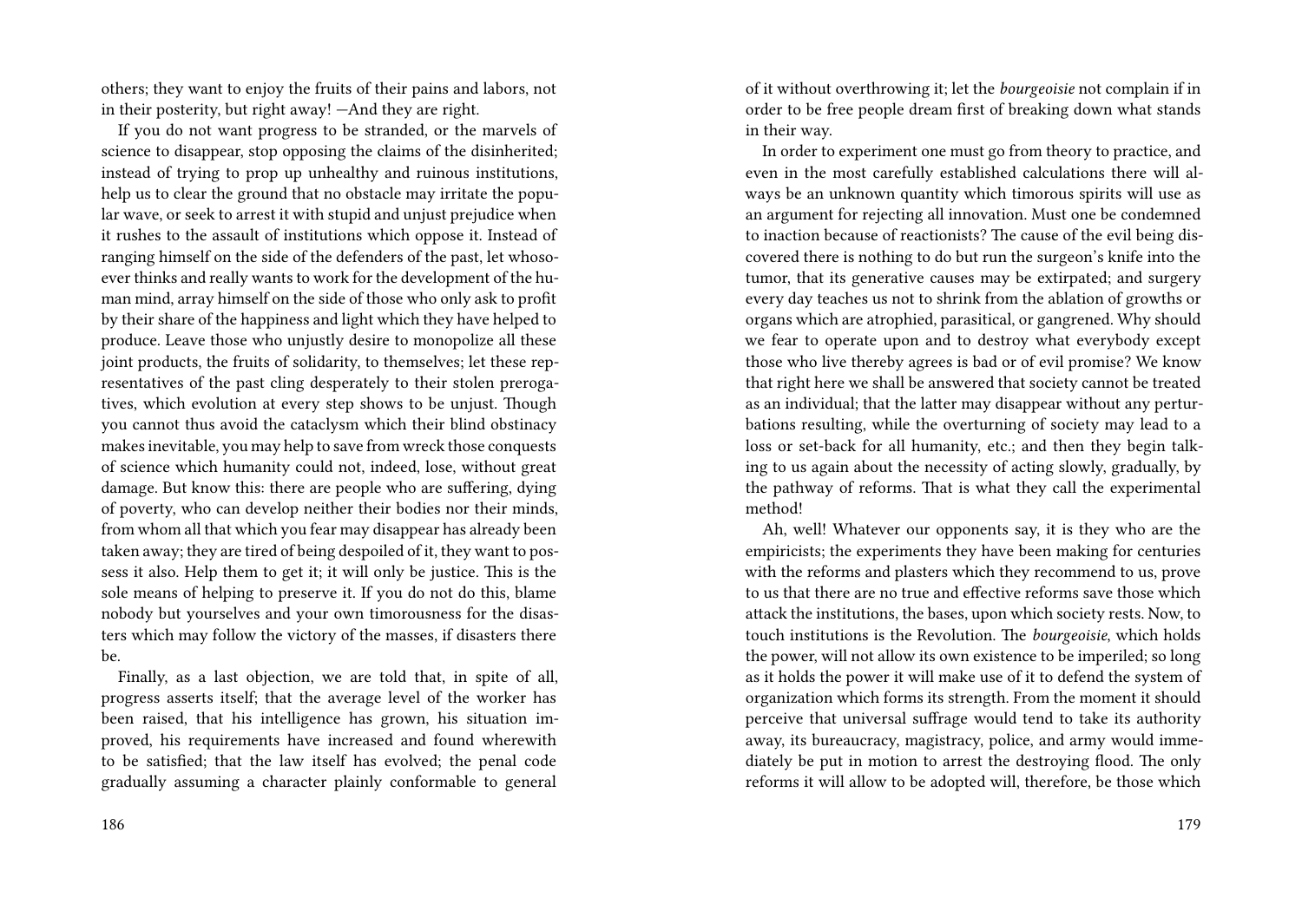others; they want to enjoy the fruits of their pains and labors, not in their posterity, but right away! —And they are right.

If you do not want progress to be stranded, or the marvels of science to disappear, stop opposing the claims of the disinherited; instead of trying to prop up unhealthy and ruinous institutions, help us to clear the ground that no obstacle may irritate the popular wave, or seek to arrest it with stupid and unjust prejudice when it rushes to the assault of institutions which oppose it. Instead of ranging himself on the side of the defenders of the past, let whosoever thinks and really wants to work for the development of the human mind, array himself on the side of those who only ask to profit by their share of the happiness and light which they have helped to produce. Leave those who unjustly desire to monopolize all these joint products, the fruits of solidarity, to themselves; let these representatives of the past cling desperately to their stolen prerogatives, which evolution at every step shows to be unjust. Though you cannot thus avoid the cataclysm which their blind obstinacy makes inevitable, you may help to save from wreck those conquests of science which humanity could not, indeed, lose, without great damage. But know this: there are people who are suffering, dying of poverty, who can develop neither their bodies nor their minds, from whom all that which you fear may disappear has already been taken away; they are tired of being despoiled of it, they want to possess it also. Help them to get it; it will only be justice. This is the sole means of helping to preserve it. If you do not do this, blame nobody but yourselves and your own timorousness for the disasters which may follow the victory of the masses, if disasters there be.

Finally, as a last objection, we are told that, in spite of all, progress asserts itself; that the average level of the worker has been raised, that his intelligence has grown, his situation improved, his requirements have increased and found wherewith to be satisfied; that the law itself has evolved; the penal code gradually assuming a character plainly conformable to general

of it without overthrowing it; let the *bourgeoisie* not complain if in order to be free people dream first of breaking down what stands in their way.

In order to experiment one must go from theory to practice, and even in the most carefully established calculations there will always be an unknown quantity which timorous spirits will use as an argument for rejecting all innovation. Must one be condemned to inaction because of reactionists? The cause of the evil being discovered there is nothing to do but run the surgeon's knife into the tumor, that its generative causes may be extirpated; and surgery every day teaches us not to shrink from the ablation of growths or organs which are atrophied, parasitical, or gangrened. Why should we fear to operate upon and to destroy what everybody except those who live thereby agrees is bad or of evil promise? We know that right here we shall be answered that society cannot be treated as an individual; that the latter may disappear without any perturbations resulting, while the overturning of society may lead to a loss or set-back for all humanity, etc.; and then they begin talking to us again about the necessity of acting slowly, gradually, by the pathway of reforms. That is what they call the experimental method!

Ah, well! Whatever our opponents say, it is they who are the empiricists; the experiments they have been making for centuries with the reforms and plasters which they recommend to us, prove to us that there are no true and effective reforms save those which attack the institutions, the bases, upon which society rests. Now, to touch institutions is the Revolution. The *bourgeoisie*, which holds the power, will not allow its own existence to be imperiled; so long as it holds the power it will make use of it to defend the system of organization which forms its strength. From the moment it should perceive that universal suffrage would tend to take its authority away, its bureaucracy, magistracy, police, and army would immediately be put in motion to arrest the destroying flood. The only reforms it will allow to be adopted will, therefore, be those which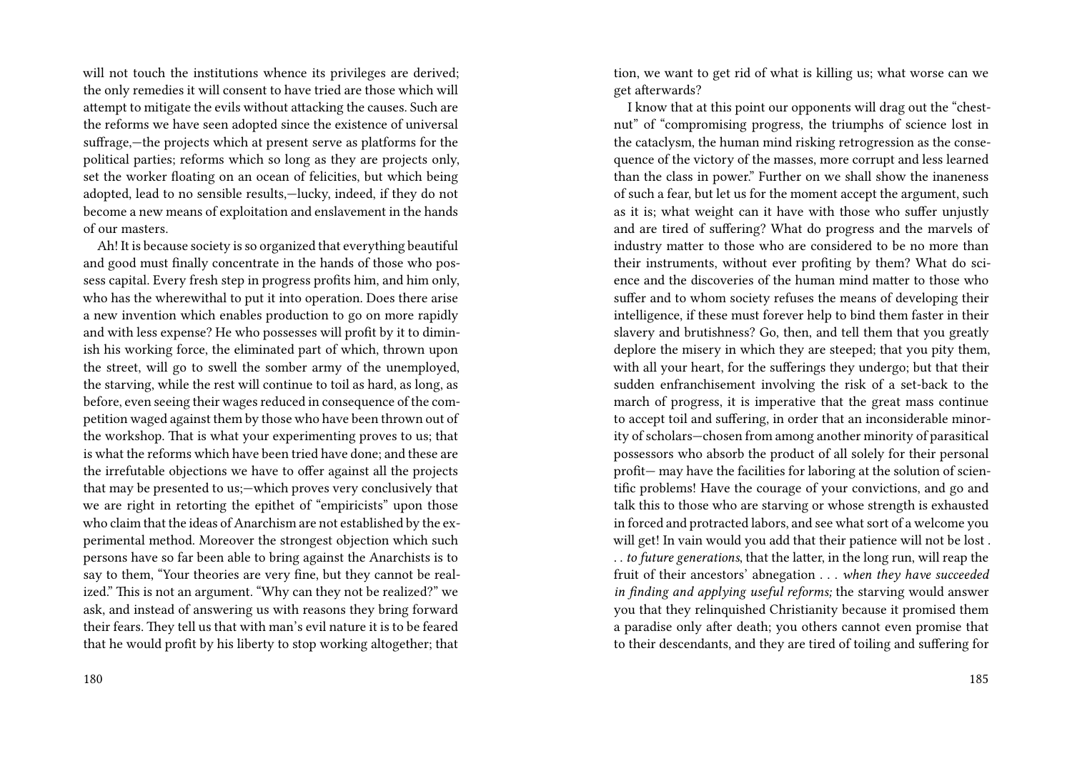will not touch the institutions whence its privileges are derived; the only remedies it will consent to have tried are those which will attempt to mitigate the evils without attacking the causes. Such are the reforms we have seen adopted since the existence of universal suffrage,—the projects which at present serve as platforms for the political parties; reforms which so long as they are projects only, set the worker floating on an ocean of felicities, but which being adopted, lead to no sensible results,—lucky, indeed, if they do not become a new means of exploitation and enslavement in the hands of our masters.

Ah! It is because society is so organized that everything beautiful and good must finally concentrate in the hands of those who possess capital. Every fresh step in progress profits him, and him only, who has the wherewithal to put it into operation. Does there arise a new invention which enables production to go on more rapidly and with less expense? He who possesses will profit by it to diminish his working force, the eliminated part of which, thrown upon the street, will go to swell the somber army of the unemployed, the starving, while the rest will continue to toil as hard, as long, as before, even seeing their wages reduced in consequence of the competition waged against them by those who have been thrown out of the workshop. That is what your experimenting proves to us; that is what the reforms which have been tried have done; and these are the irrefutable objections we have to offer against all the projects that may be presented to us;—which proves very conclusively that we are right in retorting the epithet of "empiricists" upon those who claim that the ideas of Anarchism are not established by the experimental method. Moreover the strongest objection which such persons have so far been able to bring against the Anarchists is to say to them, "Your theories are very fine, but they cannot be realized." This is not an argument. "Why can they not be realized?" we ask, and instead of answering us with reasons they bring forward their fears. They tell us that with man's evil nature it is to be feared that he would profit by his liberty to stop working altogether; that

tion, we want to get rid of what is killing us; what worse can we get afterwards?

I know that at this point our opponents will drag out the "chestnut" of "compromising progress, the triumphs of science lost in the cataclysm, the human mind risking retrogression as the consequence of the victory of the masses, more corrupt and less learned than the class in power." Further on we shall show the inaneness of such a fear, but let us for the moment accept the argument, such as it is; what weight can it have with those who suffer unjustly and are tired of suffering? What do progress and the marvels of industry matter to those who are considered to be no more than their instruments, without ever profiting by them? What do science and the discoveries of the human mind matter to those who suffer and to whom society refuses the means of developing their intelligence, if these must forever help to bind them faster in their slavery and brutishness? Go, then, and tell them that you greatly deplore the misery in which they are steeped; that you pity them, with all your heart, for the sufferings they undergo; but that their sudden enfranchisement involving the risk of a set-back to the march of progress, it is imperative that the great mass continue to accept toil and suffering, in order that an inconsiderable minority of scholars—chosen from among another minority of parasitical possessors who absorb the product of all solely for their personal profit— may have the facilities for laboring at the solution of scientific problems! Have the courage of your convictions, and go and talk this to those who are starving or whose strength is exhausted in forced and protracted labors, and see what sort of a welcome you will get! In vain would you add that their patience will not be lost . . . *to future generations*, that the latter, in the long run, will reap the fruit of their ancestors' abnegation . . . *when they have succeeded in finding and applying useful reforms;* the starving would answer you that they relinquished Christianity because it promised them a paradise only after death; you others cannot even promise that to their descendants, and they are tired of toiling and suffering for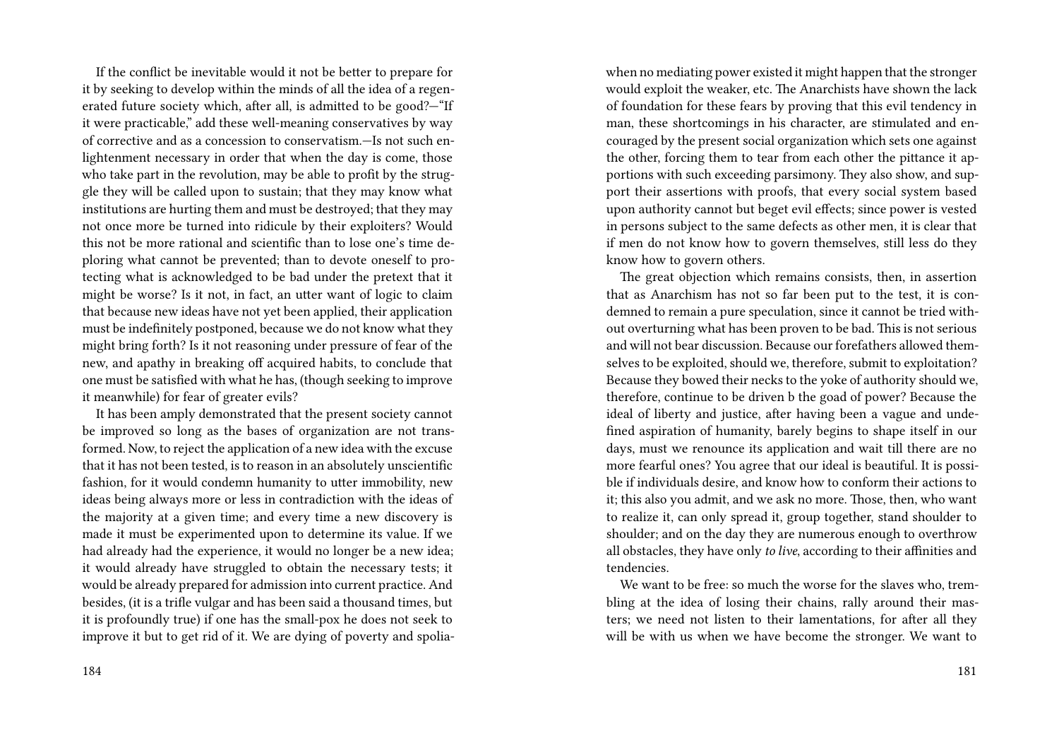If the conflict be inevitable would it not be better to prepare for it by seeking to develop within the minds of all the idea of a regenerated future society which, after all, is admitted to be good?—"If it were practicable," add these well-meaning conservatives by way of corrective and as a concession to conservatism.—Is not such enlightenment necessary in order that when the day is come, those who take part in the revolution, may be able to profit by the struggle they will be called upon to sustain; that they may know what institutions are hurting them and must be destroyed; that they may not once more be turned into ridicule by their exploiters? Would this not be more rational and scientific than to lose one's time deploring what cannot be prevented; than to devote oneself to protecting what is acknowledged to be bad under the pretext that it might be worse? Is it not, in fact, an utter want of logic to claim that because new ideas have not yet been applied, their application must be indefinitely postponed, because we do not know what they might bring forth? Is it not reasoning under pressure of fear of the new, and apathy in breaking off acquired habits, to conclude that one must be satisfied with what he has, (though seeking to improve it meanwhile) for fear of greater evils?

It has been amply demonstrated that the present society cannot be improved so long as the bases of organization are not transformed. Now, to reject the application of a new idea with the excuse that it has not been tested, is to reason in an absolutely unscientific fashion, for it would condemn humanity to utter immobility, new ideas being always more or less in contradiction with the ideas of the majority at a given time; and every time a new discovery is made it must be experimented upon to determine its value. If we had already had the experience, it would no longer be a new idea; it would already have struggled to obtain the necessary tests; it would be already prepared for admission into current practice. And besides, (it is a trifle vulgar and has been said a thousand times, but it is profoundly true) if one has the small-pox he does not seek to improve it but to get rid of it. We are dying of poverty and spolia-

when no mediating power existed it might happen that the stronger would exploit the weaker, etc. The Anarchists have shown the lack of foundation for these fears by proving that this evil tendency in man, these shortcomings in his character, are stimulated and encouraged by the present social organization which sets one against the other, forcing them to tear from each other the pittance it apportions with such exceeding parsimony. They also show, and support their assertions with proofs, that every social system based upon authority cannot but beget evil effects; since power is vested in persons subject to the same defects as other men, it is clear that if men do not know how to govern themselves, still less do they know how to govern others.

The great objection which remains consists, then, in assertion that as Anarchism has not so far been put to the test, it is condemned to remain a pure speculation, since it cannot be tried without overturning what has been proven to be bad. This is not serious and will not bear discussion. Because our forefathers allowed themselves to be exploited, should we, therefore, submit to exploitation? Because they bowed their necks to the yoke of authority should we, therefore, continue to be driven b the goad of power? Because the ideal of liberty and justice, after having been a vague and undefined aspiration of humanity, barely begins to shape itself in our days, must we renounce its application and wait till there are no more fearful ones? You agree that our ideal is beautiful. It is possible if individuals desire, and know how to conform their actions to it; this also you admit, and we ask no more. Those, then, who want to realize it, can only spread it, group together, stand shoulder to shoulder; and on the day they are numerous enough to overthrow all obstacles, they have only *to live*, according to their affinities and tendencies.

We want to be free: so much the worse for the slaves who, trembling at the idea of losing their chains, rally around their masters; we need not listen to their lamentations, for after all they will be with us when we have become the stronger. We want to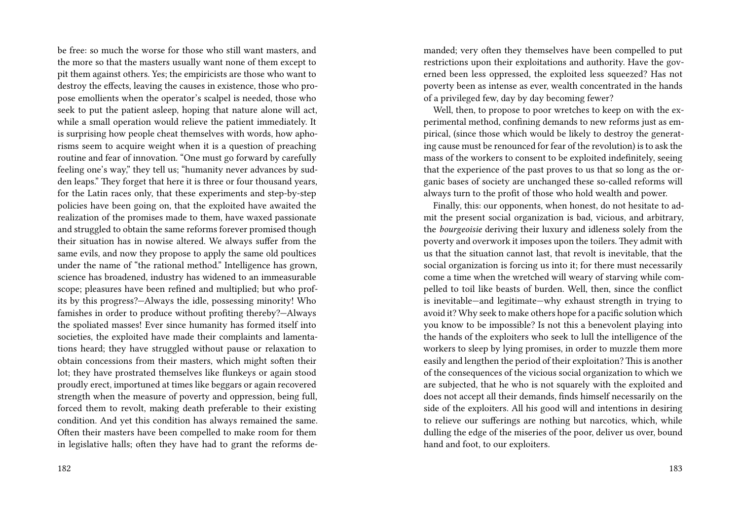be free: so much the worse for those who still want masters, and the more so that the masters usually want none of them except to pit them against others. Yes; the empiricists are those who want to destroy the effects, leaving the causes in existence, those who propose emollients when the operator's scalpel is needed, those who seek to put the patient asleep, hoping that nature alone will act, while a small operation would relieve the patient immediately. It is surprising how people cheat themselves with words, how aphorisms seem to acquire weight when it is a question of preaching routine and fear of innovation. "One must go forward by carefully feeling one's way," they tell us; "humanity never advances by sudden leaps." They forget that here it is three or four thousand years, for the Latin races only, that these experiments and step-by-step policies have been going on, that the exploited have awaited the realization of the promises made to them, have waxed passionate and struggled to obtain the same reforms forever promised though their situation has in nowise altered. We always suffer from the same evils, and now they propose to apply the same old poultices under the name of "the rational method." Intelligence has grown, science has broadened, industry has widened to an immeasurable scope; pleasures have been refined and multiplied; but who profits by this progress?—Always the idle, possessing minority! Who famishes in order to produce without profiting thereby?—Always the spoliated masses! Ever since humanity has formed itself into societies, the exploited have made their complaints and lamentations heard; they have struggled without pause or relaxation to obtain concessions from their masters, which might soften their lot; they have prostrated themselves like flunkeys or again stood proudly erect, importuned at times like beggars or again recovered strength when the measure of poverty and oppression, being full, forced them to revolt, making death preferable to their existing condition. And yet this condition has always remained the same. Often their masters have been compelled to make room for them in legislative halls; often they have had to grant the reforms demanded; very often they themselves have been compelled to put restrictions upon their exploitations and authority. Have the governed been less oppressed, the exploited less squeezed? Has not poverty been as intense as ever, wealth concentrated in the hands of a privileged few, day by day becoming fewer?

Well, then, to propose to poor wretches to keep on with the experimental method, confining demands to new reforms just as empirical, (since those which would be likely to destroy the generating cause must be renounced for fear of the revolution) is to ask the mass of the workers to consent to be exploited indefinitely, seeing that the experience of the past proves to us that so long as the organic bases of society are unchanged these so-called reforms will always turn to the profit of those who hold wealth and power.

Finally, this: our opponents, when honest, do not hesitate to admit the present social organization is bad, vicious, and arbitrary, the *bourgeoisie* deriving their luxury and idleness solely from the poverty and overwork it imposes upon the toilers. They admit with us that the situation cannot last, that revolt is inevitable, that the social organization is forcing us into it; for there must necessarily come a time when the wretched will weary of starving while compelled to toil like beasts of burden. Well, then, since the conflict is inevitable—and legitimate—why exhaust strength in trying to avoid it? Why seek to make others hope for a pacific solution which you know to be impossible? Is not this a benevolent playing into the hands of the exploiters who seek to lull the intelligence of the workers to sleep by lying promises, in order to muzzle them more easily and lengthen the period of their exploitation? This is another of the consequences of the vicious social organization to which we are subjected, that he who is not squarely with the exploited and does not accept all their demands, finds himself necessarily on the side of the exploiters. All his good will and intentions in desiring to relieve our sufferings are nothing but narcotics, which, while dulling the edge of the miseries of the poor, deliver us over, bound hand and foot, to our exploiters.